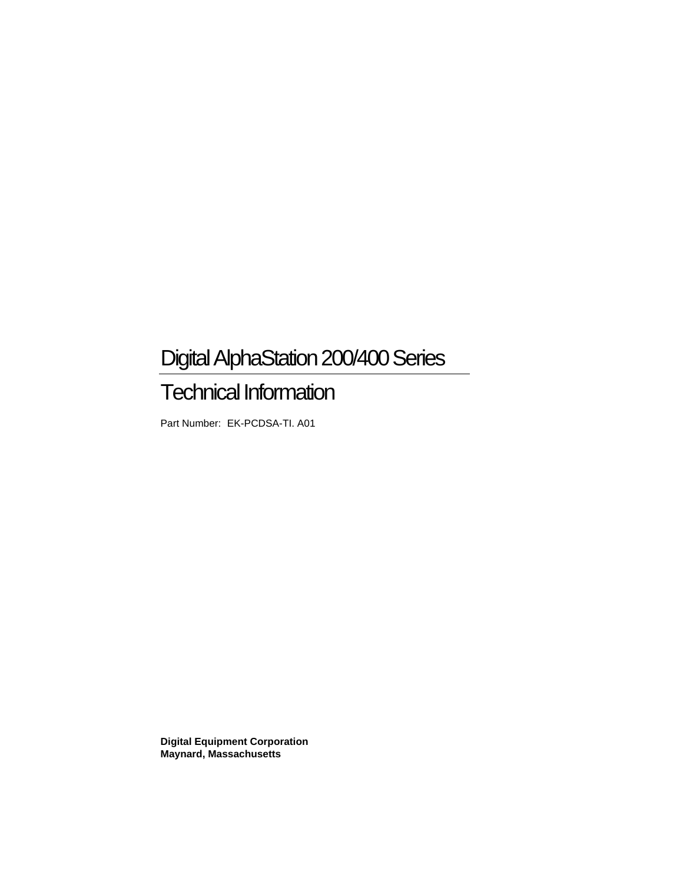# Digital AlphaStation 200/400 Series

## Technical Information

Part Number: EK-PCDSA-TI. A01

**Digital Equipment Corporation**
**Maynard, Massachusetts**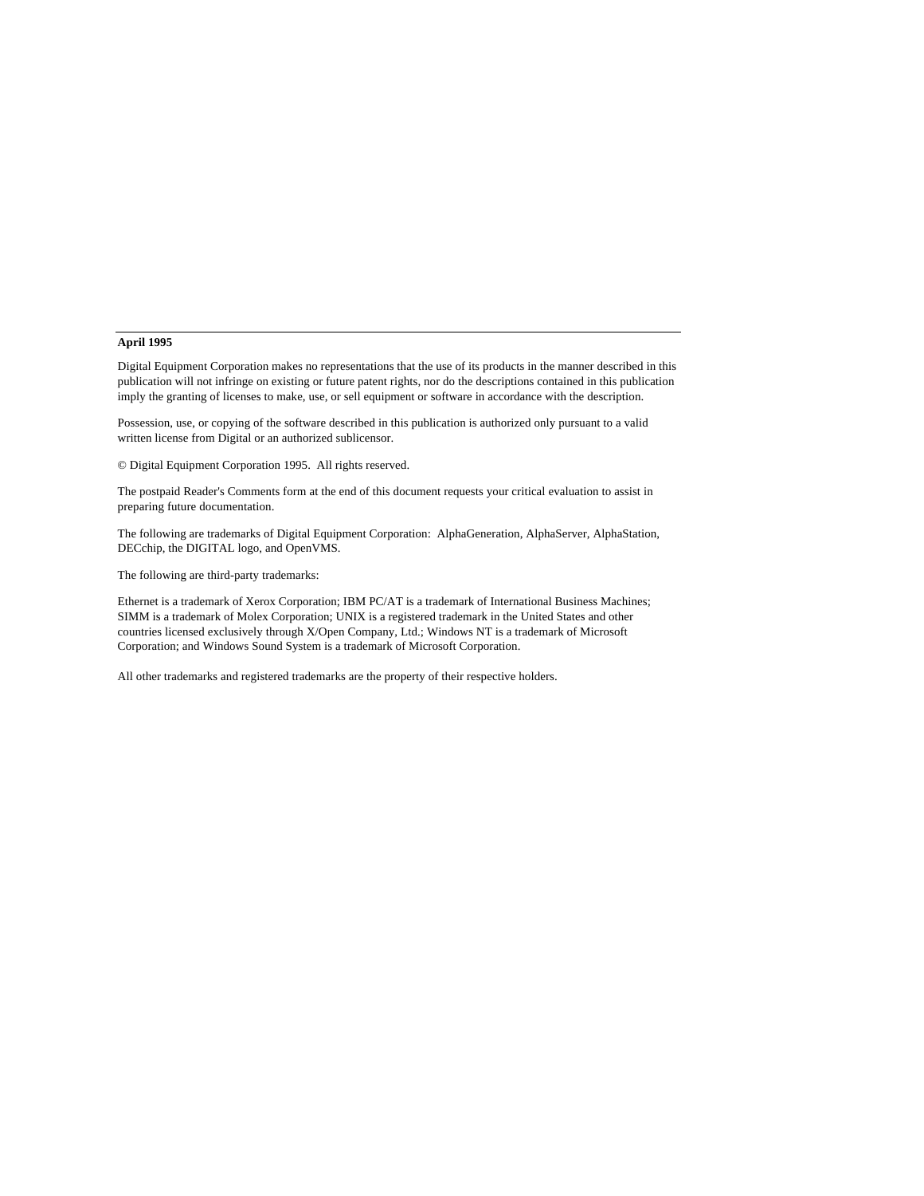**April 1995**

Digital Equipment Corporation makes no representations that the use of its products in the manner described in this publication will not infringe on existing or future patent rights, nor do the descriptions contained in this publication imply the granting of licenses to make, use, or sell equipment or software in accordance with the description.

Possession, use, or copying of the software described in this publication is authorized only pursuant to a valid written license from Digital or an authorized sublicensor.

© Digital Equipment Corporation 1995. All rights reserved.

The postpaid Reader's Comments form at the end of this document requests your critical evaluation to assist in preparing future documentation.

The following are trademarks of Digital Equipment Corporation: AlphaGeneration, AlphaServer, AlphaStation, DECchip, the DIGITAL logo, and OpenVMS.

The following are third-party trademarks:

Ethernet is a trademark of Xerox Corporation; IBM PC/AT is a trademark of International Business Machines; SIMM is a trademark of Molex Corporation; UNIX is a registered trademark in the United States and other countries licensed exclusively through X/Open Company, Ltd.; Windows NT is a trademark of Microsoft Corporation; and Windows Sound System is a trademark of Microsoft Corporation.

All other trademarks and registered trademarks are the property of their respective holders.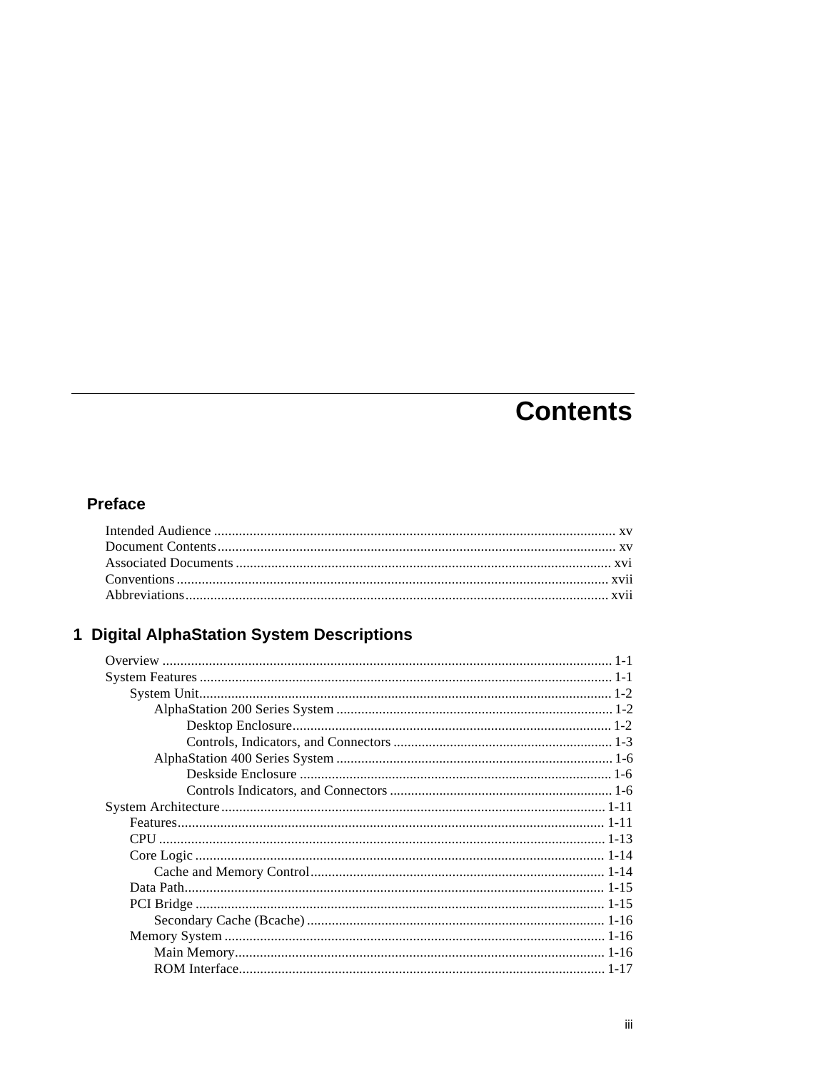# Contents

## Preface

Intended Audience ............................................................................................................... xv
Document Contents.............................................................................................................. xv
Associated Documents ........................................................................................................ xvi
Conventions ........................................................................................................................ xvii
Abbreviations...................................................................................................................... xvii

## 1 Digital AlphaStation System Descriptions

Overview ............................................................................................................................. 1-1
System Features ................................................................................................................... 1-1
    System Unit.................................................................................................................. 1-2
        AlphaStation 200 Series System ............................................................................ 1-2
            Desktop Enclosure......................................................................................... 1-2
            Controls, Indicators, and Connectors ............................................................ 1-3
        AlphaStation 400 Series System ............................................................................ 1-6
            Deskside Enclosure ....................................................................................... 1-6
            Controls Indicators, and Connectors .............................................................. 1-6
System Architecture.......................................................................................................... 1-11
    Features...................................................................................................................... 1-11
    CPU ........................................................................................................................... 1-13
    Core Logic ................................................................................................................. 1-14
        Cache and Memory Control.................................................................................. 1-14
    Data Path.................................................................................................................... 1-15
    PCI Bridge ................................................................................................................. 1-15
        Secondary Cache (Bcache) ................................................................................... 1-16
    Memory System ......................................................................................................... 1-16
        Main Memory....................................................................................................... 1-16
        ROM Interface...................................................................................................... 1-17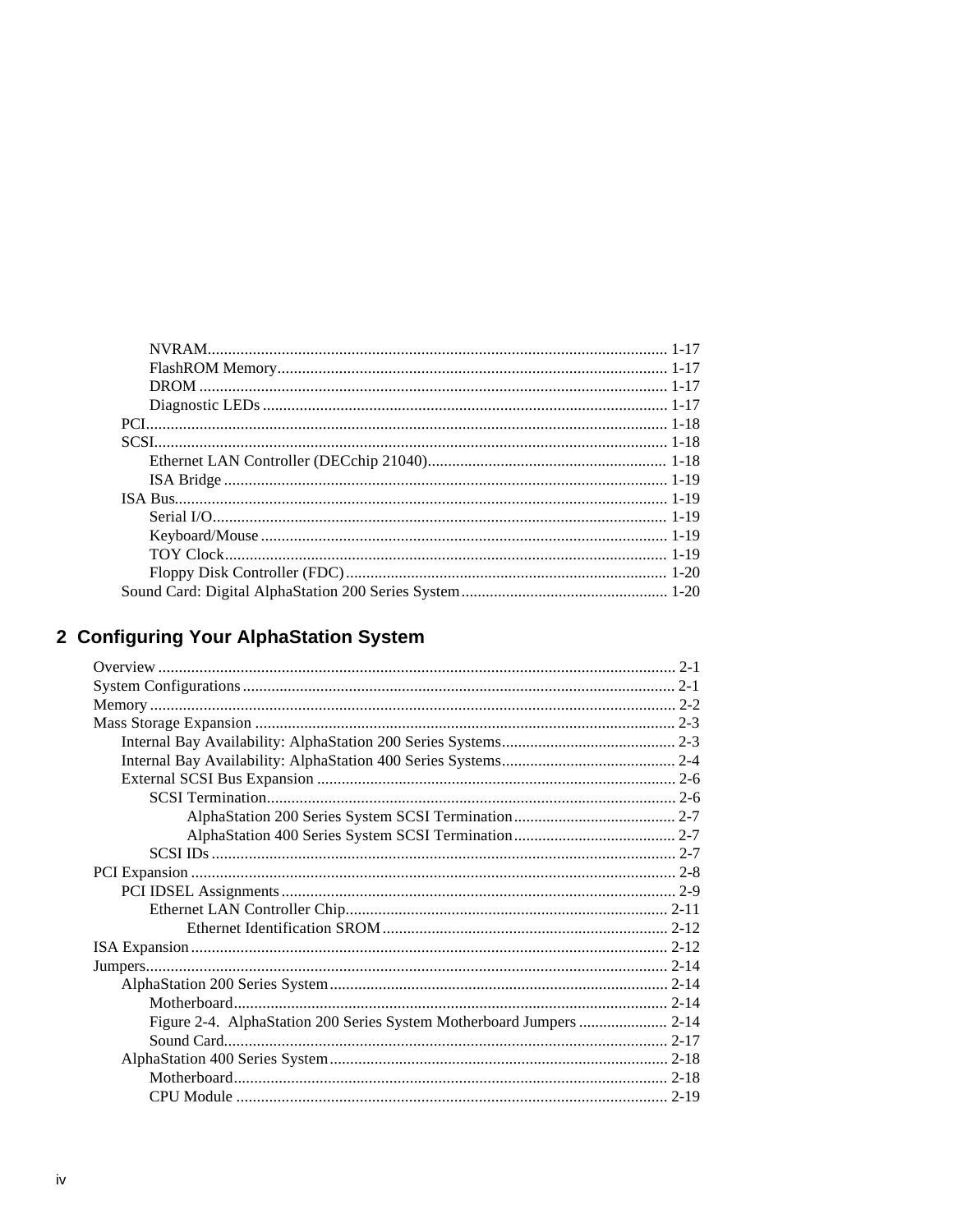NVRAM ............................................................................................................... 1-17
FlashROM Memory............................................................................................... 1-17
DROM ................................................................................................................. 1-17
Diagnostic LEDs .................................................................................................. 1-17
PCI............................................................................................................................. 1-18
SCSI........................................................................................................................... 1-18
Ethernet LAN Controller (DECchip 21040).......................................................... 1-18
ISA Bridge ........................................................................................................... 1-19
ISA Bus....................................................................................................................... 1-19
Serial I/O............................................................................................................. 1-19
Keyboard/Mouse .................................................................................................. 1-19
TOY Clock........................................................................................................... 1-19
Floppy Disk Controller (FDC).............................................................................. 1-20
Sound Card: Digital AlphaStation 200 Series System.................................................. 1-20

## 2 Configuring Your AlphaStation System

Overview ........................................................................................................................... 2-1
System Configurations ........................................................................................................ 2-1
Memory .............................................................................................................................. 2-2
Mass Storage Expansion ..................................................................................................... 2-3
Internal Bay Availability: AlphaStation 200 Series Systems.......................................... 2-3
Internal Bay Availability: AlphaStation 400 Series Systems.......................................... 2-4
External SCSI Bus Expansion ....................................................................................... 2-6
SCSI Termination.................................................................................................. 2-6
AlphaStation 200 Series System SCSI Termination....................................... 2-7
AlphaStation 400 Series System SCSI Termination....................................... 2-7
SCSI IDs ............................................................................................................... 2-7
PCI Expansion .................................................................................................................... 2-8
PCI IDSEL Assignments............................................................................................... 2-9
Ethernet LAN Controller Chip............................................................................. 2-11
Ethernet Identification SROM..................................................................... 2-12
ISA Expansion .................................................................................................................. 2-12
Jumpers............................................................................................................................. 2-14
AlphaStation 200 Series System.................................................................................. 2-14
Motherboard........................................................................................................ 2-14
Figure 2-4. AlphaStation 200 Series System Motherboard Jumpers ..................... 2-14
Sound Card.......................................................................................................... 2-17
AlphaStation 400 Series System.................................................................................. 2-18
Motherboard........................................................................................................ 2-18
CPU Module ....................................................................................................... 2-19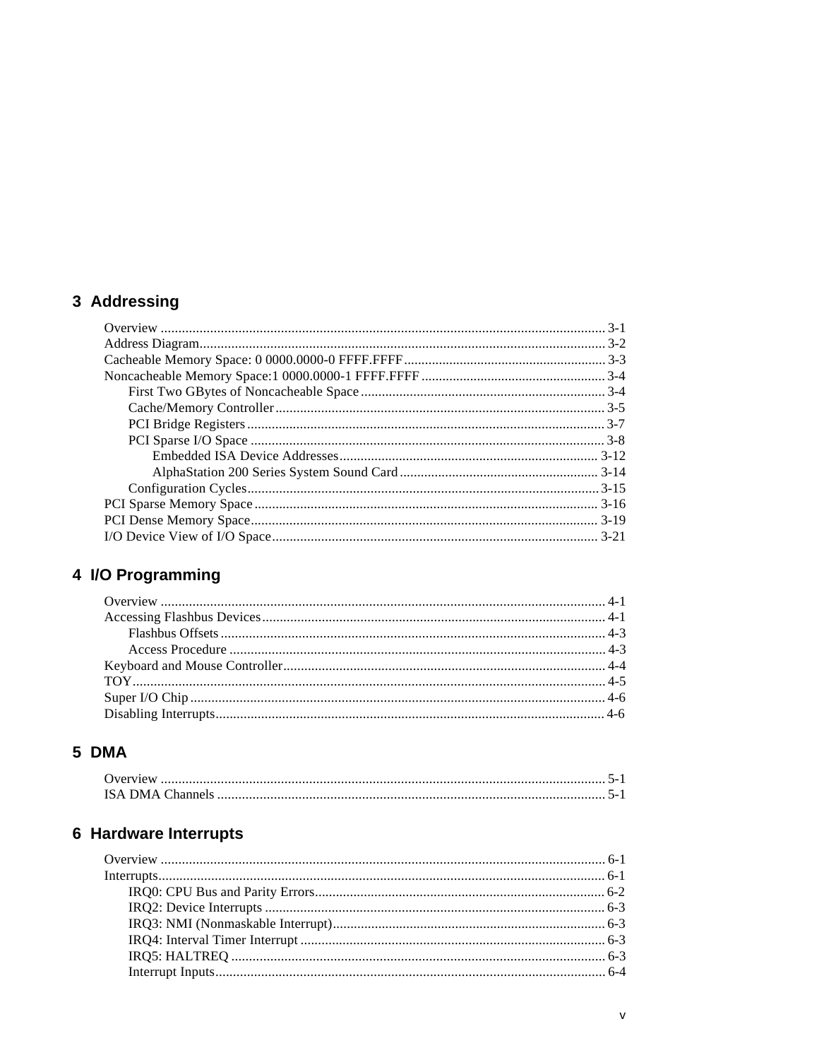## 3 Addressing

Overview ............................................................................................................................. 3-1
Address Diagram................................................................................................................... 3-2
Cacheable Memory Space: 0 0000.0000-0 FFFF.FFFF.......................................................... 3-3
Noncacheable Memory Space:1 0000.0000-1 FFFF.FFFF .................................................... 3-4
    First Two GBytes of Noncacheable Space ..................................................................... 3-4
    Cache/Memory Controller ............................................................................................. 3-5
    PCI Bridge Registers ..................................................................................................... 3-7
    PCI Sparse I/O Space .................................................................................................... 3-8
        Embedded ISA Device Addresses.......................................................................... 3-12
        AlphaStation 200 Series System Sound Card......................................................... 3-14
    Configuration Cycles.................................................................................................... 3-15
PCI Sparse Memory Space ................................................................................................. 3-16
PCI Dense Memory Space.................................................................................................. 3-19
I/O Device View of I/O Space............................................................................................ 3-21

## 4 I/O Programming

Overview ............................................................................................................................. 4-1
Accessing Flashbus Devices................................................................................................. 4-1
    Flashbus Offsets ............................................................................................................ 4-3
    Access Procedure .......................................................................................................... 4-3
Keyboard and Mouse Controller........................................................................................... 4-4
TOY...................................................................................................................................... 4-5
Super I/O Chip ..................................................................................................................... 4-6
Disabling Interrupts.............................................................................................................. 4-6

## 5 DMA

Overview ............................................................................................................................. 5-1
ISA DMA Channels ............................................................................................................. 5-1

## 6 Hardware Interrupts

Overview ............................................................................................................................. 6-1
Interrupts.............................................................................................................................. 6-1
    IRQ0: CPU Bus and Parity Errors.................................................................................. 6-2
    IRQ2: Device Interrupts ................................................................................................ 6-3
    IRQ3: NMI (Nonmaskable Interrupt)............................................................................. 6-3
    IRQ4: Interval Timer Interrupt ...................................................................................... 6-3
    IRQ5: HALTREQ .......................................................................................................... 6-3
    Interrupt Inputs.............................................................................................................. 6-4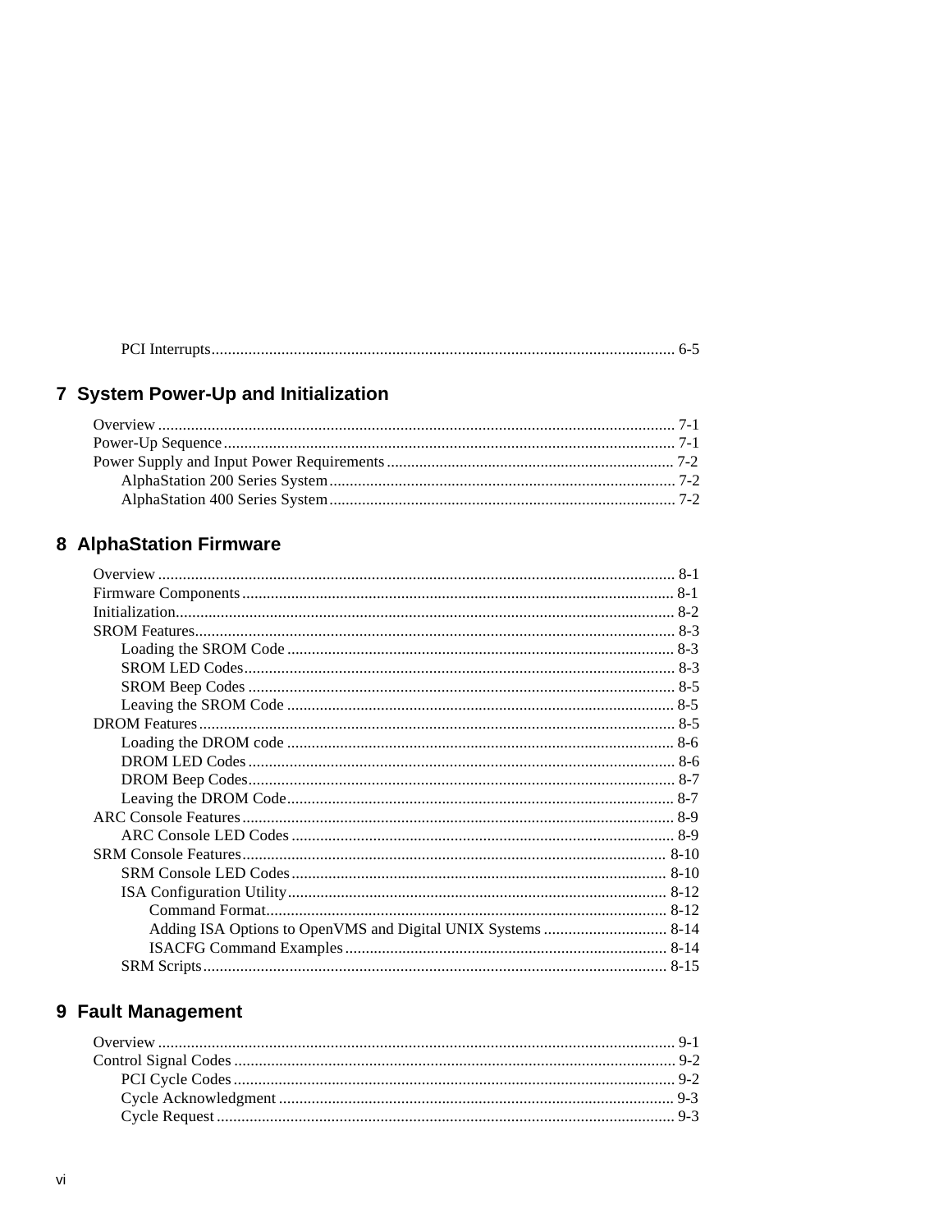PCI Interrupts ........................................................................................................ 6-5

## 7 System Power-Up and Initialization

Overview ................................................................................................................ 7-1
Power-Up Sequence ................................................................................................ 7-1
Power Supply and Input Power Requirements ........................................................ 7-2
    AlphaStation 200 Series System ....................................................................... 7-2
    AlphaStation 400 Series System ....................................................................... 7-2

## 8 AlphaStation Firmware

Overview ................................................................................................................ 8-1
Firmware Components ........................................................................................... 8-1
Initialization ........................................................................................................... 8-2
SROM Features ....................................................................................................... 8-3
    Loading the SROM Code ................................................................................. 8-3
    SROM LED Codes ........................................................................................... 8-3
    SROM Beep Codes .......................................................................................... 8-5
    Leaving the SROM Code ................................................................................. 8-5
DROM Features ...................................................................................................... 8-5
    Loading the DROM code ................................................................................. 8-6
    DROM LED Codes .......................................................................................... 8-6
    DROM Beep Codes .......................................................................................... 8-7
    Leaving the DROM Code ................................................................................. 8-7
ARC Console Features ........................................................................................... 8-9
    ARC Console LED Codes ................................................................................ 8-9
SRM Console Features ......................................................................................... 8-10
    SRM Console LED Codes .............................................................................. 8-10
    ISA Configuration Utility ............................................................................... 8-12
        Command Format .................................................................................... 8-12
        Adding ISA Options to OpenVMS and Digital UNIX Systems .............................. 8-14
        ISACFG Command Examples ................................................................. 8-14
    SRM Scripts .................................................................................................... 8-15

## 9 Fault Management

Overview ................................................................................................................ 9-1
Control Signal Codes .............................................................................................. 9-2
    PCI Cycle Codes .............................................................................................. 9-2
    Cycle Acknowledgment ................................................................................... 9-3
    Cycle Request .................................................................................................. 9-3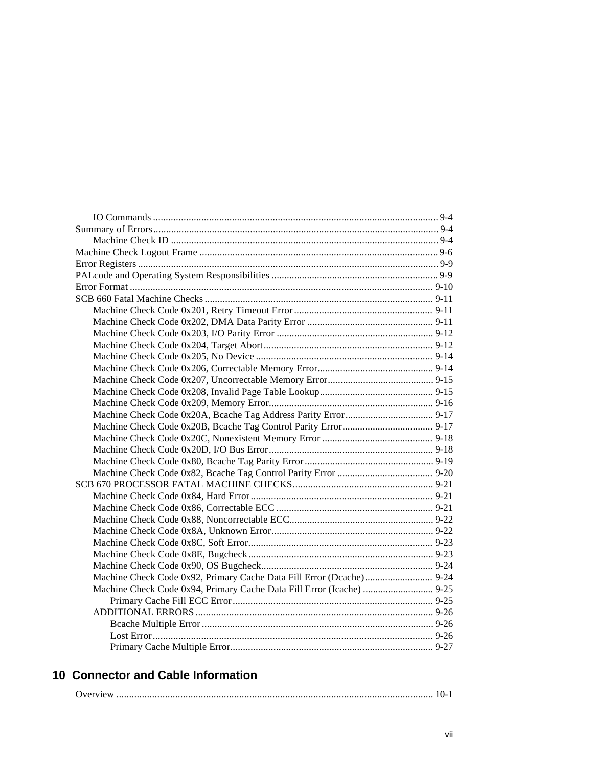- IO Commands ........ 9-4
- Summary of Errors ........ 9-4
  - Machine Check ID ........ 9-4
- Machine Check Logout Frame ........ 9-6
- Error Registers ........ 9-9
- PALcode and Operating System Responsibilities ........ 9-9
- Error Format ........ 9-10
- SCB 660 Fatal Machine Checks ........ 9-11
  - Machine Check Code 0x201, Retry Timeout Error ........ 9-11
  - Machine Check Code 0x202, DMA Data Parity Error ........ 9-11
  - Machine Check Code 0x203, I/O Parity Error ........ 9-12
  - Machine Check Code 0x204, Target Abort ........ 9-12
  - Machine Check Code 0x205, No Device ........ 9-14
  - Machine Check Code 0x206, Correctable Memory Error ........ 9-14
  - Machine Check Code 0x207, Uncorrectable Memory Error ........ 9-15
  - Machine Check Code 0x208, Invalid Page Table Lookup ........ 9-15
  - Machine Check Code 0x209, Memory Error ........ 9-16
  - Machine Check Code 0x20A, Bcache Tag Address Parity Error ........ 9-17
  - Machine Check Code 0x20B, Bcache Tag Control Parity Error ........ 9-17
  - Machine Check Code 0x20C, Nonexistent Memory Error ........ 9-18
  - Machine Check Code 0x20D, I/O Bus Error ........ 9-18
  - Machine Check Code 0x80, Bcache Tag Parity Error ........ 9-19
  - Machine Check Code 0x82, Bcache Tag Control Parity Error ........ 9-20
- SCB 670 PROCESSOR FATAL MACHINE CHECKS ........ 9-21
  - Machine Check Code 0x84, Hard Error ........ 9-21
  - Machine Check Code 0x86, Correctable ECC ........ 9-21
  - Machine Check Code 0x88, Noncorrectable ECC ........ 9-22
  - Machine Check Code 0x8A, Unknown Error ........ 9-22
  - Machine Check Code 0x8C, Soft Error ........ 9-23
  - Machine Check Code 0x8E, Bugcheck ........ 9-23
  - Machine Check Code 0x90, OS Bugcheck ........ 9-24
  - Machine Check Code 0x92, Primary Cache Data Fill Error (Dcache) ........ 9-24
  - Machine Check Code 0x94, Primary Cache Data Fill Error (Icache) ........ 9-25
    - Primary Cache Fill ECC Error ........ 9-25
  - ADDITIONAL ERRORS ........ 9-26
    - Bcache Multiple Error ........ 9-26
    - Lost Error ........ 9-26
    - Primary Cache Multiple Error ........ 9-27

## 10 Connector and Cable Information

- Overview ........ 10-1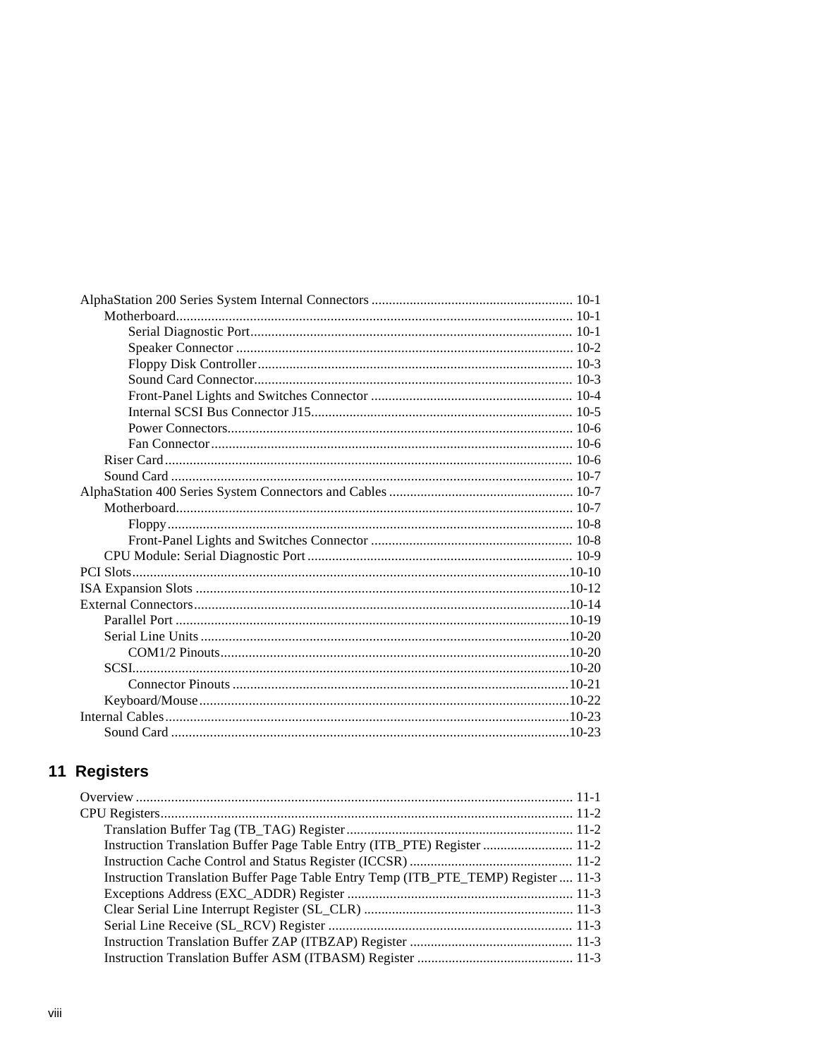AlphaStation 200 Series System Internal Connectors .......................................................... 10-1
  Motherboard................................................................................................................ 10-1
    Serial Diagnostic Port........................................................................................... 10-1
    Speaker Connector ............................................................................................... 10-2
    Floppy Disk Controller......................................................................................... 10-3
    Sound Card Connector.......................................................................................... 10-3
    Front-Panel Lights and Switches Connector ......................................................... 10-4
    Internal SCSI Bus Connector J15.......................................................................... 10-5
    Power Connectors................................................................................................. 10-6
    Fan Connector...................................................................................................... 10-6
  Riser Card................................................................................................................... 10-6
  Sound Card ................................................................................................................. 10-7
AlphaStation 400 Series System Connectors and Cables .................................................... 10-7
  Motherboard................................................................................................................ 10-7
    Floppy.................................................................................................................. 10-8
    Front-Panel Lights and Switches Connector ......................................................... 10-8
  CPU Module: Serial Diagnostic Port ........................................................................... 10-9
PCI Slots...........................................................................................................................10-10
ISA Expansion Slots .........................................................................................................10-12
External Connectors..........................................................................................................10-14
  Parallel Port ...............................................................................................................10-19
  Serial Line Units ........................................................................................................10-20
    COM1/2 Pinouts..................................................................................................10-20
  SCSI...........................................................................................................................10-20
    Connector Pinouts ...............................................................................................10-21
  Keyboard/Mouse........................................................................................................10-22
Internal Cables..................................................................................................................10-23
  Sound Card ................................................................................................................10-23

## 11 Registers

Overview ........................................................................................................................... 11-1
CPU Registers.................................................................................................................... 11-2
  Translation Buffer Tag (TB_TAG) Register................................................................ 11-2
  Instruction Translation Buffer Page Table Entry (ITB_PTE) Register ......................... 11-2
  Instruction Cache Control and Status Register (ICCSR) .............................................. 11-2
  Instruction Translation Buffer Page Table Entry Temp (ITB_PTE_TEMP) Register .... 11-3
  Exceptions Address (EXC_ADDR) Register ................................................................ 11-3
  Clear Serial Line Interrupt Register (SL_CLR) ........................................................... 11-3
  Serial Line Receive (SL_RCV) Register ..................................................................... 11-3
  Instruction Translation Buffer ZAP (ITBZAP) Register .............................................. 11-3
  Instruction Translation Buffer ASM (ITBASM) Register ............................................ 11-3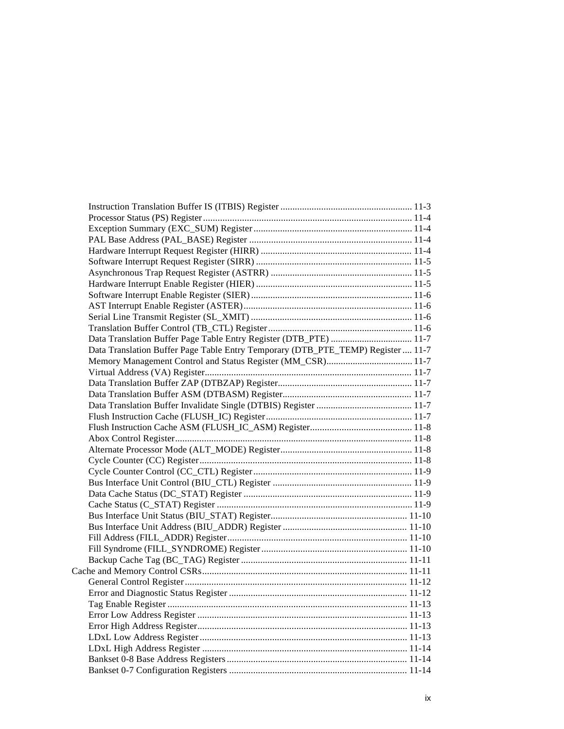- Instruction Translation Buffer IS (ITBIS) Register ........................................................ 11-3
- Processor Status (PS) Register ........................................................................................ 11-4
- Exception Summary (EXC_SUM) Register .................................................................... 11-4
- PAL Base Address (PAL_BASE) Register .................................................................... 11-4
- Hardware Interrupt Request Register (HIRR) ............................................................... 11-4
- Software Interrupt Request Register (SIRR) ................................................................. 11-5
- Asynchronous Trap Request Register (ASTRR) ........................................................... 11-5
- Hardware Interrupt Enable Register (HIER) ................................................................. 11-5
- Software Interrupt Enable Register (SIER) .................................................................... 11-6
- AST Interrupt Enable Register (ASTER) ....................................................................... 11-6
- Serial Line Transmit Register (SL_XMIT) .................................................................... 11-6
- Translation Buffer Control (TB_CTL) Register ............................................................. 11-6
- Data Translation Buffer Page Table Entry Register (DTB_PTE) .................................. 11-7
- Data Translation Buffer Page Table Entry Temporary (DTB_PTE_TEMP) Register .... 11-7
- Memory Management Control and Status Register (MM_CSR) .................................... 11-7
- Virtual Address (VA) Register ....................................................................................... 11-7
- Data Translation Buffer ZAP (DTBZAP) Register ......................................................... 11-7
- Data Translation Buffer ASM (DTBASM) Register ....................................................... 11-7
- Data Translation Buffer Invalidate Single (DTBIS) Register ........................................ 11-7
- Flush Instruction Cache (FLUSH_IC) Register ............................................................. 11-7
- Flush Instruction Cache ASM (FLUSH_IC_ASM) Register .......................................... 11-8
- Abox Control Register ................................................................................................... 11-8
- Alternate Processor Mode (ALT_MODE) Register ........................................................ 11-8
- Cycle Counter (CC) Register ......................................................................................... 11-8
- Cycle Counter Control (CC_CTL) Register ................................................................... 11-9
- Bus Interface Unit Control (BIU_CTL) Register .......................................................... 11-9
- Data Cache Status (DC_STAT) Register ....................................................................... 11-9
- Cache Status (C_STAT) Register .................................................................................. 11-9
- Bus Interface Unit Status (BIU_STAT) Register .......................................................... 11-10
- Bus Interface Unit Address (BIU_ADDR) Register .................................................... 11-10
- Fill Address (FILL_ADDR) Register ........................................................................... 11-10
- Fill Syndrome (FILL_SYNDROME) Register .............................................................. 11-10
- Backup Cache Tag (BC_TAG) Register ....................................................................... 11-11

Cache and Memory Control CSRs ....................................................................................... 11-11

- General Control Register .............................................................................................. 11-12
- Error and Diagnostic Status Register ........................................................................... 11-12
- Tag Enable Register ..................................................................................................... 11-13
- Error Low Address Register ........................................................................................ 11-13
- Error High Address Register ........................................................................................ 11-13
- LDxL Low Address Register ....................................................................................... 11-13
- LDxL High Address Register ...................................................................................... 11-14
- Bankset 0-8 Base Address Registers ............................................................................ 11-14
- Bankset 0-7 Configuration Registers ........................................................................... 11-14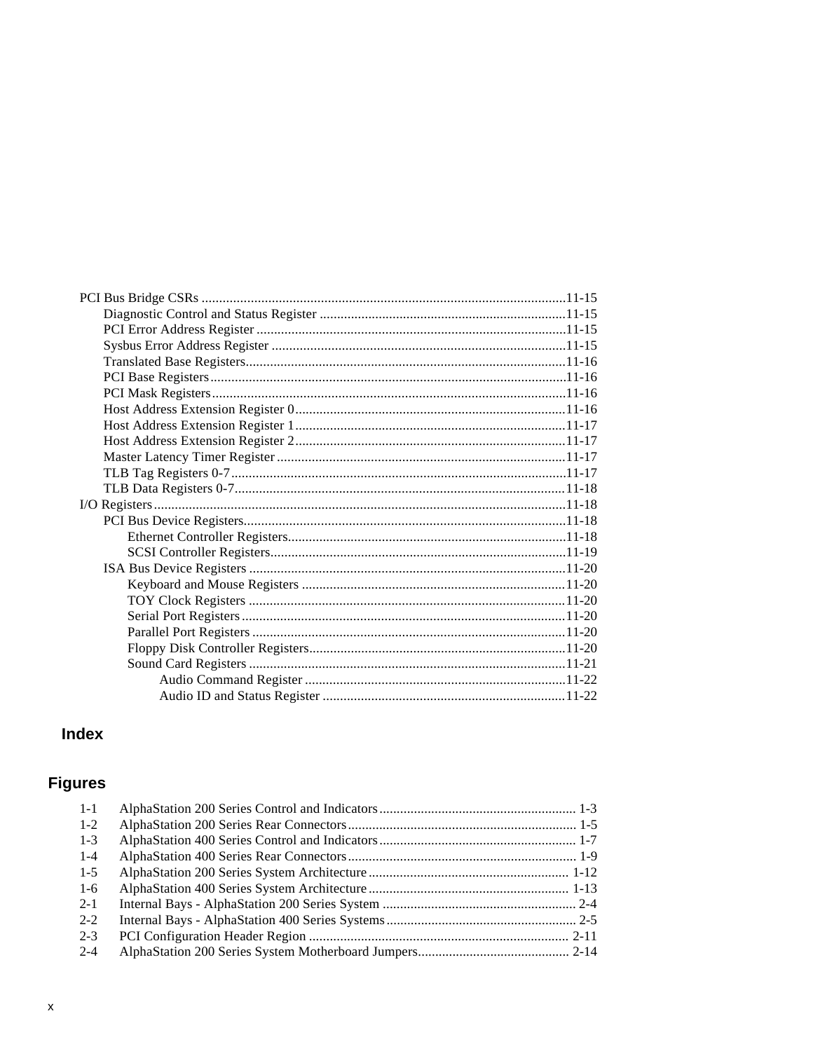PCI Bus Bridge CSRs ........................................................................................................11-15
- Diagnostic Control and Status Register .......................................................................11-15
- PCI Error Address Register .........................................................................................11-15
- Sysbus Error Address Register ....................................................................................11-15
- Translated Base Registers............................................................................................11-16
- PCI Base Registers......................................................................................................11-16
- PCI Mask Registers.....................................................................................................11-16
- Host Address Extension Register 0.............................................................................11-16
- Host Address Extension Register 1.............................................................................11-17
- Host Address Extension Register 2.............................................................................11-17
- Master Latency Timer Register ...................................................................................11-17
- TLB Tag Registers 0-7................................................................................................11-17
- TLB Data Registers 0-7..............................................................................................11-18

I/O Registers......................................................................................................................11-18
- PCI Bus Device Registers............................................................................................11-18
  - Ethernet Controller Registers................................................................................11-18
  - SCSI Controller Registers.....................................................................................11-19
- ISA Bus Device Registers ...........................................................................................11-20
  - Keyboard and Mouse Registers ............................................................................11-20
  - TOY Clock Registers ...........................................................................................11-20
  - Serial Port Registers.............................................................................................11-20
  - Parallel Port Registers ..........................................................................................11-20
  - Floppy Disk Controller Registers..........................................................................11-20
  - Sound Card Registers ...........................................................................................11-21
    - Audio Command Register ...........................................................................11-22
    - Audio ID and Status Register .....................................................................11-22

## Index

## Figures

| | | |
|---|---|---|
| 1-1 | AlphaStation 200 Series Control and Indicators | 1-3 |
| 1-2 | AlphaStation 200 Series Rear Connectors | 1-5 |
| 1-3 | AlphaStation 400 Series Control and Indicators | 1-7 |
| 1-4 | AlphaStation 400 Series Rear Connectors | 1-9 |
| 1-5 | AlphaStation 200 Series System Architecture | 1-12 |
| 1-6 | AlphaStation 400 Series System Architecture | 1-13 |
| 2-1 | Internal Bays - AlphaStation 200 Series System | 2-4 |
| 2-2 | Internal Bays - AlphaStation 400 Series Systems | 2-5 |
| 2-3 | PCI Configuration Header Region | 2-11 |
| 2-4 | AlphaStation 200 Series System Motherboard Jumpers | 2-14 |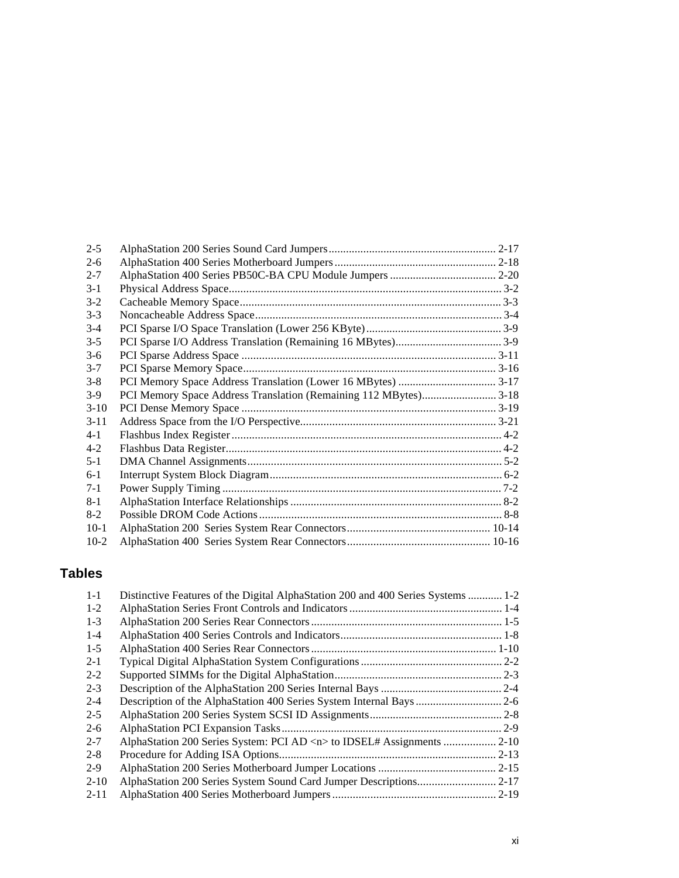2-5 AlphaStation 200 Series Sound Card Jumpers .......................................................... 2-17
2-6 AlphaStation 400 Series Motherboard Jumpers ........................................................ 2-18
2-7 AlphaStation 400 Series PB50C-BA CPU Module Jumpers ..................................... 2-20
3-1 Physical Address Space.............................................................................................. 3-2
3-2 Cacheable Memory Space.......................................................................................... 3-3
3-3 Noncacheable Address Space..................................................................................... 3-4
3-4 PCI Sparse I/O Space Translation (Lower 256 KByte)............................................... 3-9
3-5 PCI Sparse I/O Address Translation (Remaining 16 MBytes)..................................... 3-9
3-6 PCI Sparse Address Space ........................................................................................ 3-11
3-7 PCI Sparse Memory Space........................................................................................ 3-16
3-8 PCI Memory Space Address Translation (Lower 16 MBytes) .................................. 3-17
3-9 PCI Memory Space Address Translation (Remaining 112 MBytes).......................... 3-18
3-10 PCI Dense Memory Space ........................................................................................ 3-19
3-11 Address Space from the I/O Perspective................................................................... 3-21
4-1 Flashbus Index Register ............................................................................................. 4-2
4-2 Flashbus Data Register............................................................................................... 4-2
5-1 DMA Channel Assignments........................................................................................ 5-2
6-1 Interrupt System Block Diagram................................................................................. 6-2
7-1 Power Supply Timing ................................................................................................. 7-2
8-1 AlphaStation Interface Relationships ......................................................................... 8-2
8-2 Possible DROM Code Actions .................................................................................... 8-8
10-1 AlphaStation 200 Series System Rear Connectors................................................. 10-14
10-2 AlphaStation 400 Series System Rear Connectors................................................. 10-16

## Tables

1-1 Distinctive Features of the Digital AlphaStation 200 and 400 Series Systems ............ 1-2
1-2 AlphaStation Series Front Controls and Indicators ..................................................... 1-4
1-3 AlphaStation 200 Series Rear Connectors .................................................................. 1-5
1-4 AlphaStation 400 Series Controls and Indicators........................................................ 1-8
1-5 AlphaStation 400 Series Rear Connectors ................................................................ 1-10
2-1 Typical Digital AlphaStation System Configurations ................................................. 2-2
2-2 Supported SIMMs for the Digital AlphaStation.......................................................... 2-3
2-3 Description of the AlphaStation 200 Series Internal Bays .......................................... 2-4
2-4 Description of the AlphaStation 400 Series System Internal Bays .............................. 2-6
2-5 AlphaStation 200 Series System SCSI ID Assignments.............................................. 2-8
2-6 AlphaStation PCI Expansion Tasks............................................................................ 2-9
2-7 AlphaStation 200 Series System: PCI AD <n> to IDSEL# Assignments .................. 2-10
2-8 Procedure for Adding ISA Options........................................................................... 2-13
2-9 AlphaStation 200 Series Motherboard Jumper Locations ......................................... 2-15
2-10 AlphaStation 200 Series System Sound Card Jumper Descriptions........................... 2-17
2-11 AlphaStation 400 Series Motherboard Jumpers ........................................................ 2-19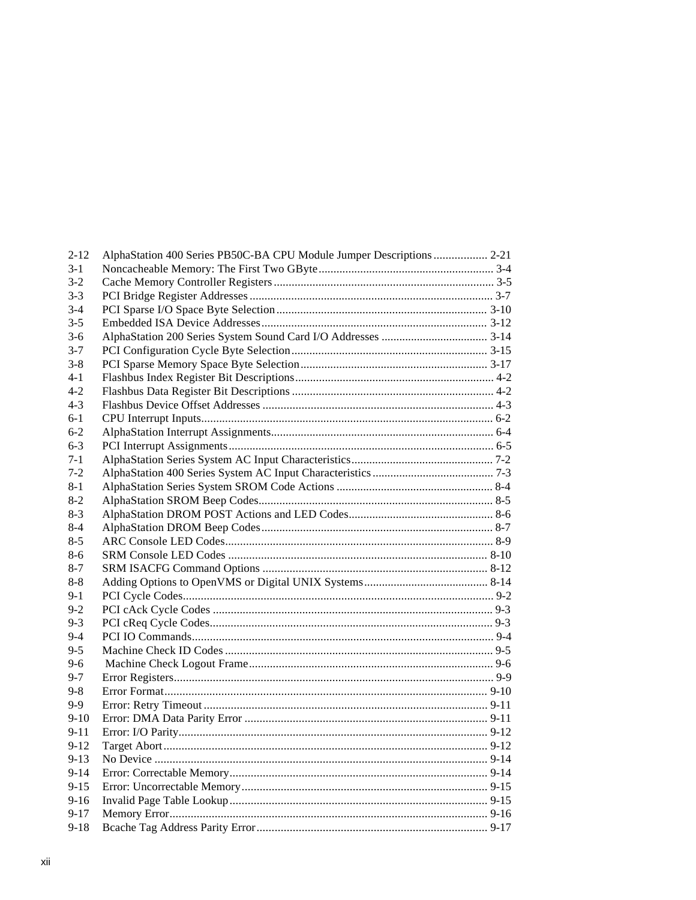| | | |
|---|---|---|
| 2-12 | AlphaStation 400 Series PB50C-BA CPU Module Jumper Descriptions | 2-21 |
| 3-1 | Noncacheable Memory: The First Two GByte | 3-4 |
| 3-2 | Cache Memory Controller Registers | 3-5 |
| 3-3 | PCI Bridge Register Addresses | 3-7 |
| 3-4 | PCI Sparse I/O Space Byte Selection | 3-10 |
| 3-5 | Embedded ISA Device Addresses | 3-12 |
| 3-6 | AlphaStation 200 Series System Sound Card I/O Addresses | 3-14 |
| 3-7 | PCI Configuration Cycle Byte Selection | 3-15 |
| 3-8 | PCI Sparse Memory Space Byte Selection | 3-17 |
| 4-1 | Flashbus Index Register Bit Descriptions | 4-2 |
| 4-2 | Flashbus Data Register Bit Descriptions | 4-2 |
| 4-3 | Flashbus Device Offset Addresses | 4-3 |
| 6-1 | CPU Interrupt Inputs | 6-2 |
| 6-2 | AlphaStation Interrupt Assignments | 6-4 |
| 6-3 | PCI Interrupt Assignments | 6-5 |
| 7-1 | AlphaStation Series System AC Input Characteristics | 7-2 |
| 7-2 | AlphaStation 400 Series System AC Input Characteristics | 7-3 |
| 8-1 | AlphaStation Series System SROM Code Actions | 8-4 |
| 8-2 | AlphaStation SROM Beep Codes | 8-5 |
| 8-3 | AlphaStation DROM POST Actions and LED Codes | 8-6 |
| 8-4 | AlphaStation DROM Beep Codes | 8-7 |
| 8-5 | ARC Console LED Codes | 8-9 |
| 8-6 | SRM Console LED Codes | 8-10 |
| 8-7 | SRM ISACFG Command Options | 8-12 |
| 8-8 | Adding Options to OpenVMS or Digital UNIX Systems | 8-14 |
| 9-1 | PCI Cycle Codes | 9-2 |
| 9-2 | PCI cAck Cycle Codes | 9-3 |
| 9-3 | PCI cReq Cycle Codes | 9-3 |
| 9-4 | PCI IO Commands | 9-4 |
| 9-5 | Machine Check ID Codes | 9-5 |
| 9-6 | Machine Check Logout Frame | 9-6 |
| 9-7 | Error Registers | 9-9 |
| 9-8 | Error Format | 9-10 |
| 9-9 | Error: Retry Timeout | 9-11 |
| 9-10 | Error: DMA Data Parity Error | 9-11 |
| 9-11 | Error: I/O Parity | 9-12 |
| 9-12 | Target Abort | 9-12 |
| 9-13 | No Device | 9-14 |
| 9-14 | Error: Correctable Memory | 9-14 |
| 9-15 | Error: Uncorrectable Memory | 9-15 |
| 9-16 | Invalid Page Table Lookup | 9-15 |
| 9-17 | Memory Error | 9-16 |
| 9-18 | Bcache Tag Address Parity Error | 9-17 |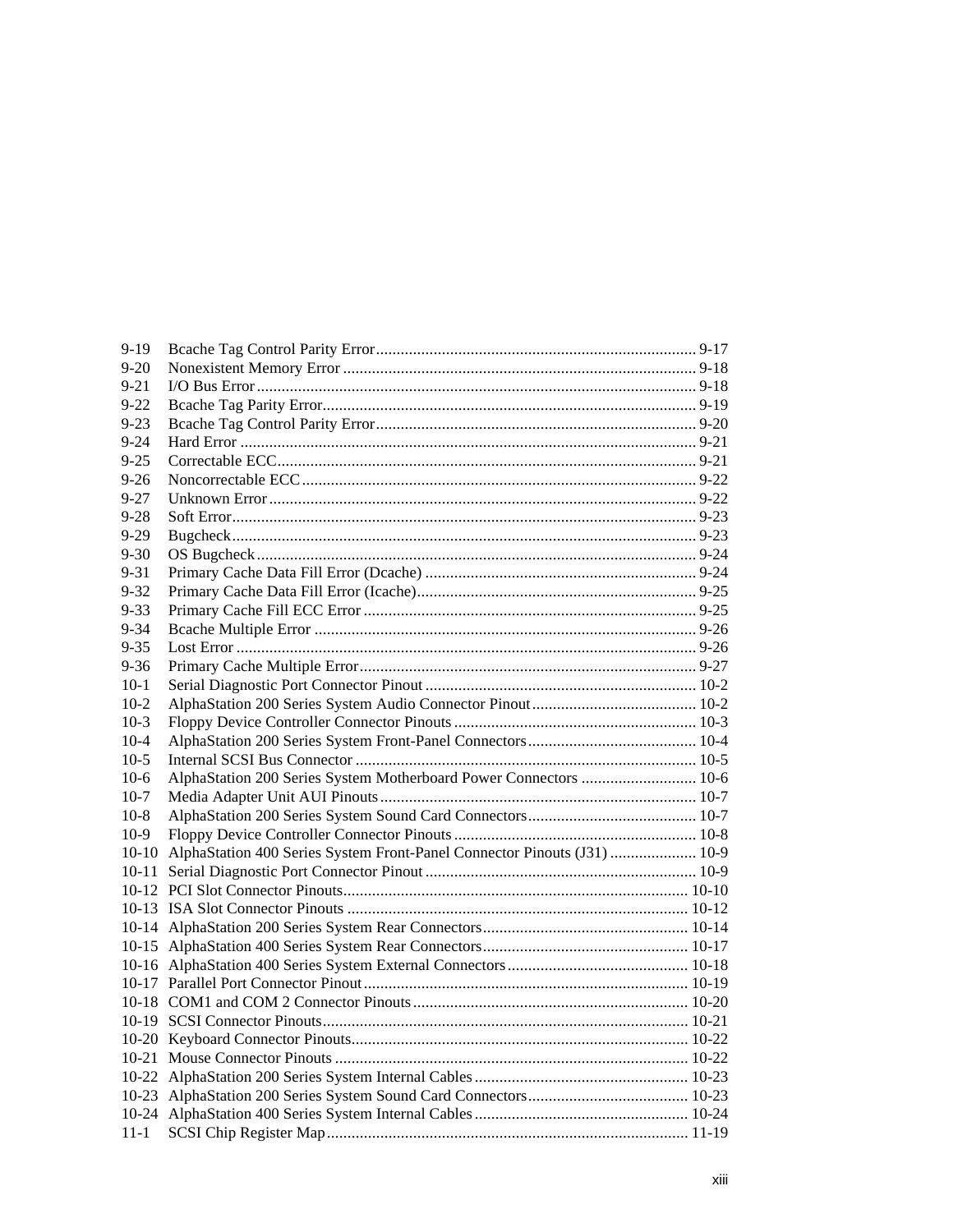| | | |
|---|---|---|
| 9-19 | Bcache Tag Control Parity Error | 9-17 |
| 9-20 | Nonexistent Memory Error | 9-18 |
| 9-21 | I/O Bus Error | 9-18 |
| 9-22 | Bcache Tag Parity Error | 9-19 |
| 9-23 | Bcache Tag Control Parity Error | 9-20 |
| 9-24 | Hard Error | 9-21 |
| 9-25 | Correctable ECC | 9-21 |
| 9-26 | Noncorrectable ECC | 9-22 |
| 9-27 | Unknown Error | 9-22 |
| 9-28 | Soft Error | 9-23 |
| 9-29 | Bugcheck | 9-23 |
| 9-30 | OS Bugcheck | 9-24 |
| 9-31 | Primary Cache Data Fill Error (Dcache) | 9-24 |
| 9-32 | Primary Cache Data Fill Error (Icache) | 9-25 |
| 9-33 | Primary Cache Fill ECC Error | 9-25 |
| 9-34 | Bcache Multiple Error | 9-26 |
| 9-35 | Lost Error | 9-26 |
| 9-36 | Primary Cache Multiple Error | 9-27 |
| 10-1 | Serial Diagnostic Port Connector Pinout | 10-2 |
| 10-2 | AlphaStation 200 Series System Audio Connector Pinout | 10-2 |
| 10-3 | Floppy Device Controller Connector Pinouts | 10-3 |
| 10-4 | AlphaStation 200 Series System Front-Panel Connectors | 10-4 |
| 10-5 | Internal SCSI Bus Connector | 10-5 |
| 10-6 | AlphaStation 200 Series System Motherboard Power Connectors | 10-6 |
| 10-7 | Media Adapter Unit AUI Pinouts | 10-7 |
| 10-8 | AlphaStation 200 Series System Sound Card Connectors | 10-7 |
| 10-9 | Floppy Device Controller Connector Pinouts | 10-8 |
| 10-10 | AlphaStation 400 Series System Front-Panel Connector Pinouts (J31) | 10-9 |
| 10-11 | Serial Diagnostic Port Connector Pinout | 10-9 |
| 10-12 | PCI Slot Connector Pinouts | 10-10 |
| 10-13 | ISA Slot Connector Pinouts | 10-12 |
| 10-14 | AlphaStation 200 Series System Rear Connectors | 10-14 |
| 10-15 | AlphaStation 400 Series System Rear Connectors | 10-17 |
| 10-16 | AlphaStation 400 Series System External Connectors | 10-18 |
| 10-17 | Parallel Port Connector Pinout | 10-19 |
| 10-18 | COM1 and COM 2 Connector Pinouts | 10-20 |
| 10-19 | SCSI Connector Pinouts | 10-21 |
| 10-20 | Keyboard Connector Pinouts | 10-22 |
| 10-21 | Mouse Connector Pinouts | 10-22 |
| 10-22 | AlphaStation 200 Series System Internal Cables | 10-23 |
| 10-23 | AlphaStation 200 Series System Sound Card Connectors | 10-23 |
| 10-24 | AlphaStation 400 Series System Internal Cables | 10-24 |
| 11-1 | SCSI Chip Register Map | 11-19 |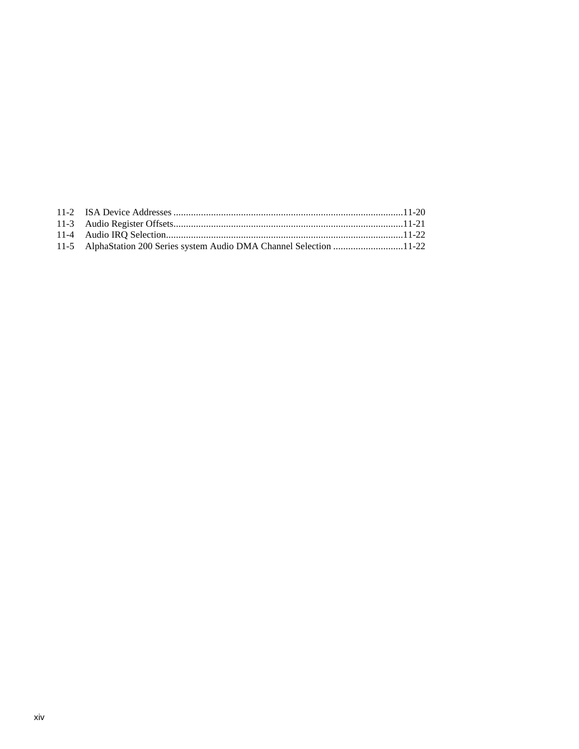11-2 ISA Device Addresses ...........................................................................................11-20
11-3 Audio Register Offsets...........................................................................................11-21
11-4 Audio IRQ Selection..............................................................................................11-22
11-5 AlphaStation 200 Series system Audio DMA Channel Selection ............................11-22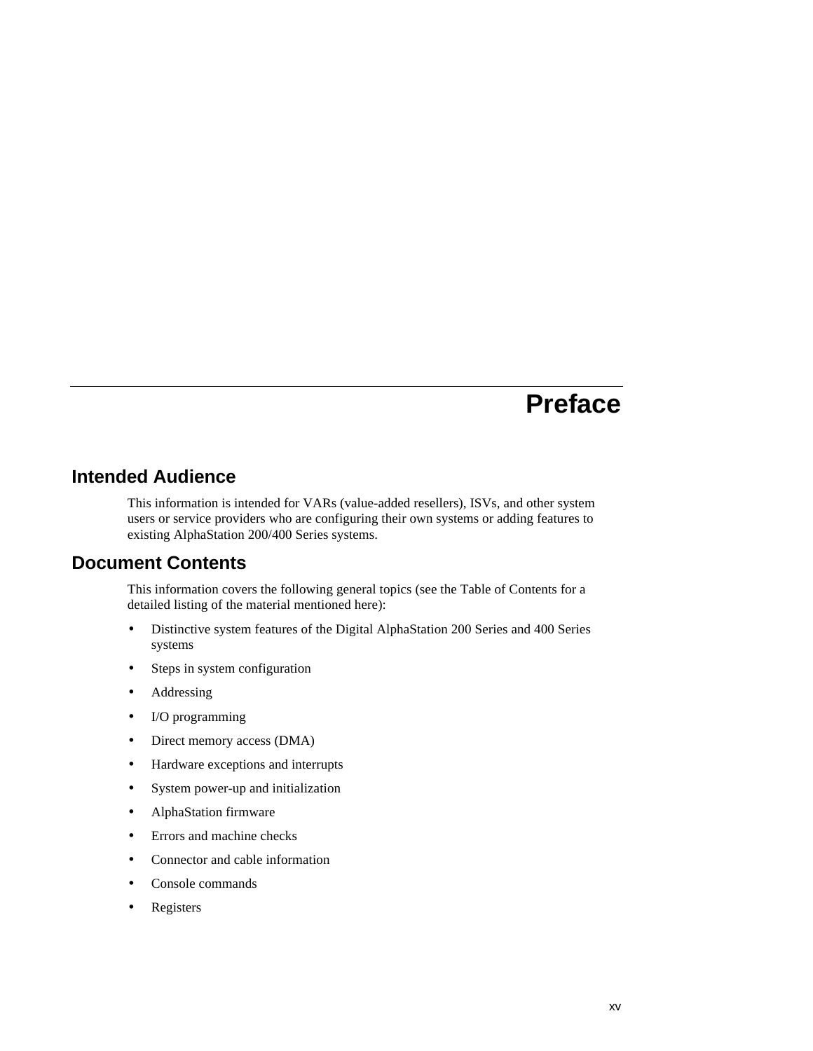# Preface

## Intended Audience

This information is intended for VARs (value-added resellers), ISVs, and other system users or service providers who are configuring their own systems or adding features to existing AlphaStation 200/400 Series systems.

## Document Contents

This information covers the following general topics (see the Table of Contents for a detailed listing of the material mentioned here):

- Distinctive system features of the Digital AlphaStation 200 Series and 400 Series systems
- Steps in system configuration
- Addressing
- I/O programming
- Direct memory access (DMA)
- Hardware exceptions and interrupts
- System power-up and initialization
- AlphaStation firmware
- Errors and machine checks
- Connector and cable information
- Console commands
- Registers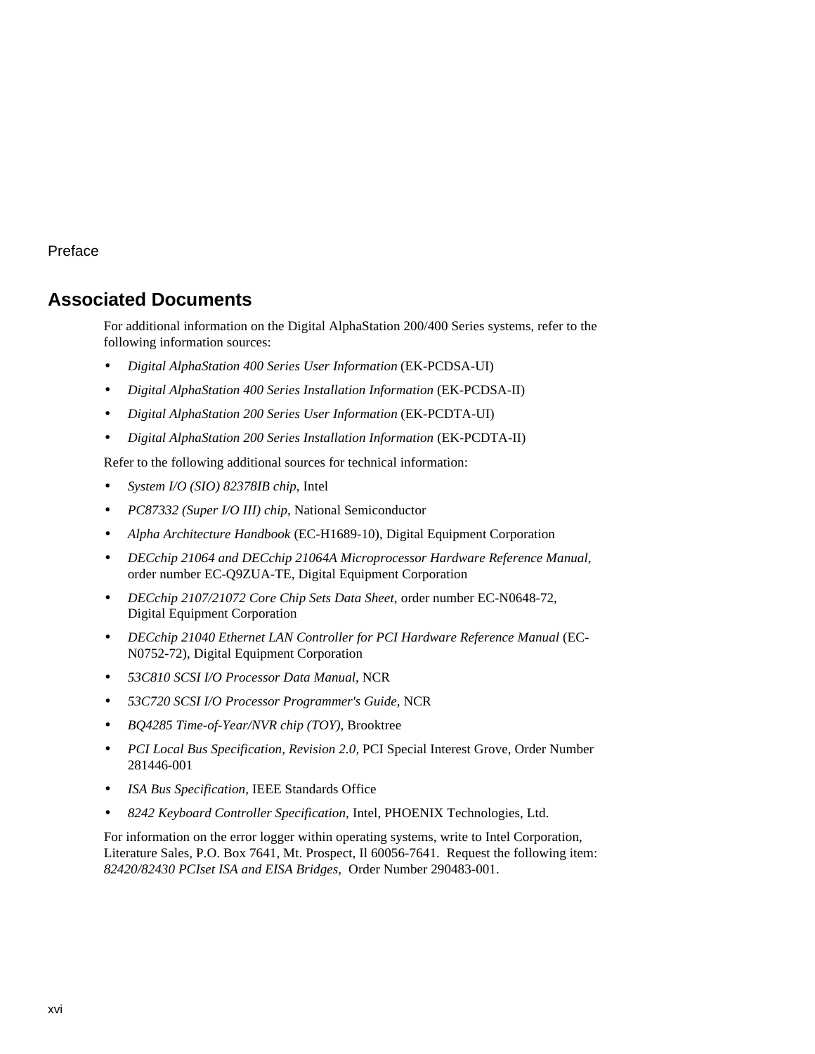## Associated Documents

For additional information on the Digital AlphaStation 200/400 Series systems, refer to the following information sources:

- *Digital AlphaStation 400 Series User Information* (EK-PCDSA-UI)
- *Digital AlphaStation 400 Series Installation Information* (EK-PCDSA-II)
- *Digital AlphaStation 200 Series User Information* (EK-PCDTA-UI)
- *Digital AlphaStation 200 Series Installation Information* (EK-PCDTA-II)

Refer to the following additional sources for technical information:

- *System I/O (SIO) 82378IB chip*, Intel
- *PC87332 (Super I/O III) chip*, National Semiconductor
- *Alpha Architecture Handbook* (EC-H1689-10), Digital Equipment Corporation
- *DECchip 21064 and DECchip 21064A Microprocessor Hardware Reference Manual,* order number EC-Q9ZUA-TE, Digital Equipment Corporation
- *DECchip 2107/21072 Core Chip Sets Data Sheet,* order number EC-N0648-72, Digital Equipment Corporation
- *DECchip 21040 Ethernet LAN Controller for PCI Hardware Reference Manual* (EC-N0752-72), Digital Equipment Corporation
- *53C810 SCSI I/O Processor Data Manual,* NCR
- *53C720 SCSI I/O Processor Programmer's Guide,* NCR
- *BQ4285 Time-of-Year/NVR chip (TOY),* Brooktree
- *PCI Local Bus Specification, Revision 2.0,* PCI Special Interest Grove, Order Number 281446-001
- *ISA Bus Specification,* IEEE Standards Office
- *8242 Keyboard Controller Specification,* Intel, PHOENIX Technologies, Ltd.

For information on the error logger within operating systems, write to Intel Corporation, Literature Sales, P.O. Box 7641, Mt. Prospect, Il 60056-7641. Request the following item: *82420/82430 PCIset ISA and EISA Bridges,* Order Number 290483-001.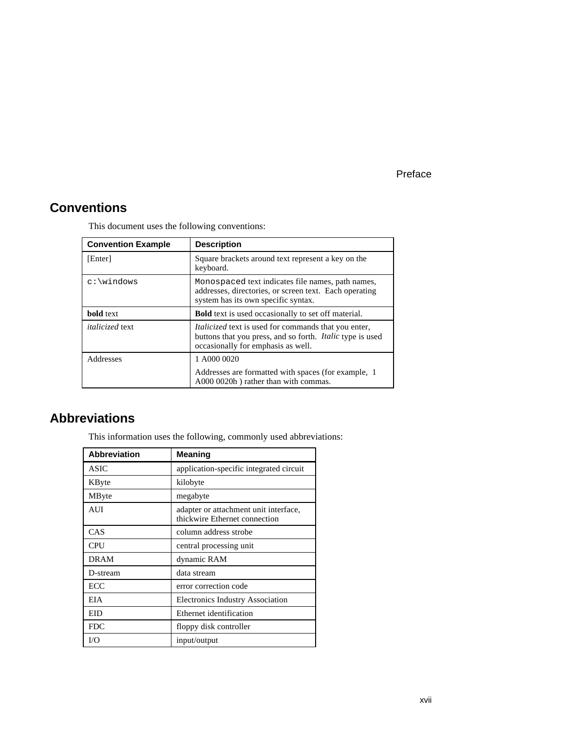## Conventions

This document uses the following conventions:

| Convention Example | Description |
|---|---|
| [Enter] | Square brackets around text represent a key on the keyboard. |
| `c:\windows` | `Monospaced` text indicates file names, path names, addresses, directories, or screen text. Each operating system has its own specific syntax. |
| **bold** text | **Bold** text is used occasionally to set off material. |
| *italicized* text | *Italicized* text is used for commands that you enter, buttons that you press, and so forth. *Italic* type is used occasionally for emphasis as well. |
| Addresses | 1 A000 0020<br>Addresses are formatted with spaces (for example, 1 A000 0020h ) rather than with commas. |

## Abbreviations

This information uses the following, commonly used abbreviations:

| Abbreviation | Meaning |
|---|---|
| ASIC | application-specific integrated circuit |
| KByte | kilobyte |
| MByte | megabyte |
| AUI | adapter or attachment unit interface, thickwire Ethernet connection |
| CAS | column address strobe |
| CPU | central processing unit |
| DRAM | dynamic RAM |
| D-stream | data stream |
| ECC | error correction code |
| EIA | Electronics Industry Association |
| EID | Ethernet identification |
| FDC | floppy disk controller |
| I/O | input/output |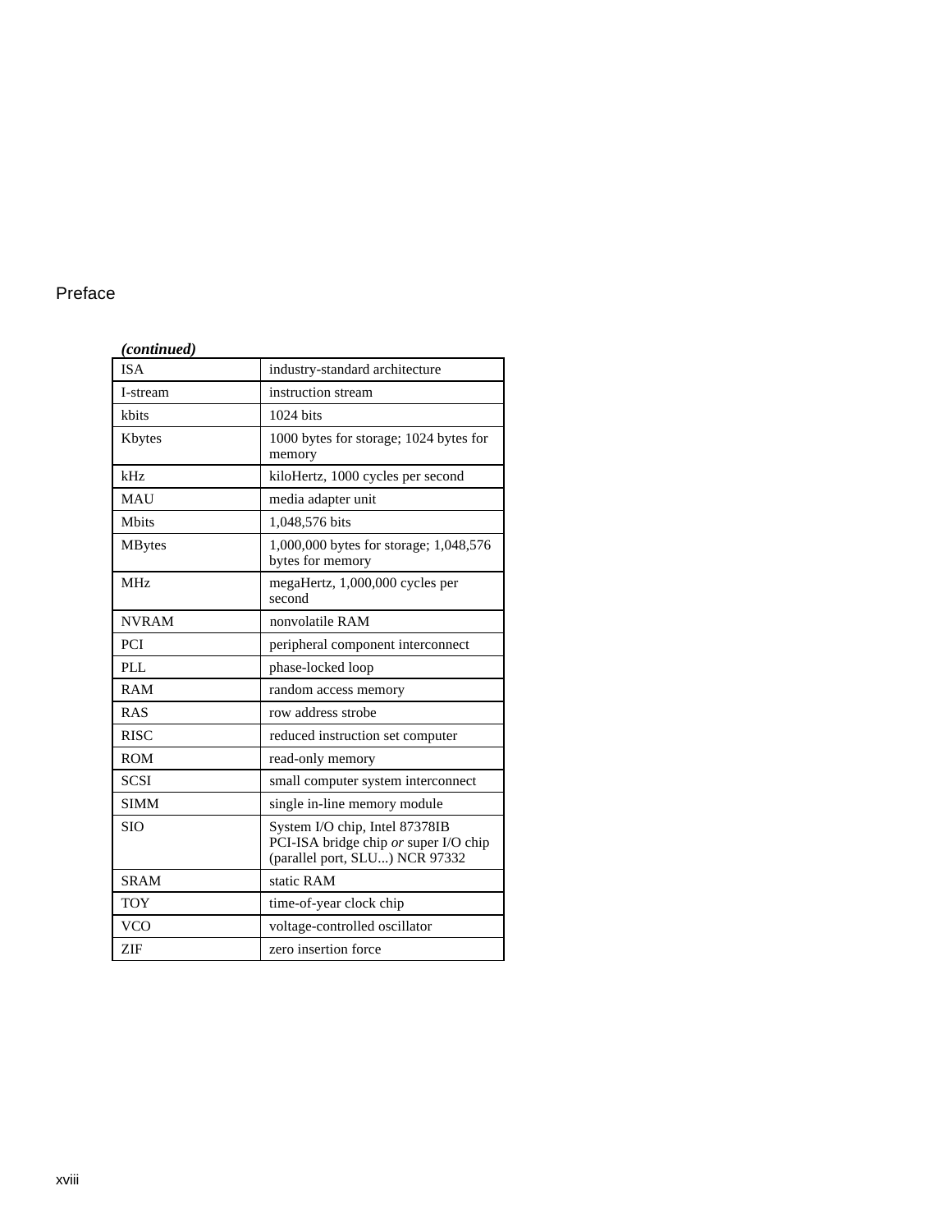*(continued)*

| | |
|---|---|
| ISA | industry-standard architecture |
| I-stream | instruction stream |
| kbits | 1024 bits |
| Kbytes | 1000 bytes for storage; 1024 bytes for memory |
| kHz | kiloHertz, 1000 cycles per second |
| MAU | media adapter unit |
| Mbits | 1,048,576 bits |
| MBytes | 1,000,000 bytes for storage; 1,048,576 bytes for memory |
| MHz | megaHertz, 1,000,000 cycles per second |
| NVRAM | nonvolatile RAM |
| PCI | peripheral component interconnect |
| PLL | phase-locked loop |
| RAM | random access memory |
| RAS | row address strobe |
| RISC | reduced instruction set computer |
| ROM | read-only memory |
| SCSI | small computer system interconnect |
| SIMM | single in-line memory module |
| SIO | System I/O chip, Intel 87378IB PCI-ISA bridge chip *or* super I/O chip (parallel port, SLU...) NCR 97332 |
| SRAM | static RAM |
| TOY | time-of-year clock chip |
| VCO | voltage-controlled oscillator |
| ZIF | zero insertion force |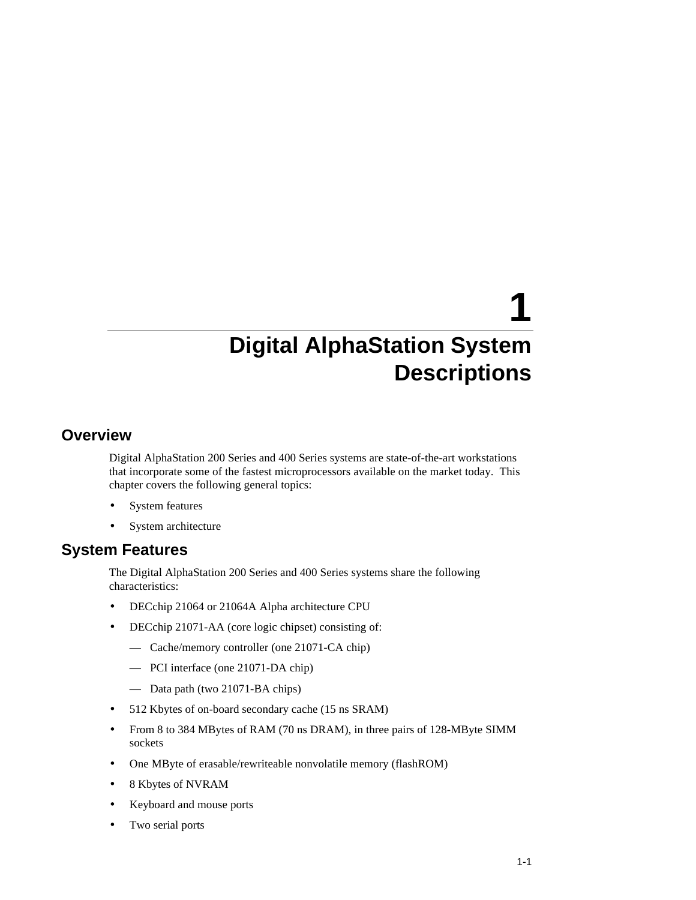# 1 Digital AlphaStation System Descriptions

## Overview

Digital AlphaStation 200 Series and 400 Series systems are state-of-the-art workstations that incorporate some of the fastest microprocessors available on the market today. This chapter covers the following general topics:

- System features
- System architecture

## System Features

The Digital AlphaStation 200 Series and 400 Series systems share the following characteristics:

- DECchip 21064 or 21064A Alpha architecture CPU
- DECchip 21071-AA (core logic chipset) consisting of:
  - — Cache/memory controller (one 21071-CA chip)
  - — PCI interface (one 21071-DA chip)
  - — Data path (two 21071-BA chips)
- 512 Kbytes of on-board secondary cache (15 ns SRAM)
- From 8 to 384 MBytes of RAM (70 ns DRAM), in three pairs of 128-MByte SIMM sockets
- One MByte of erasable/rewriteable nonvolatile memory (flashROM)
- 8 Kbytes of NVRAM
- Keyboard and mouse ports
- Two serial ports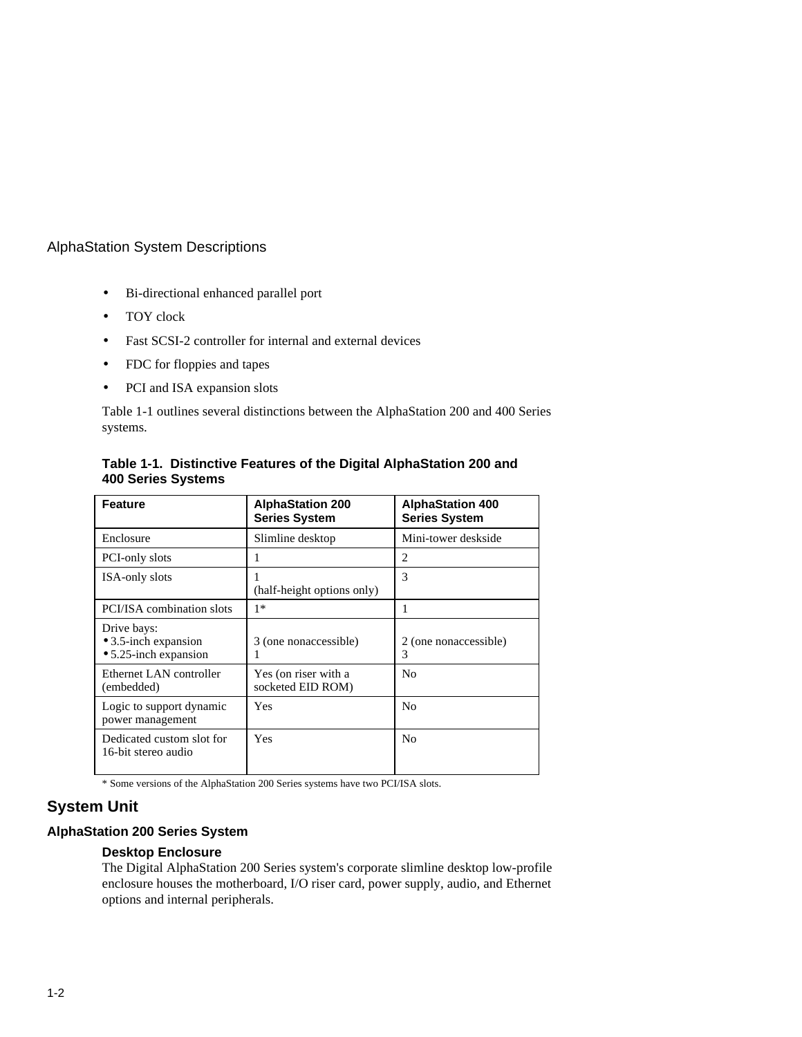- Bi-directional enhanced parallel port
- TOY clock
- Fast SCSI-2 controller for internal and external devices
- FDC for floppies and tapes
- PCI and ISA expansion slots

Table 1-1 outlines several distinctions between the AlphaStation 200 and 400 Series systems.

**Table 1-1. Distinctive Features of the Digital AlphaStation 200 and 400 Series Systems**

| Feature | AlphaStation 200 Series System | AlphaStation 400 Series System |
|---|---|---|
| Enclosure | Slimline desktop | Mini-tower deskside |
| PCI-only slots | 1 | 2 |
| ISA-only slots | 1 (half-height options only) | 3 |
| PCI/ISA combination slots | 1* | 1 |
| Drive bays:<br>• 3.5-inch expansion<br>• 5.25-inch expansion | <br>3 (one nonaccessible)<br>1 | <br>2 (one nonaccessible)<br>3 |
| Ethernet LAN controller (embedded) | Yes (on riser with a socketed EID ROM) | No |
| Logic to support dynamic power management | Yes | No |
| Dedicated custom slot for 16-bit stereo audio | Yes | No |

* Some versions of the AlphaStation 200 Series systems have two PCI/ISA slots.

## System Unit

### AlphaStation 200 Series System

#### Desktop Enclosure

The Digital AlphaStation 200 Series system's corporate slimline desktop low-profile enclosure houses the motherboard, I/O riser card, power supply, audio, and Ethernet options and internal peripherals.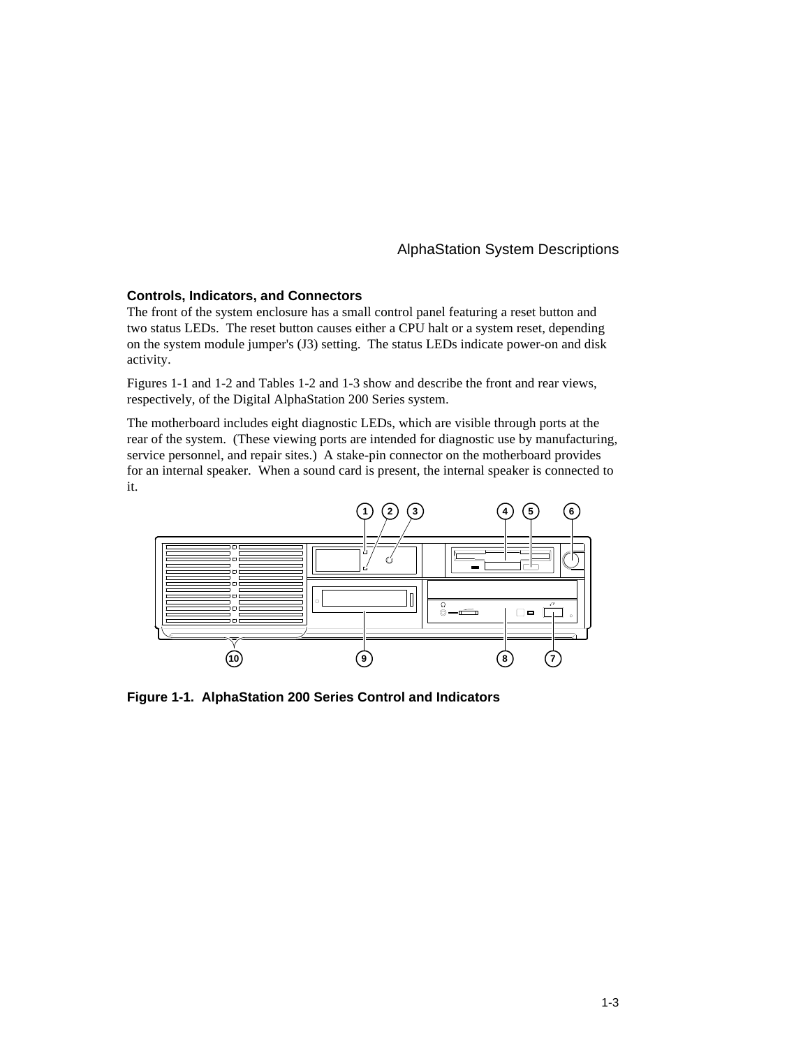### Controls, Indicators, and Connectors

The front of the system enclosure has a small control panel featuring a reset button and two status LEDs. The reset button causes either a CPU halt or a system reset, depending on the system module jumper's (J3) setting. The status LEDs indicate power-on and disk activity.

Figures 1-1 and 1-2 and Tables 1-2 and 1-3 show and describe the front and rear views, respectively, of the Digital AlphaStation 200 Series system.

The motherboard includes eight diagnostic LEDs, which are visible through ports at the rear of the system. (These viewing ports are intended for diagnostic use by manufacturing, service personnel, and repair sites.) A stake-pin connector on the motherboard provides for an internal speaker. When a sound card is present, the internal speaker is connected to it.

**Figure 1-1. AlphaStation 200 Series Control and Indicators**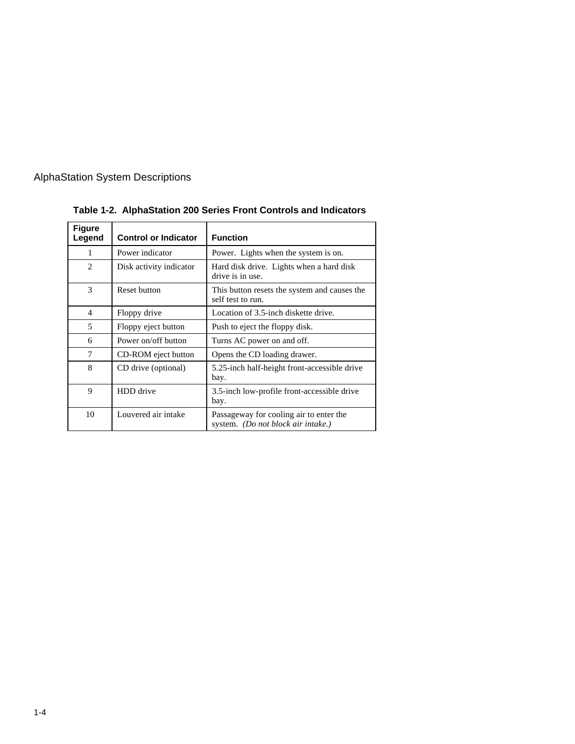**Table 1-2. AlphaStation 200 Series Front Controls and Indicators**

| Figure Legend | Control or Indicator | Function |
| --- | --- | --- |
| 1 | Power indicator | Power. Lights when the system is on. |
| 2 | Disk activity indicator | Hard disk drive. Lights when a hard disk drive is in use. |
| 3 | Reset button | This button resets the system and causes the self test to run. |
| 4 | Floppy drive | Location of 3.5-inch diskette drive. |
| 5 | Floppy eject button | Push to eject the floppy disk. |
| 6 | Power on/off button | Turns AC power on and off. |
| 7 | CD-ROM eject button | Opens the CD loading drawer. |
| 8 | CD drive (optional) | 5.25-inch half-height front-accessible drive bay. |
| 9 | HDD drive | 3.5-inch low-profile front-accessible drive bay. |
| 10 | Louvered air intake | Passageway for cooling air to enter the system. *(Do not block air intake.)* |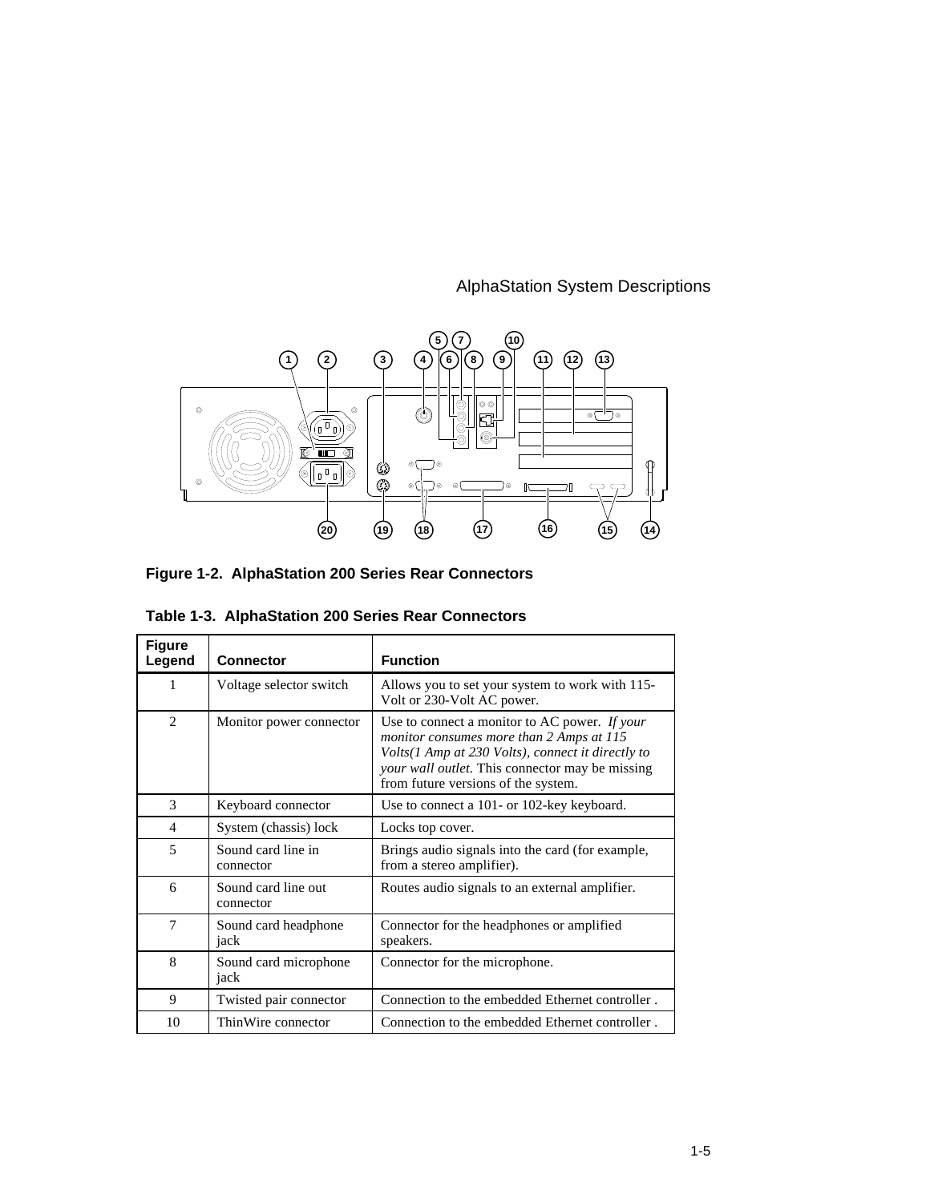**Figure 1-2. AlphaStation 200 Series Rear Connectors**

**Table 1-3. AlphaStation 200 Series Rear Connectors**

| Figure Legend | Connector | Function |
|---|---|---|
| 1 | Voltage selector switch | Allows you to set your system to work with 115-Volt or 230-Volt AC power. |
| 2 | Monitor power connector | Use to connect a monitor to AC power. *If your monitor consumes more than 2 Amps at 115 Volts(1 Amp at 230 Volts), connect it directly to your wall outlet.* This connector may be missing from future versions of the system. |
| 3 | Keyboard connector | Use to connect a 101- or 102-key keyboard. |
| 4 | System (chassis) lock | Locks top cover. |
| 5 | Sound card line in connector | Brings audio signals into the card (for example, from a stereo amplifier). |
| 6 | Sound card line out connector | Routes audio signals to an external amplifier. |
| 7 | Sound card headphone jack | Connector for the headphones or amplified speakers. |
| 8 | Sound card microphone jack | Connector for the microphone. |
| 9 | Twisted pair connector | Connection to the embedded Ethernet controller . |
| 10 | ThinWire connector | Connection to the embedded Ethernet controller . |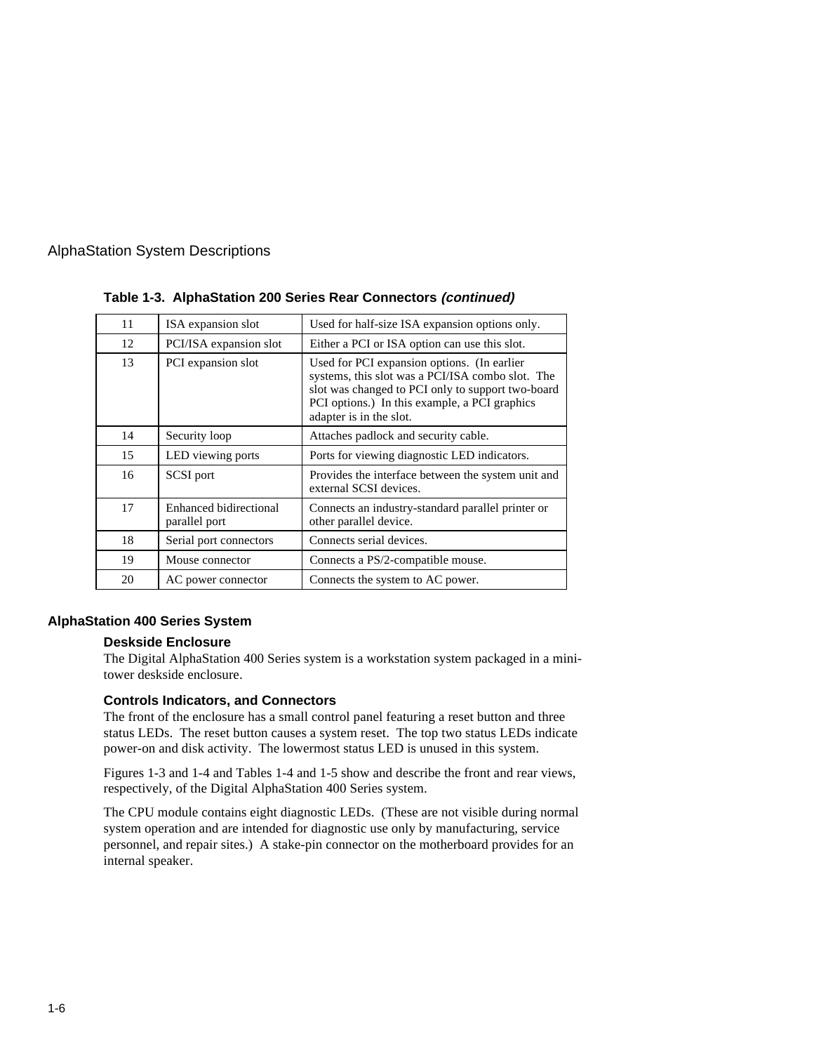**Table 1-3. AlphaStation 200 Series Rear Connectors *(continued)***

| | | |
|---|---|---|
| 11 | ISA expansion slot | Used for half-size ISA expansion options only. |
| 12 | PCI/ISA expansion slot | Either a PCI or ISA option can use this slot. |
| 13 | PCI expansion slot | Used for PCI expansion options. (In earlier systems, this slot was a PCI/ISA combo slot. The slot was changed to PCI only to support two-board PCI options.) In this example, a PCI graphics adapter is in the slot. |
| 14 | Security loop | Attaches padlock and security cable. |
| 15 | LED viewing ports | Ports for viewing diagnostic LED indicators. |
| 16 | SCSI port | Provides the interface between the system unit and external SCSI devices. |
| 17 | Enhanced bidirectional parallel port | Connects an industry-standard parallel printer or other parallel device. |
| 18 | Serial port connectors | Connects serial devices. |
| 19 | Mouse connector | Connects a PS/2-compatible mouse. |
| 20 | AC power connector | Connects the system to AC power. |

## AlphaStation 400 Series System

### Deskside Enclosure

The Digital AlphaStation 400 Series system is a workstation system packaged in a mini-tower deskside enclosure.

### Controls Indicators, and Connectors

The front of the enclosure has a small control panel featuring a reset button and three status LEDs. The reset button causes a system reset. The top two status LEDs indicate power-on and disk activity. The lowermost status LED is unused in this system.

Figures 1-3 and 1-4 and Tables 1-4 and 1-5 show and describe the front and rear views, respectively, of the Digital AlphaStation 400 Series system.

The CPU module contains eight diagnostic LEDs. (These are not visible during normal system operation and are intended for diagnostic use only by manufacturing, service personnel, and repair sites.) A stake-pin connector on the motherboard provides for an internal speaker.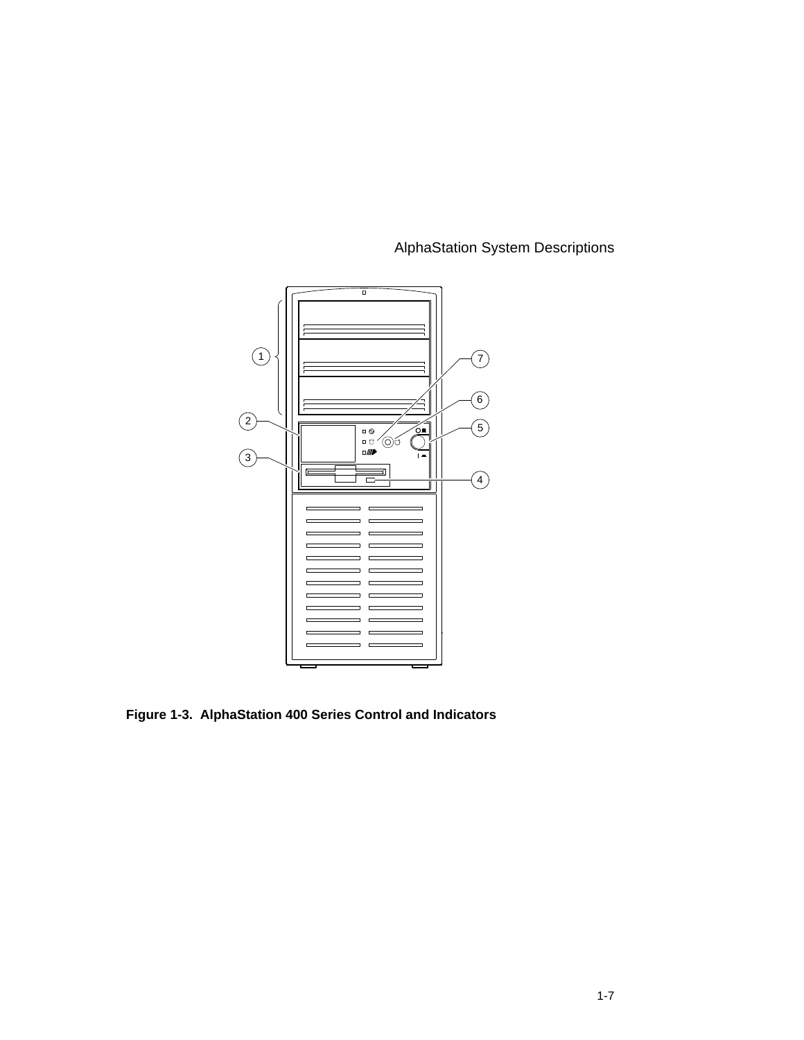**Figure 1-3. AlphaStation 400 Series Control and Indicators**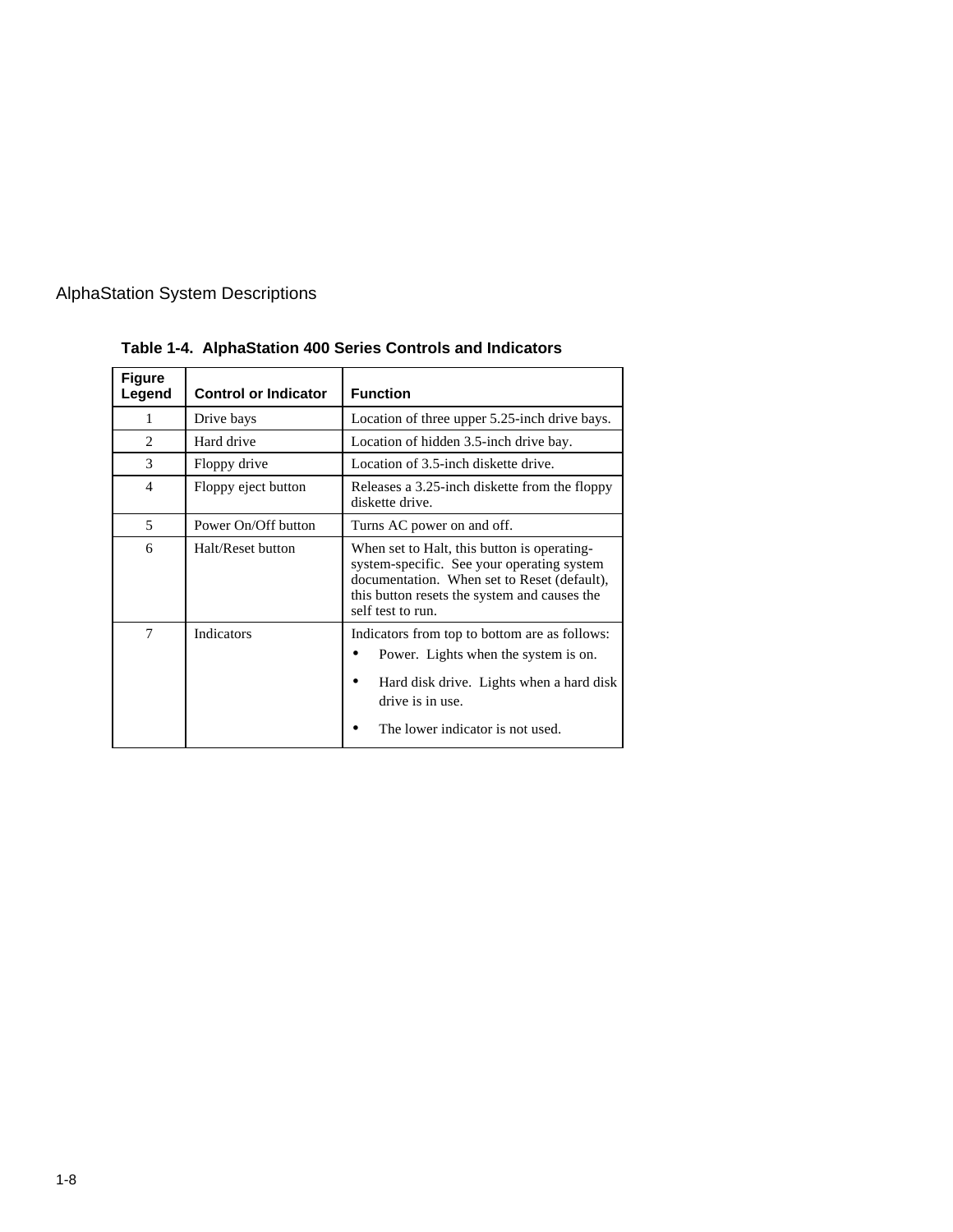**Table 1-4. AlphaStation 400 Series Controls and Indicators**

| Figure Legend | Control or Indicator | Function |
|---|---|---|
| 1 | Drive bays | Location of three upper 5.25-inch drive bays. |
| 2 | Hard drive | Location of hidden 3.5-inch drive bay. |
| 3 | Floppy drive | Location of 3.5-inch diskette drive. |
| 4 | Floppy eject button | Releases a 3.25-inch diskette from the floppy diskette drive. |
| 5 | Power On/Off button | Turns AC power on and off. |
| 6 | Halt/Reset button | When set to Halt, this button is operating-system-specific. See your operating system documentation. When set to Reset (default), this button resets the system and causes the self test to run. |
| 7 | Indicators | Indicators from top to bottom are as follows: • Power. Lights when the system is on. • Hard disk drive. Lights when a hard disk drive is in use. • The lower indicator is not used. |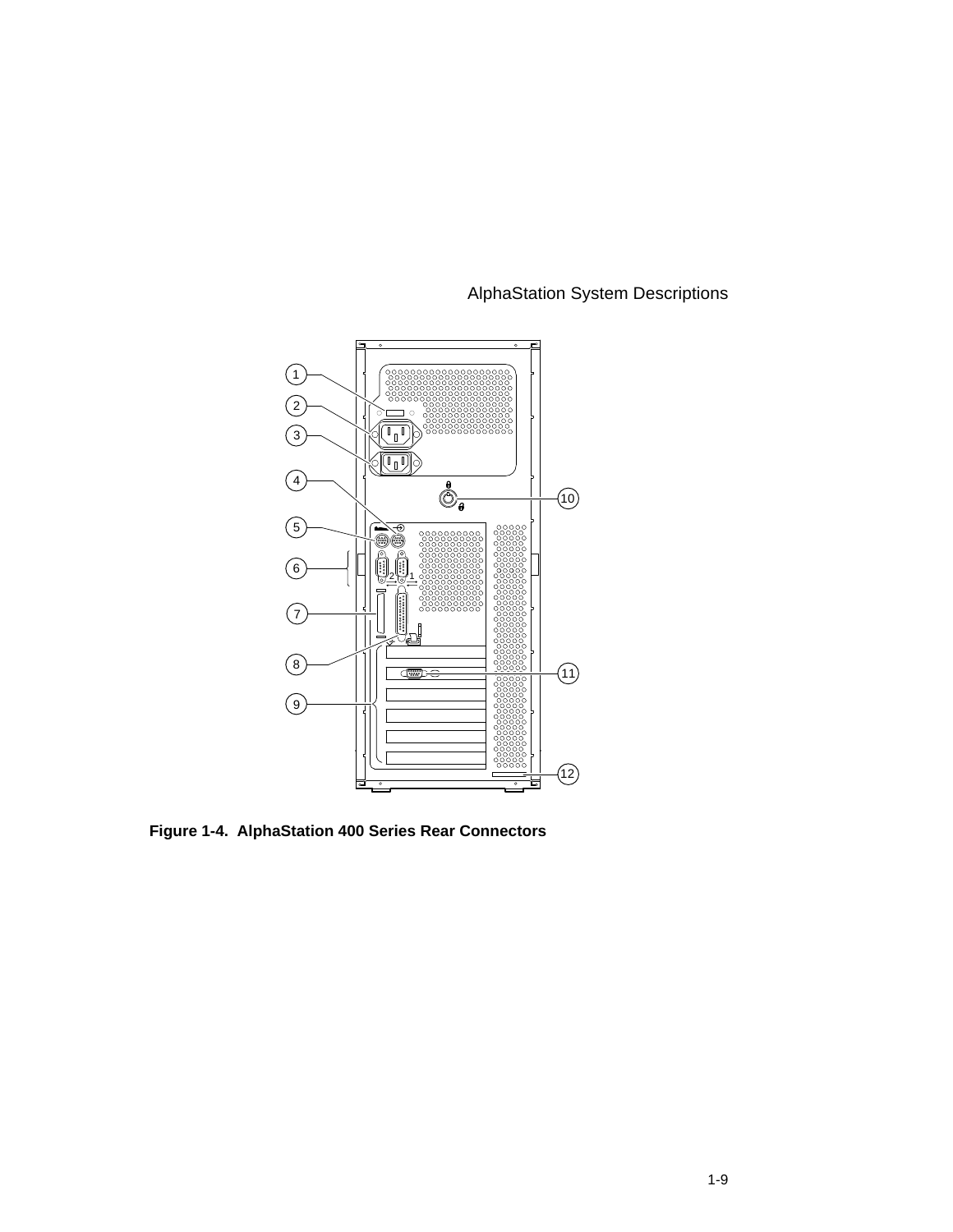Figure 1-4. AlphaStation 400 Series Rear Connectors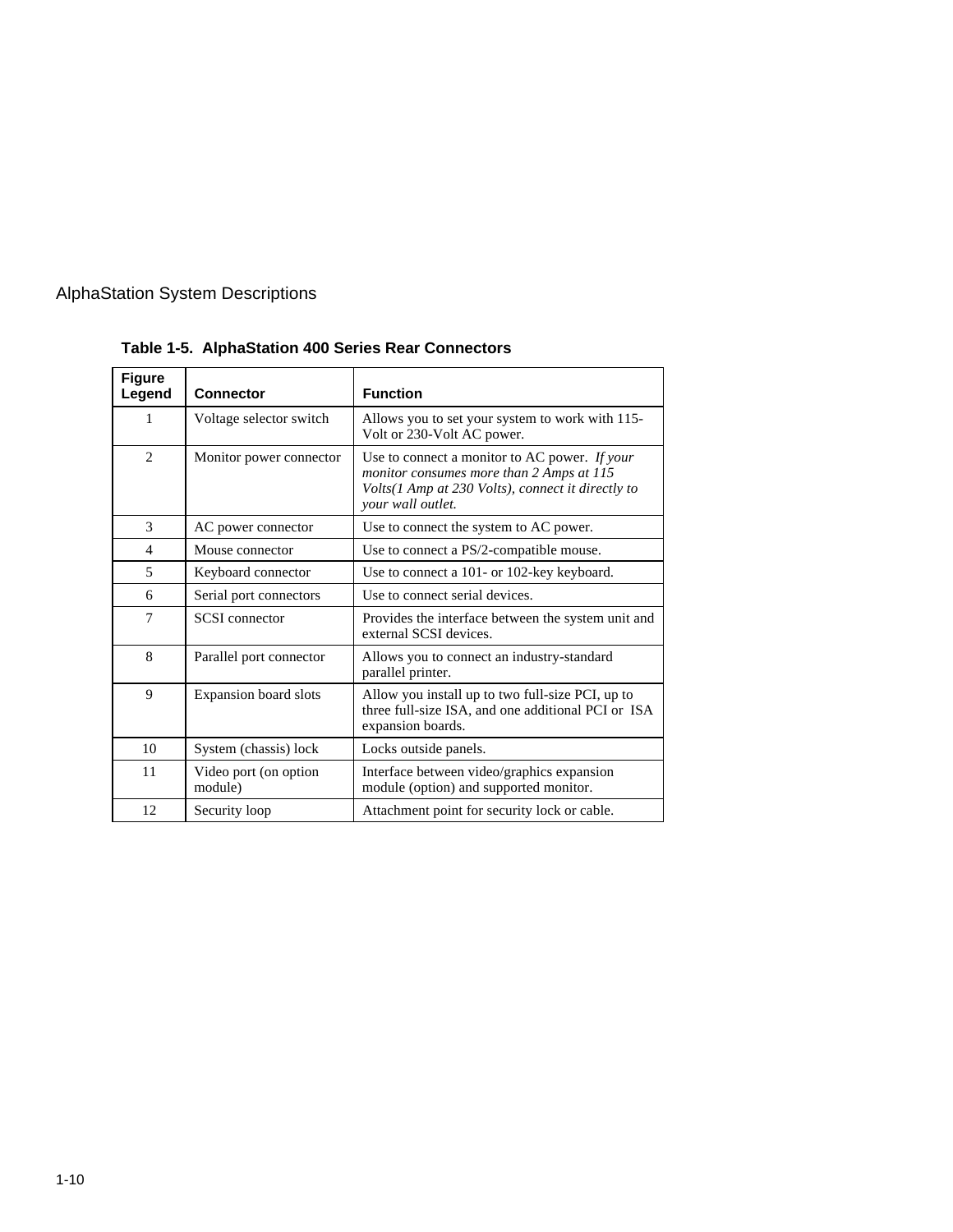**Table 1-5. AlphaStation 400 Series Rear Connectors**

| Figure Legend | Connector | Function |
|---|---|---|
| 1 | Voltage selector switch | Allows you to set your system to work with 115-Volt or 230-Volt AC power. |
| 2 | Monitor power connector | Use to connect a monitor to AC power. *If your monitor consumes more than 2 Amps at 115 Volts(1 Amp at 230 Volts), connect it directly to your wall outlet.* |
| 3 | AC power connector | Use to connect the system to AC power. |
| 4 | Mouse connector | Use to connect a PS/2-compatible mouse. |
| 5 | Keyboard connector | Use to connect a 101- or 102-key keyboard. |
| 6 | Serial port connectors | Use to connect serial devices. |
| 7 | SCSI connector | Provides the interface between the system unit and external SCSI devices. |
| 8 | Parallel port connector | Allows you to connect an industry-standard parallel printer. |
| 9 | Expansion board slots | Allow you install up to two full-size PCI, up to three full-size ISA, and one additional PCI or ISA expansion boards. |
| 10 | System (chassis) lock | Locks outside panels. |
| 11 | Video port (on option module) | Interface between video/graphics expansion module (option) and supported monitor. |
| 12 | Security loop | Attachment point for security lock or cable. |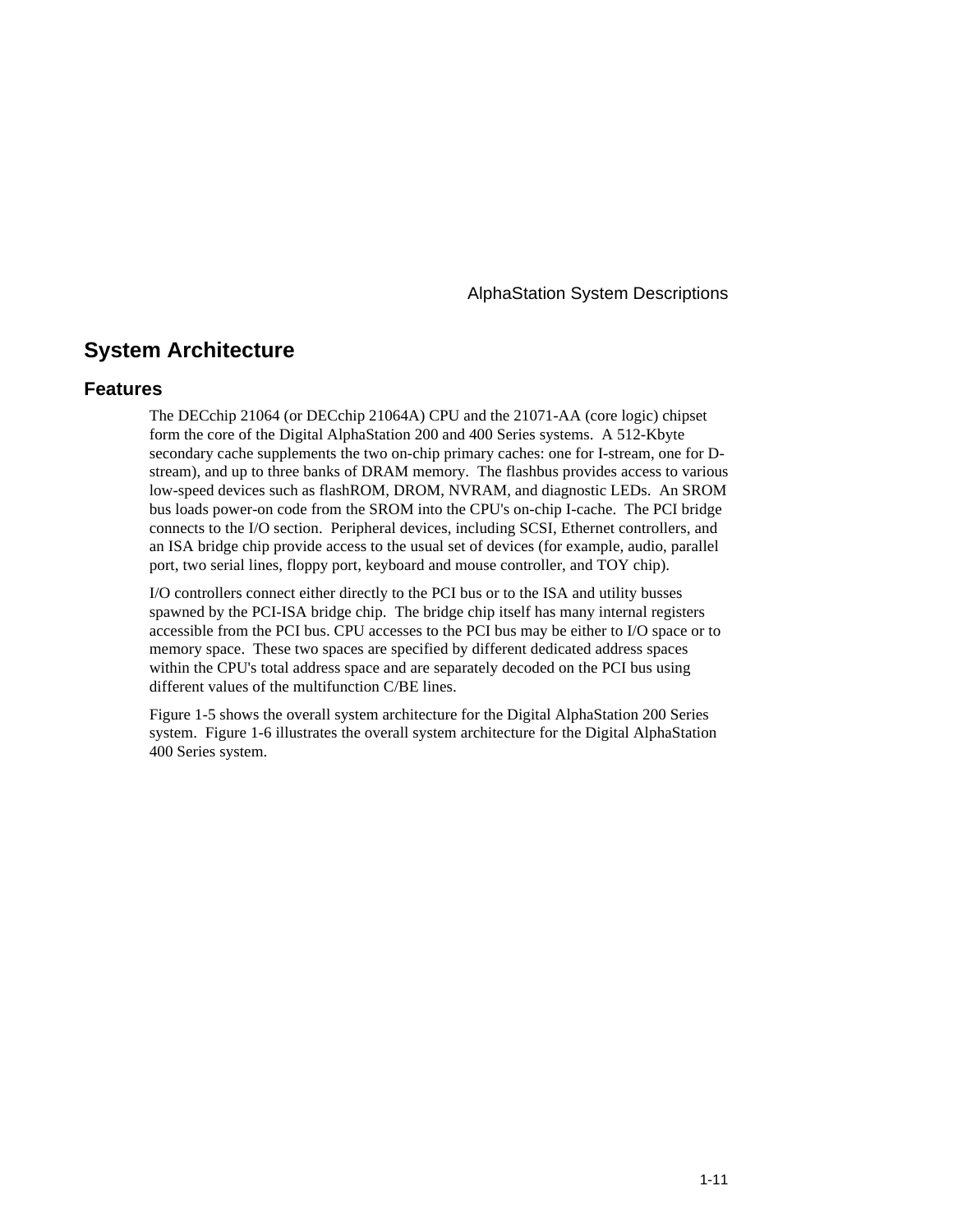## System Architecture

### Features

The DECchip 21064 (or DECchip 21064A) CPU and the 21071-AA (core logic) chipset form the core of the Digital AlphaStation 200 and 400 Series systems. A 512-Kbyte secondary cache supplements the two on-chip primary caches: one for I-stream, one for D-stream), and up to three banks of DRAM memory. The flashbus provides access to various low-speed devices such as flashROM, DROM, NVRAM, and diagnostic LEDs. An SROM bus loads power-on code from the SROM into the CPU's on-chip I-cache. The PCI bridge connects to the I/O section. Peripheral devices, including SCSI, Ethernet controllers, and an ISA bridge chip provide access to the usual set of devices (for example, audio, parallel port, two serial lines, floppy port, keyboard and mouse controller, and TOY chip).

I/O controllers connect either directly to the PCI bus or to the ISA and utility busses spawned by the PCI-ISA bridge chip. The bridge chip itself has many internal registers accessible from the PCI bus. CPU accesses to the PCI bus may be either to I/O space or to memory space. These two spaces are specified by different dedicated address spaces within the CPU's total address space and are separately decoded on the PCI bus using different values of the multifunction C/BE lines.

Figure 1-5 shows the overall system architecture for the Digital AlphaStation 200 Series system. Figure 1-6 illustrates the overall system architecture for the Digital AlphaStation 400 Series system.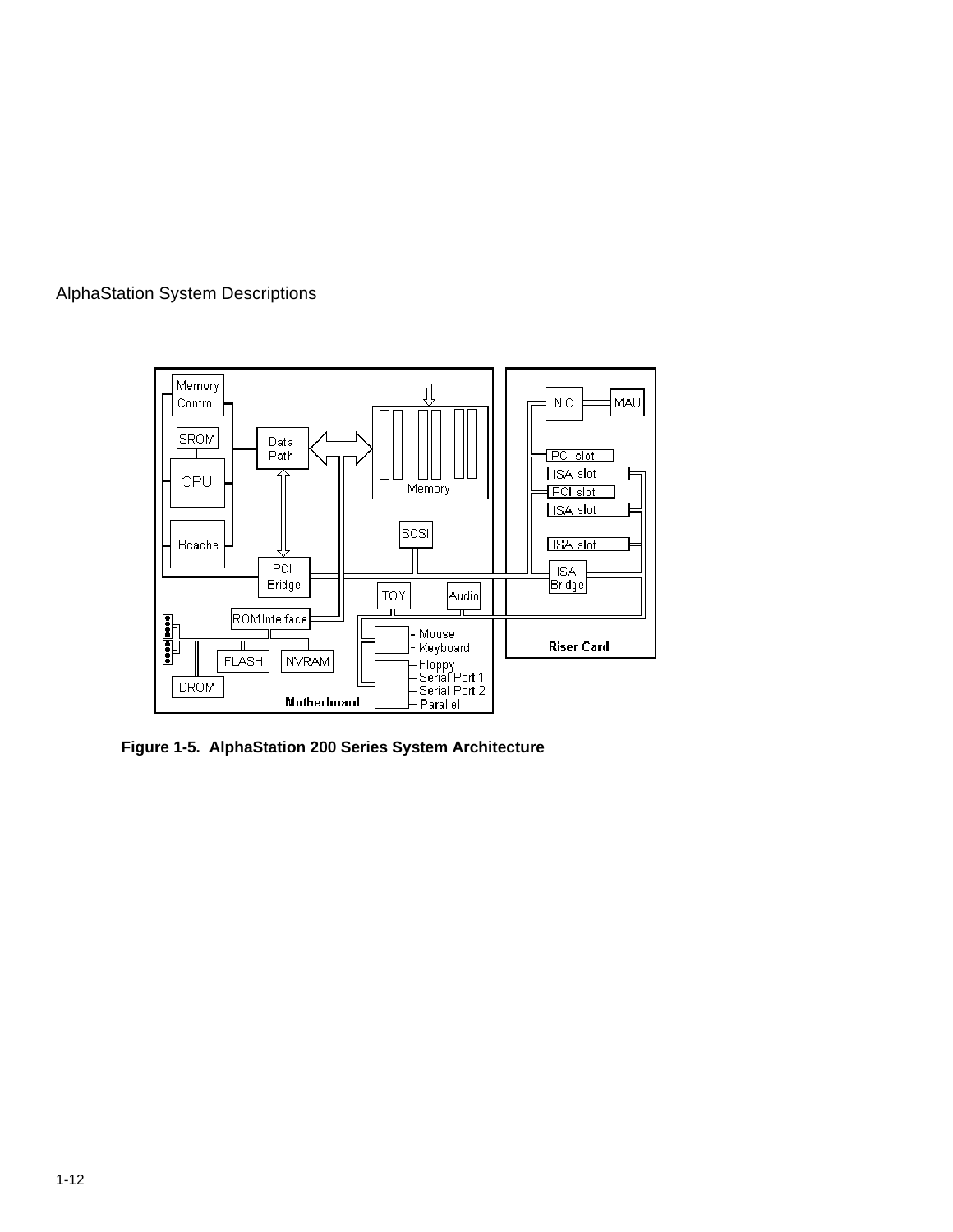Figure 1-5. AlphaStation 200 Series System Architecture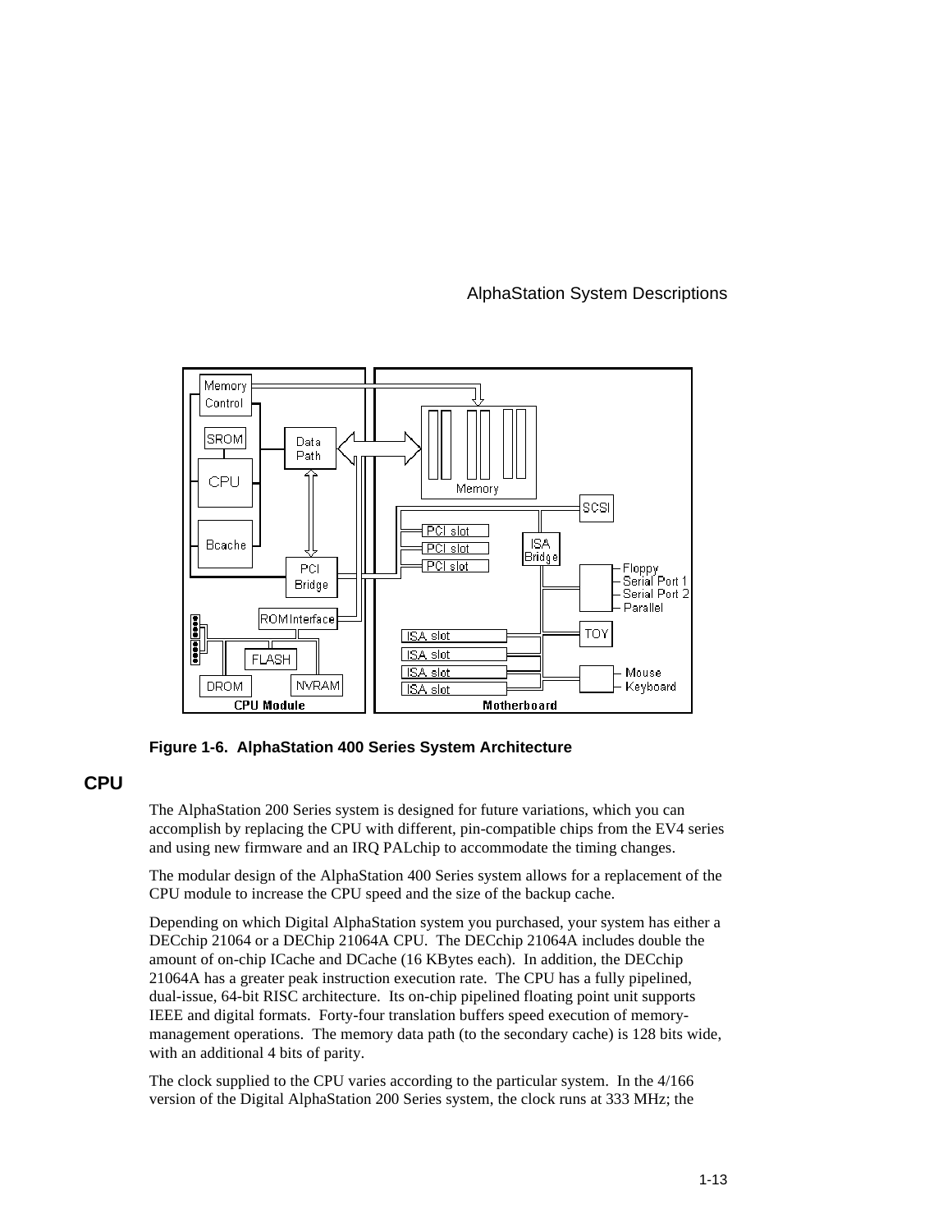Figure 1-6. AlphaStation 400 Series System Architecture

## CPU

The AlphaStation 200 Series system is designed for future variations, which you can accomplish by replacing the CPU with different, pin-compatible chips from the EV4 series and using new firmware and an IRQ PALchip to accommodate the timing changes.

The modular design of the AlphaStation 400 Series system allows for a replacement of the CPU module to increase the CPU speed and the size of the backup cache.

Depending on which Digital AlphaStation system you purchased, your system has either a DECchip 21064 or a DEChip 21064A CPU. The DECchip 21064A includes double the amount of on-chip ICache and DCache (16 KBytes each). In addition, the DECchip 21064A has a greater peak instruction execution rate. The CPU has a fully pipelined, dual-issue, 64-bit RISC architecture. Its on-chip pipelined floating point unit supports IEEE and digital formats. Forty-four translation buffers speed execution of memory-management operations. The memory data path (to the secondary cache) is 128 bits wide, with an additional 4 bits of parity.

The clock supplied to the CPU varies according to the particular system. In the 4/166 version of the Digital AlphaStation 200 Series system, the clock runs at 333 MHz; the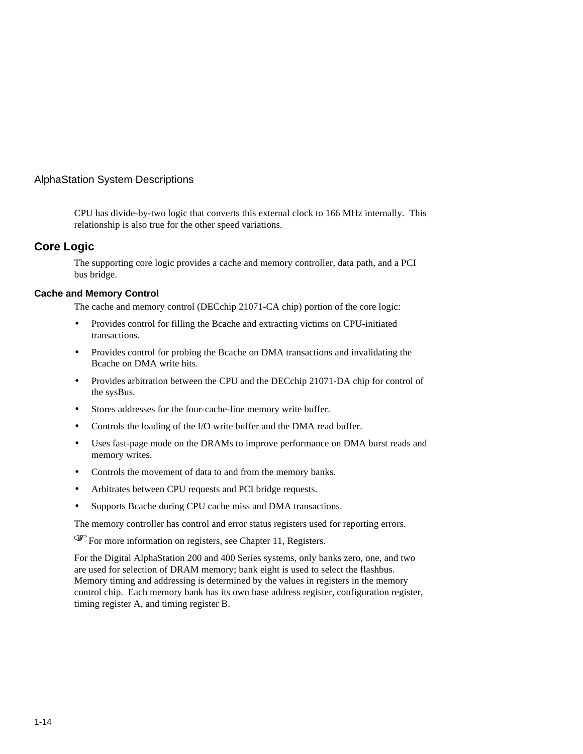CPU has divide-by-two logic that converts this external clock to 166 MHz internally. This relationship is also true for the other speed variations.

## Core Logic

The supporting core logic provides a cache and memory controller, data path, and a PCI bus bridge.

### Cache and Memory Control

The cache and memory control (DECchip 21071-CA chip) portion of the core logic:

- Provides control for filling the Bcache and extracting victims on CPU-initiated transactions.
- Provides control for probing the Bcache on DMA transactions and invalidating the Bcache on DMA write hits.
- Provides arbitration between the CPU and the DECchip 21071-DA chip for control of the sysBus.
- Stores addresses for the four-cache-line memory write buffer.
- Controls the loading of the I/O write buffer and the DMA read buffer.
- Uses fast-page mode on the DRAMs to improve performance on DMA burst reads and memory writes.
- Controls the movement of data to and from the memory banks.
- Arbitrates between CPU requests and PCI bridge requests.
- Supports Bcache during CPU cache miss and DMA transactions.

The memory controller has control and error status registers used for reporting errors.

☞For more information on registers, see Chapter 11, Registers.

For the Digital AlphaStation 200 and 400 Series systems, only banks zero, one, and two are used for selection of DRAM memory; bank eight is used to select the flashbus. Memory timing and addressing is determined by the values in registers in the memory control chip. Each memory bank has its own base address register, configuration register, timing register A, and timing register B.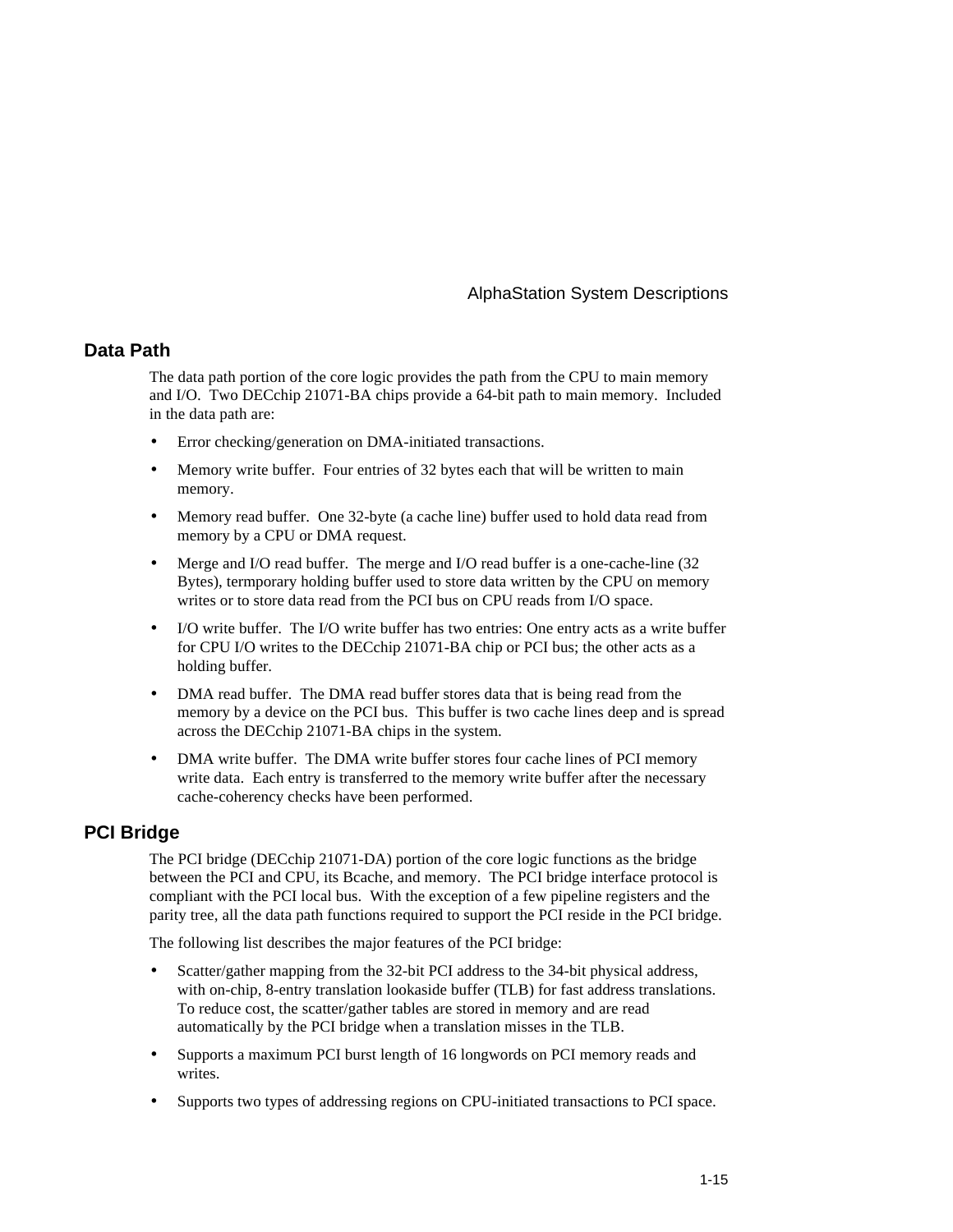## Data Path

The data path portion of the core logic provides the path from the CPU to main memory and I/O. Two DECchip 21071-BA chips provide a 64-bit path to main memory. Included in the data path are:

- Error checking/generation on DMA-initiated transactions.
- Memory write buffer. Four entries of 32 bytes each that will be written to main memory.
- Memory read buffer. One 32-byte (a cache line) buffer used to hold data read from memory by a CPU or DMA request.
- Merge and I/O read buffer. The merge and I/O read buffer is a one-cache-line (32 Bytes), termporary holding buffer used to store data written by the CPU on memory writes or to store data read from the PCI bus on CPU reads from I/O space.
- I/O write buffer. The I/O write buffer has two entries: One entry acts as a write buffer for CPU I/O writes to the DECchip 21071-BA chip or PCI bus; the other acts as a holding buffer.
- DMA read buffer. The DMA read buffer stores data that is being read from the memory by a device on the PCI bus. This buffer is two cache lines deep and is spread across the DECchip 21071-BA chips in the system.
- DMA write buffer. The DMA write buffer stores four cache lines of PCI memory write data. Each entry is transferred to the memory write buffer after the necessary cache-coherency checks have been performed.

## PCI Bridge

The PCI bridge (DECchip 21071-DA) portion of the core logic functions as the bridge between the PCI and CPU, its Bcache, and memory. The PCI bridge interface protocol is compliant with the PCI local bus. With the exception of a few pipeline registers and the parity tree, all the data path functions required to support the PCI reside in the PCI bridge.

The following list describes the major features of the PCI bridge:

- Scatter/gather mapping from the 32-bit PCI address to the 34-bit physical address, with on-chip, 8-entry translation lookaside buffer (TLB) for fast address translations. To reduce cost, the scatter/gather tables are stored in memory and are read automatically by the PCI bridge when a translation misses in the TLB.
- Supports a maximum PCI burst length of 16 longwords on PCI memory reads and writes.
- Supports two types of addressing regions on CPU-initiated transactions to PCI space.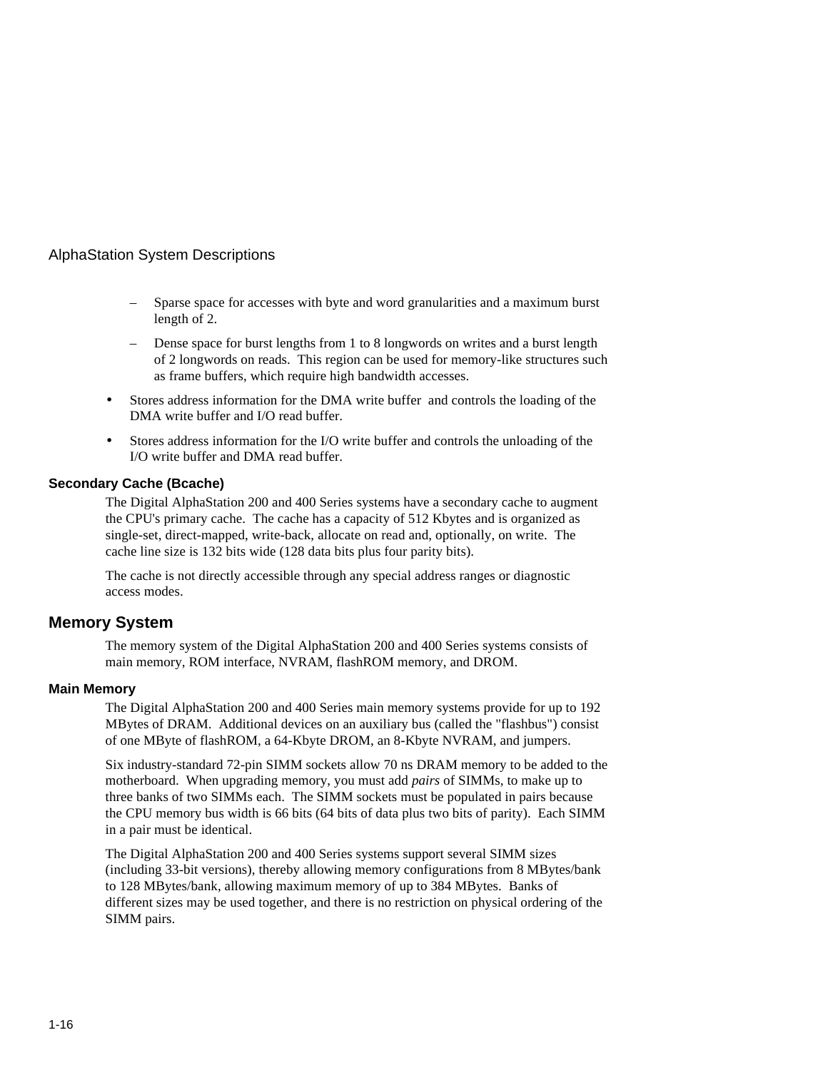- Sparse space for accesses with byte and word granularities and a maximum burst length of 2.
  - Dense space for burst lengths from 1 to 8 longwords on writes and a burst length of 2 longwords on reads. This region can be used for memory-like structures such as frame buffers, which require high bandwidth accesses.
- Stores address information for the DMA write buffer and controls the loading of the DMA write buffer and I/O read buffer.
- Stores address information for the I/O write buffer and controls the unloading of the I/O write buffer and DMA read buffer.

### Secondary Cache (Bcache)

The Digital AlphaStation 200 and 400 Series systems have a secondary cache to augment the CPU's primary cache. The cache has a capacity of 512 Kbytes and is organized as single-set, direct-mapped, write-back, allocate on read and, optionally, on write. The cache line size is 132 bits wide (128 data bits plus four parity bits).

The cache is not directly accessible through any special address ranges or diagnostic access modes.

## Memory System

The memory system of the Digital AlphaStation 200 and 400 Series systems consists of main memory, ROM interface, NVRAM, flashROM memory, and DROM.

### Main Memory

The Digital AlphaStation 200 and 400 Series main memory systems provide for up to 192 MBytes of DRAM. Additional devices on an auxiliary bus (called the "flashbus") consist of one MByte of flashROM, a 64-Kbyte DROM, an 8-Kbyte NVRAM, and jumpers.

Six industry-standard 72-pin SIMM sockets allow 70 ns DRAM memory to be added to the motherboard. When upgrading memory, you must add *pairs* of SIMMs, to make up to three banks of two SIMMs each. The SIMM sockets must be populated in pairs because the CPU memory bus width is 66 bits (64 bits of data plus two bits of parity). Each SIMM in a pair must be identical.

The Digital AlphaStation 200 and 400 Series systems support several SIMM sizes (including 33-bit versions), thereby allowing memory configurations from 8 MBytes/bank to 128 MBytes/bank, allowing maximum memory of up to 384 MBytes. Banks of different sizes may be used together, and there is no restriction on physical ordering of the SIMM pairs.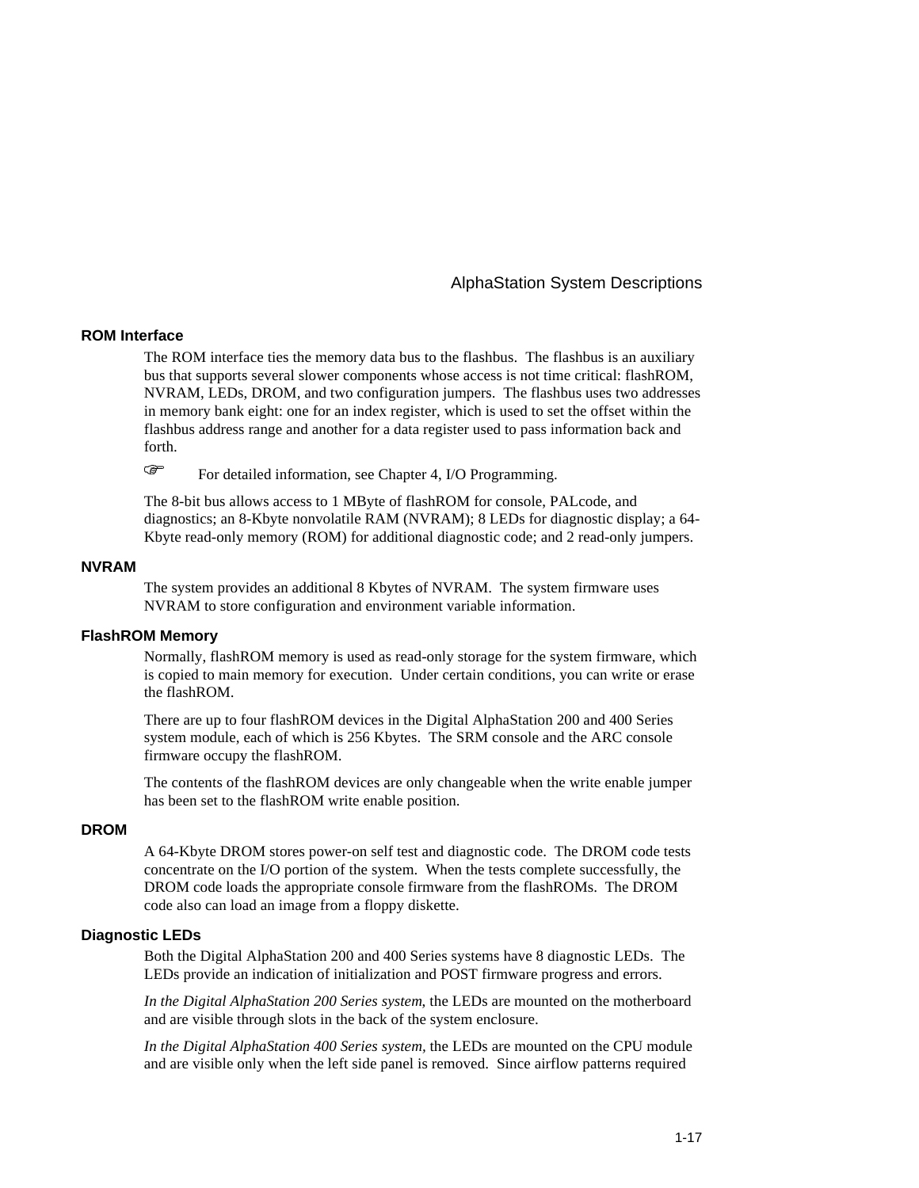### ROM Interface

The ROM interface ties the memory data bus to the flashbus. The flashbus is an auxiliary bus that supports several slower components whose access is not time critical: flashROM, NVRAM, LEDs, DROM, and two configuration jumpers. The flashbus uses two addresses in memory bank eight: one for an index register, which is used to set the offset within the flashbus address range and another for a data register used to pass information back and forth.

☞ For detailed information, see Chapter 4, I/O Programming.

The 8-bit bus allows access to 1 MByte of flashROM for console, PALcode, and diagnostics; an 8-Kbyte nonvolatile RAM (NVRAM); 8 LEDs for diagnostic display; a 64-Kbyte read-only memory (ROM) for additional diagnostic code; and 2 read-only jumpers.

### NVRAM

The system provides an additional 8 Kbytes of NVRAM. The system firmware uses NVRAM to store configuration and environment variable information.

### FlashROM Memory

Normally, flashROM memory is used as read-only storage for the system firmware, which is copied to main memory for execution. Under certain conditions, you can write or erase the flashROM.

There are up to four flashROM devices in the Digital AlphaStation 200 and 400 Series system module, each of which is 256 Kbytes. The SRM console and the ARC console firmware occupy the flashROM.

The contents of the flashROM devices are only changeable when the write enable jumper has been set to the flashROM write enable position.

### DROM

A 64-Kbyte DROM stores power-on self test and diagnostic code. The DROM code tests concentrate on the I/O portion of the system. When the tests complete successfully, the DROM code loads the appropriate console firmware from the flashROMs. The DROM code also can load an image from a floppy diskette.

### Diagnostic LEDs

Both the Digital AlphaStation 200 and 400 Series systems have 8 diagnostic LEDs. The LEDs provide an indication of initialization and POST firmware progress and errors.

*In the Digital AlphaStation 200 Series system*, the LEDs are mounted on the motherboard and are visible through slots in the back of the system enclosure.

*In the Digital AlphaStation 400 Series system*, the LEDs are mounted on the CPU module and are visible only when the left side panel is removed. Since airflow patterns required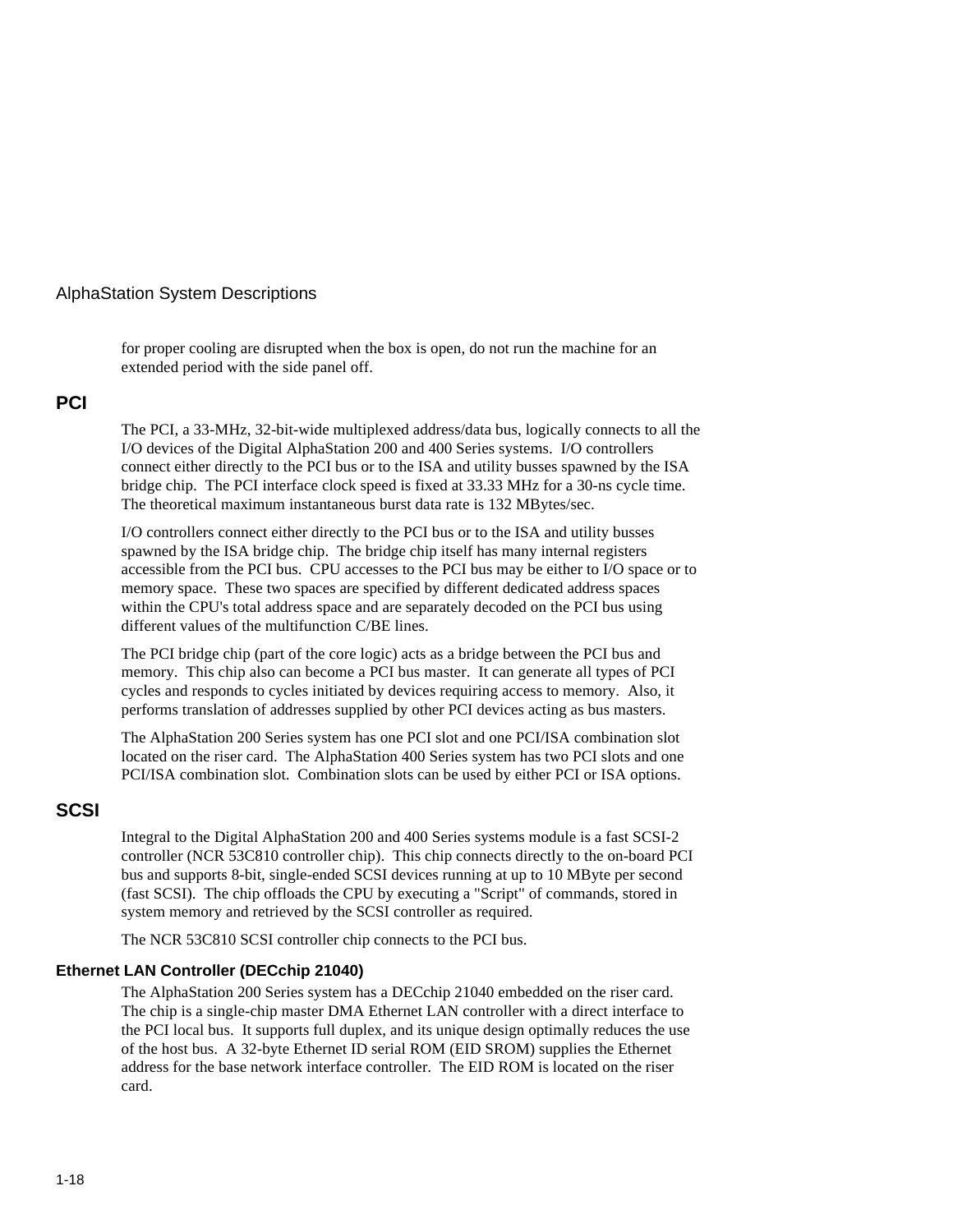for proper cooling are disrupted when the box is open, do not run the machine for an extended period with the side panel off.

## PCI

The PCI, a 33-MHz, 32-bit-wide multiplexed address/data bus, logically connects to all the I/O devices of the Digital AlphaStation 200 and 400 Series systems. I/O controllers connect either directly to the PCI bus or to the ISA and utility busses spawned by the ISA bridge chip. The PCI interface clock speed is fixed at 33.33 MHz for a 30-ns cycle time. The theoretical maximum instantaneous burst data rate is 132 MBytes/sec.

I/O controllers connect either directly to the PCI bus or to the ISA and utility busses spawned by the ISA bridge chip. The bridge chip itself has many internal registers accessible from the PCI bus. CPU accesses to the PCI bus may be either to I/O space or to memory space. These two spaces are specified by different dedicated address spaces within the CPU's total address space and are separately decoded on the PCI bus using different values of the multifunction C/BE lines.

The PCI bridge chip (part of the core logic) acts as a bridge between the PCI bus and memory. This chip also can become a PCI bus master. It can generate all types of PCI cycles and responds to cycles initiated by devices requiring access to memory. Also, it performs translation of addresses supplied by other PCI devices acting as bus masters.

The AlphaStation 200 Series system has one PCI slot and one PCI/ISA combination slot located on the riser card. The AlphaStation 400 Series system has two PCI slots and one PCI/ISA combination slot. Combination slots can be used by either PCI or ISA options.

## SCSI

Integral to the Digital AlphaStation 200 and 400 Series systems module is a fast SCSI-2 controller (NCR 53C810 controller chip). This chip connects directly to the on-board PCI bus and supports 8-bit, single-ended SCSI devices running at up to 10 MByte per second (fast SCSI). The chip offloads the CPU by executing a "Script" of commands, stored in system memory and retrieved by the SCSI controller as required.

The NCR 53C810 SCSI controller chip connects to the PCI bus.

### Ethernet LAN Controller (DECchip 21040)

The AlphaStation 200 Series system has a DECchip 21040 embedded on the riser card. The chip is a single-chip master DMA Ethernet LAN controller with a direct interface to the PCI local bus. It supports full duplex, and its unique design optimally reduces the use of the host bus. A 32-byte Ethernet ID serial ROM (EID SROM) supplies the Ethernet address for the base network interface controller. The EID ROM is located on the riser card.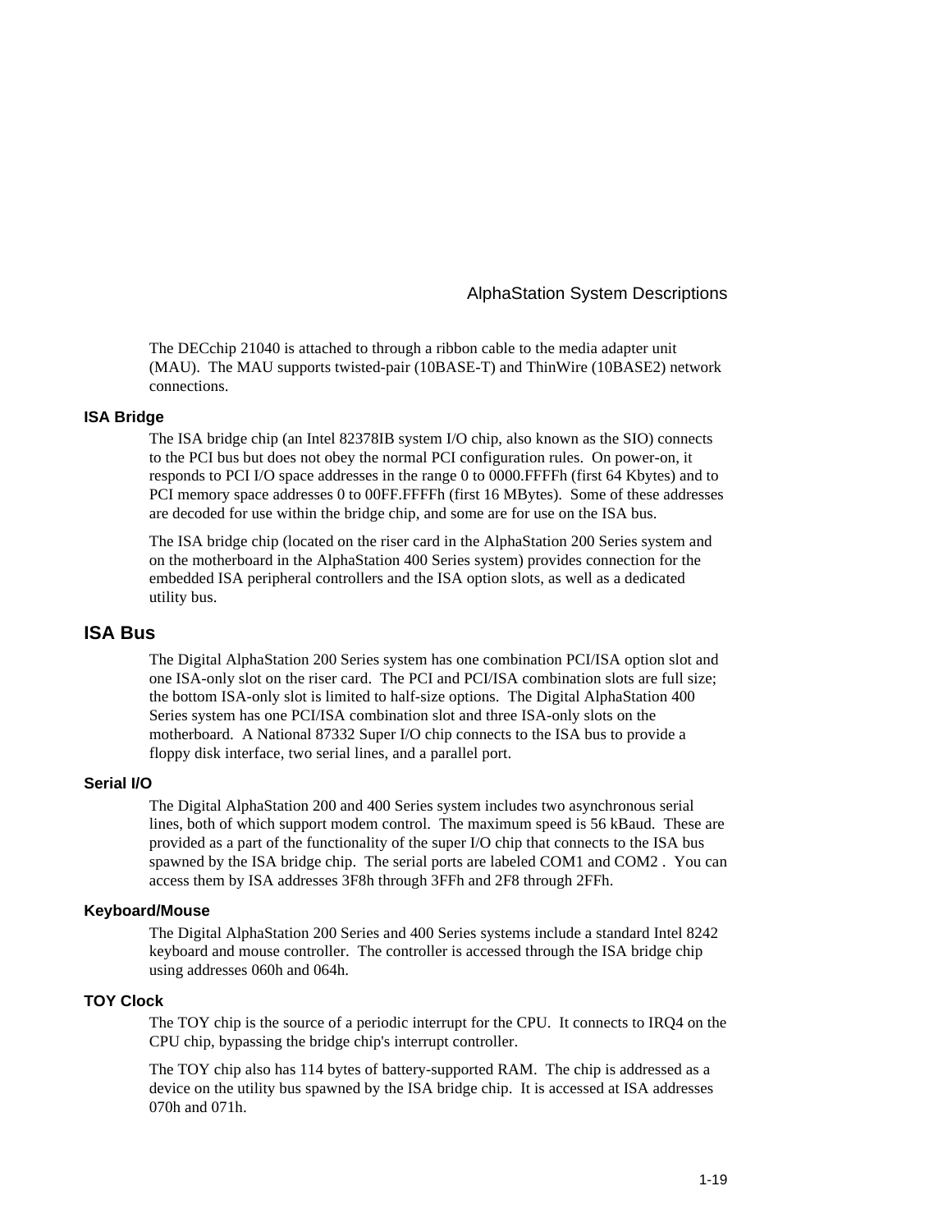The DECchip 21040 is attached to through a ribbon cable to the media adapter unit (MAU). The MAU supports twisted-pair (10BASE-T) and ThinWire (10BASE2) network connections.

### ISA Bridge

The ISA bridge chip (an Intel 82378IB system I/O chip, also known as the SIO) connects to the PCI bus but does not obey the normal PCI configuration rules. On power-on, it responds to PCI I/O space addresses in the range 0 to 0000.FFFFh (first 64 Kbytes) and to PCI memory space addresses 0 to 00FF.FFFFh (first 16 MBytes). Some of these addresses are decoded for use within the bridge chip, and some are for use on the ISA bus.

The ISA bridge chip (located on the riser card in the AlphaStation 200 Series system and on the motherboard in the AlphaStation 400 Series system) provides connection for the embedded ISA peripheral controllers and the ISA option slots, as well as a dedicated utility bus.

## ISA Bus

The Digital AlphaStation 200 Series system has one combination PCI/ISA option slot and one ISA-only slot on the riser card. The PCI and PCI/ISA combination slots are full size; the bottom ISA-only slot is limited to half-size options. The Digital AlphaStation 400 Series system has one PCI/ISA combination slot and three ISA-only slots on the motherboard. A National 87332 Super I/O chip connects to the ISA bus to provide a floppy disk interface, two serial lines, and a parallel port.

### Serial I/O

The Digital AlphaStation 200 and 400 Series system includes two asynchronous serial lines, both of which support modem control. The maximum speed is 56 kBaud. These are provided as a part of the functionality of the super I/O chip that connects to the ISA bus spawned by the ISA bridge chip. The serial ports are labeled COM1 and COM2 . You can access them by ISA addresses 3F8h through 3FFh and 2F8 through 2FFh.

### Keyboard/Mouse

The Digital AlphaStation 200 Series and 400 Series systems include a standard Intel 8242 keyboard and mouse controller. The controller is accessed through the ISA bridge chip using addresses 060h and 064h.

### TOY Clock

The TOY chip is the source of a periodic interrupt for the CPU. It connects to IRQ4 on the CPU chip, bypassing the bridge chip's interrupt controller.

The TOY chip also has 114 bytes of battery-supported RAM. The chip is addressed as a device on the utility bus spawned by the ISA bridge chip. It is accessed at ISA addresses 070h and 071h.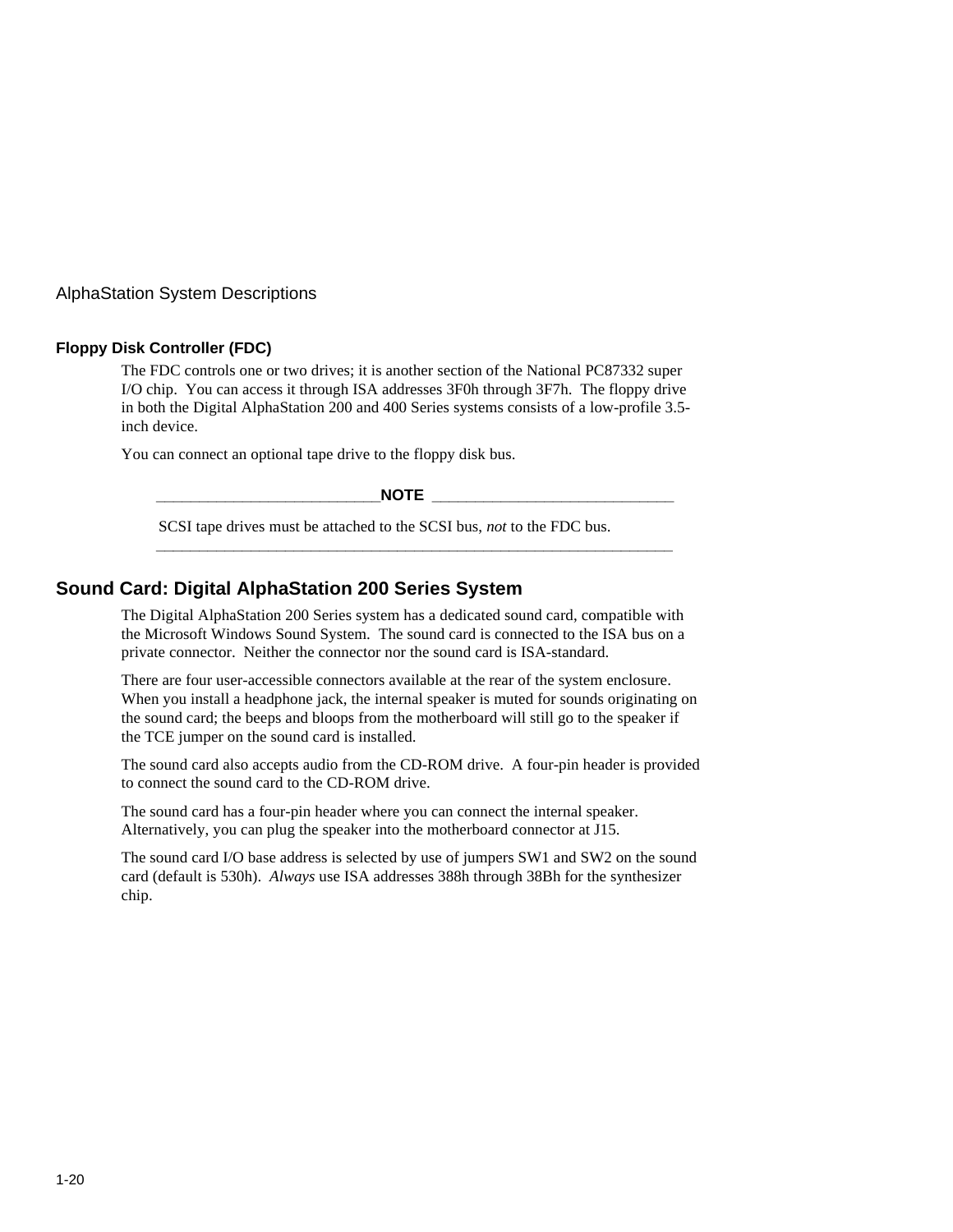### Floppy Disk Controller (FDC)

The FDC controls one or two drives; it is another section of the National PC87332 super I/O chip. You can access it through ISA addresses 3F0h through 3F7h. The floppy drive in both the Digital AlphaStation 200 and 400 Series systems consists of a low-profile 3.5-inch device.

You can connect an optional tape drive to the floppy disk bus.

---

**NOTE**

SCSI tape drives must be attached to the SCSI bus, *not* to the FDC bus.

---

## Sound Card: Digital AlphaStation 200 Series System

The Digital AlphaStation 200 Series system has a dedicated sound card, compatible with the Microsoft Windows Sound System. The sound card is connected to the ISA bus on a private connector. Neither the connector nor the sound card is ISA-standard.

There are four user-accessible connectors available at the rear of the system enclosure. When you install a headphone jack, the internal speaker is muted for sounds originating on the sound card; the beeps and bloops from the motherboard will still go to the speaker if the TCE jumper on the sound card is installed.

The sound card also accepts audio from the CD-ROM drive. A four-pin header is provided to connect the sound card to the CD-ROM drive.

The sound card has a four-pin header where you can connect the internal speaker. Alternatively, you can plug the speaker into the motherboard connector at J15.

The sound card I/O base address is selected by use of jumpers SW1 and SW2 on the sound card (default is 530h). *Always* use ISA addresses 388h through 38Bh for the synthesizer chip.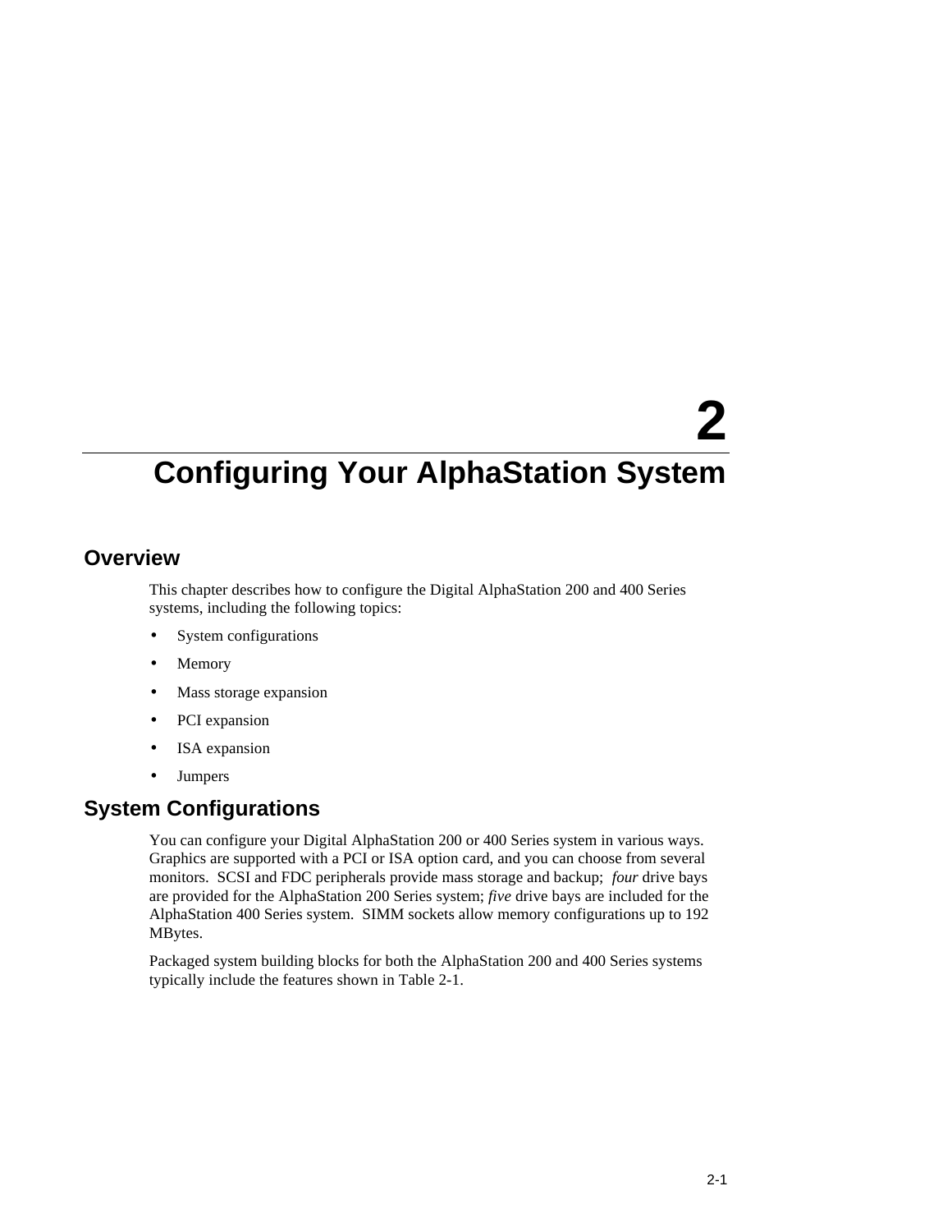# 2 Configuring Your AlphaStation System

## Overview

This chapter describes how to configure the Digital AlphaStation 200 and 400 Series systems, including the following topics:

- System configurations
- Memory
- Mass storage expansion
- PCI expansion
- ISA expansion
- Jumpers

## System Configurations

You can configure your Digital AlphaStation 200 or 400 Series system in various ways. Graphics are supported with a PCI or ISA option card, and you can choose from several monitors. SCSI and FDC peripherals provide mass storage and backup; *four* drive bays are provided for the AlphaStation 200 Series system; *five* drive bays are included for the AlphaStation 400 Series system. SIMM sockets allow memory configurations up to 192 MBytes.

Packaged system building blocks for both the AlphaStation 200 and 400 Series systems typically include the features shown in Table 2-1.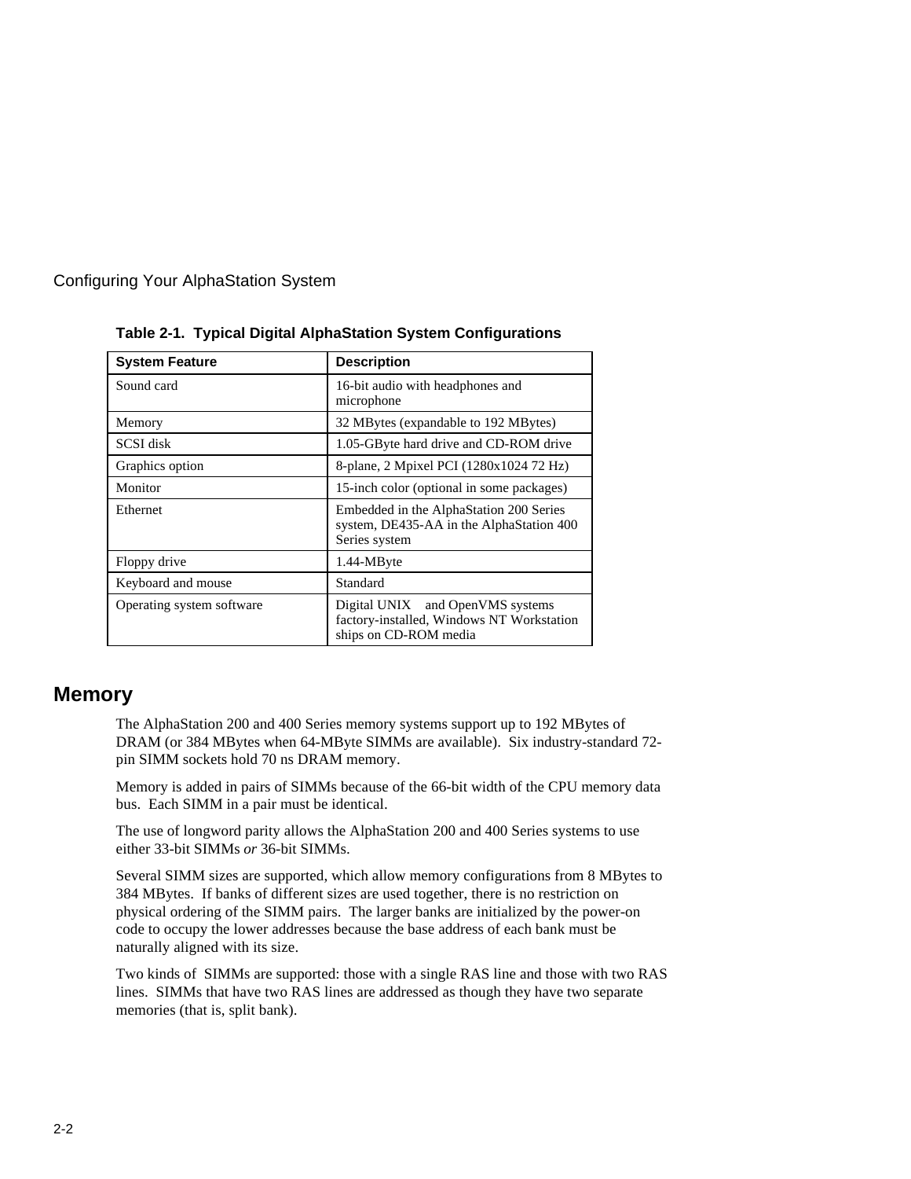**Table 2-1. Typical Digital AlphaStation System Configurations**

| System Feature | Description |
|---|---|
| Sound card | 16-bit audio with headphones and microphone |
| Memory | 32 MBytes (expandable to 192 MBytes) |
| SCSI disk | 1.05-GByte hard drive and CD-ROM drive |
| Graphics option | 8-plane, 2 Mpixel PCI (1280x1024 72 Hz) |
| Monitor | 15-inch color (optional in some packages) |
| Ethernet | Embedded in the AlphaStation 200 Series system, DE435-AA in the AlphaStation 400 Series system |
| Floppy drive | 1.44-MByte |
| Keyboard and mouse | Standard |
| Operating system software | Digital UNIX and OpenVMS systems factory-installed, Windows NT Workstation ships on CD-ROM media |

## Memory

The AlphaStation 200 and 400 Series memory systems support up to 192 MBytes of DRAM (or 384 MBytes when 64-MByte SIMMs are available). Six industry-standard 72-pin SIMM sockets hold 70 ns DRAM memory.

Memory is added in pairs of SIMMs because of the 66-bit width of the CPU memory data bus. Each SIMM in a pair must be identical.

The use of longword parity allows the AlphaStation 200 and 400 Series systems to use either 33-bit SIMMs *or* 36-bit SIMMs.

Several SIMM sizes are supported, which allow memory configurations from 8 MBytes to 384 MBytes. If banks of different sizes are used together, there is no restriction on physical ordering of the SIMM pairs. The larger banks are initialized by the power-on code to occupy the lower addresses because the base address of each bank must be naturally aligned with its size.

Two kinds of SIMMs are supported: those with a single RAS line and those with two RAS lines. SIMMs that have two RAS lines are addressed as though they have two separate memories (that is, split bank).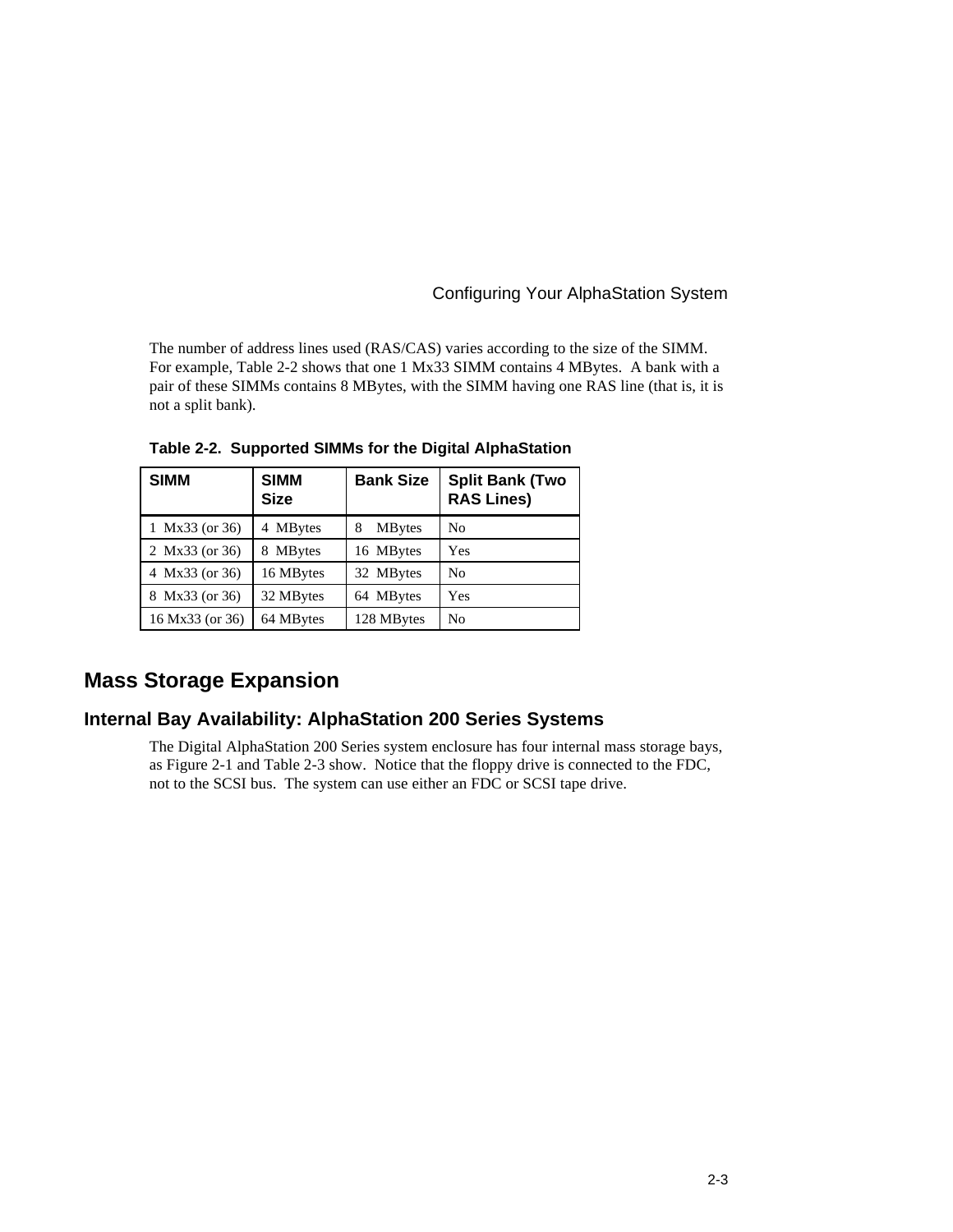The number of address lines used (RAS/CAS) varies according to the size of the SIMM. For example, Table 2-2 shows that one 1 Mx33 SIMM contains 4 MBytes. A bank with a pair of these SIMMs contains 8 MBytes, with the SIMM having one RAS line (that is, it is not a split bank).

**Table 2-2. Supported SIMMs for the Digital AlphaStation**

| SIMM | SIMM Size | Bank Size | Split Bank (Two RAS Lines) |
|---|---|---|---|
| 1 Mx33 (or 36) | 4 MBytes | 8 MBytes | No |
| 2 Mx33 (or 36) | 8 MBytes | 16 MBytes | Yes |
| 4 Mx33 (or 36) | 16 MBytes | 32 MBytes | No |
| 8 Mx33 (or 36) | 32 MBytes | 64 MBytes | Yes |
| 16 Mx33 (or 36) | 64 MBytes | 128 MBytes | No |

## Mass Storage Expansion

### Internal Bay Availability: AlphaStation 200 Series Systems

The Digital AlphaStation 200 Series system enclosure has four internal mass storage bays, as Figure 2-1 and Table 2-3 show. Notice that the floppy drive is connected to the FDC, not to the SCSI bus. The system can use either an FDC or SCSI tape drive.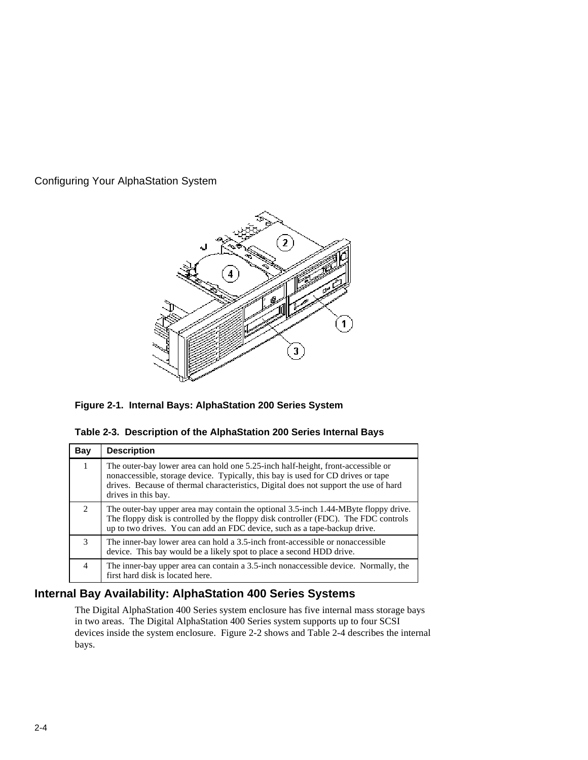Figure 2-1.  Internal Bays: AlphaStation 200 Series System

**Table 2-3.  Description of the AlphaStation 200 Series Internal Bays**

| Bay | Description |
|---|---|
| 1 | The outer-bay lower area can hold one 5.25-inch half-height, front-accessible or nonaccessible, storage device.  Typically, this bay is used for CD drives or tape drives.  Because of thermal characteristics, Digital does not support the use of hard drives in this bay. |
| 2 | The outer-bay upper area may contain the optional 3.5-inch 1.44-MByte floppy drive.  The floppy disk is controlled by the floppy disk controller (FDC).  The FDC controls up to two drives.  You can add an FDC device, such as a tape-backup drive. |
| 3 | The inner-bay lower area can hold a 3.5-inch front-accessible or nonaccessible device.  This bay would be a likely spot to place a second HDD drive. |
| 4 | The inner-bay upper area can contain a 3.5-inch nonaccessible device.  Normally, the first hard disk is located here. |

## Internal Bay Availability: AlphaStation 400 Series Systems

The Digital AlphaStation 400 Series system enclosure has five internal mass storage bays in two areas.  The Digital AlphaStation 400 Series system supports up to four SCSI devices inside the system enclosure.  Figure 2-2 shows and Table 2-4 describes the internal bays.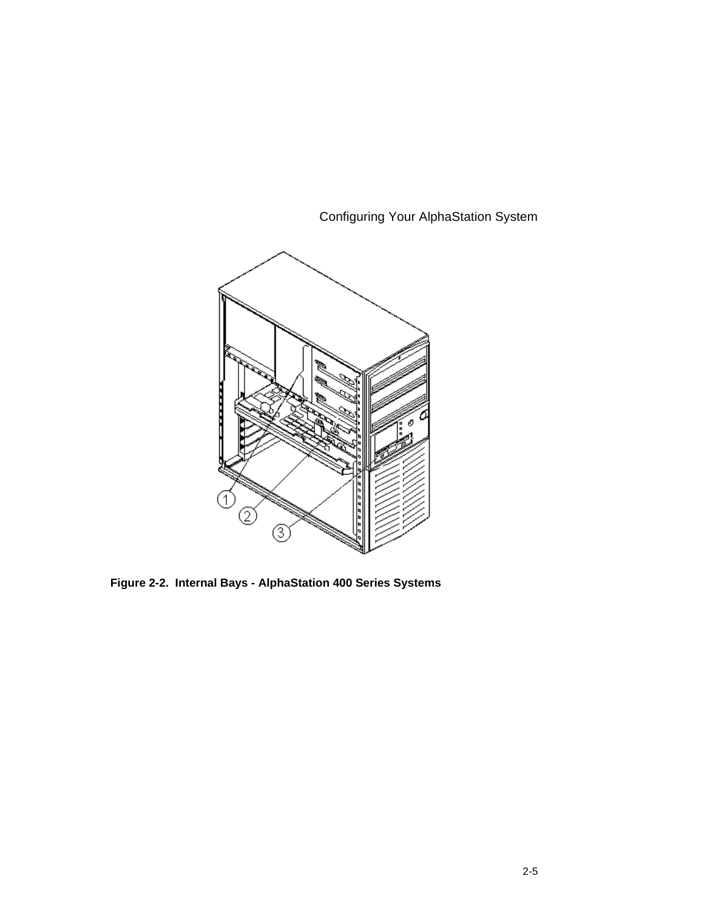Figure 2-2. Internal Bays - AlphaStation 400 Series Systems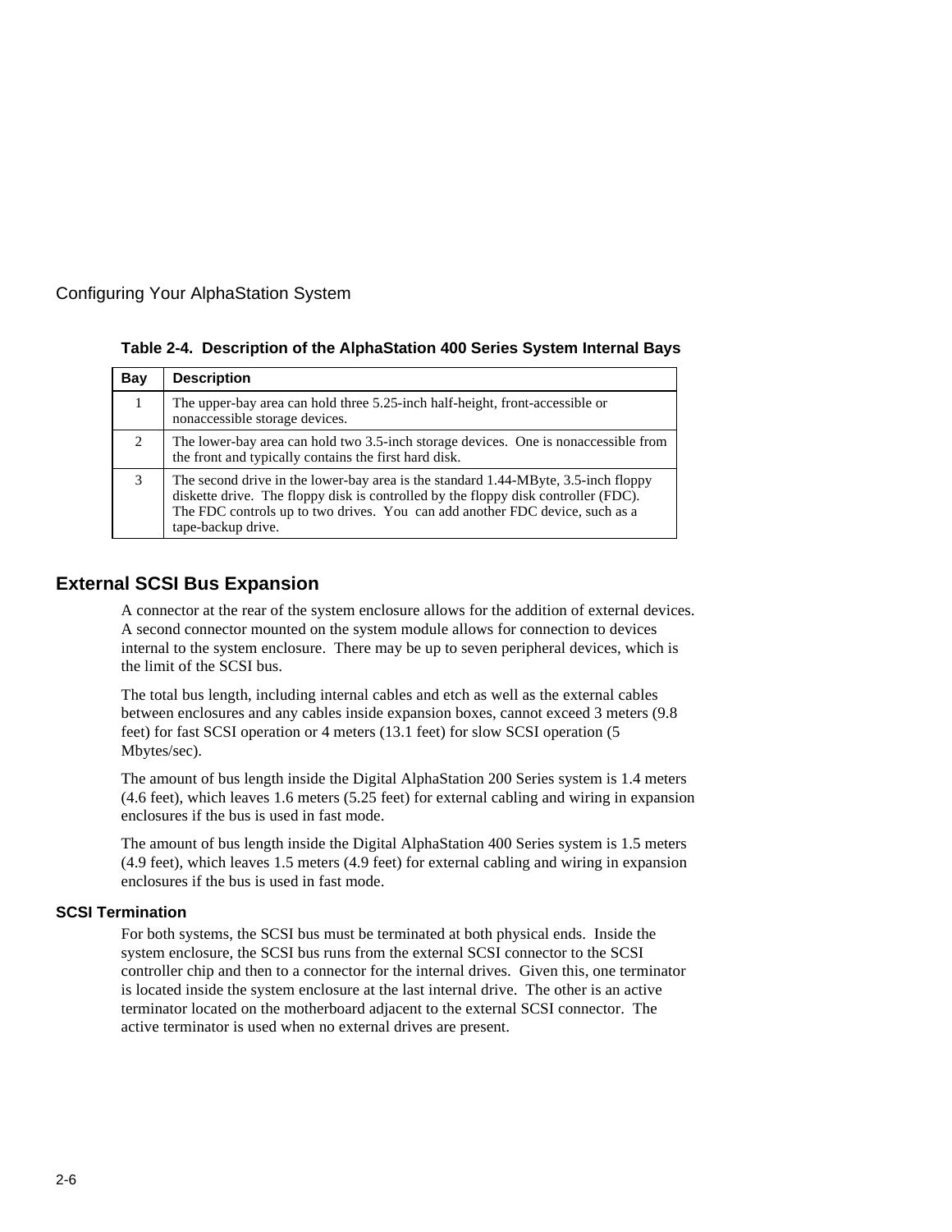**Table 2-4. Description of the AlphaStation 400 Series System Internal Bays**

| Bay | Description |
|---|---|
| 1 | The upper-bay area can hold three 5.25-inch half-height, front-accessible or nonaccessible storage devices. |
| 2 | The lower-bay area can hold two 3.5-inch storage devices. One is nonaccessible from the front and typically contains the first hard disk. |
| 3 | The second drive in the lower-bay area is the standard 1.44-MByte, 3.5-inch floppy diskette drive. The floppy disk is controlled by the floppy disk controller (FDC). The FDC controls up to two drives. You can add another FDC device, such as a tape-backup drive. |

## External SCSI Bus Expansion

A connector at the rear of the system enclosure allows for the addition of external devices. A second connector mounted on the system module allows for connection to devices internal to the system enclosure. There may be up to seven peripheral devices, which is the limit of the SCSI bus.

The total bus length, including internal cables and etch as well as the external cables between enclosures and any cables inside expansion boxes, cannot exceed 3 meters (9.8 feet) for fast SCSI operation or 4 meters (13.1 feet) for slow SCSI operation (5 Mbytes/sec).

The amount of bus length inside the Digital AlphaStation 200 Series system is 1.4 meters (4.6 feet), which leaves 1.6 meters (5.25 feet) for external cabling and wiring in expansion enclosures if the bus is used in fast mode.

The amount of bus length inside the Digital AlphaStation 400 Series system is 1.5 meters (4.9 feet), which leaves 1.5 meters (4.9 feet) for external cabling and wiring in expansion enclosures if the bus is used in fast mode.

### SCSI Termination

For both systems, the SCSI bus must be terminated at both physical ends. Inside the system enclosure, the SCSI bus runs from the external SCSI connector to the SCSI controller chip and then to a connector for the internal drives. Given this, one terminator is located inside the system enclosure at the last internal drive. The other is an active terminator located on the motherboard adjacent to the external SCSI connector. The active terminator is used when no external drives are present.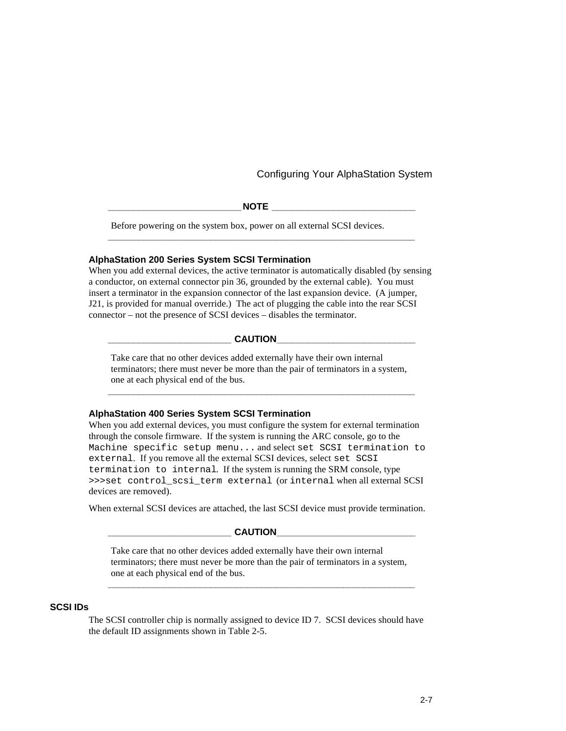**NOTE**

Before powering on the system box, power on all external SCSI devices.

---

### AlphaStation 200 Series System SCSI Termination

When you add external devices, the active terminator is automatically disabled (by sensing a conductor, on external connector pin 36, grounded by the external cable). You must insert a terminator in the expansion connector of the last expansion device. (A jumper, J21, is provided for manual override.) The act of plugging the cable into the rear SCSI connector – not the presence of SCSI devices – disables the terminator.

**CAUTION**

Take care that no other devices added externally have their own internal terminators; there must never be more than the pair of terminators in a system, one at each physical end of the bus.

---

### AlphaStation 400 Series System SCSI Termination

When you add external devices, you must configure the system for external termination through the console firmware. If the system is running the ARC console, go to the `Machine specific setup menu...` and select `set SCSI termination to external`. If you remove all the external SCSI devices, select `set SCSI termination to internal`. If the system is running the SRM console, type `>>>set control_scsi_term external` (or `internal` when all external SCSI devices are removed).

When external SCSI devices are attached, the last SCSI device must provide termination.

**CAUTION**

Take care that no other devices added externally have their own internal terminators; there must never be more than the pair of terminators in a system, one at each physical end of the bus.

---

## SCSI IDs

The SCSI controller chip is normally assigned to device ID 7. SCSI devices should have the default ID assignments shown in Table 2-5.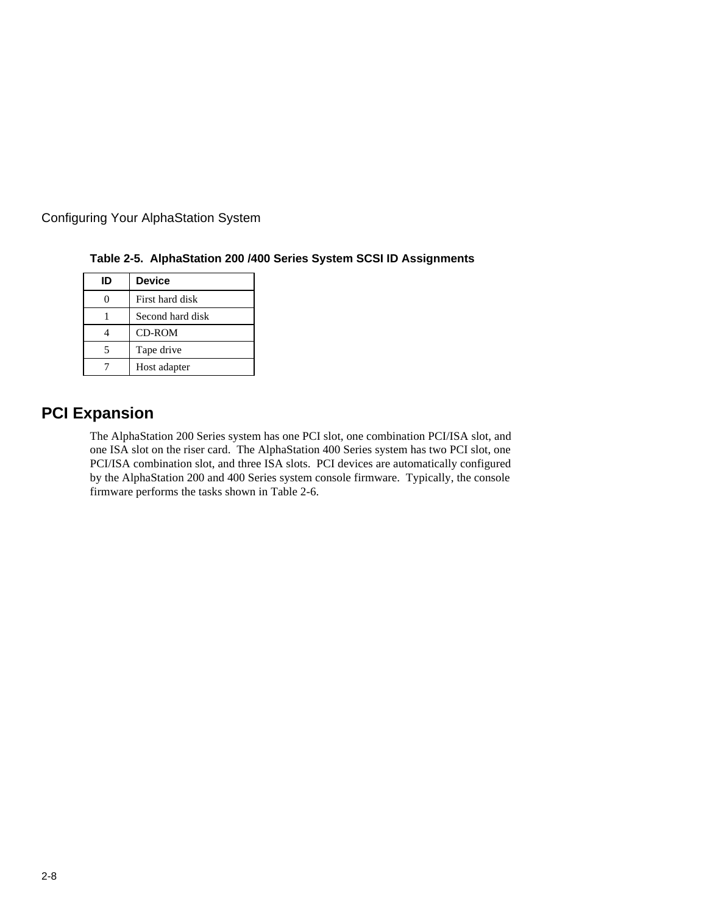**Table 2-5. AlphaStation 200 /400 Series System SCSI ID Assignments**

| ID | Device |
|---|---|
| 0 | First hard disk |
| 1 | Second hard disk |
| 4 | CD-ROM |
| 5 | Tape drive |
| 7 | Host adapter |

## PCI Expansion

The AlphaStation 200 Series system has one PCI slot, one combination PCI/ISA slot, and one ISA slot on the riser card. The AlphaStation 400 Series system has two PCI slot, one PCI/ISA combination slot, and three ISA slots. PCI devices are automatically configured by the AlphaStation 200 and 400 Series system console firmware. Typically, the console firmware performs the tasks shown in Table 2-6.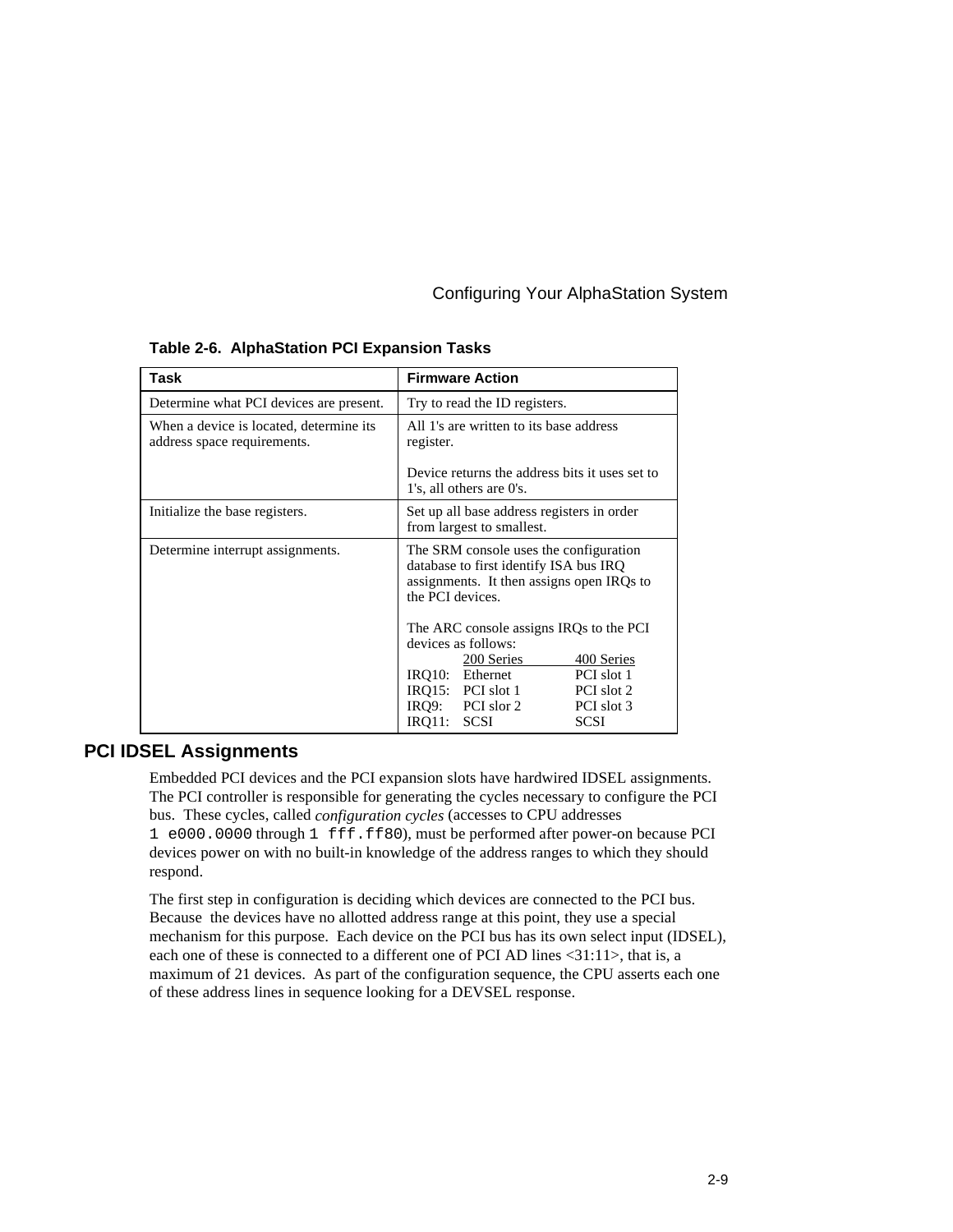**Table 2-6. AlphaStation PCI Expansion Tasks**

| Task | Firmware Action |
|---|---|
| Determine what PCI devices are present. | Try to read the ID registers. |
| When a device is located, determine its address space requirements. | All 1's are written to its base address register.<br><br>Device returns the address bits it uses set to 1's, all others are 0's. |
| Initialize the base registers. | Set up all base address registers in order from largest to smallest. |
| Determine interrupt assignments. | The SRM console uses the configuration database to first identify ISA bus IRQ assignments. It then assigns open IRQs to the PCI devices.<br><br>The ARC console assigns IRQs to the PCI devices as follows:<br>200 Series / 400 Series<br>IRQ10: Ethernet / PCI slot 1<br>IRQ15: PCI slot 1 / PCI slot 2<br>IRQ9: PCI slor 2 / PCI slot 3<br>IRQ11: SCSI / SCSI |

## PCI IDSEL Assignments

Embedded PCI devices and the PCI expansion slots have hardwired IDSEL assignments. The PCI controller is responsible for generating the cycles necessary to configure the PCI bus. These cycles, called *configuration cycles* (accesses to CPU addresses `1 e000.0000` through `1 fff.ff80`), must be performed after power-on because PCI devices power on with no built-in knowledge of the address ranges to which they should respond.

The first step in configuration is deciding which devices are connected to the PCI bus. Because the devices have no allotted address range at this point, they use a special mechanism for this purpose. Each device on the PCI bus has its own select input (IDSEL), each one of these is connected to a different one of PCI AD lines <31:11>, that is, a maximum of 21 devices. As part of the configuration sequence, the CPU asserts each one of these address lines in sequence looking for a DEVSEL response.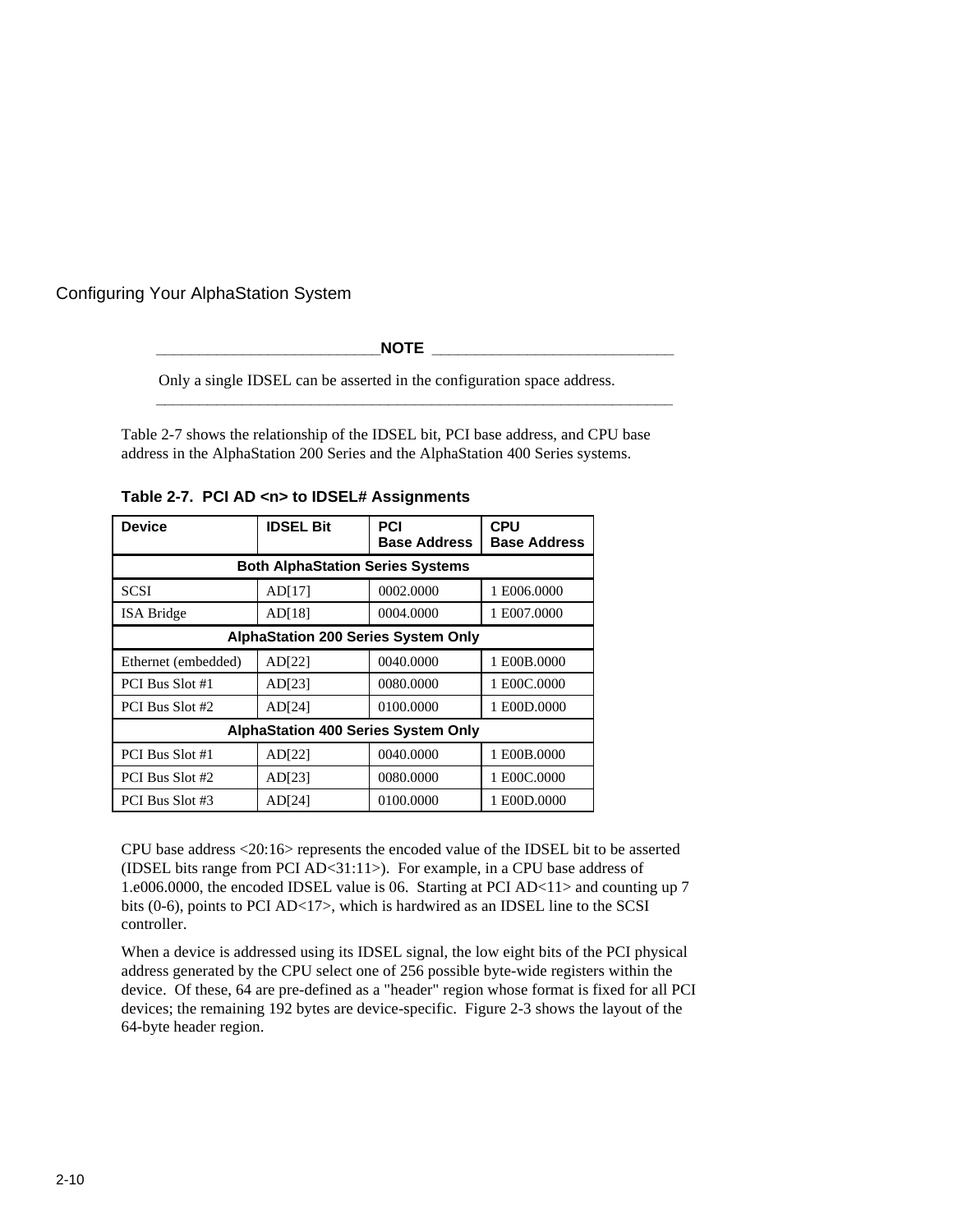---

**NOTE**

Only a single IDSEL can be asserted in the configuration space address.

---

Table 2-7 shows the relationship of the IDSEL bit, PCI base address, and CPU base address in the AlphaStation 200 Series and the AlphaStation 400 Series systems.

**Table 2-7. PCI AD <n> to IDSEL# Assignments**

| Device | IDSEL Bit | PCI Base Address | CPU Base Address |
|---|---|---|---|
| **Both AlphaStation Series Systems** | | | |
| SCSI | AD[17] | 0002.0000 | 1 E006.0000 |
| ISA Bridge | AD[18] | 0004.0000 | 1 E007.0000 |
| **AlphaStation 200 Series System Only** | | | |
| Ethernet (embedded) | AD[22] | 0040.0000 | 1 E00B.0000 |
| PCI Bus Slot #1 | AD[23] | 0080.0000 | 1 E00C.0000 |
| PCI Bus Slot #2 | AD[24] | 0100.0000 | 1 E00D.0000 |
| **AlphaStation 400 Series System Only** | | | |
| PCI Bus Slot #1 | AD[22] | 0040.0000 | 1 E00B.0000 |
| PCI Bus Slot #2 | AD[23] | 0080.0000 | 1 E00C.0000 |
| PCI Bus Slot #3 | AD[24] | 0100.0000 | 1 E00D.0000 |

CPU base address <20:16> represents the encoded value of the IDSEL bit to be asserted (IDSEL bits range from PCI AD<31:11>). For example, in a CPU base address of 1.e006.0000, the encoded IDSEL value is 06. Starting at PCI AD<11> and counting up 7 bits (0-6), points to PCI AD<17>, which is hardwired as an IDSEL line to the SCSI controller.

When a device is addressed using its IDSEL signal, the low eight bits of the PCI physical address generated by the CPU select one of 256 possible byte-wide registers within the device. Of these, 64 are pre-defined as a "header" region whose format is fixed for all PCI devices; the remaining 192 bytes are device-specific. Figure 2-3 shows the layout of the 64-byte header region.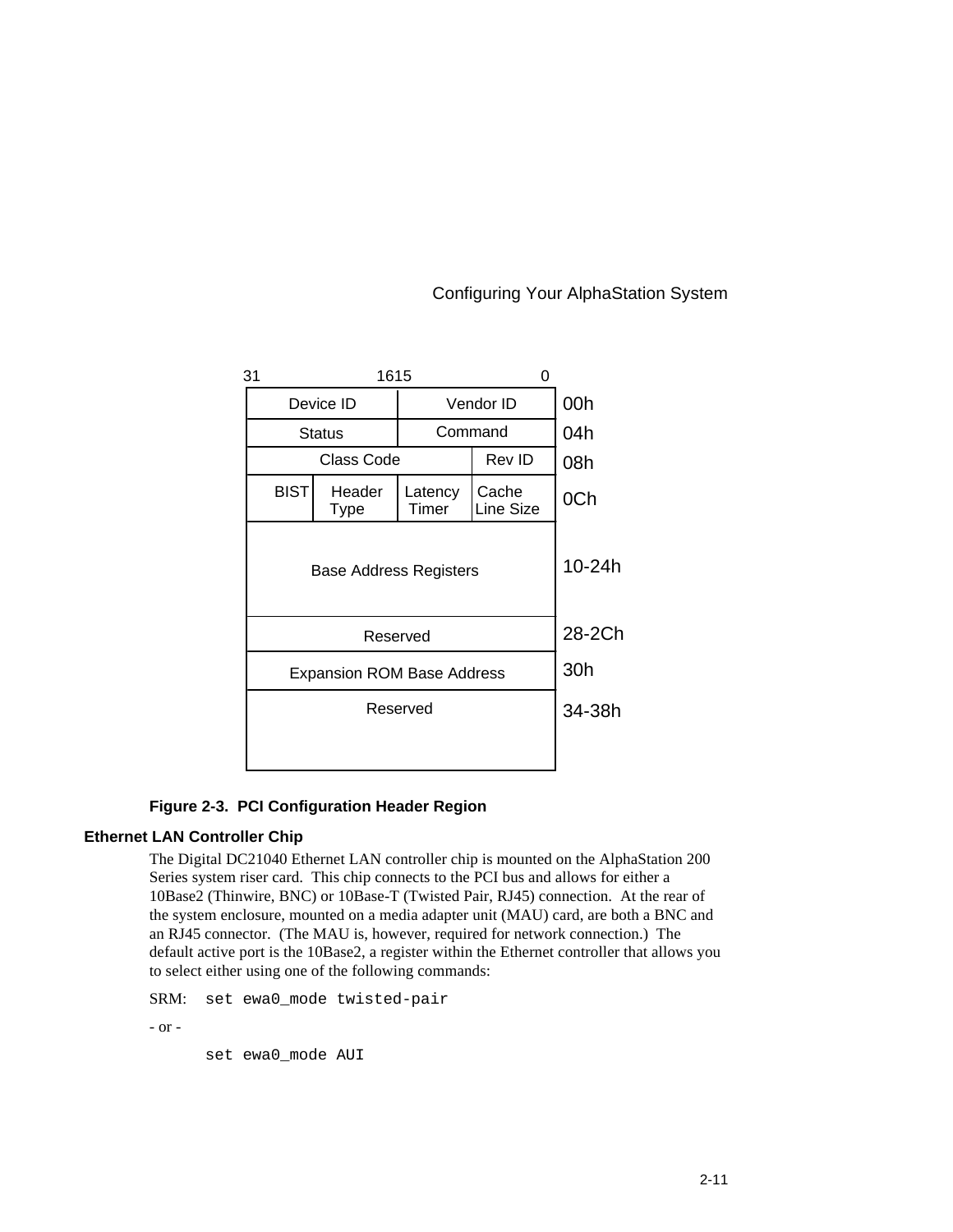| 31–16 | | 15–0 | | Offset |
|---|---|---|---|---|
| Device ID | | Vendor ID | | 00h |
| Status | | Command | | 04h |
| Class Code | | | Rev ID | 08h |
| BIST | Header Type | Latency Timer | Cache Line Size | 0Ch |
| Base Address Registers | | | | 10-24h |
| Reserved | | | | 28-2Ch |
| Expansion ROM Base Address | | | | 30h |
| Reserved | | | | 34-38h |

**Figure 2-3. PCI Configuration Header Region**

## Ethernet LAN Controller Chip

The Digital DC21040 Ethernet LAN controller chip is mounted on the AlphaStation 200 Series system riser card. This chip connects to the PCI bus and allows for either a 10Base2 (Thinwire, BNC) or 10Base-T (Twisted Pair, RJ45) connection. At the rear of the system enclosure, mounted on a media adapter unit (MAU) card, are both a BNC and an RJ45 connector. (The MAU is, however, required for network connection.) The default active port is the 10Base2, a register within the Ethernet controller that allows you to select either using one of the following commands:

SRM: `set ewa0_mode twisted-pair`

- or -

```
set ewa0_mode AUI
```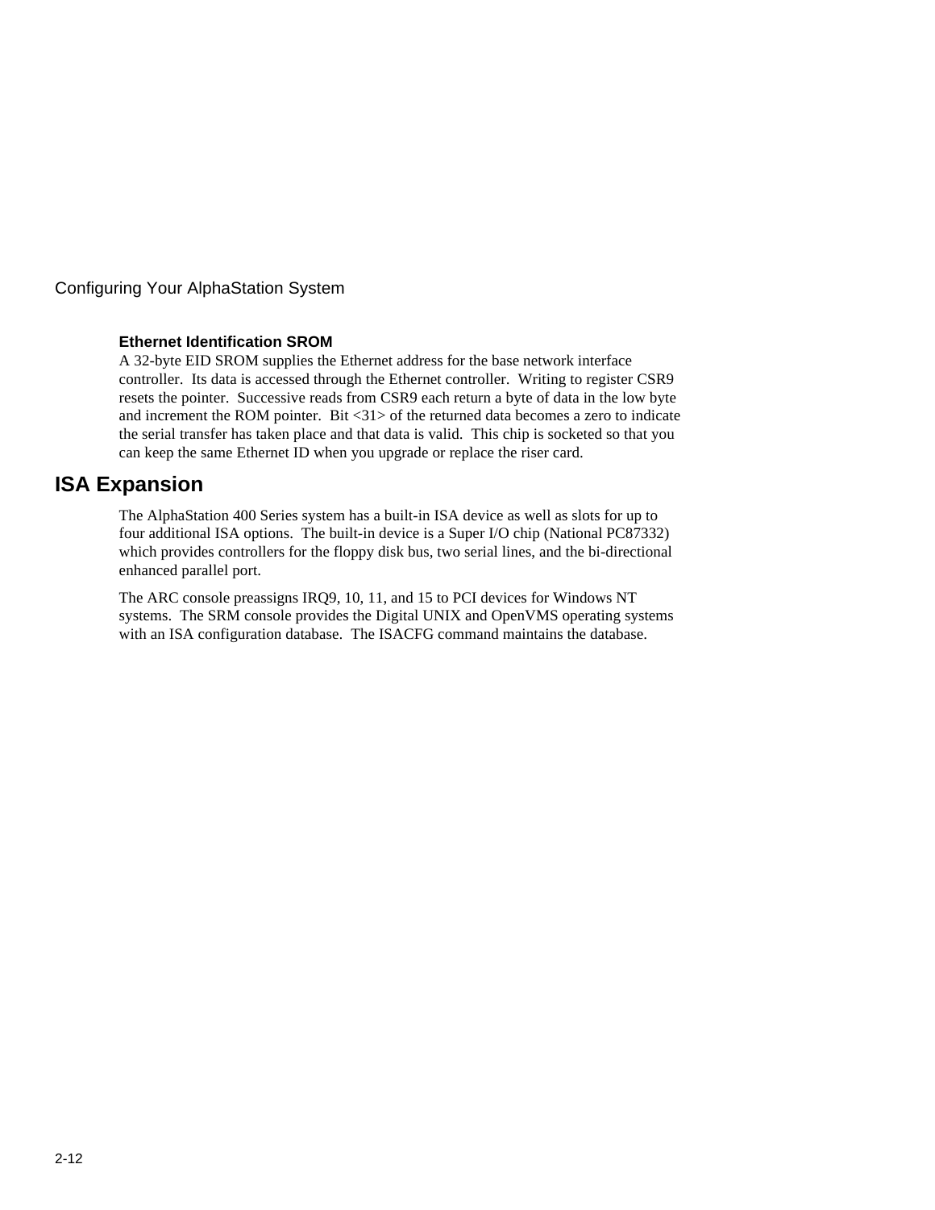### Ethernet Identification SROM

A 32-byte EID SROM supplies the Ethernet address for the base network interface controller. Its data is accessed through the Ethernet controller. Writing to register CSR9 resets the pointer. Successive reads from CSR9 each return a byte of data in the low byte and increment the ROM pointer. Bit <31> of the returned data becomes a zero to indicate the serial transfer has taken place and that data is valid. This chip is socketed so that you can keep the same Ethernet ID when you upgrade or replace the riser card.

## ISA Expansion

The AlphaStation 400 Series system has a built-in ISA device as well as slots for up to four additional ISA options. The built-in device is a Super I/O chip (National PC87332) which provides controllers for the floppy disk bus, two serial lines, and the bi-directional enhanced parallel port.

The ARC console preassigns IRQ9, 10, 11, and 15 to PCI devices for Windows NT systems. The SRM console provides the Digital UNIX and OpenVMS operating systems with an ISA configuration database. The ISACFG command maintains the database.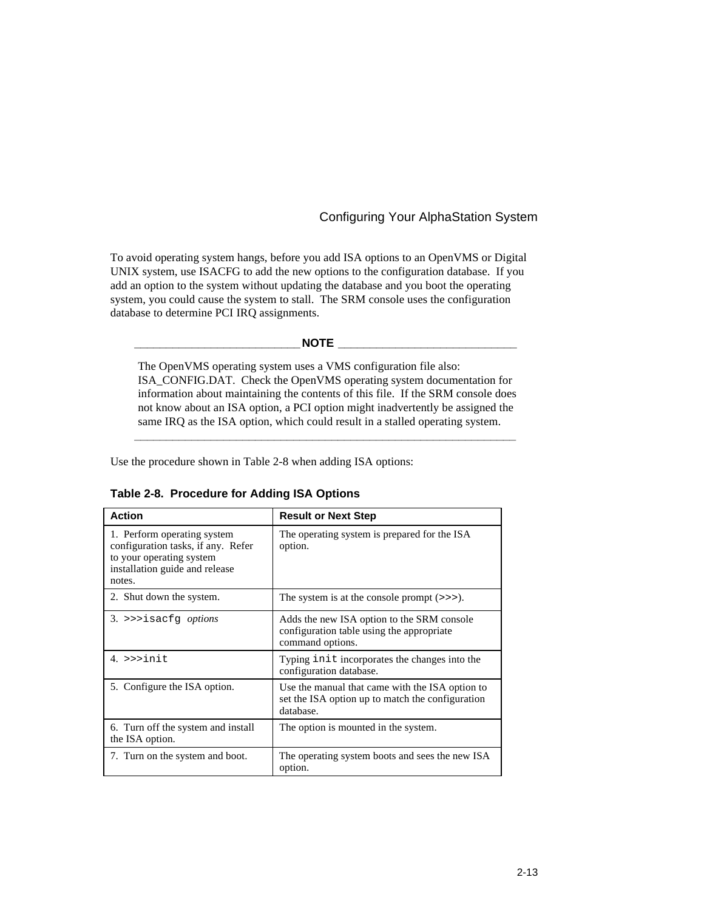To avoid operating system hangs, before you add ISA options to an OpenVMS or Digital UNIX system, use ISACFG to add the new options to the configuration database. If you add an option to the system without updating the database and you boot the operating system, you could cause the system to stall. The SRM console uses the configuration database to determine PCI IRQ assignments.

**NOTE**

> The OpenVMS operating system uses a VMS configuration file also: ISA_CONFIG.DAT. Check the OpenVMS operating system documentation for information about maintaining the contents of this file. If the SRM console does not know about an ISA option, a PCI option might inadvertently be assigned the same IRQ as the ISA option, which could result in a stalled operating system.

Use the procedure shown in Table 2-8 when adding ISA options:

**Table 2-8. Procedure for Adding ISA Options**

| Action | Result or Next Step |
|---|---|
| 1. Perform operating system configuration tasks, if any. Refer to your operating system installation guide and release notes. | The operating system is prepared for the ISA option. |
| 2. Shut down the system. | The system is at the console prompt (`>>>`). |
| 3. `>>>isacfg` *options* | Adds the new ISA option to the SRM console configuration table using the appropriate command options. |
| 4. `>>>init` | Typing `init` incorporates the changes into the configuration database. |
| 5. Configure the ISA option. | Use the manual that came with the ISA option to set the ISA option up to match the configuration database. |
| 6. Turn off the system and install the ISA option. | The option is mounted in the system. |
| 7. Turn on the system and boot. | The operating system boots and sees the new ISA option. |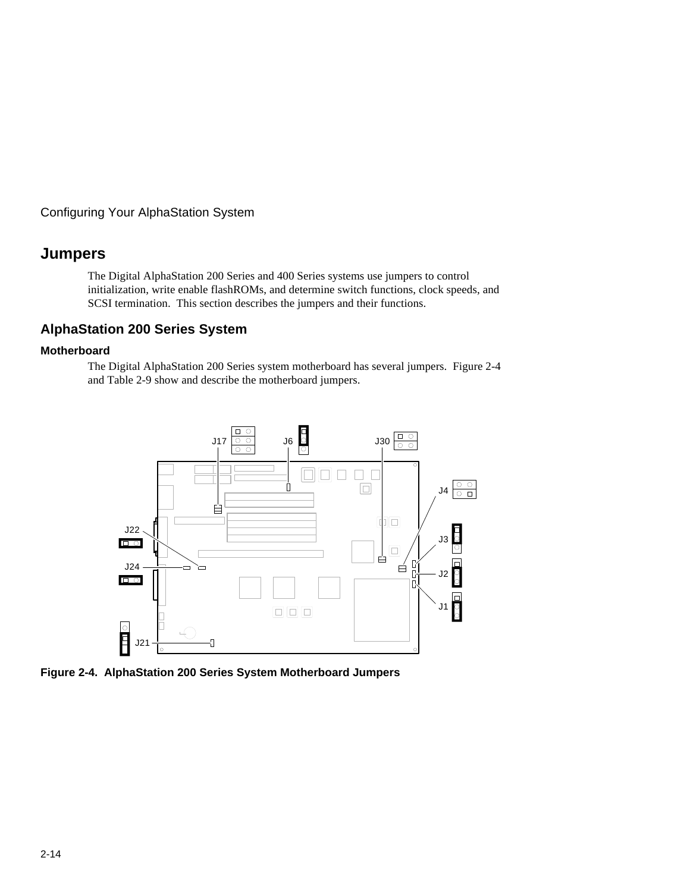## Jumpers

The Digital AlphaStation 200 Series and 400 Series systems use jumpers to control initialization, write enable flashROMs, and determine switch functions, clock speeds, and SCSI termination. This section describes the jumpers and their functions.

### AlphaStation 200 Series System

#### Motherboard

The Digital AlphaStation 200 Series system motherboard has several jumpers. Figure 2-4 and Table 2-9 show and describe the motherboard jumpers.

J17 J6 J30 J4 J22 J3 J24 J2 J1 J21

**Figure 2-4. AlphaStation 200 Series System Motherboard Jumpers**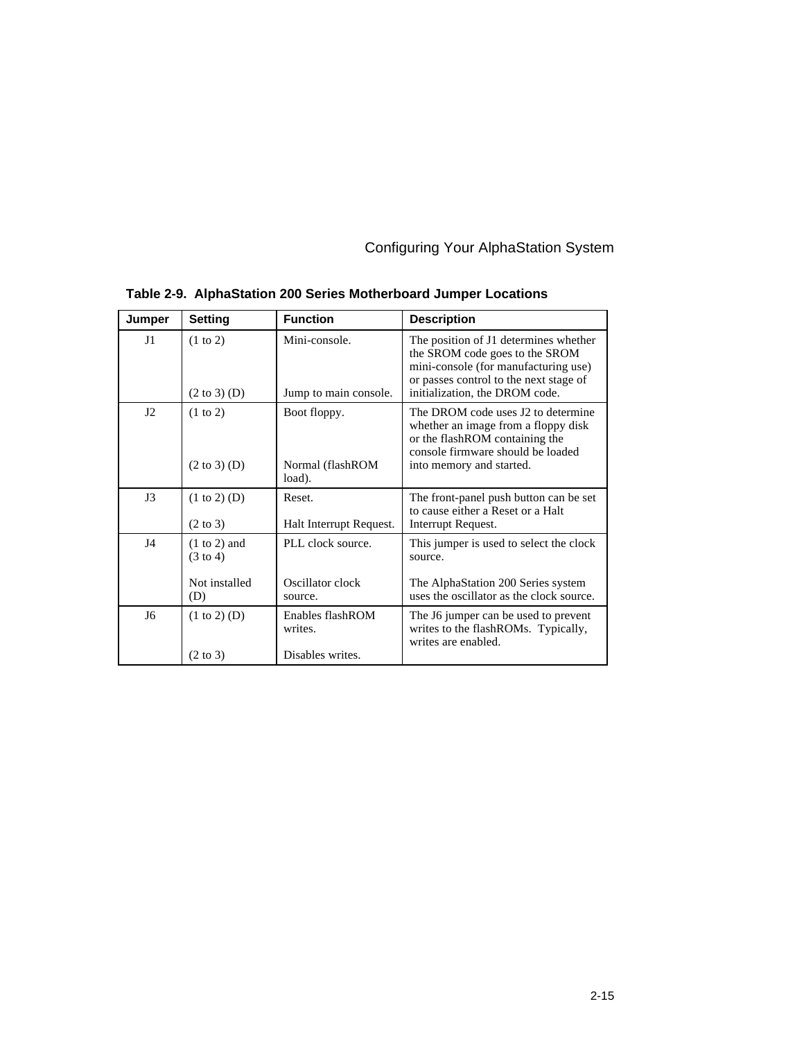**Table 2-9. AlphaStation 200 Series Motherboard Jumper Locations**

| Jumper | Setting | Function | Description |
|---|---|---|---|
| J1 | (1 to 2)<br><br>(2 to 3) (D) | Mini-console.<br><br>Jump to main console. | The position of J1 determines whether the SROM code goes to the SROM mini-console (for manufacturing use) or passes control to the next stage of initialization, the DROM code. |
| J2 | (1 to 2)<br><br>(2 to 3) (D) | Boot floppy.<br><br>Normal (flashROM load). | The DROM code uses J2 to determine whether an image from a floppy disk or the flashROM containing the console firmware should be loaded into memory and started. |
| J3 | (1 to 2) (D)<br><br>(2 to 3) | Reset.<br><br>Halt Interrupt Request. | The front-panel push button can be set to cause either a Reset or a Halt Interrupt Request. |
| J4 | (1 to 2) and (3 to 4)<br><br>Not installed (D) | PLL clock source.<br><br>Oscillator clock source. | This jumper is used to select the clock source.<br><br>The AlphaStation 200 Series system uses the oscillator as the clock source. |
| J6 | (1 to 2) (D)<br><br>(2 to 3) | Enables flashROM writes.<br><br>Disables writes. | The J6 jumper can be used to prevent writes to the flashROMs. Typically, writes are enabled. |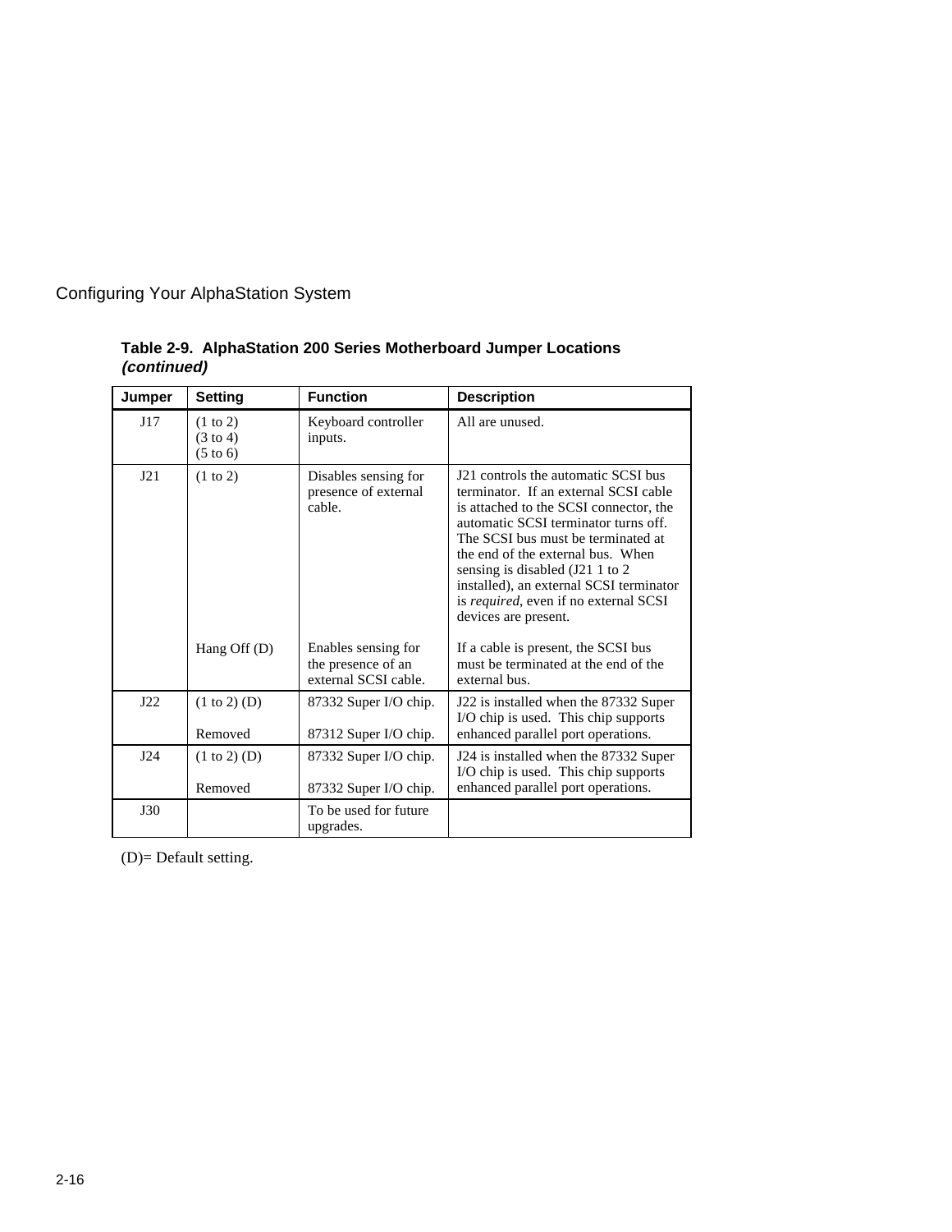**Table 2-9. AlphaStation 200 Series Motherboard Jumper Locations *(continued)***

| Jumper | Setting | Function | Description |
|---|---|---|---|
| J17 | (1 to 2)<br>(3 to 4)<br>(5 to 6) | Keyboard controller inputs. | All are unused. |
| J21 | (1 to 2) | Disables sensing for presence of external cable. | J21 controls the automatic SCSI bus terminator. If an external SCSI cable is attached to the SCSI connector, the automatic SCSI terminator turns off. The SCSI bus must be terminated at the end of the external bus. When sensing is disabled (J21 1 to 2 installed), an external SCSI terminator is *required*, even if no external SCSI devices are present. |
| | Hang Off (D) | Enables sensing for the presence of an external SCSI cable. | If a cable is present, the SCSI bus must be terminated at the end of the external bus. |
| J22 | (1 to 2) (D)<br><br>Removed | 87332 Super I/O chip.<br><br>87312 Super I/O chip. | J22 is installed when the 87332 Super I/O chip is used. This chip supports enhanced parallel port operations. |
| J24 | (1 to 2) (D)<br><br>Removed | 87332 Super I/O chip.<br><br>87332 Super I/O chip. | J24 is installed when the 87332 Super I/O chip is used. This chip supports enhanced parallel port operations. |
| J30 | | To be used for future upgrades. | |

(D)= Default setting.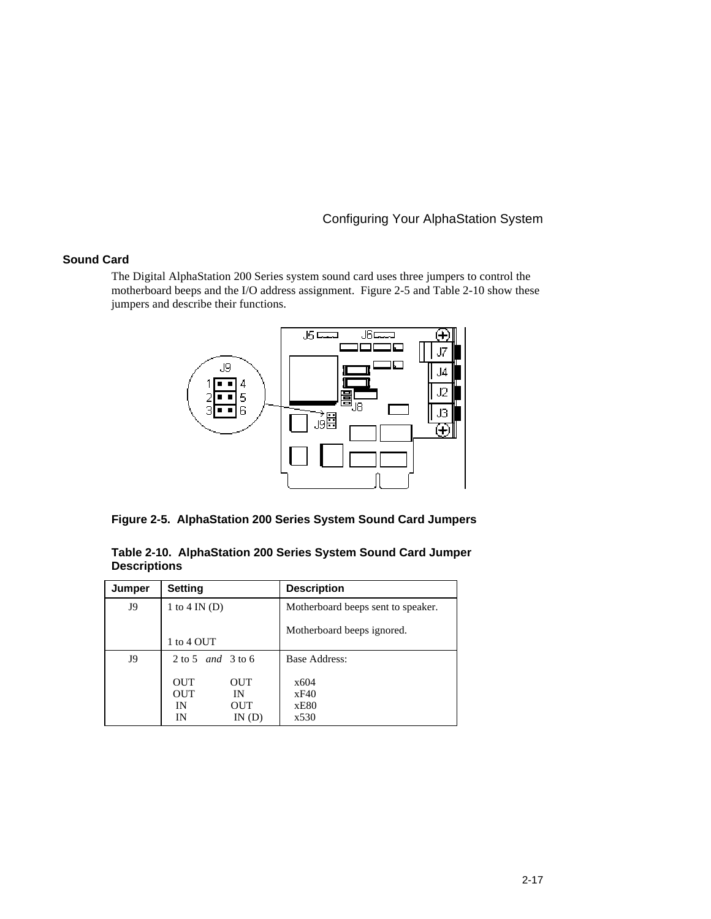## Sound Card

The Digital AlphaStation 200 Series system sound card uses three jumpers to control the motherboard beeps and the I/O address assignment. Figure 2-5 and Table 2-10 show these jumpers and describe their functions.

**Figure 2-5. AlphaStation 200 Series System Sound Card Jumpers**

**Table 2-10. AlphaStation 200 Series System Sound Card Jumper Descriptions**

| Jumper | Setting | Description |
|---|---|---|
| J9 | 1 to 4 IN (D) | Motherboard beeps sent to speaker. |
| | 1 to 4 OUT | Motherboard beeps ignored. |
| J9 | 2 to 5 *and* 3 to 6 | Base Address: |
| | OUT OUT | x604 |
| | OUT IN | xF40 |
| | IN OUT | xE80 |
| | IN IN (D) | x530 |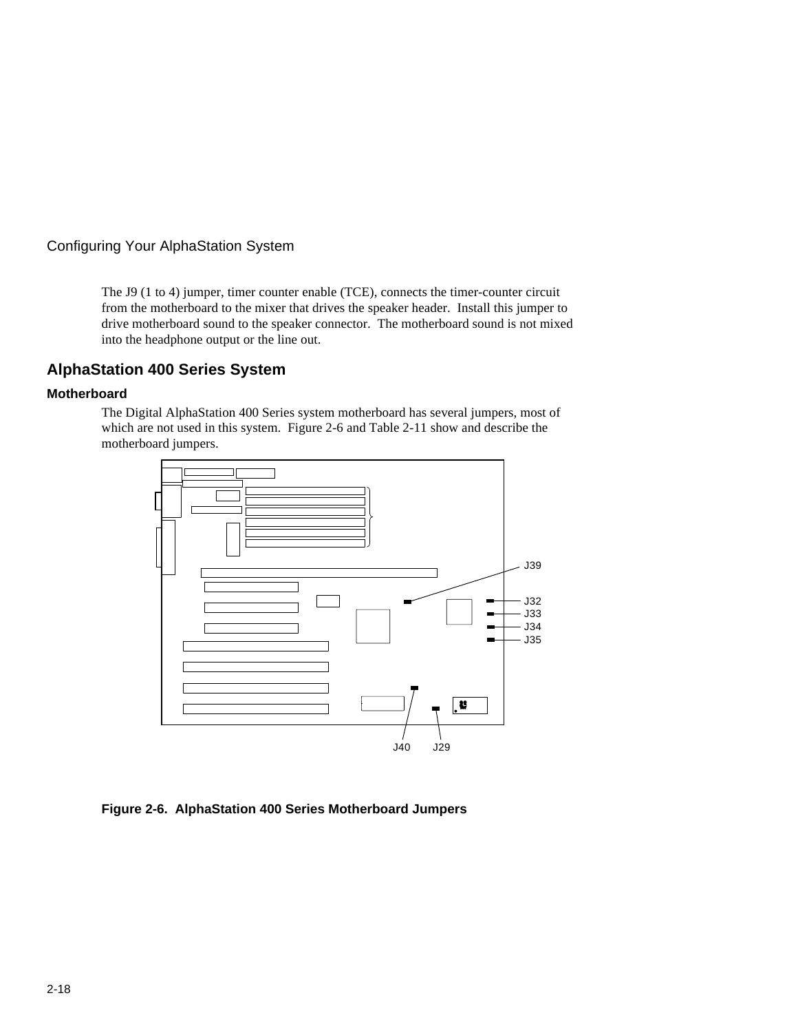The J9 (1 to 4) jumper, timer counter enable (TCE), connects the timer-counter circuit from the motherboard to the mixer that drives the speaker header. Install this jumper to drive motherboard sound to the speaker connector. The motherboard sound is not mixed into the headphone output or the line out.

## AlphaStation 400 Series System

### Motherboard

The Digital AlphaStation 400 Series system motherboard has several jumpers, most of which are not used in this system. Figure 2-6 and Table 2-11 show and describe the motherboard jumpers.

J39

J32
J33
J34
J35

J40 J29

**Figure 2-6. AlphaStation 400 Series Motherboard Jumpers**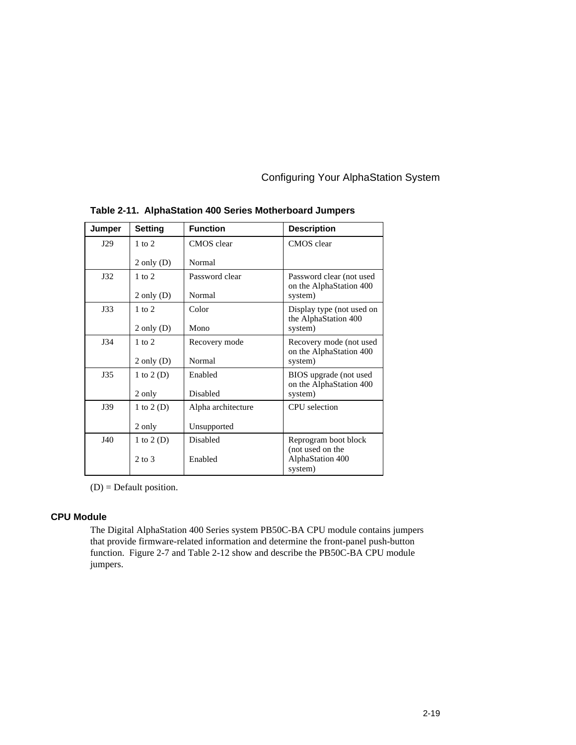**Table 2-11. AlphaStation 400 Series Motherboard Jumpers**

| Jumper | Setting | Function | Description |
|---|---|---|---|
| J29 | 1 to 2<br>2 only (D) | CMOS clear<br>Normal | CMOS clear |
| J32 | 1 to 2<br>2 only (D) | Password clear<br>Normal | Password clear (not used on the AlphaStation 400 system) |
| J33 | 1 to 2<br>2 only (D) | Color<br>Mono | Display type (not used on the AlphaStation 400 system) |
| J34 | 1 to 2<br>2 only (D) | Recovery mode<br>Normal | Recovery mode (not used on the AlphaStation 400 system) |
| J35 | 1 to 2 (D)<br>2 only | Enabled<br>Disabled | BIOS upgrade (not used on the AlphaStation 400 system) |
| J39 | 1 to 2 (D)<br>2 only | Alpha architecture<br>Unsupported | CPU selection |
| J40 | 1 to 2 (D)<br>2 to 3 | Disabled<br>Enabled | Reprogram boot block (not used on the AlphaStation 400 system) |

(D) = Default position.

### CPU Module

The Digital AlphaStation 400 Series system PB50C-BA CPU module contains jumpers that provide firmware-related information and determine the front-panel push-button function. Figure 2-7 and Table 2-12 show and describe the PB50C-BA CPU module jumpers.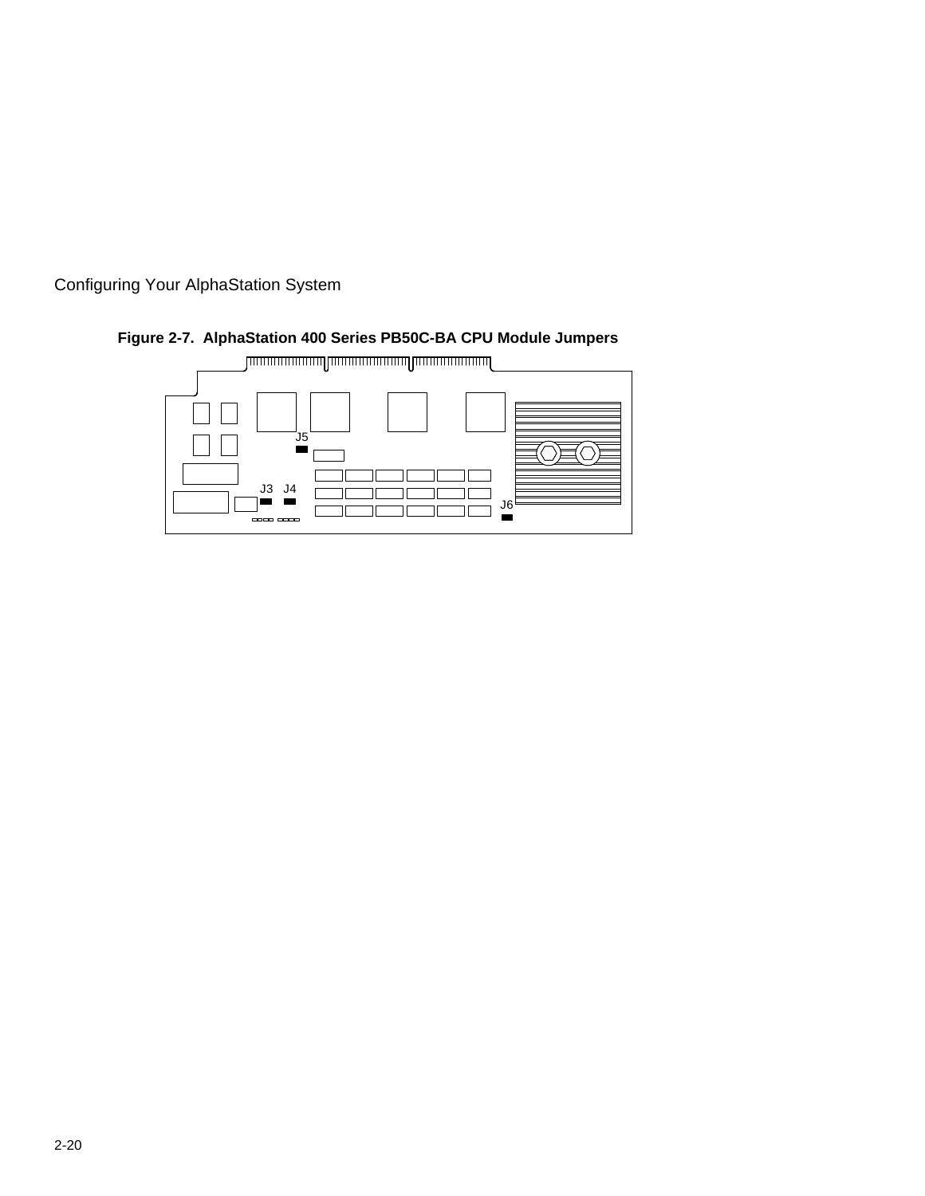**Figure 2-7. AlphaStation 400 Series PB50C-BA CPU Module Jumpers**

J5

J3 J4

J6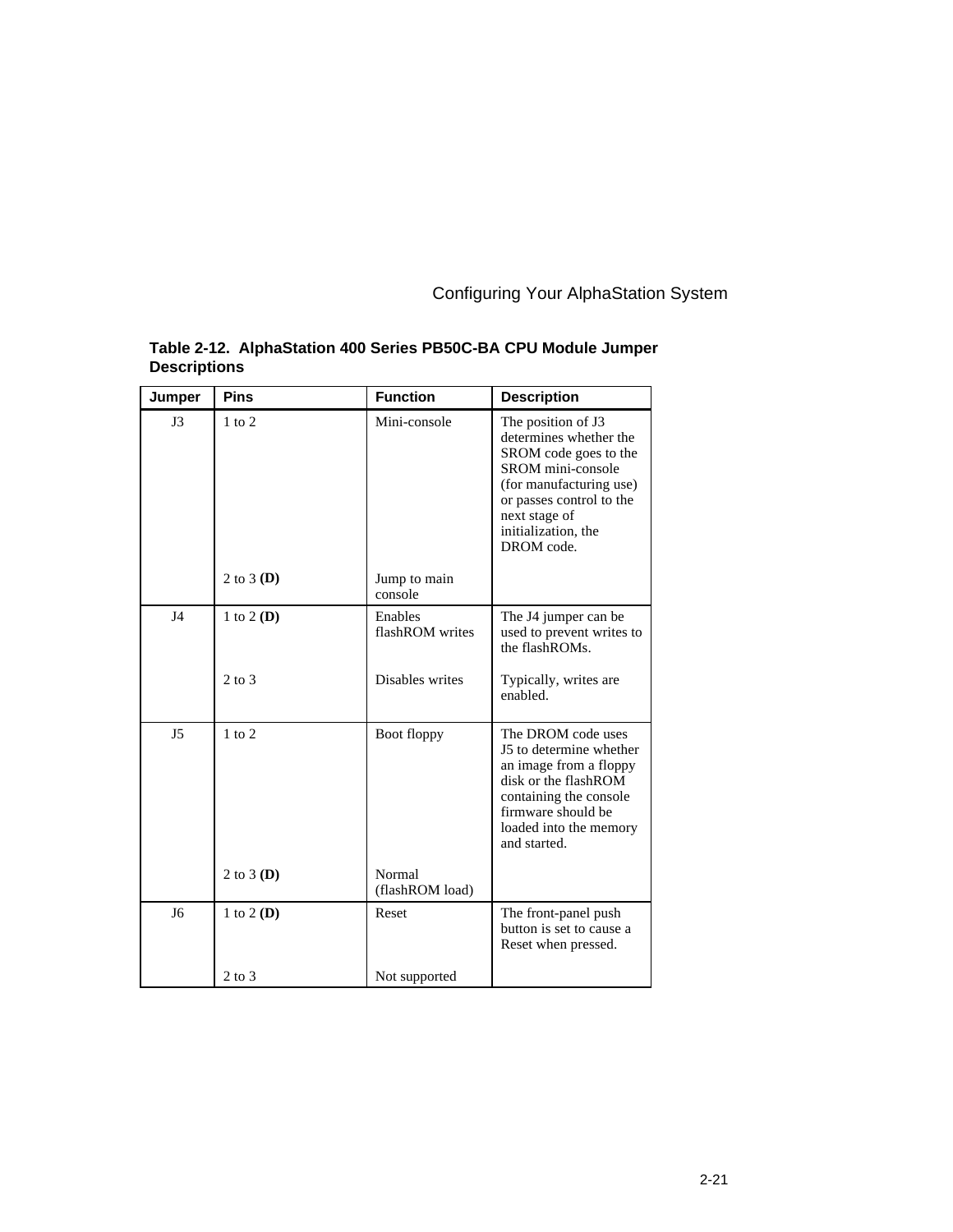**Table 2-12. AlphaStation 400 Series PB50C-BA CPU Module Jumper Descriptions**

| Jumper | Pins | Function | Description |
|---|---|---|---|
| J3 | 1 to 2 | Mini-console | The position of J3 determines whether the SROM code goes to the SROM mini-console (for manufacturing use) or passes control to the next stage of initialization, the DROM code. |
| | 2 to 3 **(D)** | Jump to main console | |
| J4 | 1 to 2 **(D)** | Enables flashROM writes | The J4 jumper can be used to prevent writes to the flashROMs. |
| | 2 to 3 | Disables writes | Typically, writes are enabled. |
| J5 | 1 to 2 | Boot floppy | The DROM code uses J5 to determine whether an image from a floppy disk or the flashROM containing the console firmware should be loaded into the memory and started. |
| | 2 to 3 **(D)** | Normal (flashROM load) | |
| J6 | 1 to 2 **(D)** | Reset | The front-panel push button is set to cause a Reset when pressed. |
| | 2 to 3 | Not supported | |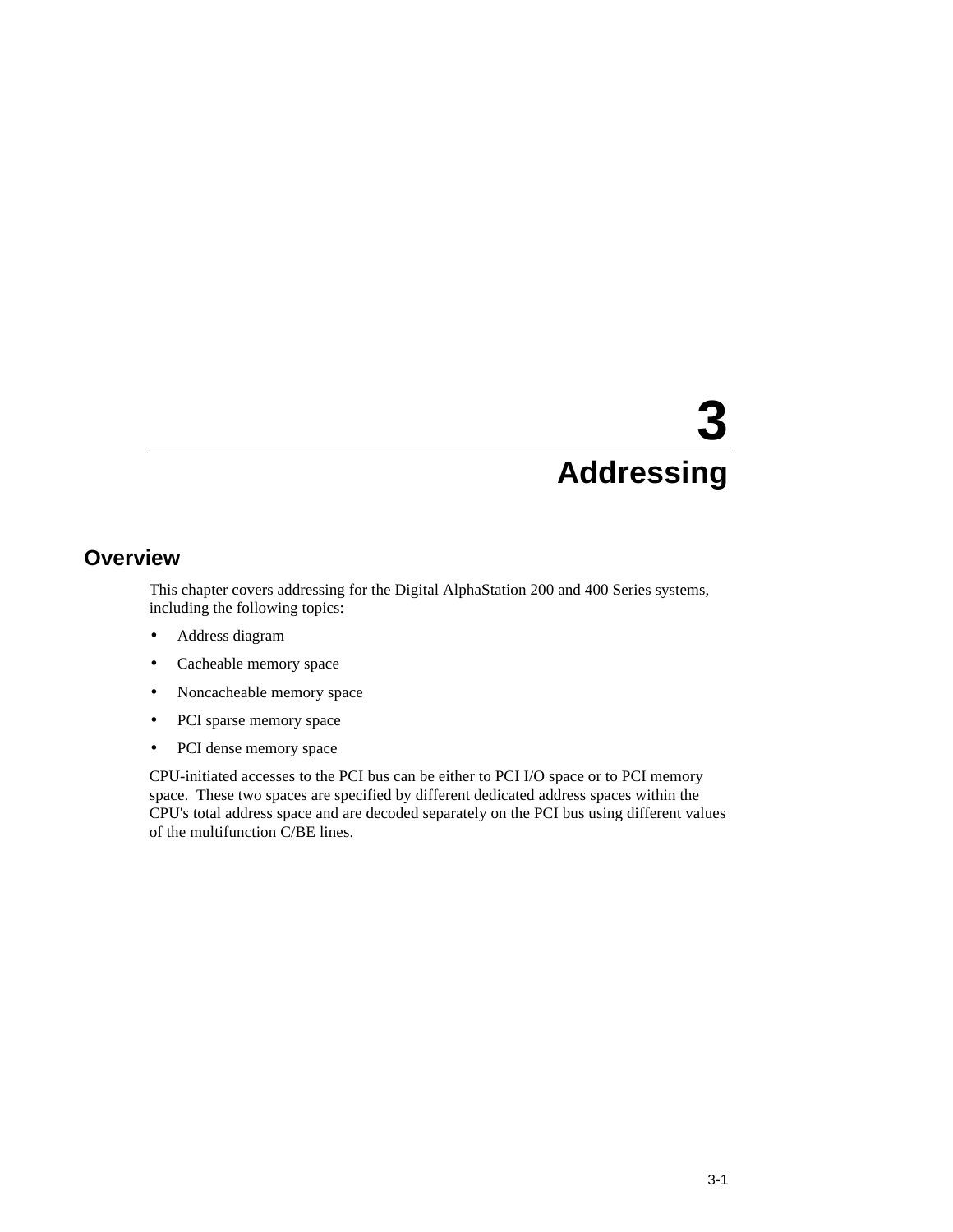# 3
# Addressing

## Overview

This chapter covers addressing for the Digital AlphaStation 200 and 400 Series systems, including the following topics:

- Address diagram
- Cacheable memory space
- Noncacheable memory space
- PCI sparse memory space
- PCI dense memory space

CPU-initiated accesses to the PCI bus can be either to PCI I/O space or to PCI memory space. These two spaces are specified by different dedicated address spaces within the CPU's total address space and are decoded separately on the PCI bus using different values of the multifunction C/BE lines.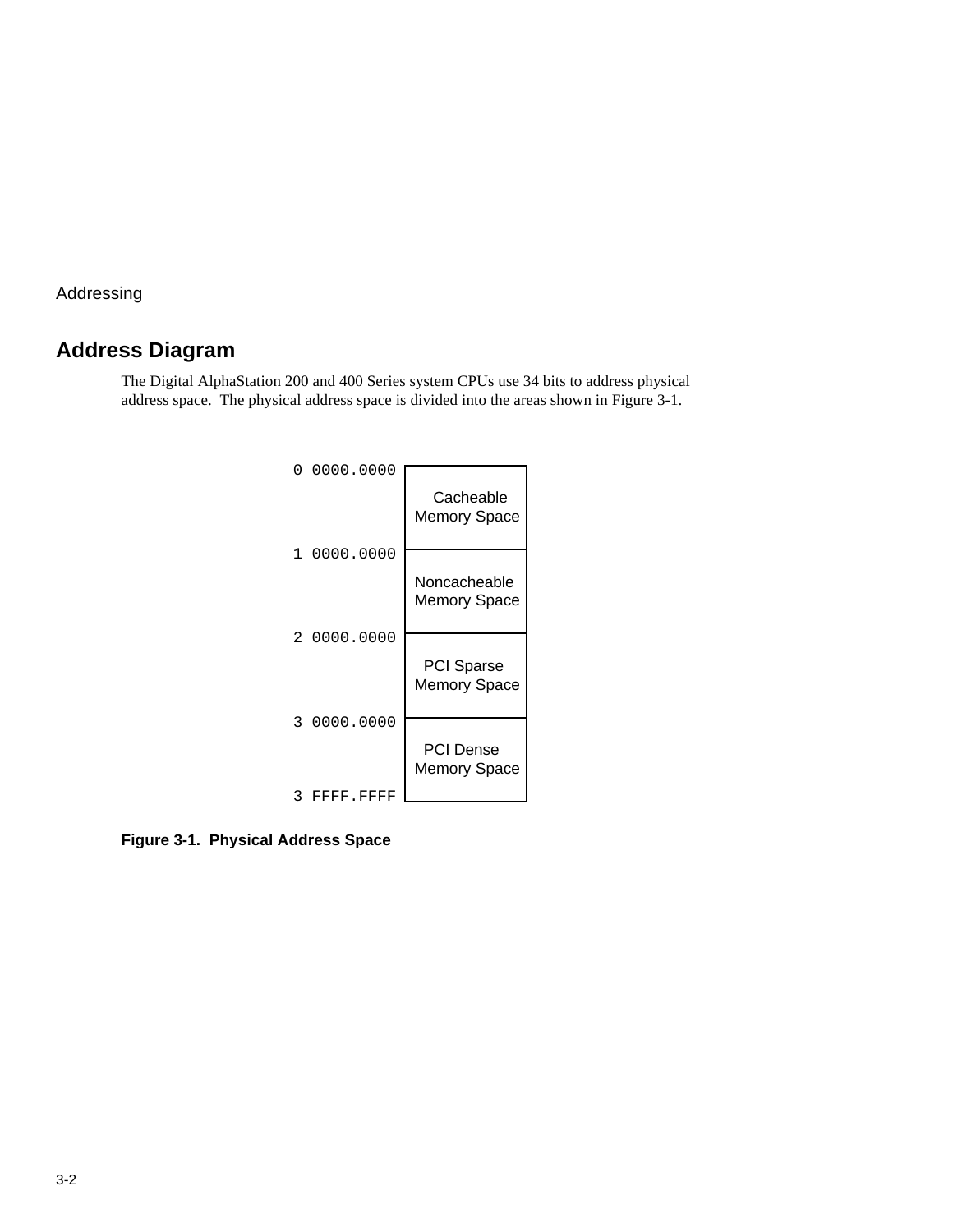## Address Diagram

The Digital AlphaStation 200 and 400 Series system CPUs use 34 bits to address physical address space. The physical address space is divided into the areas shown in Figure 3-1.

| Address | Memory Space |
| --- | --- |
| 0 0000.0000 | Cacheable Memory Space |
| 1 0000.0000 | Noncacheable Memory Space |
| 2 0000.0000 | PCI Sparse Memory Space |
| 3 0000.0000 – 3 FFFF.FFFF | PCI Dense Memory Space |

**Figure 3-1. Physical Address Space**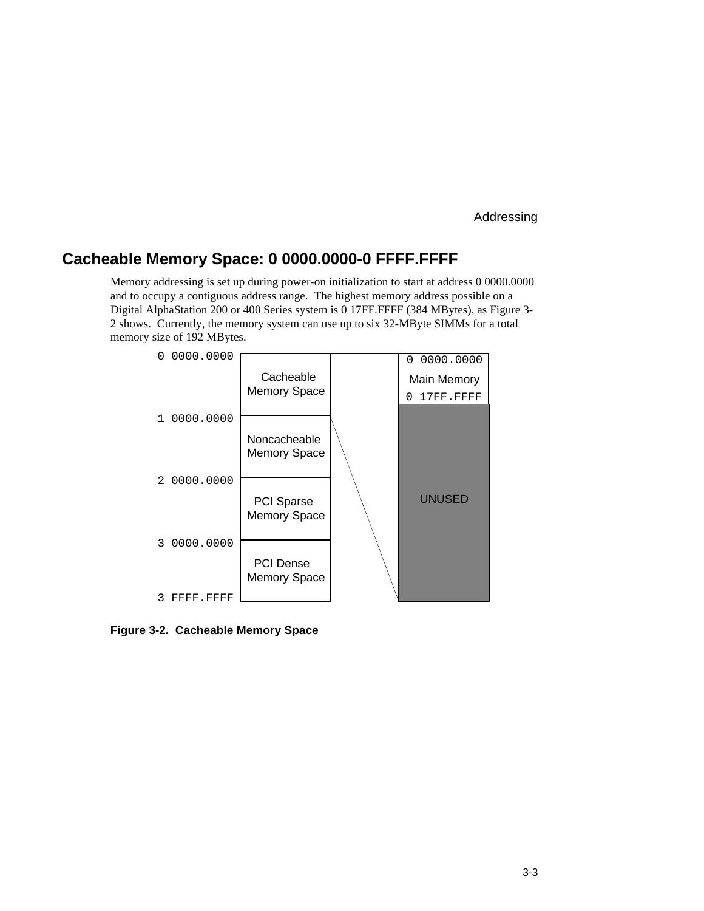## Cacheable Memory Space: 0 0000.0000-0 FFFF.FFFF

Memory addressing is set up during power-on initialization to start at address 0 0000.0000 and to occupy a contiguous address range. The highest memory address possible on a Digital AlphaStation 200 or 400 Series system is 0 17FF.FFFF (384 MBytes), as Figure 3-2 shows. Currently, the memory system can use up to six 32-MByte SIMMs for a total memory size of 192 MBytes.

```
0 0000.0000  +-------------------+        +-------------+
             |     Cacheable     |        | 0 0000.0000 |
             |   Memory Space    |        | Main Memory |
             |                   |        | 0 17FF.FFFF |
1 0000.0000  +-------------------+        +-------------+
             |   Noncacheable    |        |             |
             |   Memory Space    |        |             |
2 0000.0000  +-------------------+        |             |
             |    PCI Sparse     |        |   UNUSED    |
             |   Memory Space    |        |             |
3 0000.0000  +-------------------+        |             |
             |     PCI Dense     |        |             |
             |   Memory Space    |        |             |
3 FFFF.FFFF  +-------------------+        +-------------+
```

**Figure 3-2. Cacheable Memory Space**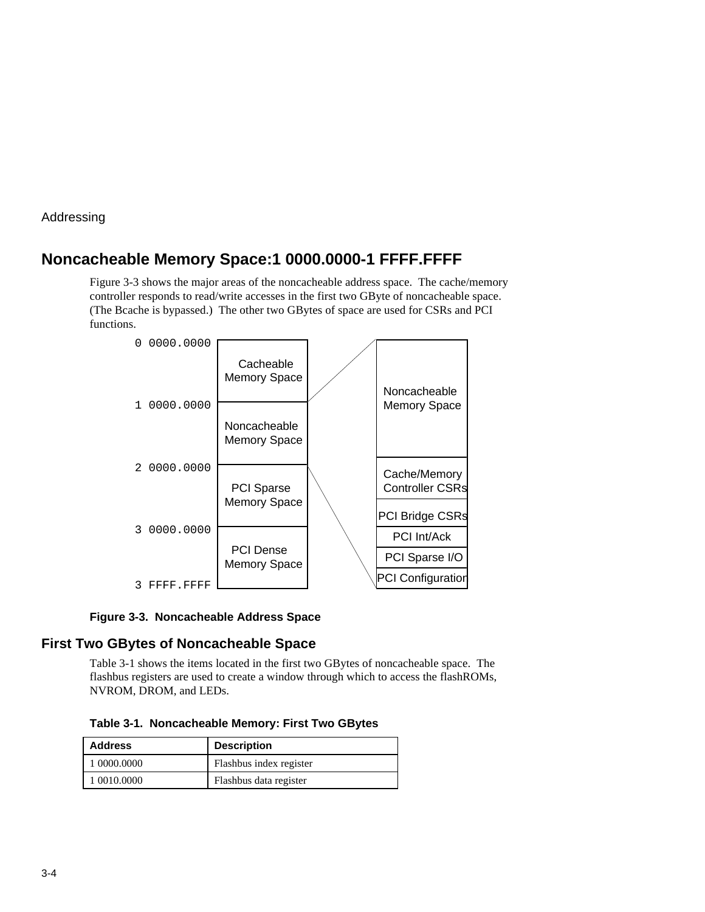## Noncacheable Memory Space:1 0000.0000-1 FFFF.FFFF

Figure 3-3 shows the major areas of the noncacheable address space. The cache/memory controller responds to read/write accesses in the first two GByte of noncacheable space. (The Bcache is bypassed.) The other two GBytes of space are used for CSRs and PCI functions.

| Address | Region |
|---|---|
| 0 0000.0000 | Cacheable Memory Space |
| 1 0000.0000 | Noncacheable Memory Space |
| 2 0000.0000 | PCI Sparse Memory Space |
| 3 0000.0000 | PCI Dense Memory Space |
| 3 FFFF.FFFF | |

Noncacheable Memory Space (expanded):

- Noncacheable Memory Space
- Cache/Memory Controller CSRs
- PCI Bridge CSRs
- PCI Int/Ack
- PCI Sparse I/O
- PCI Configuration

**Figure 3-3. Noncacheable Address Space**

### First Two GBytes of Noncacheable Space

Table 3-1 shows the items located in the first two GBytes of noncacheable space. The flashbus registers are used to create a window through which to access the flashROMs, NVROM, DROM, and LEDs.

**Table 3-1. Noncacheable Memory: First Two GBytes**

| Address | Description |
|---|---|
| 1 0000.0000 | Flashbus index register |
| 1 0010.0000 | Flashbus data register |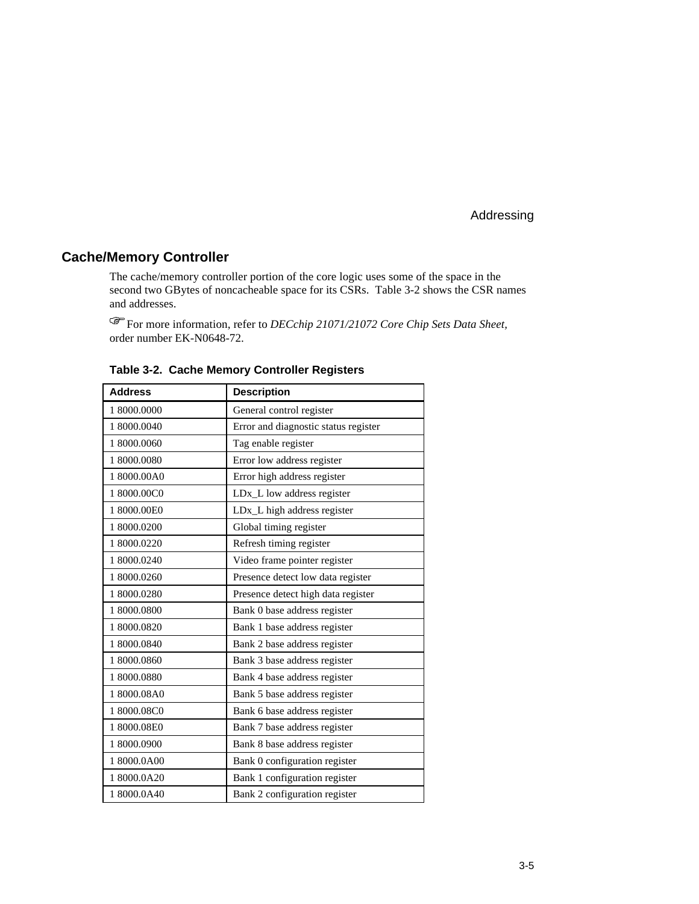## Cache/Memory Controller

The cache/memory controller portion of the core logic uses some of the space in the second two GBytes of noncacheable space for its CSRs. Table 3-2 shows the CSR names and addresses.

☞For more information, refer to *DECchip 21071/21072 Core Chip Sets Data Sheet*, order number EK-N0648-72.

**Table 3-2. Cache Memory Controller Registers**

| Address | Description |
|---|---|
| 1 8000.0000 | General control register |
| 1 8000.0040 | Error and diagnostic status register |
| 1 8000.0060 | Tag enable register |
| 1 8000.0080 | Error low address register |
| 1 8000.00A0 | Error high address register |
| 1 8000.00C0 | LDx_L low address register |
| 1 8000.00E0 | LDx_L high address register |
| 1 8000.0200 | Global timing register |
| 1 8000.0220 | Refresh timing register |
| 1 8000.0240 | Video frame pointer register |
| 1 8000.0260 | Presence detect low data register |
| 1 8000.0280 | Presence detect high data register |
| 1 8000.0800 | Bank 0 base address register |
| 1 8000.0820 | Bank 1 base address register |
| 1 8000.0840 | Bank 2 base address register |
| 1 8000.0860 | Bank 3 base address register |
| 1 8000.0880 | Bank 4 base address register |
| 1 8000.08A0 | Bank 5 base address register |
| 1 8000.08C0 | Bank 6 base address register |
| 1 8000.08E0 | Bank 7 base address register |
| 1 8000.0900 | Bank 8 base address register |
| 1 8000.0A00 | Bank 0 configuration register |
| 1 8000.0A20 | Bank 1 configuration register |
| 1 8000.0A40 | Bank 2 configuration register |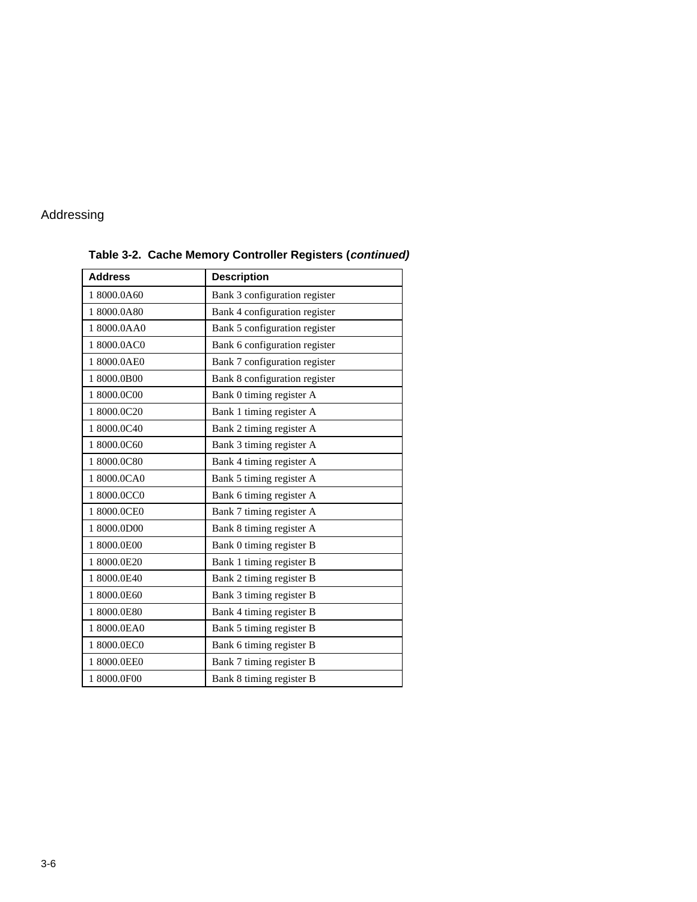**Table 3-2. Cache Memory Controller Registers (*continued)***

| Address | Description |
|---|---|
| 1 8000.0A60 | Bank 3 configuration register |
| 1 8000.0A80 | Bank 4 configuration register |
| 1 8000.0AA0 | Bank 5 configuration register |
| 1 8000.0AC0 | Bank 6 configuration register |
| 1 8000.0AE0 | Bank 7 configuration register |
| 1 8000.0B00 | Bank 8 configuration register |
| 1 8000.0C00 | Bank 0 timing register A |
| 1 8000.0C20 | Bank 1 timing register A |
| 1 8000.0C40 | Bank 2 timing register A |
| 1 8000.0C60 | Bank 3 timing register A |
| 1 8000.0C80 | Bank 4 timing register A |
| 1 8000.0CA0 | Bank 5 timing register A |
| 1 8000.0CC0 | Bank 6 timing register A |
| 1 8000.0CE0 | Bank 7 timing register A |
| 1 8000.0D00 | Bank 8 timing register A |
| 1 8000.0E00 | Bank 0 timing register B |
| 1 8000.0E20 | Bank 1 timing register B |
| 1 8000.0E40 | Bank 2 timing register B |
| 1 8000.0E60 | Bank 3 timing register B |
| 1 8000.0E80 | Bank 4 timing register B |
| 1 8000.0EA0 | Bank 5 timing register B |
| 1 8000.0EC0 | Bank 6 timing register B |
| 1 8000.0EE0 | Bank 7 timing register B |
| 1 8000.0F00 | Bank 8 timing register B |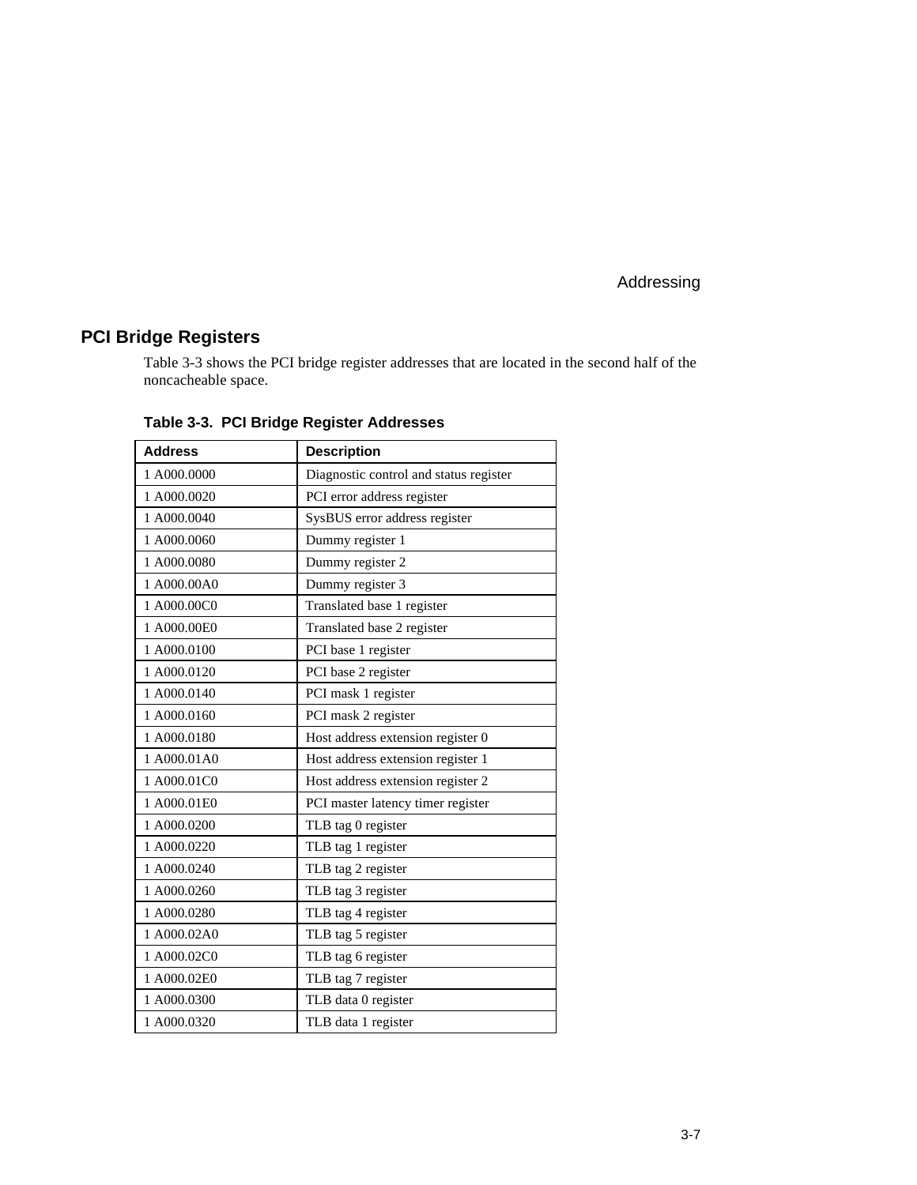## PCI Bridge Registers

Table 3-3 shows the PCI bridge register addresses that are located in the second half of the noncacheable space.

**Table 3-3. PCI Bridge Register Addresses**

| Address | Description |
|---|---|
| 1 A000.0000 | Diagnostic control and status register |
| 1 A000.0020 | PCI error address register |
| 1 A000.0040 | SysBUS error address register |
| 1 A000.0060 | Dummy register 1 |
| 1 A000.0080 | Dummy register 2 |
| 1 A000.00A0 | Dummy register 3 |
| 1 A000.00C0 | Translated base 1 register |
| 1 A000.00E0 | Translated base 2 register |
| 1 A000.0100 | PCI base 1 register |
| 1 A000.0120 | PCI base 2 register |
| 1 A000.0140 | PCI mask 1 register |
| 1 A000.0160 | PCI mask 2 register |
| 1 A000.0180 | Host address extension register 0 |
| 1 A000.01A0 | Host address extension register 1 |
| 1 A000.01C0 | Host address extension register 2 |
| 1 A000.01E0 | PCI master latency timer register |
| 1 A000.0200 | TLB tag 0 register |
| 1 A000.0220 | TLB tag 1 register |
| 1 A000.0240 | TLB tag 2 register |
| 1 A000.0260 | TLB tag 3 register |
| 1 A000.0280 | TLB tag 4 register |
| 1 A000.02A0 | TLB tag 5 register |
| 1 A000.02C0 | TLB tag 6 register |
| 1 A000.02E0 | TLB tag 7 register |
| 1 A000.0300 | TLB data 0 register |
| 1 A000.0320 | TLB data 1 register |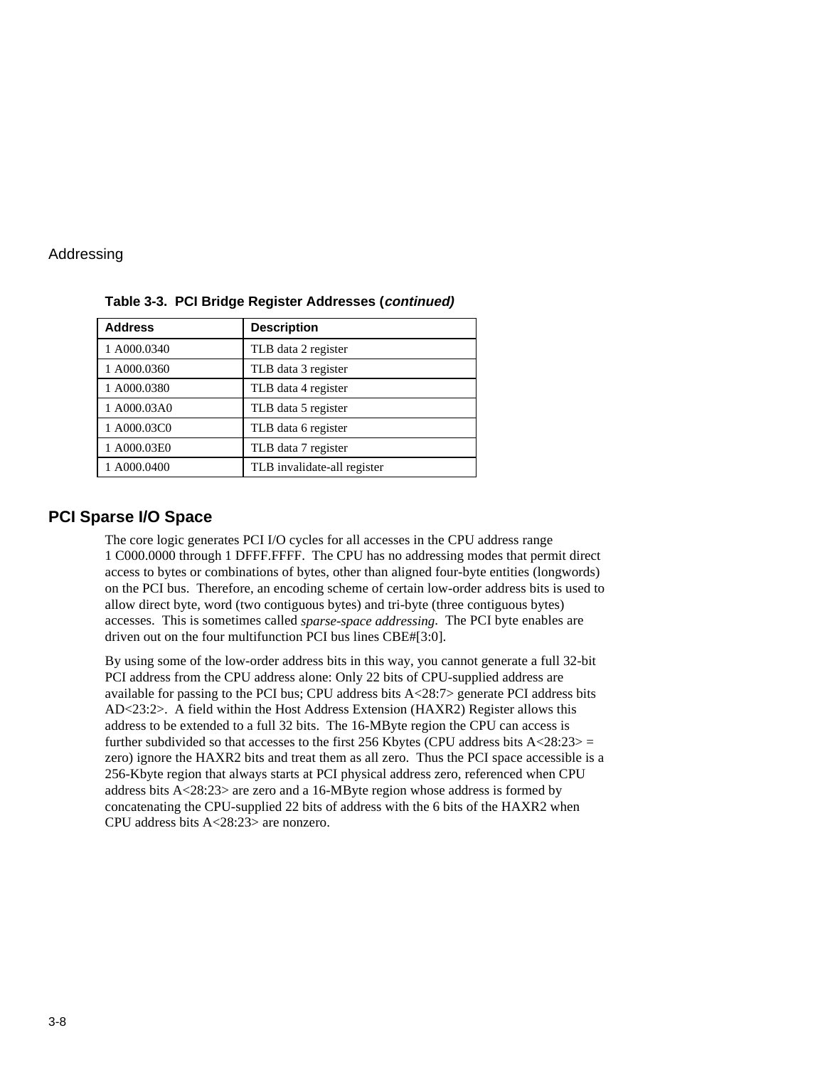**Table 3-3. PCI Bridge Register Addresses (*continued*)**

| Address | Description |
|---|---|
| 1 A000.0340 | TLB data 2 register |
| 1 A000.0360 | TLB data 3 register |
| 1 A000.0380 | TLB data 4 register |
| 1 A000.03A0 | TLB data 5 register |
| 1 A000.03C0 | TLB data 6 register |
| 1 A000.03E0 | TLB data 7 register |
| 1 A000.0400 | TLB invalidate-all register |

## PCI Sparse I/O Space

The core logic generates PCI I/O cycles for all accesses in the CPU address range 1 C000.0000 through 1 DFFF.FFFF. The CPU has no addressing modes that permit direct access to bytes or combinations of bytes, other than aligned four-byte entities (longwords) on the PCI bus. Therefore, an encoding scheme of certain low-order address bits is used to allow direct byte, word (two contiguous bytes) and tri-byte (three contiguous bytes) accesses. This is sometimes called *sparse-space addressing*. The PCI byte enables are driven out on the four multifunction PCI bus lines CBE#[3:0].

By using some of the low-order address bits in this way, you cannot generate a full 32-bit PCI address from the CPU address alone: Only 22 bits of CPU-supplied address are available for passing to the PCI bus; CPU address bits A<28:7> generate PCI address bits AD<23:2>. A field within the Host Address Extension (HAXR2) Register allows this address to be extended to a full 32 bits. The 16-MByte region the CPU can access is further subdivided so that accesses to the first 256 Kbytes (CPU address bits A<28:23> = zero) ignore the HAXR2 bits and treat them as all zero. Thus the PCI space accessible is a 256-Kbyte region that always starts at PCI physical address zero, referenced when CPU address bits A<28:23> are zero and a 16-MByte region whose address is formed by concatenating the CPU-supplied 22 bits of address with the 6 bits of the HAXR2 when CPU address bits A<28:23> are nonzero.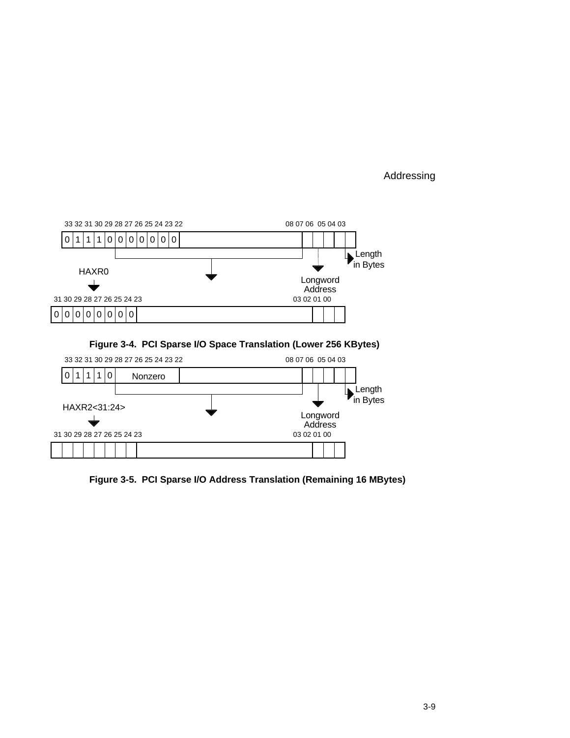33 32 31 30 29 28 27 26 25 24 23 22 08 07 06 05 04 03

| 0 | 1 | 1 | 1 | 0 | 0 | 0 | 0 | 0 | 0 | 0 | | | | | | |
|---|---|---|---|---|---|---|---|---|---|---|---|---|---|---|---|---|

HAXR0

Longword Address

Length in Bytes

31 30 29 28 27 26 25 24 23 03 02 01 00

| 0 | 0 | 0 | 0 | 0 | 0 | 0 | 0 | 0 | | | | | |
|---|---|---|---|---|---|---|---|---|---|---|---|---|---|

**Figure 3-4. PCI Sparse I/O Space Translation (Lower 256 KBytes)**

33 32 31 30 29 28 27 26 25 24 23 22 08 07 06 05 04 03

| 0 | 1 | 1 | 1 | 0 | Nonzero | | | | | | |
|---|---|---|---|---|---|---|---|---|---|---|---|

HAXR2<31:24>

Longword Address

Length in Bytes

31 30 29 28 27 26 25 24 23 03 02 01 00

| | | | | | | | | | | | | |
|---|---|---|---|---|---|---|---|---|---|---|---|---|

**Figure 3-5. PCI Sparse I/O Address Translation (Remaining 16 MBytes)**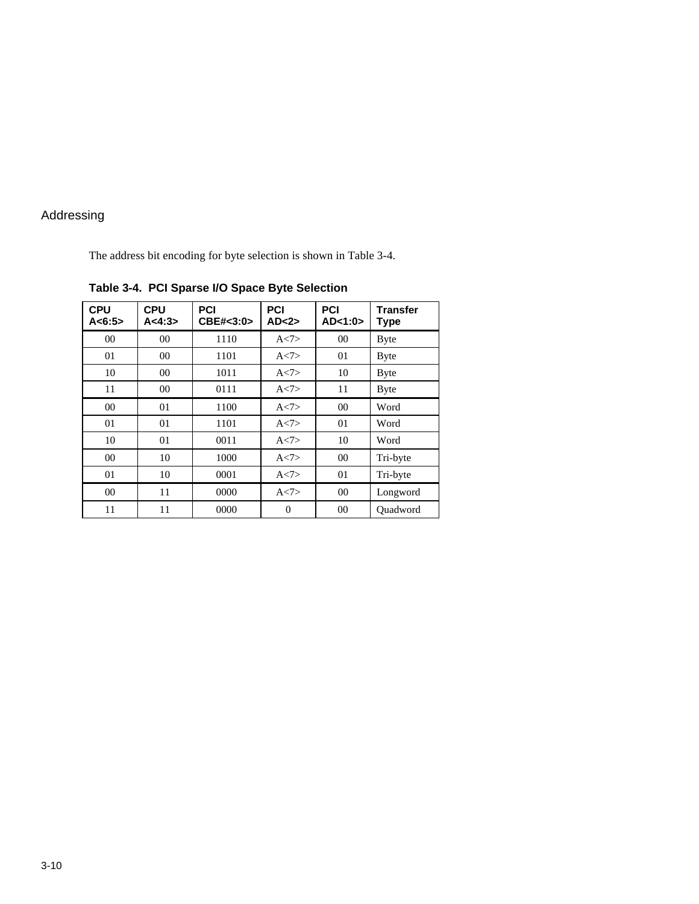## Addressing

The address bit encoding for byte selection is shown in Table 3-4.

**Table 3-4. PCI Sparse I/O Space Byte Selection**

| CPU A<6:5> | CPU A<4:3> | PCI CBE#<3:0> | PCI AD<2> | PCI AD<1:0> | Transfer Type |
|---|---|---|---|---|---|
| 00 | 00 | 1110 | A<7> | 00 | Byte |
| 01 | 00 | 1101 | A<7> | 01 | Byte |
| 10 | 00 | 1011 | A<7> | 10 | Byte |
| 11 | 00 | 0111 | A<7> | 11 | Byte |
| 00 | 01 | 1100 | A<7> | 00 | Word |
| 01 | 01 | 1101 | A<7> | 01 | Word |
| 10 | 01 | 0011 | A<7> | 10 | Word |
| 00 | 10 | 1000 | A<7> | 00 | Tri-byte |
| 01 | 10 | 0001 | A<7> | 01 | Tri-byte |
| 00 | 11 | 0000 | A<7> | 00 | Longword |
| 11 | 11 | 0000 | 0 | 00 | Quadword |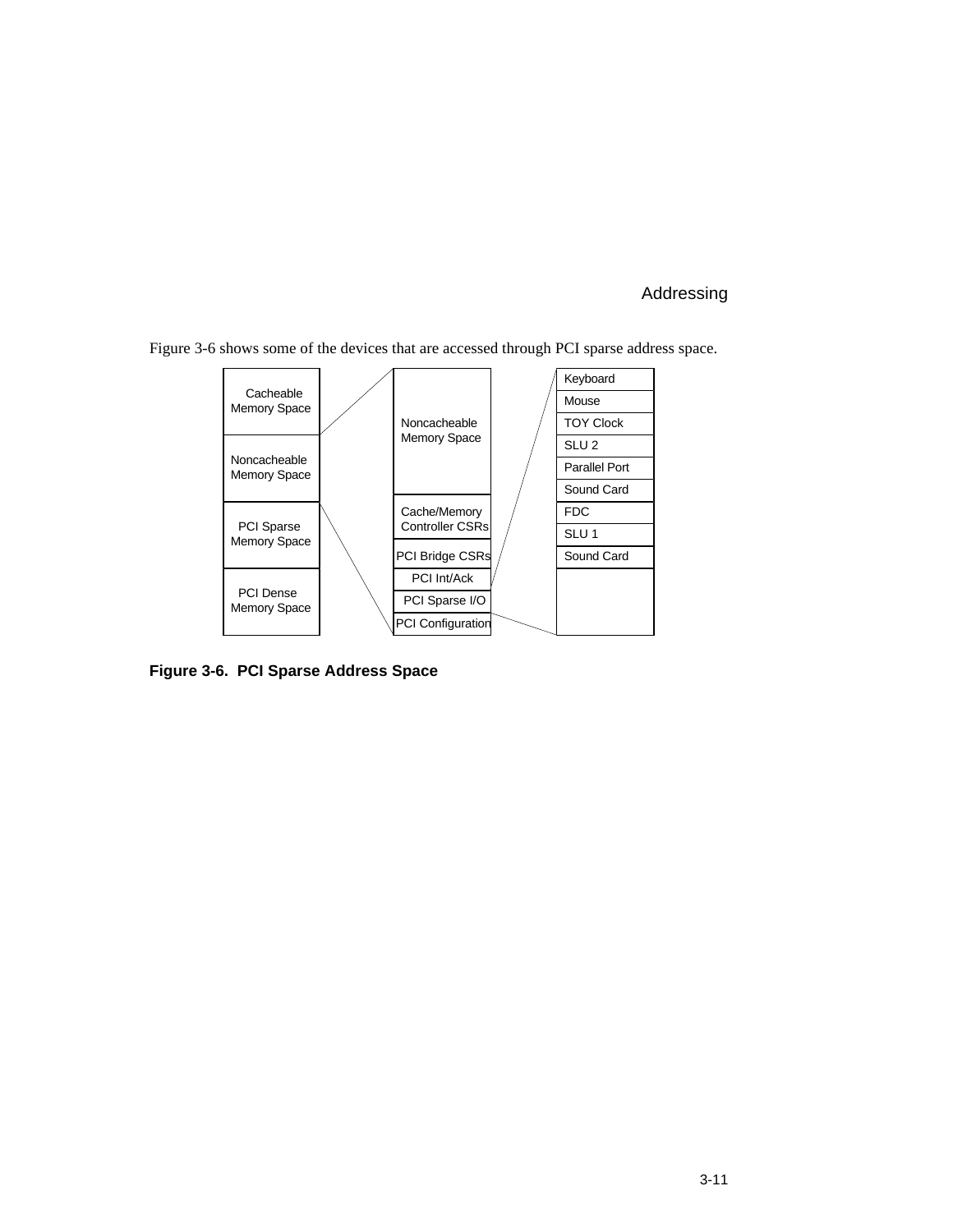Figure 3-6 shows some of the devices that are accessed through PCI sparse address space.

| Address Space | Noncacheable Memory Space Detail | PCI Sparse I/O Devices |
| --- | --- | --- |
| Cacheable Memory Space | Noncacheable Memory Space | Keyboard |
| Noncacheable Memory Space | Cache/Memory Controller CSRs | Mouse |
| PCI Sparse Memory Space | PCI Bridge CSRs | TOY Clock |
| PCI Dense Memory Space | PCI Int/Ack | SLU 2 |
| | PCI Sparse I/O | Parallel Port |
| | PCI Configuration | Sound Card |
| | | FDC |
| | | SLU 1 |
| | | Sound Card |

**Figure 3-6. PCI Sparse Address Space**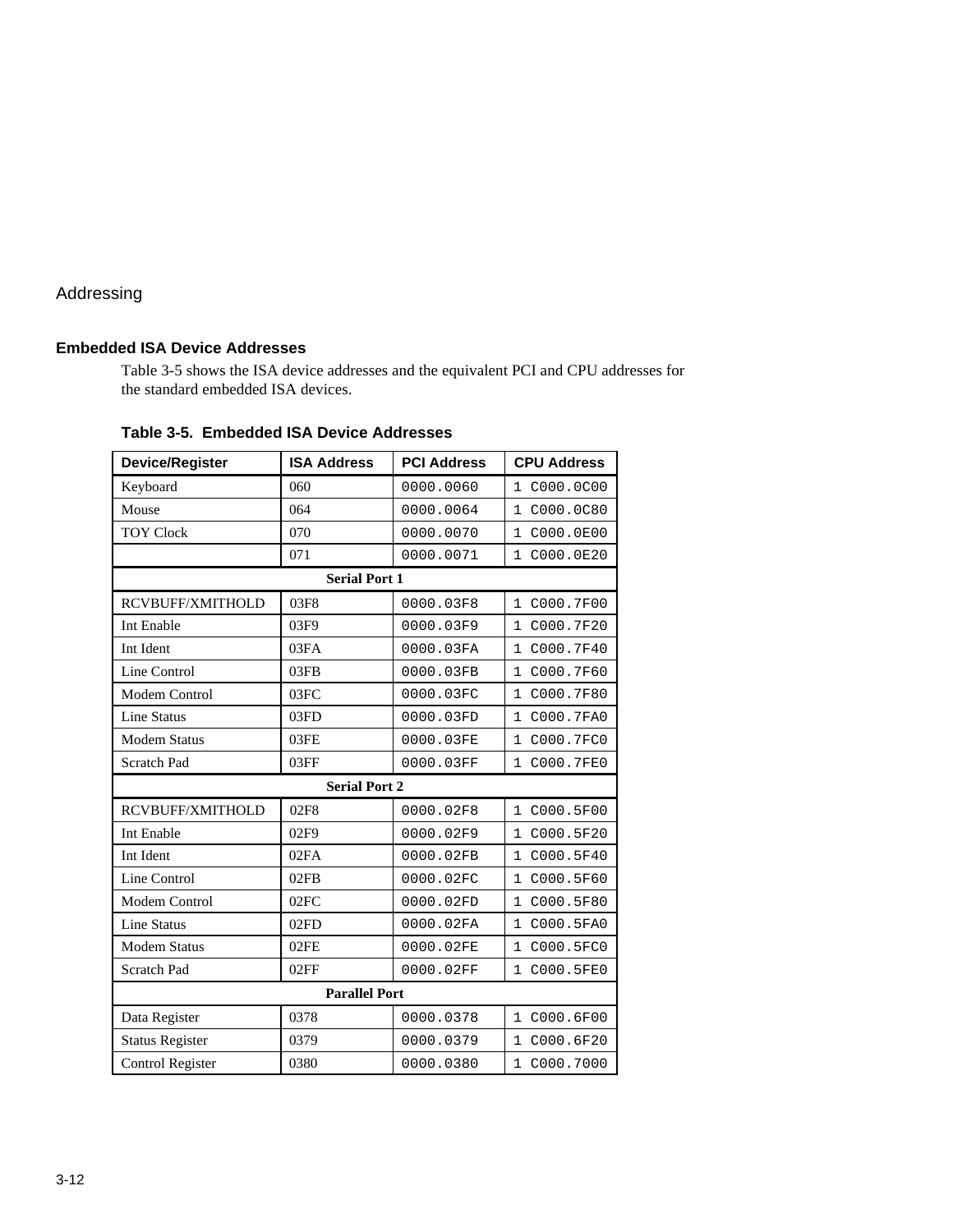## Addressing

### Embedded ISA Device Addresses

Table 3-5 shows the ISA device addresses and the equivalent PCI and CPU addresses for the standard embedded ISA devices.

**Table 3-5. Embedded ISA Device Addresses**

| Device/Register | ISA Address | PCI Address | CPU Address |
|---|---|---|---|
| Keyboard | 060 | 0000.0060 | 1 C000.0C00 |
| Mouse | 064 | 0000.0064 | 1 C000.0C80 |
| TOY Clock | 070 | 0000.0070 | 1 C000.0E00 |
| | 071 | 0000.0071 | 1 C000.0E20 |
| **Serial Port 1** | | | |
| RCVBUFF/XMITHOLD | 03F8 | 0000.03F8 | 1 C000.7F00 |
| Int Enable | 03F9 | 0000.03F9 | 1 C000.7F20 |
| Int Ident | 03FA | 0000.03FA | 1 C000.7F40 |
| Line Control | 03FB | 0000.03FB | 1 C000.7F60 |
| Modem Control | 03FC | 0000.03FC | 1 C000.7F80 |
| Line Status | 03FD | 0000.03FD | 1 C000.7FA0 |
| Modem Status | 03FE | 0000.03FE | 1 C000.7FC0 |
| Scratch Pad | 03FF | 0000.03FF | 1 C000.7FE0 |
| **Serial Port 2** | | | |
| RCVBUFF/XMITHOLD | 02F8 | 0000.02F8 | 1 C000.5F00 |
| Int Enable | 02F9 | 0000.02F9 | 1 C000.5F20 |
| Int Ident | 02FA | 0000.02FB | 1 C000.5F40 |
| Line Control | 02FB | 0000.02FC | 1 C000.5F60 |
| Modem Control | 02FC | 0000.02FD | 1 C000.5F80 |
| Line Status | 02FD | 0000.02FA | 1 C000.5FA0 |
| Modem Status | 02FE | 0000.02FE | 1 C000.5FC0 |
| Scratch Pad | 02FF | 0000.02FF | 1 C000.5FE0 |
| **Parallel Port** | | | |
| Data Register | 0378 | 0000.0378 | 1 C000.6F00 |
| Status Register | 0379 | 0000.0379 | 1 C000.6F20 |
| Control Register | 0380 | 0000.0380 | 1 C000.7000 |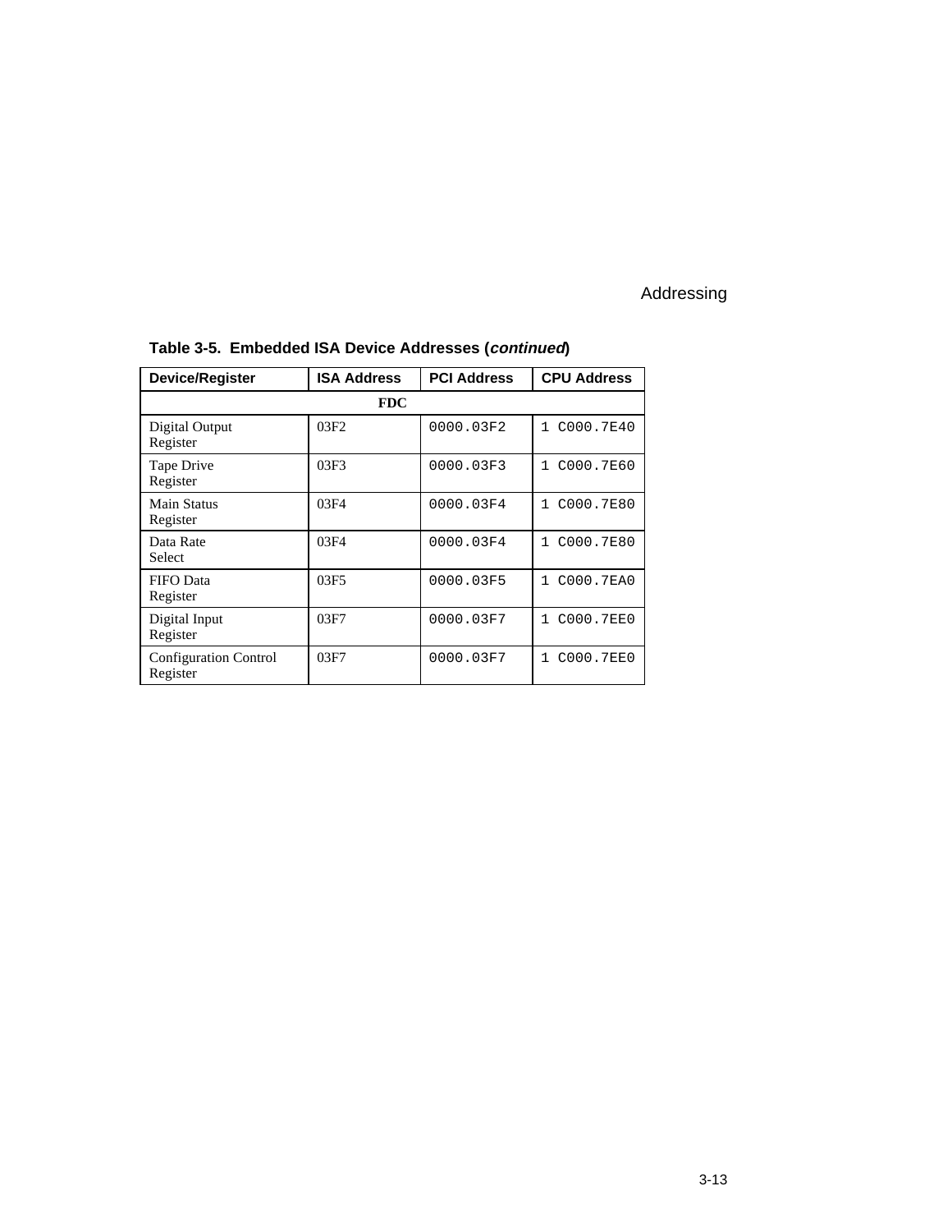**Table 3-5. Embedded ISA Device Addresses (*continued*)**

| Device/Register | ISA Address | PCI Address | CPU Address |
|---|---|---|---|
| **FDC** | | | |
| Digital Output Register | 03F2 | 0000.03F2 | 1 C000.7E40 |
| Tape Drive Register | 03F3 | 0000.03F3 | 1 C000.7E60 |
| Main Status Register | 03F4 | 0000.03F4 | 1 C000.7E80 |
| Data Rate Select | 03F4 | 0000.03F4 | 1 C000.7E80 |
| FIFO Data Register | 03F5 | 0000.03F5 | 1 C000.7EA0 |
| Digital Input Register | 03F7 | 0000.03F7 | 1 C000.7EE0 |
| Configuration Control Register | 03F7 | 0000.03F7 | 1 C000.7EE0 |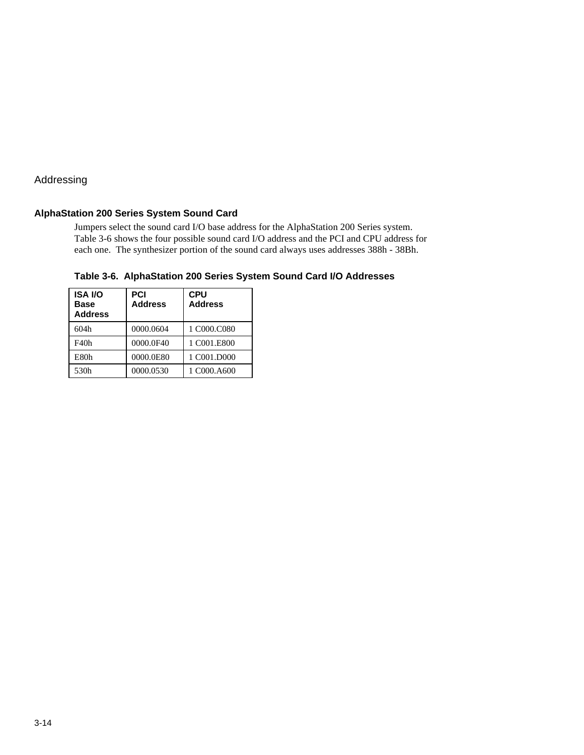## AlphaStation 200 Series System Sound Card

Jumpers select the sound card I/O base address for the AlphaStation 200 Series system. Table 3-6 shows the four possible sound card I/O address and the PCI and CPU address for each one. The synthesizer portion of the sound card always uses addresses 388h - 38Bh.

**Table 3-6. AlphaStation 200 Series System Sound Card I/O Addresses**

| ISA I/O Base Address | PCI Address | CPU Address |
|---|---|---|
| 604h | 0000.0604 | 1 C000.C080 |
| F40h | 0000.0F40 | 1 C001.E800 |
| E80h | 0000.0E80 | 1 C001.D000 |
| 530h | 0000.0530 | 1 C000.A600 |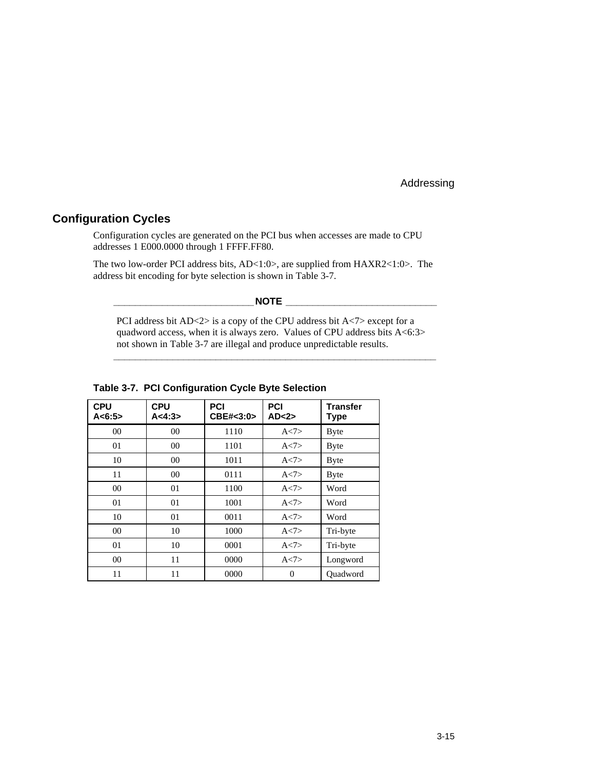## Configuration Cycles

Configuration cycles are generated on the PCI bus when accesses are made to CPU addresses 1 E000.0000 through 1 FFFF.FF80.

The two low-order PCI address bits, AD<1:0>, are supplied from HAXR2<1:0>. The address bit encoding for byte selection is shown in Table 3-7.

---

**NOTE**

PCI address bit AD<2> is a copy of the CPU address bit A<7> except for a quadword access, when it is always zero. Values of CPU address bits A<6:3> not shown in Table 3-7 are illegal and produce unpredictable results.

---

**Table 3-7. PCI Configuration Cycle Byte Selection**

| CPU A<6:5> | CPU A<4:3> | PCI CBE#<3:0> | PCI AD<2> | Transfer Type |
|---|---|---|---|---|
| 00 | 00 | 1110 | A<7> | Byte |
| 01 | 00 | 1101 | A<7> | Byte |
| 10 | 00 | 1011 | A<7> | Byte |
| 11 | 00 | 0111 | A<7> | Byte |
| 00 | 01 | 1100 | A<7> | Word |
| 01 | 01 | 1001 | A<7> | Word |
| 10 | 01 | 0011 | A<7> | Word |
| 00 | 10 | 1000 | A<7> | Tri-byte |
| 01 | 10 | 0001 | A<7> | Tri-byte |
| 00 | 11 | 0000 | A<7> | Longword |
| 11 | 11 | 0000 | 0 | Quadword |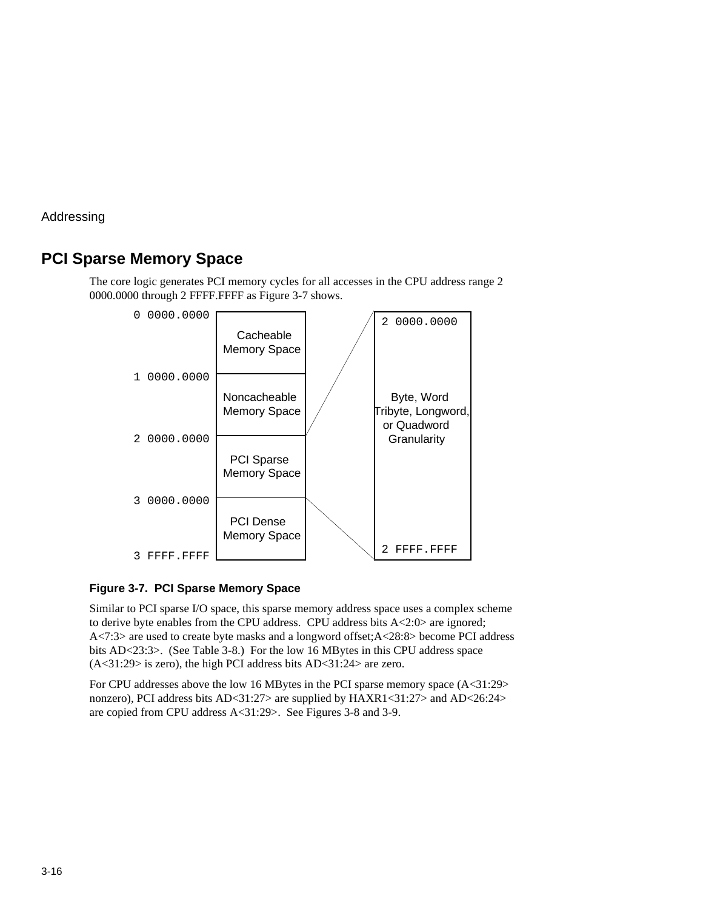## PCI Sparse Memory Space

The core logic generates PCI memory cycles for all accesses in the CPU address range 2 0000.0000 through 2 FFFF.FFFF as Figure 3-7 shows.

| Address | Region |
| --- | --- |
| 0 0000.0000 | Cacheable Memory Space |
| 1 0000.0000 | Noncacheable Memory Space |
| 2 0000.0000 | PCI Sparse Memory Space |
| 3 0000.0000 | PCI Dense Memory Space |
| 3 FFFF.FFFF | |

PCI Sparse Memory Space (2 0000.0000 – 2 FFFF.FFFF): Byte, Word Tribyte, Longword, or Quadword Granularity

**Figure 3-7. PCI Sparse Memory Space**

Similar to PCI sparse I/O space, this sparse memory address space uses a complex scheme to derive byte enables from the CPU address. CPU address bits A<2:0> are ignored; A<7:3> are used to create byte masks and a longword offset;A<28:8> become PCI address bits AD<23:3>. (See Table 3-8.) For the low 16 MBytes in this CPU address space (A<31:29> is zero), the high PCI address bits AD<31:24> are zero.

For CPU addresses above the low 16 MBytes in the PCI sparse memory space (A<31:29> nonzero), PCI address bits AD<31:27> are supplied by HAXR1<31:27> and AD<26:24> are copied from CPU address A<31:29>. See Figures 3-8 and 3-9.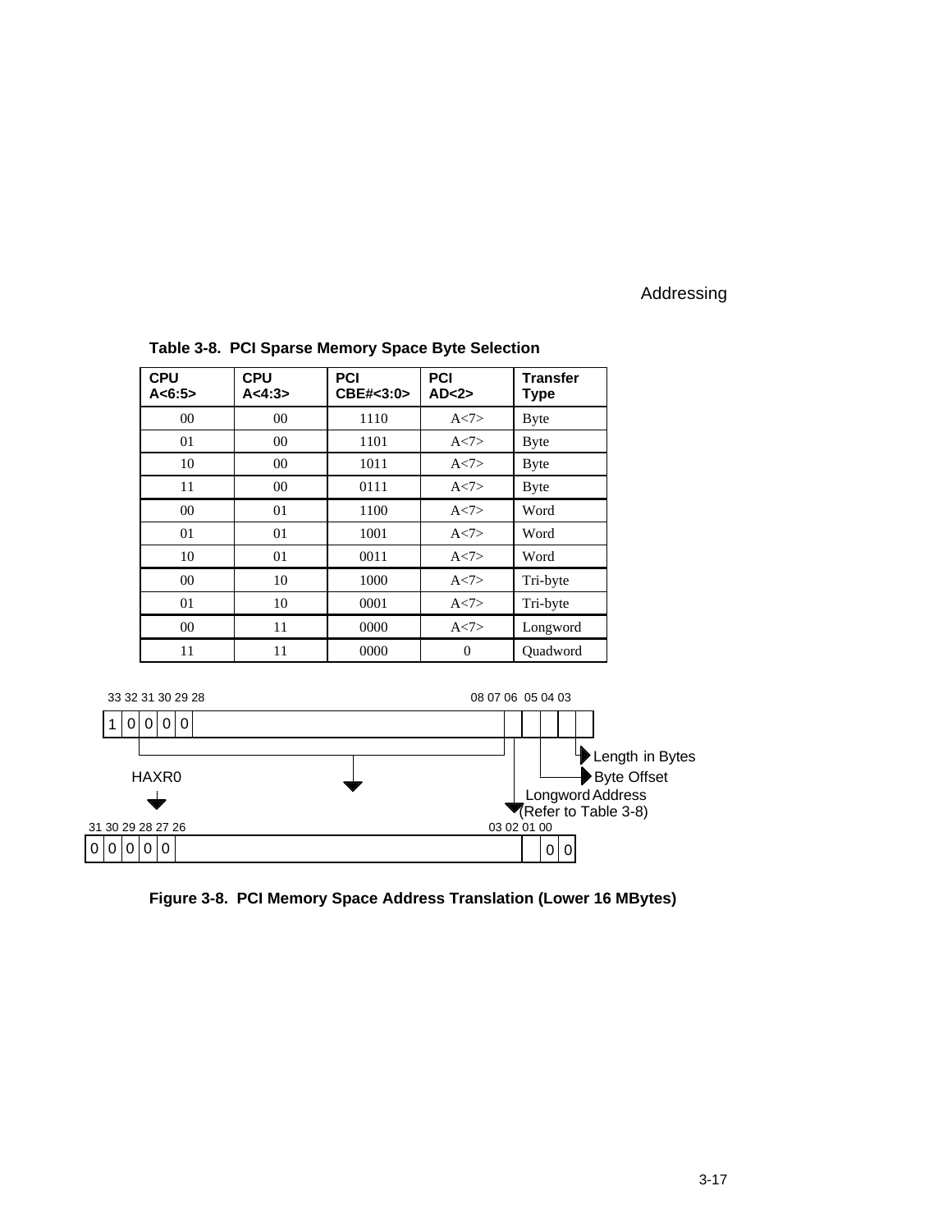**Table 3-8. PCI Sparse Memory Space Byte Selection**

| CPU A<6:5> | CPU A<4:3> | PCI CBE#<3:0> | PCI AD<2> | Transfer Type |
|---|---|---|---|---|
| 00 | 00 | 1110 | A<7> | Byte |
| 01 | 00 | 1101 | A<7> | Byte |
| 10 | 00 | 1011 | A<7> | Byte |
| 11 | 00 | 0111 | A<7> | Byte |
| 00 | 01 | 1100 | A<7> | Word |
| 01 | 01 | 1001 | A<7> | Word |
| 10 | 01 | 0011 | A<7> | Word |
| 00 | 10 | 1000 | A<7> | Tri-byte |
| 01 | 10 | 0001 | A<7> | Tri-byte |
| 00 | 11 | 0000 | A<7> | Longword |
| 11 | 11 | 0000 | 0 | Quadword |

```
33 32 31 30 29 28                                   08 07 06  05 04 03
 1 | 0 | 0 | 0 | 0 |                             |  |  |  |  |  |
                                                    |  |  |  └─> Length in Bytes
   HAXR0                                            |  └──────> Byte Offset
                                                    └─> Longword Address
                                                        (Refer to Table 3-8)
31 30 29 28 27 26                                03 02 01 00
 0 | 0 | 0 | 0 | 0 |                             |  | 0 | 0 |
```

**Figure 3-8. PCI Memory Space Address Translation (Lower 16 MBytes)**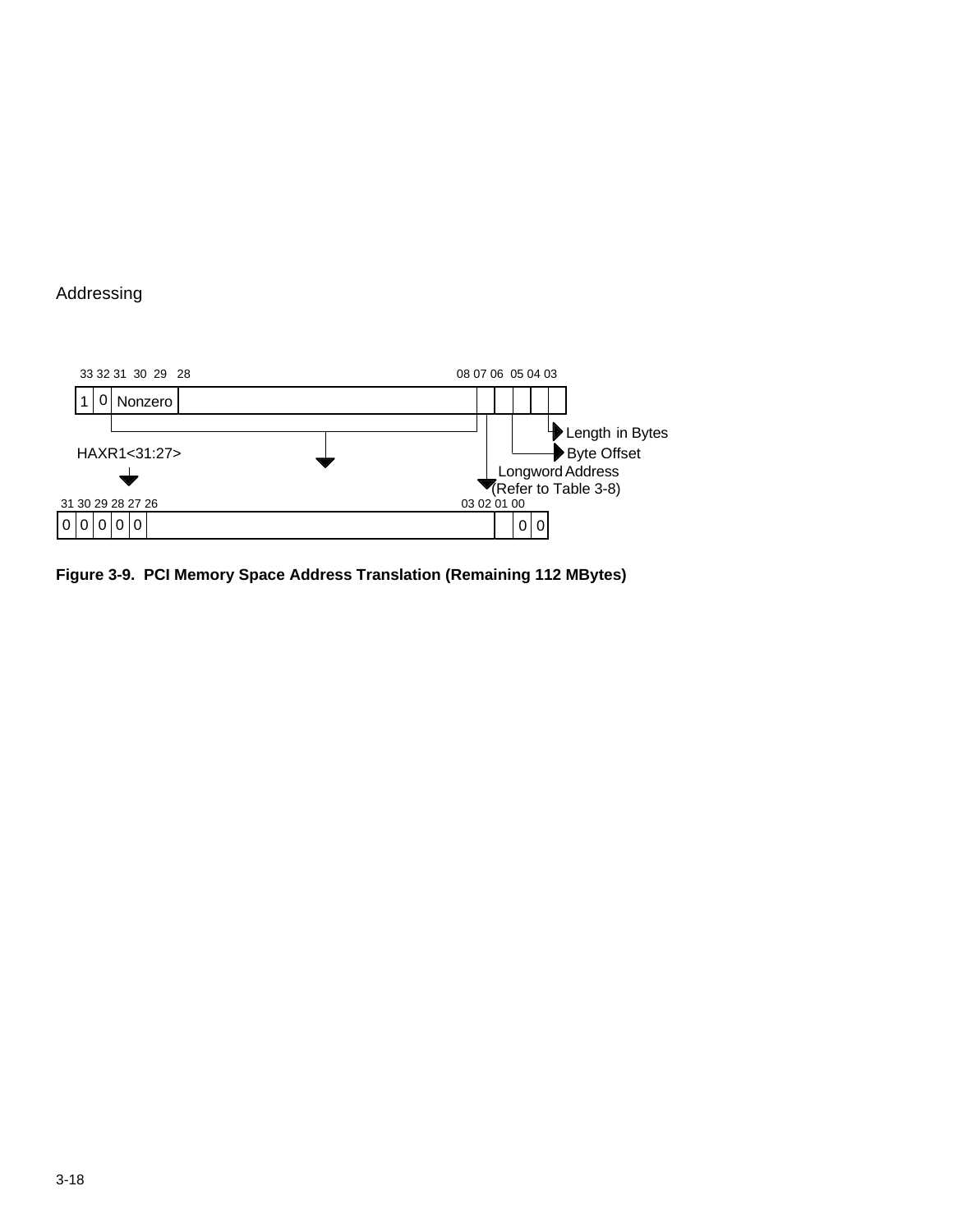33 32 31 30 29 28 08 07 06 05 04 03

| 1 | 0 | Nonzero | | | | | | |
|---|---|---|---|---|---|---|---|---|

HAXR1<31:27>

Length in Bytes

Byte Offset

Longword Address (Refer to Table 3-8)

31 30 29 28 27 26 03 02 01 00

| 0 | 0 | 0 | 0 | 0 | | | 0 | 0 |
|---|---|---|---|---|---|---|---|---|

**Figure 3-9. PCI Memory Space Address Translation (Remaining 112 MBytes)**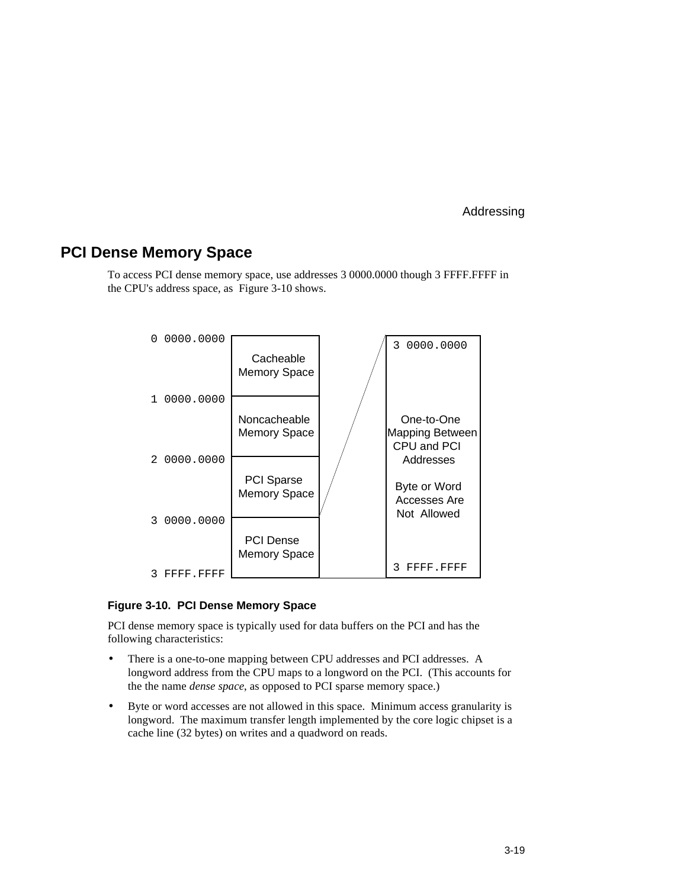## PCI Dense Memory Space

To access PCI dense memory space, use addresses 3 0000.0000 though 3 FFFF.FFFF in the CPU's address space, as Figure 3-10 shows.

| Address | Memory Space |
|---|---|
| 0 0000.0000 | Cacheable Memory Space |
| 1 0000.0000 | Noncacheable Memory Space |
| 2 0000.0000 | PCI Sparse Memory Space |
| 3 0000.0000 – 3 FFFF.FFFF | PCI Dense Memory Space: One-to-One Mapping Between CPU and PCI Addresses. Byte or Word Accesses Are Not Allowed |

**Figure 3-10. PCI Dense Memory Space**

PCI dense memory space is typically used for data buffers on the PCI and has the following characteristics:

- There is a one-to-one mapping between CPU addresses and PCI addresses. A longword address from the CPU maps to a longword on the PCI. (This accounts for the the name *dense space*, as opposed to PCI sparse memory space.)
- Byte or word accesses are not allowed in this space. Minimum access granularity is longword. The maximum transfer length implemented by the core logic chipset is a cache line (32 bytes) on writes and a quadword on reads.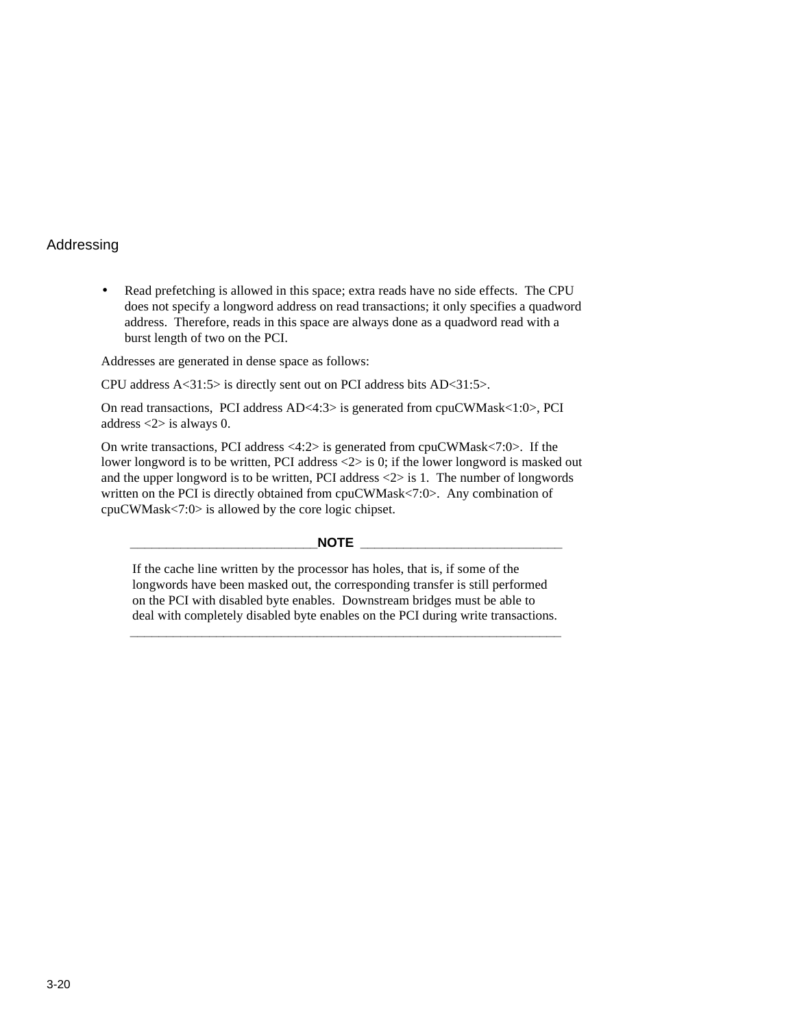- Read prefetching is allowed in this space; extra reads have no side effects. The CPU does not specify a longword address on read transactions; it only specifies a quadword address. Therefore, reads in this space are always done as a quadword read with a burst length of two on the PCI.

Addresses are generated in dense space as follows:

CPU address A<31:5> is directly sent out on PCI address bits AD<31:5>.

On read transactions, PCI address AD<4:3> is generated from cpuCWMask<1:0>, PCI address <2> is always 0.

On write transactions, PCI address <4:2> is generated from cpuCWMask<7:0>. If the lower longword is to be written, PCI address <2> is 0; if the lower longword is masked out and the upper longword is to be written, PCI address <2> is 1. The number of longwords written on the PCI is directly obtained from cpuCWMask<7:0>. Any combination of cpuCWMask<7:0> is allowed by the core logic chipset.

---

**NOTE**

If the cache line written by the processor has holes, that is, if some of the longwords have been masked out, the corresponding transfer is still performed on the PCI with disabled byte enables. Downstream bridges must be able to deal with completely disabled byte enables on the PCI during write transactions.

---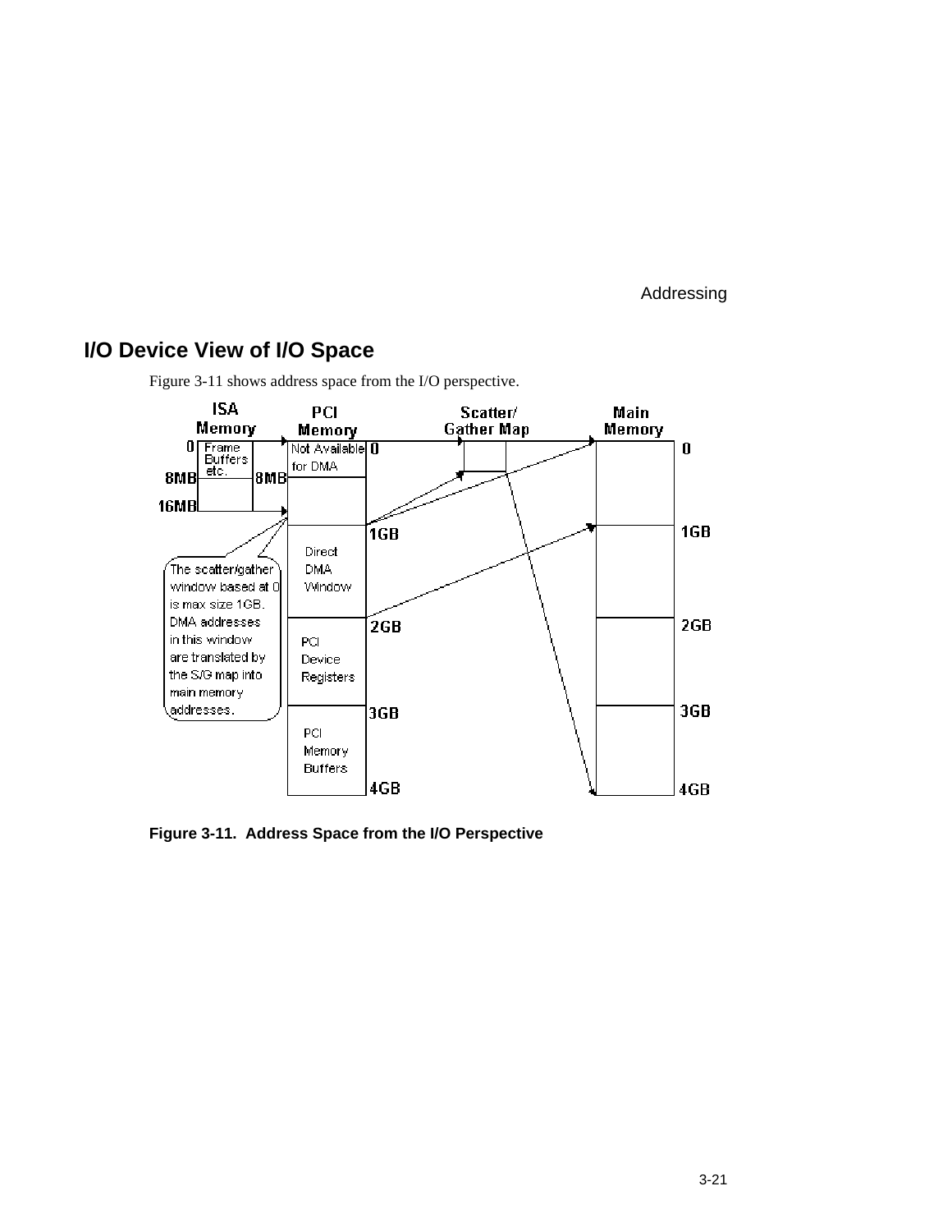## I/O Device View of I/O Space

Figure 3-11 shows address space from the I/O perspective.

**Figure 3-11. Address Space from the I/O Perspective**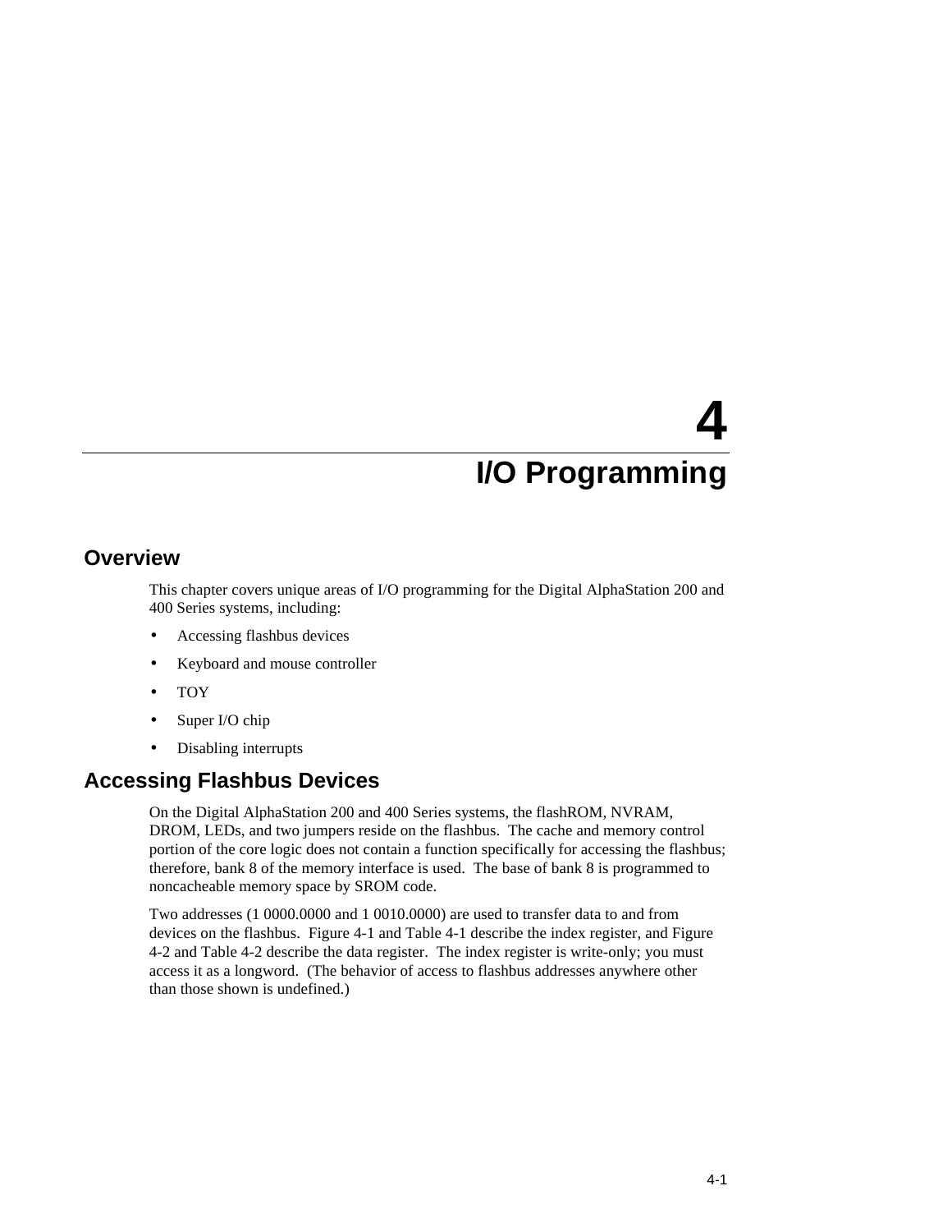# 4 I/O Programming

## Overview

This chapter covers unique areas of I/O programming for the Digital AlphaStation 200 and 400 Series systems, including:

- Accessing flashbus devices
- Keyboard and mouse controller
- TOY
- Super I/O chip
- Disabling interrupts

## Accessing Flashbus Devices

On the Digital AlphaStation 200 and 400 Series systems, the flashROM, NVRAM, DROM, LEDs, and two jumpers reside on the flashbus. The cache and memory control portion of the core logic does not contain a function specifically for accessing the flashbus; therefore, bank 8 of the memory interface is used. The base of bank 8 is programmed to noncacheable memory space by SROM code.

Two addresses (1 0000.0000 and 1 0010.0000) are used to transfer data to and from devices on the flashbus. Figure 4-1 and Table 4-1 describe the index register, and Figure 4-2 and Table 4-2 describe the data register. The index register is write-only; you must access it as a longword. (The behavior of access to flashbus addresses anywhere other than those shown is undefined.)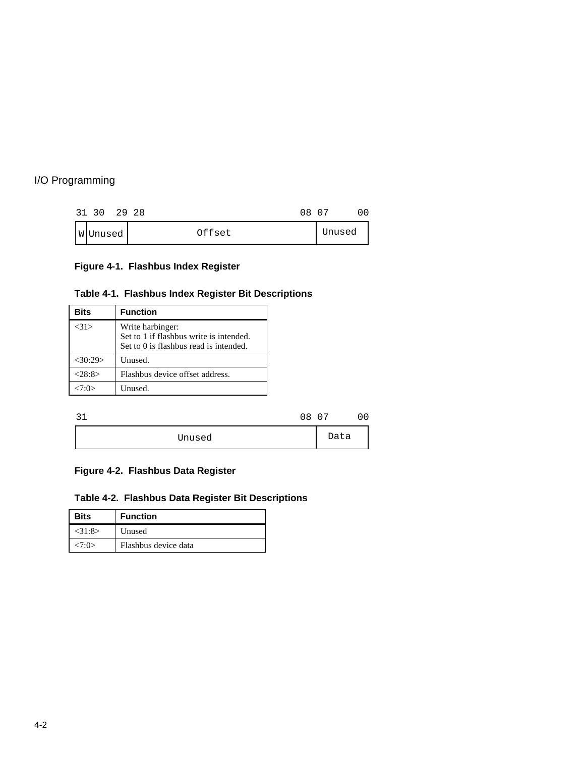| 31 | 30 29 | 28 08 | 07 00 |
|---|---|---|---|
| W | Unused | Offset | Unused |

**Figure 4-1. Flashbus Index Register**

**Table 4-1. Flashbus Index Register Bit Descriptions**

| Bits | Function |
|---|---|
| <31> | Write harbinger:<br>Set to 1 if flashbus write is intended.<br>Set to 0 is flashbus read is intended. |
| <30:29> | Unused. |
| <28:8> | Flashbus device offset address. |
| <7:0> | Unused. |

| 31 08 | 07 00 |
|---|---|
| Unused | Data |

**Figure 4-2. Flashbus Data Register**

**Table 4-2. Flashbus Data Register Bit Descriptions**

| Bits | Function |
|---|---|
| <31:8> | Unused |
| <7:0> | Flashbus device data |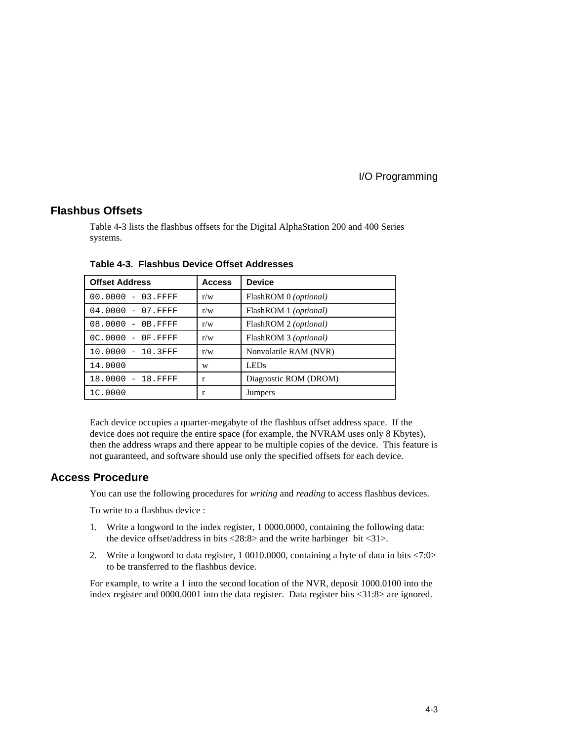## Flashbus Offsets

Table 4-3 lists the flashbus offsets for the Digital AlphaStation 200 and 400 Series systems.

**Table 4-3. Flashbus Device Offset Addresses**

| Offset Address | Access | Device |
|---|---|---|
| `00.0000 - 03.FFFF` | r/w | FlashROM 0 *(optional)* |
| `04.0000 - 07.FFFF` | r/w | FlashROM 1 *(optional)* |
| `08.0000 - 0B.FFFF` | r/w | FlashROM 2 *(optional)* |
| `0C.0000 - 0F.FFFF` | r/w | FlashROM 3 *(optional)* |
| `10.0000 - 10.3FFF` | r/w | Nonvolatile RAM (NVR) |
| `14.0000` | w | LEDs |
| `18.0000 - 18.FFFF` | r | Diagnostic ROM (DROM) |
| `1C.0000` | r | Jumpers |

Each device occupies a quarter-megabyte of the flashbus offset address space. If the device does not require the entire space (for example, the NVRAM uses only 8 Kbytes), then the address wraps and there appear to be multiple copies of the device. This feature is not guaranteed, and software should use only the specified offsets for each device.

## Access Procedure

You can use the following procedures for *writing* and *reading* to access flashbus devices.

To write to a flashbus device :

1. Write a longword to the index register, 1 0000.0000, containing the following data: the device offset/address in bits <28:8> and the write harbinger bit <31>.
2. Write a longword to data register, 1 0010.0000, containing a byte of data in bits <7:0> to be transferred to the flashbus device.

For example, to write a 1 into the second location of the NVR, deposit 1000.0100 into the index register and 0000.0001 into the data register. Data register bits <31:8> are ignored.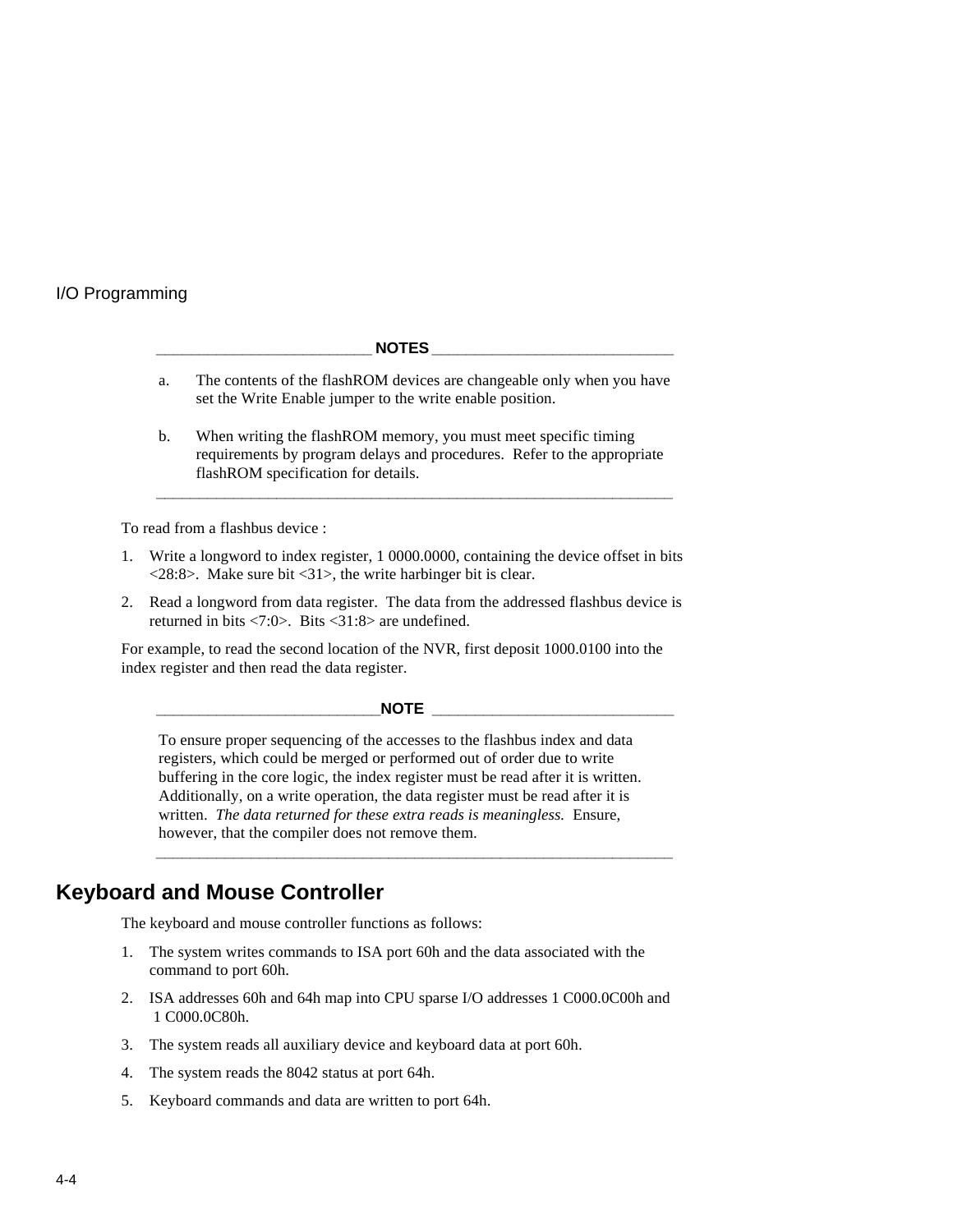**NOTES**

a. The contents of the flashROM devices are changeable only when you have set the Write Enable jumper to the write enable position.

b. When writing the flashROM memory, you must meet specific timing requirements by program delays and procedures. Refer to the appropriate flashROM specification for details.

---

To read from a flashbus device :

1. Write a longword to index register, 1 0000.0000, containing the device offset in bits <28:8>. Make sure bit <31>, the write harbinger bit is clear.
2. Read a longword from data register. The data from the addressed flashbus device is returned in bits <7:0>. Bits <31:8> are undefined.

For example, to read the second location of the NVR, first deposit 1000.0100 into the index register and then read the data register.

**NOTE**

To ensure proper sequencing of the accesses to the flashbus index and data registers, which could be merged or performed out of order due to write buffering in the core logic, the index register must be read after it is written. Additionally, on a write operation, the data register must be read after it is written. *The data returned for these extra reads is meaningless.* Ensure, however, that the compiler does not remove them.

---

## Keyboard and Mouse Controller

The keyboard and mouse controller functions as follows:

1. The system writes commands to ISA port 60h and the data associated with the command to port 60h.
2. ISA addresses 60h and 64h map into CPU sparse I/O addresses 1 C000.0C00h and 1 C000.0C80h.
3. The system reads all auxiliary device and keyboard data at port 60h.
4. The system reads the 8042 status at port 64h.
5. Keyboard commands and data are written to port 64h.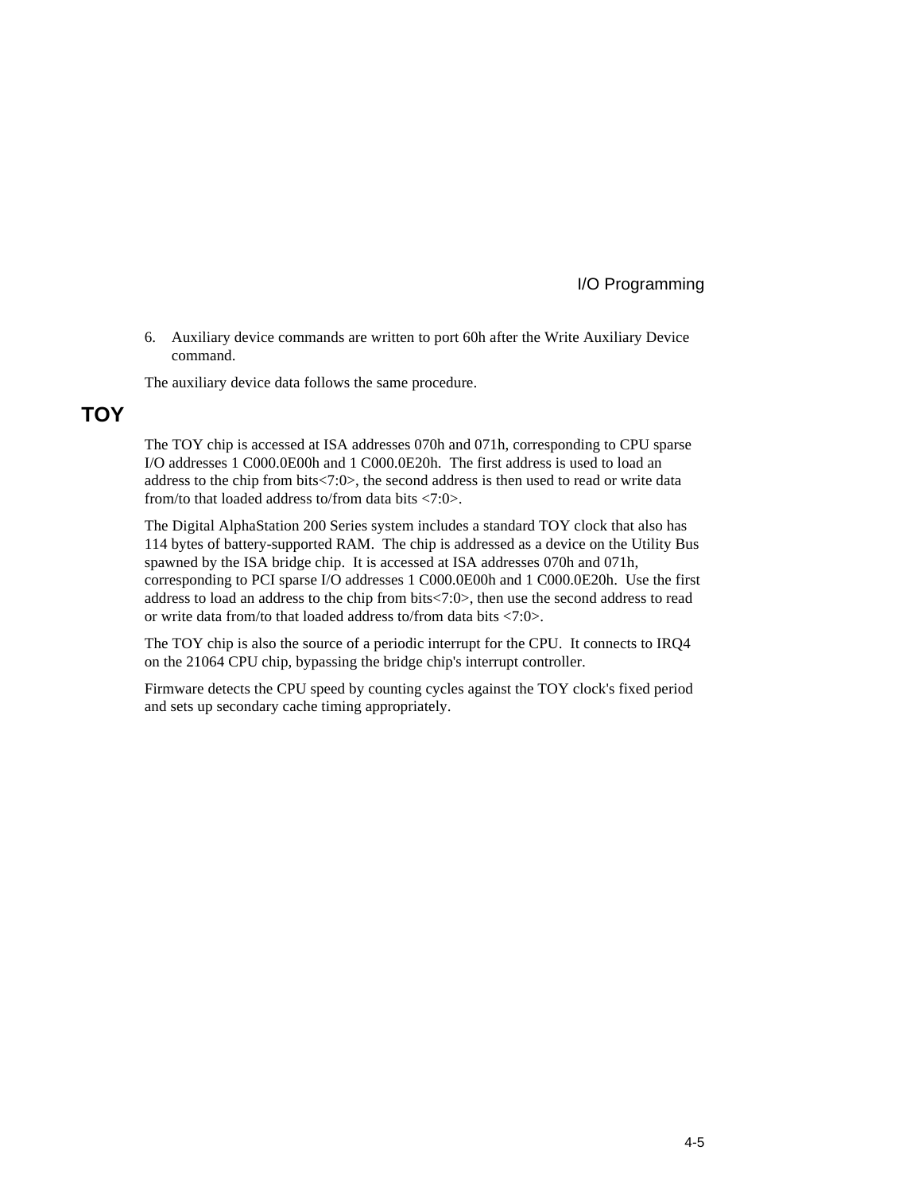6. Auxiliary device commands are written to port 60h after the Write Auxiliary Device command.

The auxiliary device data follows the same procedure.

## TOY

The TOY chip is accessed at ISA addresses 070h and 071h, corresponding to CPU sparse I/O addresses 1 C000.0E00h and 1 C000.0E20h. The first address is used to load an address to the chip from bits<7:0>, the second address is then used to read or write data from/to that loaded address to/from data bits <7:0>.

The Digital AlphaStation 200 Series system includes a standard TOY clock that also has 114 bytes of battery-supported RAM. The chip is addressed as a device on the Utility Bus spawned by the ISA bridge chip. It is accessed at ISA addresses 070h and 071h, corresponding to PCI sparse I/O addresses 1 C000.0E00h and 1 C000.0E20h. Use the first address to load an address to the chip from bits<7:0>, then use the second address to read or write data from/to that loaded address to/from data bits <7:0>.

The TOY chip is also the source of a periodic interrupt for the CPU. It connects to IRQ4 on the 21064 CPU chip, bypassing the bridge chip's interrupt controller.

Firmware detects the CPU speed by counting cycles against the TOY clock's fixed period and sets up secondary cache timing appropriately.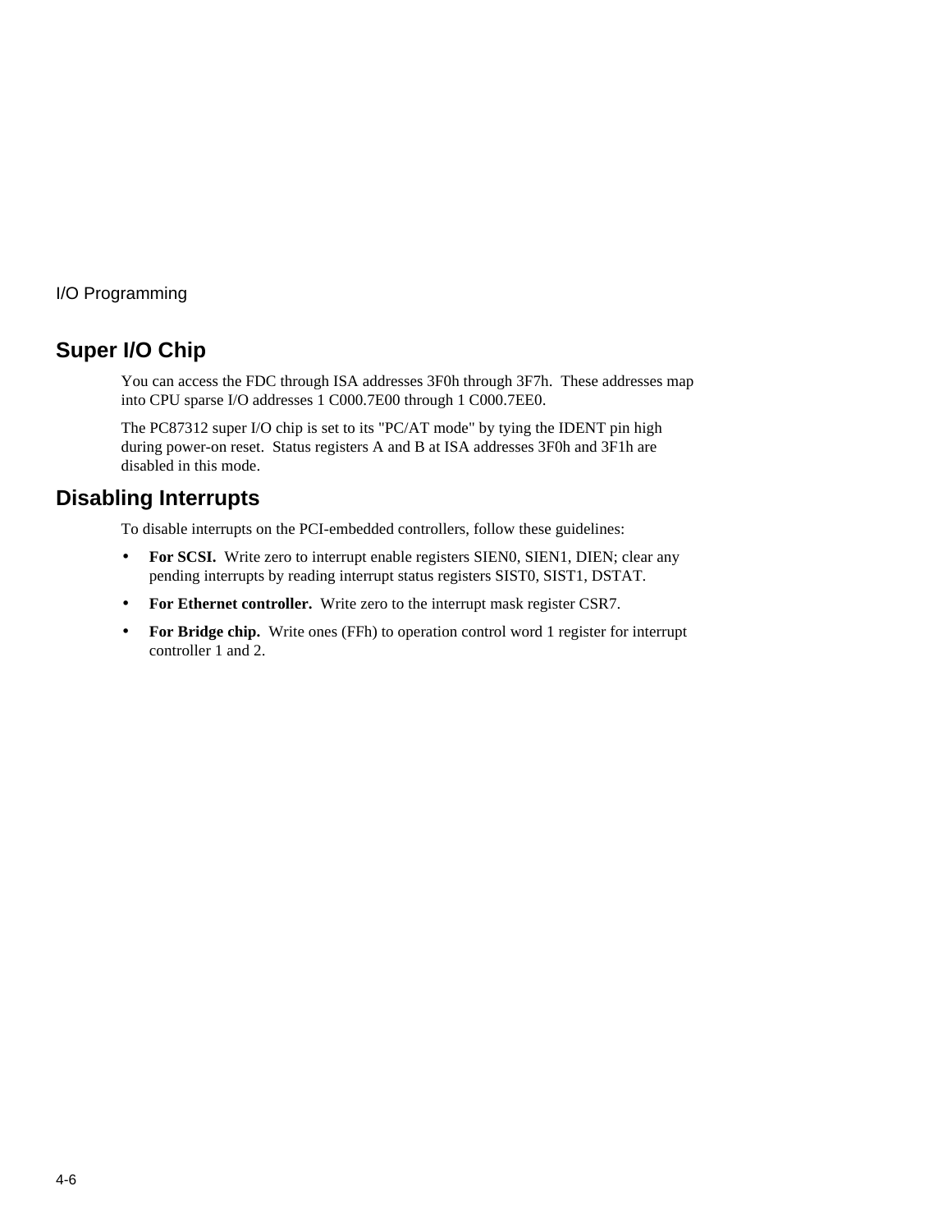## Super I/O Chip

You can access the FDC through ISA addresses 3F0h through 3F7h. These addresses map into CPU sparse I/O addresses 1 C000.7E00 through 1 C000.7EE0.

The PC87312 super I/O chip is set to its "PC/AT mode" by tying the IDENT pin high during power-on reset. Status registers A and B at ISA addresses 3F0h and 3F1h are disabled in this mode.

## Disabling Interrupts

To disable interrupts on the PCI-embedded controllers, follow these guidelines:

- **For SCSI.** Write zero to interrupt enable registers SIEN0, SIEN1, DIEN; clear any pending interrupts by reading interrupt status registers SIST0, SIST1, DSTAT.
- **For Ethernet controller.** Write zero to the interrupt mask register CSR7.
- **For Bridge chip.** Write ones (FFh) to operation control word 1 register for interrupt controller 1 and 2.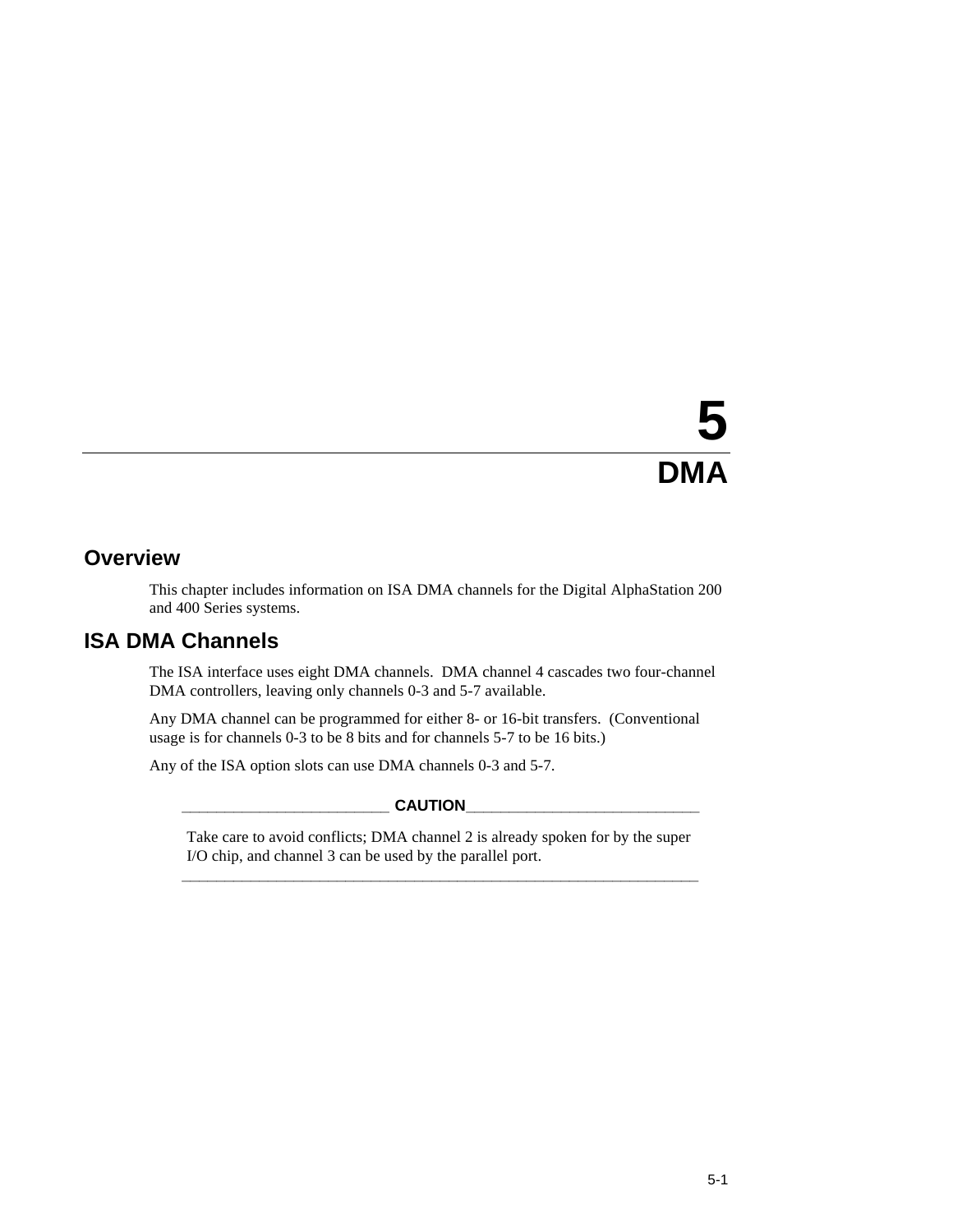# 5 DMA

## Overview

This chapter includes information on ISA DMA channels for the Digital AlphaStation 200 and 400 Series systems.

## ISA DMA Channels

The ISA interface uses eight DMA channels. DMA channel 4 cascades two four-channel DMA controllers, leaving only channels 0-3 and 5-7 available.

Any DMA channel can be programmed for either 8- or 16-bit transfers. (Conventional usage is for channels 0-3 to be 8 bits and for channels 5-7 to be 16 bits.)

Any of the ISA option slots can use DMA channels 0-3 and 5-7.

**CAUTION**

Take care to avoid conflicts; DMA channel 2 is already spoken for by the super I/O chip, and channel 3 can be used by the parallel port.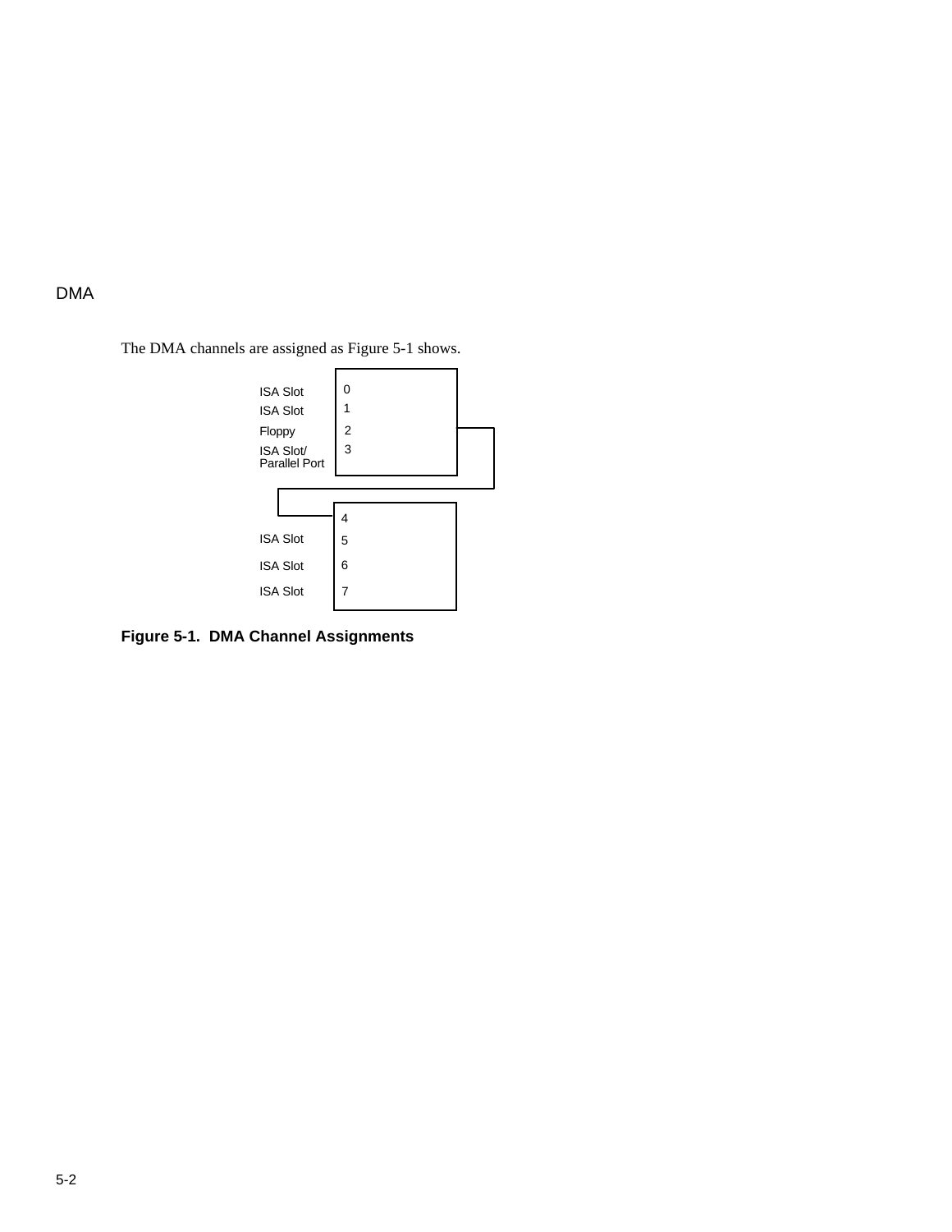## DMA

The DMA channels are assigned as Figure 5-1 shows.

| Assignment | Channel |
|---|---|
| ISA Slot | 0 |
| ISA Slot | 1 |
| Floppy | 2 |
| ISA Slot/ Parallel Port | 3 |
| | 4 |
| ISA Slot | 5 |
| ISA Slot | 6 |
| ISA Slot | 7 |

**Figure 5-1. DMA Channel Assignments**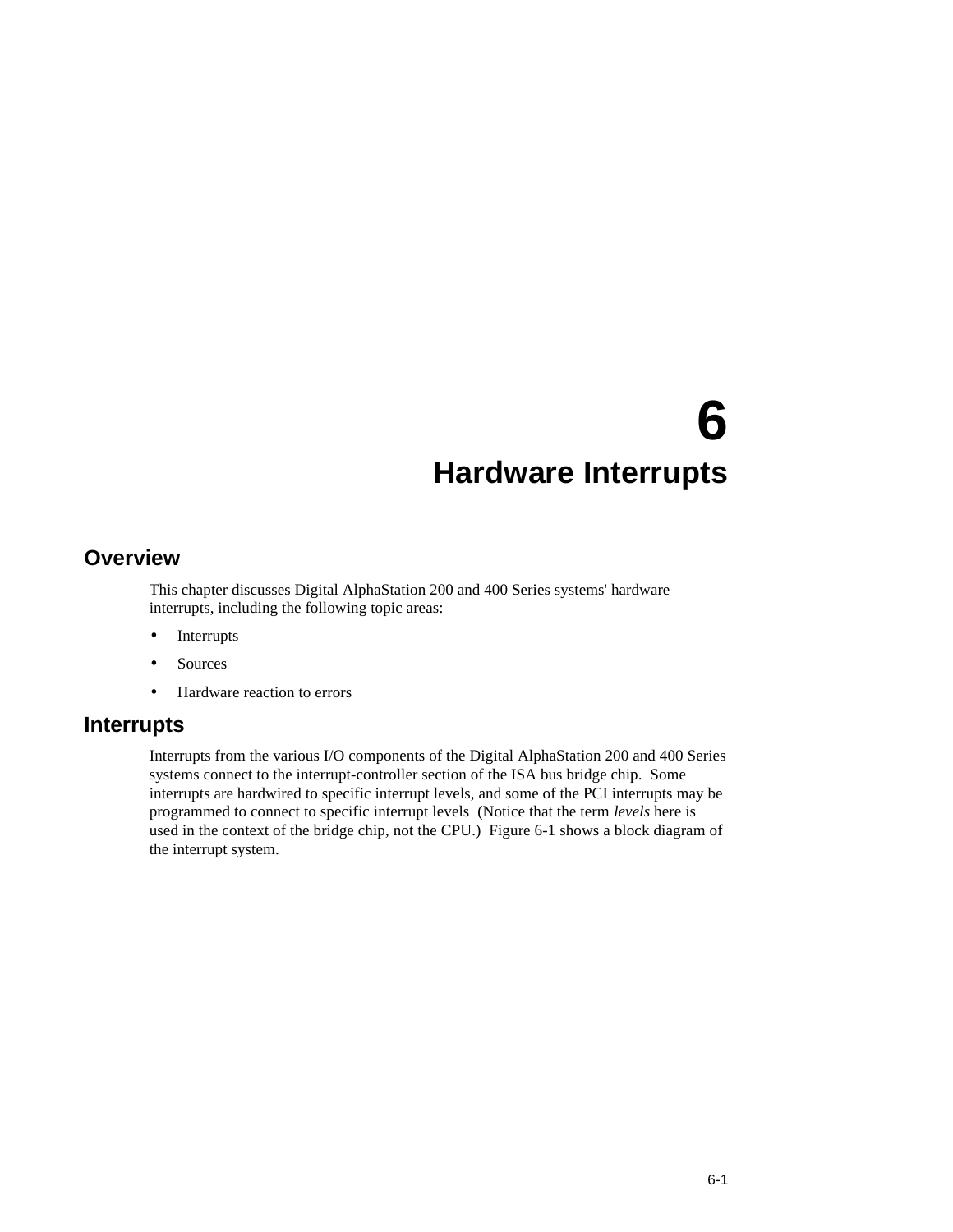# 6

# Hardware Interrupts

## Overview

This chapter discusses Digital AlphaStation 200 and 400 Series systems' hardware interrupts, including the following topic areas:

- Interrupts
- Sources
- Hardware reaction to errors

## Interrupts

Interrupts from the various I/O components of the Digital AlphaStation 200 and 400 Series systems connect to the interrupt-controller section of the ISA bus bridge chip. Some interrupts are hardwired to specific interrupt levels, and some of the PCI interrupts may be programmed to connect to specific interrupt levels (Notice that the term *levels* here is used in the context of the bridge chip, not the CPU.) Figure 6-1 shows a block diagram of the interrupt system.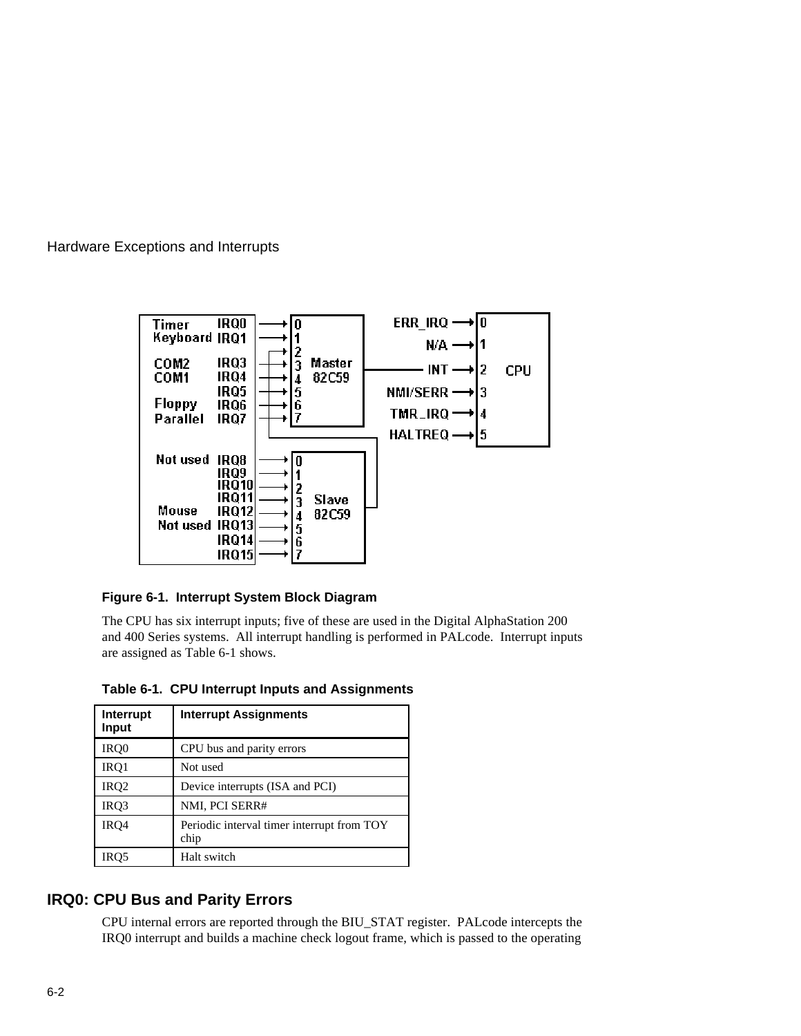| | | |
|---|---|---|
| Timer | IRQ0 | → Master 82C59 input 0 |
| Keyboard | IRQ1 | → Master 82C59 input 1 |
| COM2 | IRQ3 | → Master 82C59 input 3 |
| COM1 | IRQ4 | → Master 82C59 input 4 |
| | IRQ5 | → Master 82C59 input 5 |
| Floppy | IRQ6 | → Master 82C59 input 6 |
| Parallel | IRQ7 | → Master 82C59 input 7 |
| Not used | IRQ8 | → Slave 82C59 input 0 |
| | IRQ9 | → Slave 82C59 input 1 |
| | IRQ10 | → Slave 82C59 input 2 |
| | IRQ11 | → Slave 82C59 input 3 |
| Mouse | IRQ12 | → Slave 82C59 input 4 |
| Not used | IRQ13 | → Slave 82C59 input 5 |
| | IRQ14 | → Slave 82C59 input 6 |
| | IRQ15 | → Slave 82C59 input 7 |

Slave 82C59 output → Master 82C59 input 2

| CPU Input | Signal |
|---|---|
| 0 | ERR_IRQ |
| 1 | N/A |
| 2 | INT (from Master 82C59) |
| 3 | NMI/SERR |
| 4 | TMR_IRQ |
| 5 | HALTREQ |

**Figure 6-1. Interrupt System Block Diagram**

The CPU has six interrupt inputs; five of these are used in the Digital AlphaStation 200 and 400 Series systems. All interrupt handling is performed in PALcode. Interrupt inputs are assigned as Table 6-1 shows.

**Table 6-1. CPU Interrupt Inputs and Assignments**

| Interrupt Input | Interrupt Assignments |
|---|---|
| IRQ0 | CPU bus and parity errors |
| IRQ1 | Not used |
| IRQ2 | Device interrupts (ISA and PCI) |
| IRQ3 | NMI, PCI SERR# |
| IRQ4 | Periodic interval timer interrupt from TOY chip |
| IRQ5 | Halt switch |

## IRQ0: CPU Bus and Parity Errors

CPU internal errors are reported through the BIU_STAT register. PALcode intercepts the IRQ0 interrupt and builds a machine check logout frame, which is passed to the operating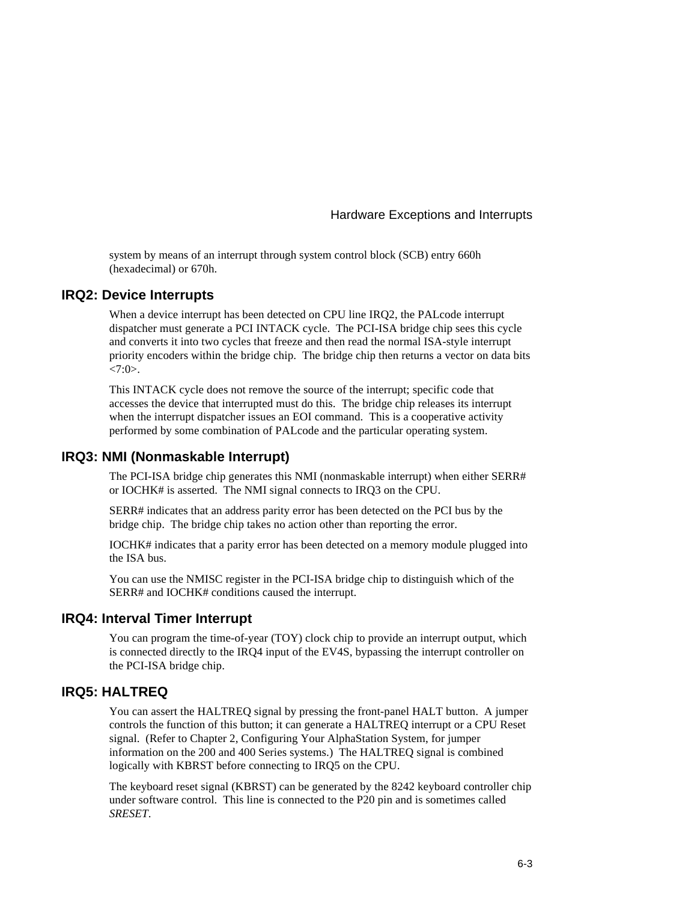system by means of an interrupt through system control block (SCB) entry 660h (hexadecimal) or 670h.

## IRQ2: Device Interrupts

When a device interrupt has been detected on CPU line IRQ2, the PALcode interrupt dispatcher must generate a PCI INTACK cycle. The PCI-ISA bridge chip sees this cycle and converts it into two cycles that freeze and then read the normal ISA-style interrupt priority encoders within the bridge chip. The bridge chip then returns a vector on data bits <7:0>.

This INTACK cycle does not remove the source of the interrupt; specific code that accesses the device that interrupted must do this. The bridge chip releases its interrupt when the interrupt dispatcher issues an EOI command. This is a cooperative activity performed by some combination of PALcode and the particular operating system.

## IRQ3: NMI (Nonmaskable Interrupt)

The PCI-ISA bridge chip generates this NMI (nonmaskable interrupt) when either SERR# or IOCHK# is asserted. The NMI signal connects to IRQ3 on the CPU.

SERR# indicates that an address parity error has been detected on the PCI bus by the bridge chip. The bridge chip takes no action other than reporting the error.

IOCHK# indicates that a parity error has been detected on a memory module plugged into the ISA bus.

You can use the NMISC register in the PCI-ISA bridge chip to distinguish which of the SERR# and IOCHK# conditions caused the interrupt.

## IRQ4: Interval Timer Interrupt

You can program the time-of-year (TOY) clock chip to provide an interrupt output, which is connected directly to the IRQ4 input of the EV4S, bypassing the interrupt controller on the PCI-ISA bridge chip.

## IRQ5: HALTREQ

You can assert the HALTREQ signal by pressing the front-panel HALT button. A jumper controls the function of this button; it can generate a HALTREQ interrupt or a CPU Reset signal. (Refer to Chapter 2, Configuring Your AlphaStation System, for jumper information on the 200 and 400 Series systems.) The HALTREQ signal is combined logically with KBRST before connecting to IRQ5 on the CPU.

The keyboard reset signal (KBRST) can be generated by the 8242 keyboard controller chip under software control. This line is connected to the P20 pin and is sometimes called *SRESET*.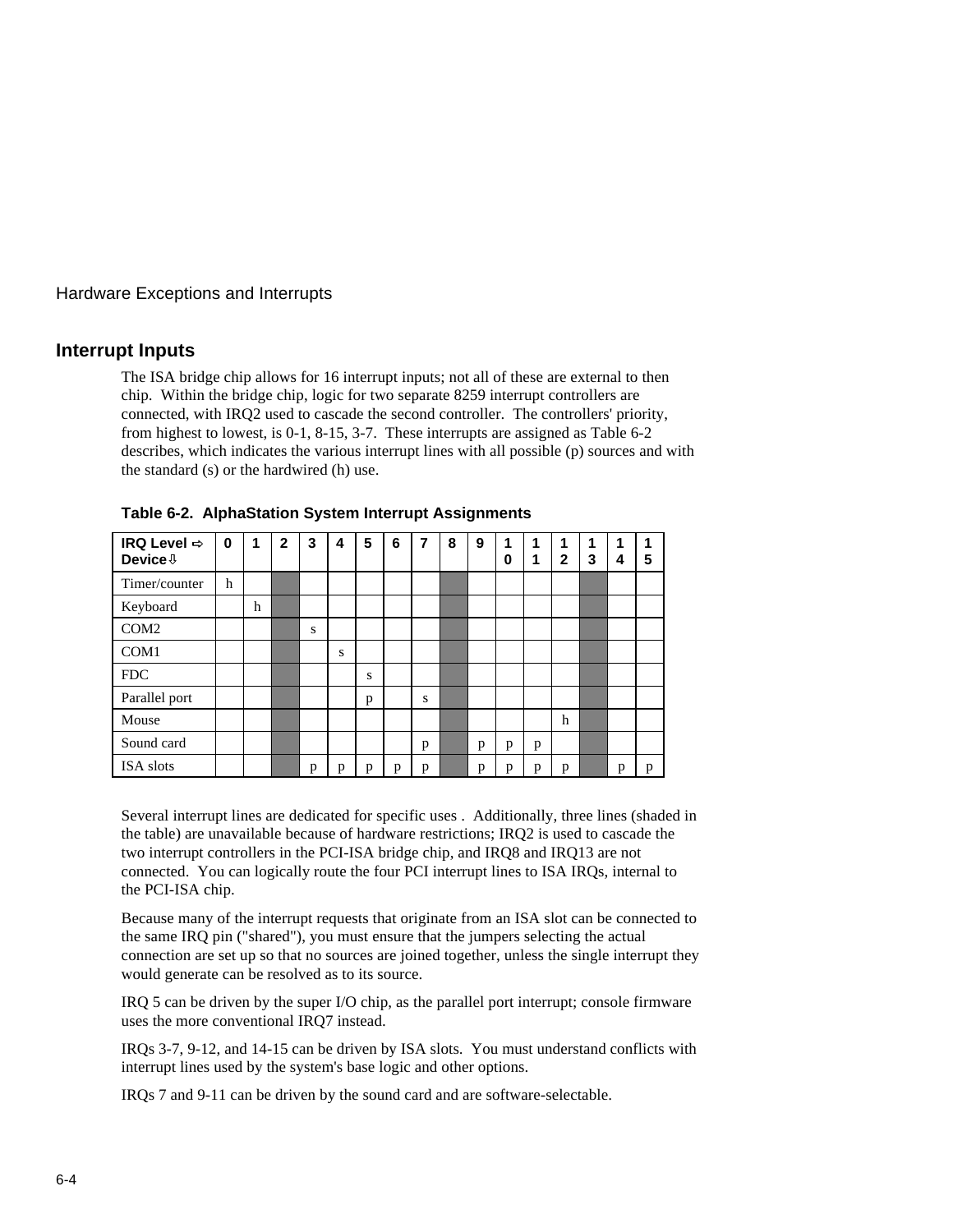## Interrupt Inputs

The ISA bridge chip allows for 16 interrupt inputs; not all of these are external to then chip. Within the bridge chip, logic for two separate 8259 interrupt controllers are connected, with IRQ2 used to cascade the second controller. The controllers' priority, from highest to lowest, is 0-1, 8-15, 3-7. These interrupts are assigned as Table 6-2 describes, which indicates the various interrupt lines with all possible (p) sources and with the standard (s) or the hardwired (h) use.

**Table 6-2. AlphaStation System Interrupt Assignments**

| IRQ Level ⇨ Device⇩ | 0 | 1 | 2 | 3 | 4 | 5 | 6 | 7 | 8 | 9 | 10 | 11 | 12 | 13 | 14 | 15 |
|---|---|---|---|---|---|---|---|---|---|---|---|---|---|---|---|---|
| Timer/counter | h | | | | | | | | | | | | | | | |
| Keyboard | | h | | | | | | | | | | | | | | |
| COM2 | | | | s | | | | | | | | | | | | |
| COM1 | | | | | s | | | | | | | | | | | |
| FDC | | | | | | s | | | | | | | | | | |
| Parallel port | | | | | | p | | s | | | | | | | | |
| Mouse | | | | | | | | | | | | | h | | | |
| Sound card | | | | | | | | p | | p | p | p | | | | |
| ISA slots | | | | p | p | p | p | p | | p | p | p | p | | p | p |

Several interrupt lines are dedicated for specific uses . Additionally, three lines (shaded in the table) are unavailable because of hardware restrictions; IRQ2 is used to cascade the two interrupt controllers in the PCI-ISA bridge chip, and IRQ8 and IRQ13 are not connected. You can logically route the four PCI interrupt lines to ISA IRQs, internal to the PCI-ISA chip.

Because many of the interrupt requests that originate from an ISA slot can be connected to the same IRQ pin ("shared"), you must ensure that the jumpers selecting the actual connection are set up so that no sources are joined together, unless the single interrupt they would generate can be resolved as to its source.

IRQ 5 can be driven by the super I/O chip, as the parallel port interrupt; console firmware uses the more conventional IRQ7 instead.

IRQs 3-7, 9-12, and 14-15 can be driven by ISA slots. You must understand conflicts with interrupt lines used by the system's base logic and other options.

IRQs 7 and 9-11 can be driven by the sound card and are software-selectable.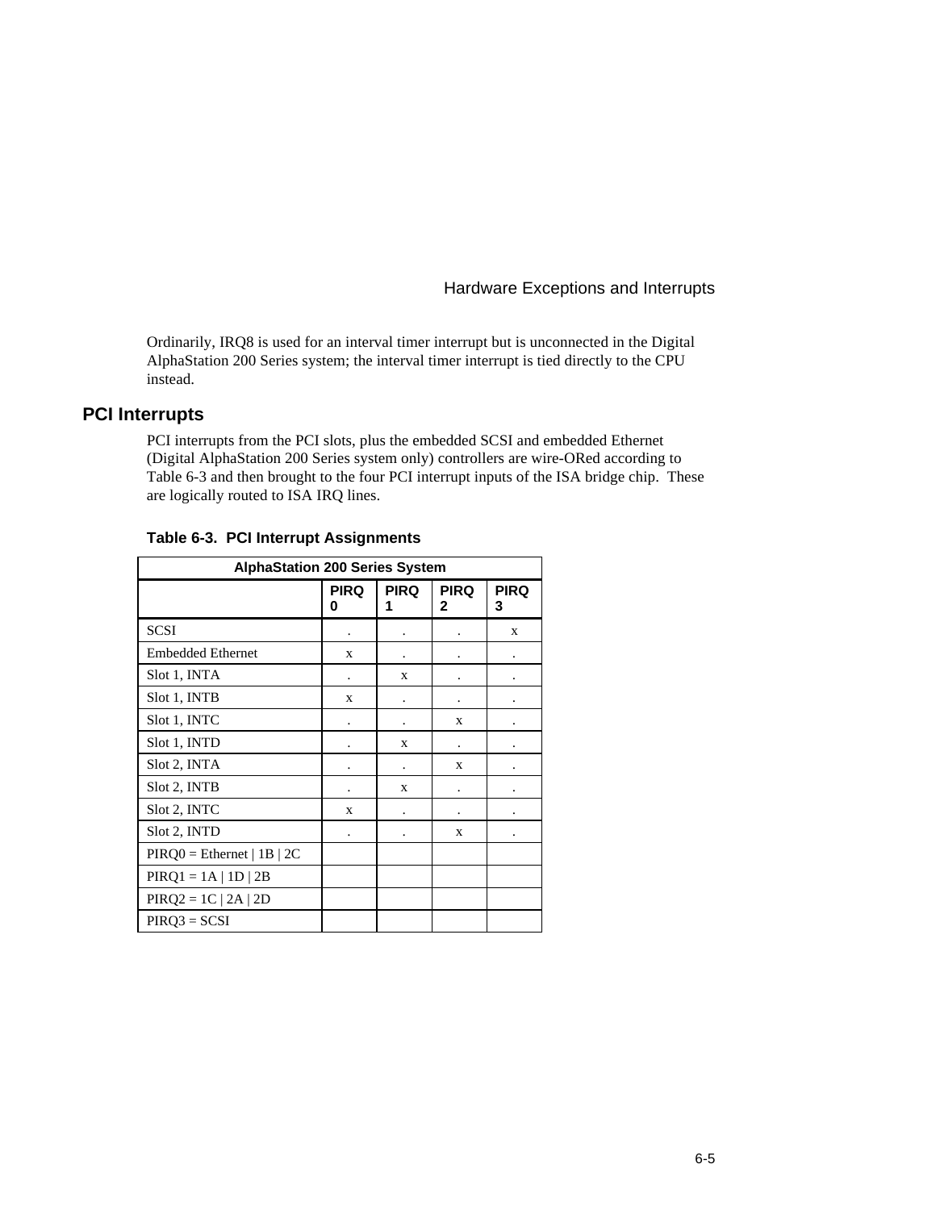Ordinarily, IRQ8 is used for an interval timer interrupt but is unconnected in the Digital AlphaStation 200 Series system; the interval timer interrupt is tied directly to the CPU instead.

## PCI Interrupts

PCI interrupts from the PCI slots, plus the embedded SCSI and embedded Ethernet (Digital AlphaStation 200 Series system only) controllers are wire-ORed according to Table 6-3 and then brought to the four PCI interrupt inputs of the ISA bridge chip. These are logically routed to ISA IRQ lines.

**Table 6-3. PCI Interrupt Assignments**

| AlphaStation 200 Series System | | | | |
|---|---|---|---|---|
| | PIRQ 0 | PIRQ 1 | PIRQ 2 | PIRQ 3 |
| SCSI | . | . | . | x |
| Embedded Ethernet | x | . | . | . |
| Slot 1, INTA | . | x | . | . |
| Slot 1, INTB | x | . | . | . |
| Slot 1, INTC | . | . | x | . |
| Slot 1, INTD | . | x | . | . |
| Slot 2, INTA | . | . | x | . |
| Slot 2, INTB | . | x | . | . |
| Slot 2, INTC | x | . | . | . |
| Slot 2, INTD | . | . | x | . |
| PIRQ0 = Ethernet \| 1B \| 2C | | | | |
| PIRQ1 = 1A \| 1D \| 2B | | | | |
| PIRQ2 = 1C \| 2A \| 2D | | | | |
| PIRQ3 = SCSI | | | | |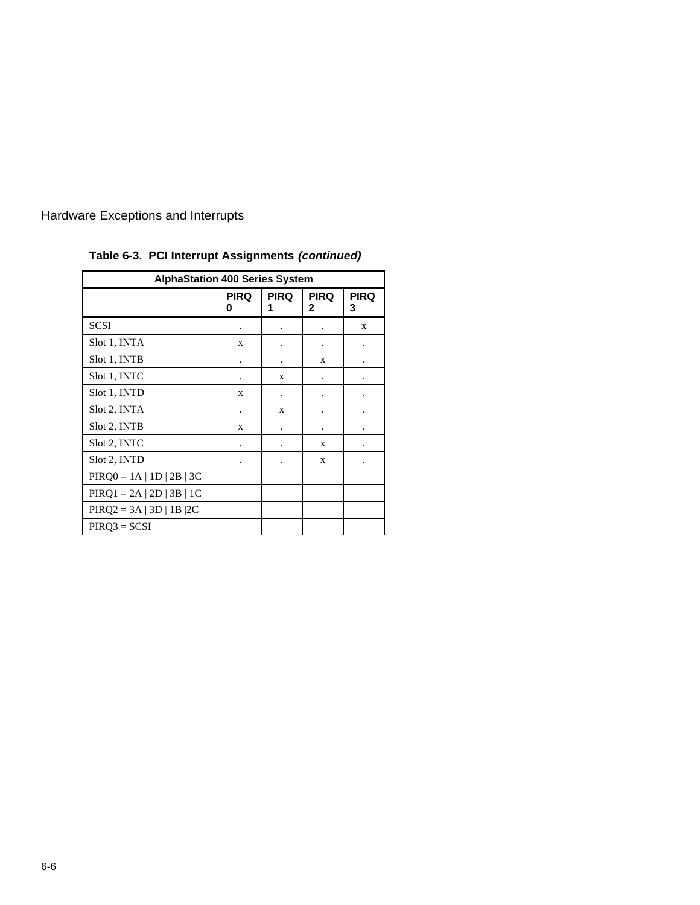**Table 6-3. PCI Interrupt Assignments *(continued)***

| AlphaStation 400 Series System | | | | |
|---|---|---|---|---|
| | PIRQ 0 | PIRQ 1 | PIRQ 2 | PIRQ 3 |
| SCSI | . | . | . | x |
| Slot 1, INTA | x | . | . | . |
| Slot 1, INTB | . | . | x | . |
| Slot 1, INTC | . | x | . | . |
| Slot 1, INTD | x | . | . | . |
| Slot 2, INTA | . | x | . | . |
| Slot 2, INTB | x | . | . | . |
| Slot 2, INTC | . | . | x | . |
| Slot 2, INTD | . | . | x | . |
| PIRQ0 = 1A \| 1D \| 2B \| 3C | | | | |
| PIRQ1 = 2A \| 2D \| 3B \| 1C | | | | |
| PIRQ2 = 3A \| 3D \| 1B \|2C | | | | |
| PIRQ3 = SCSI | | | | |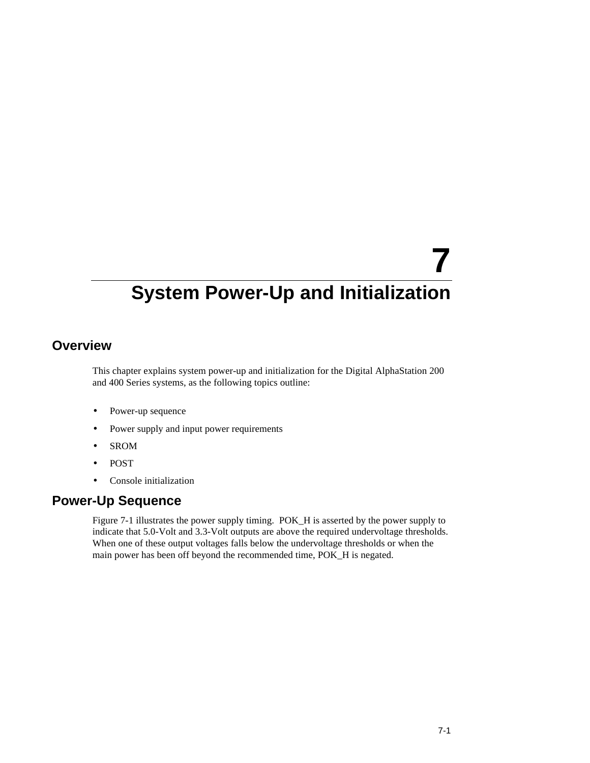# 7 System Power-Up and Initialization

## Overview

This chapter explains system power-up and initialization for the Digital AlphaStation 200 and 400 Series systems, as the following topics outline:

- Power-up sequence
- Power supply and input power requirements
- SROM
- POST
- Console initialization

## Power-Up Sequence

Figure 7-1 illustrates the power supply timing. POK_H is asserted by the power supply to indicate that 5.0-Volt and 3.3-Volt outputs are above the required undervoltage thresholds. When one of these output voltages falls below the undervoltage thresholds or when the main power has been off beyond the recommended time, POK_H is negated.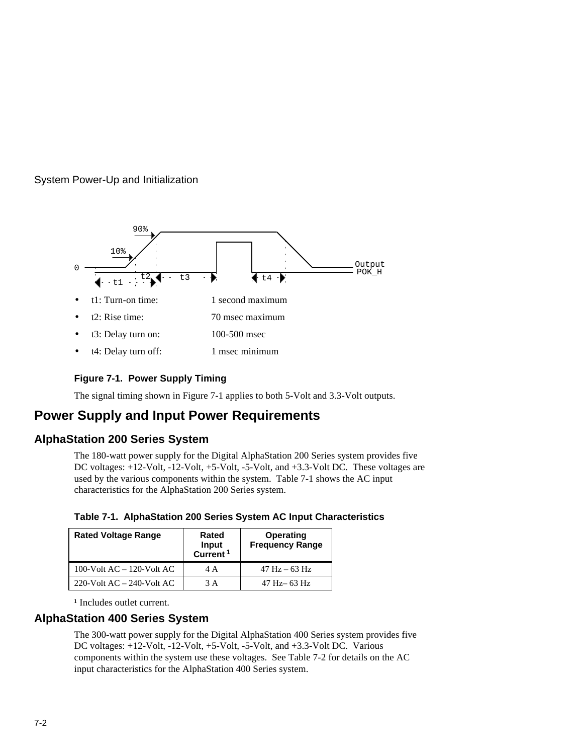- t1: Turn-on time: 1 second maximum
- t2: Rise time: 70 msec maximum
- t3: Delay turn on: 100-500 msec
- t4: Delay turn off: 1 msec minimum

**Figure 7-1. Power Supply Timing**

The signal timing shown in Figure 7-1 applies to both 5-Volt and 3.3-Volt outputs.

## Power Supply and Input Power Requirements

### AlphaStation 200 Series System

The 180-watt power supply for the Digital AlphaStation 200 Series system provides five DC voltages: +12-Volt, -12-Volt, +5-Volt, -5-Volt, and +3.3-Volt DC. These voltages are used by the various components within the system. Table 7-1 shows the AC input characteristics for the AlphaStation 200 Series system.

**Table 7-1. AlphaStation 200 Series System AC Input Characteristics**

| Rated Voltage Range | Rated Input Current [1] | Operating Frequency Range |
|---|---|---|
| 100-Volt AC – 120-Volt AC | 4 A | 47 Hz – 63 Hz |
| 220-Volt AC – 240-Volt AC | 3 A | 47 Hz– 63 Hz |

[1] Includes outlet current.

### AlphaStation 400 Series System

The 300-watt power supply for the Digital AlphaStation 400 Series system provides five DC voltages: +12-Volt, -12-Volt, +5-Volt, -5-Volt, and +3.3-Volt DC. Various components within the system use these voltages. See Table 7-2 for details on the AC input characteristics for the AlphaStation 400 Series system.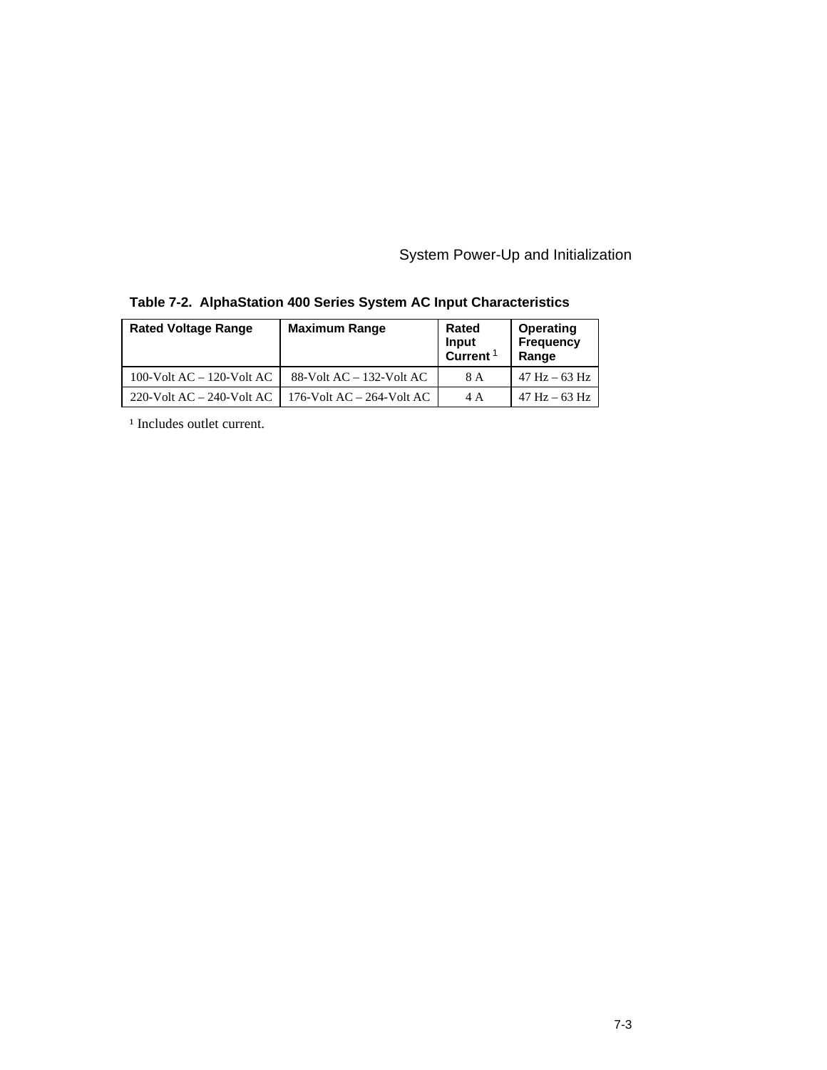**Table 7-2.  AlphaStation 400 Series System AC Input Characteristics**

| Rated Voltage Range | Maximum Range | Rated Input Current [1] | Operating Frequency Range |
|---|---|---|---|
| 100-Volt AC – 120-Volt AC | 88-Volt AC – 132-Volt AC | 8 A | 47 Hz – 63 Hz |
| 220-Volt AC – 240-Volt AC | 176-Volt AC – 264-Volt AC | 4 A | 47 Hz – 63 Hz |

[1] Includes outlet current.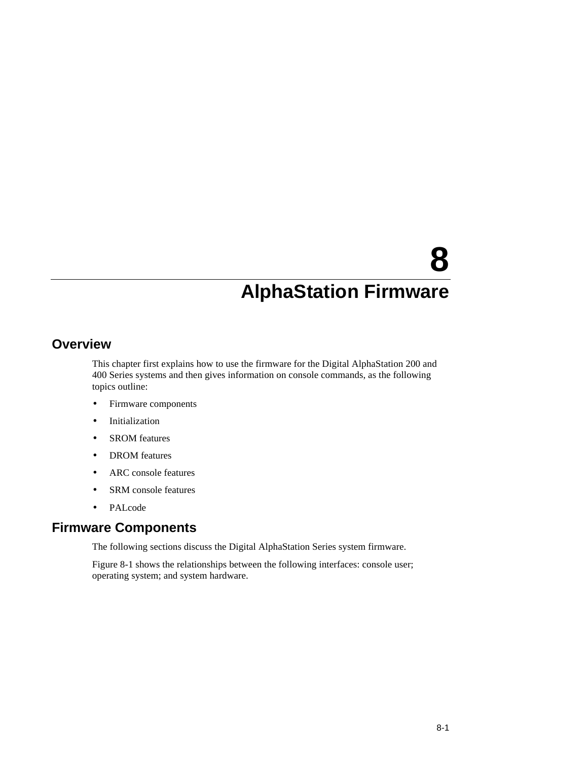# 8
# AlphaStation Firmware

## Overview

This chapter first explains how to use the firmware for the Digital AlphaStation 200 and 400 Series systems and then gives information on console commands, as the following topics outline:

- Firmware components
- Initialization
- SROM features
- DROM features
- ARC console features
- SRM console features
- PALcode

## Firmware Components

The following sections discuss the Digital AlphaStation Series system firmware.

Figure 8-1 shows the relationships between the following interfaces: console user; operating system; and system hardware.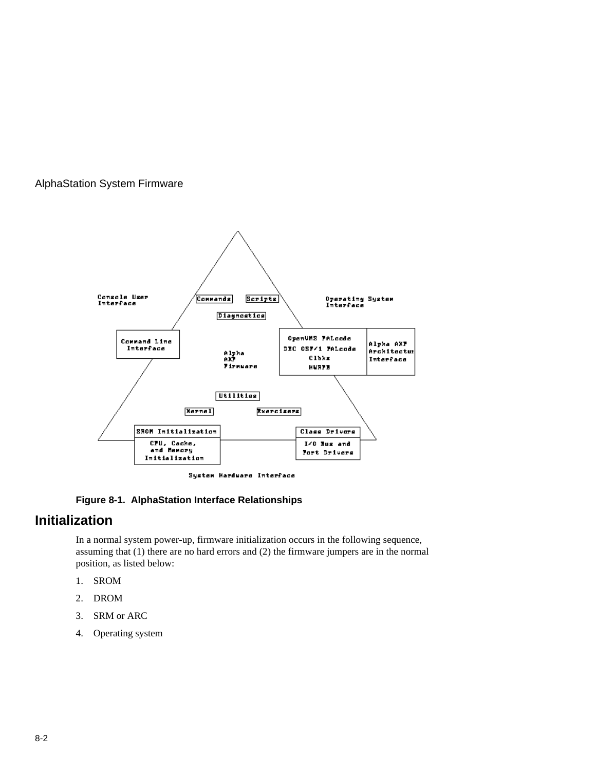Figure 8-1.  AlphaStation Interface Relationships

## Initialization

In a normal system power-up, firmware initialization occurs in the following sequence, assuming that (1) there are no hard errors and (2) the firmware jumpers are in the normal position, as listed below:

1. SROM
2. DROM
3. SRM or ARC
4. Operating system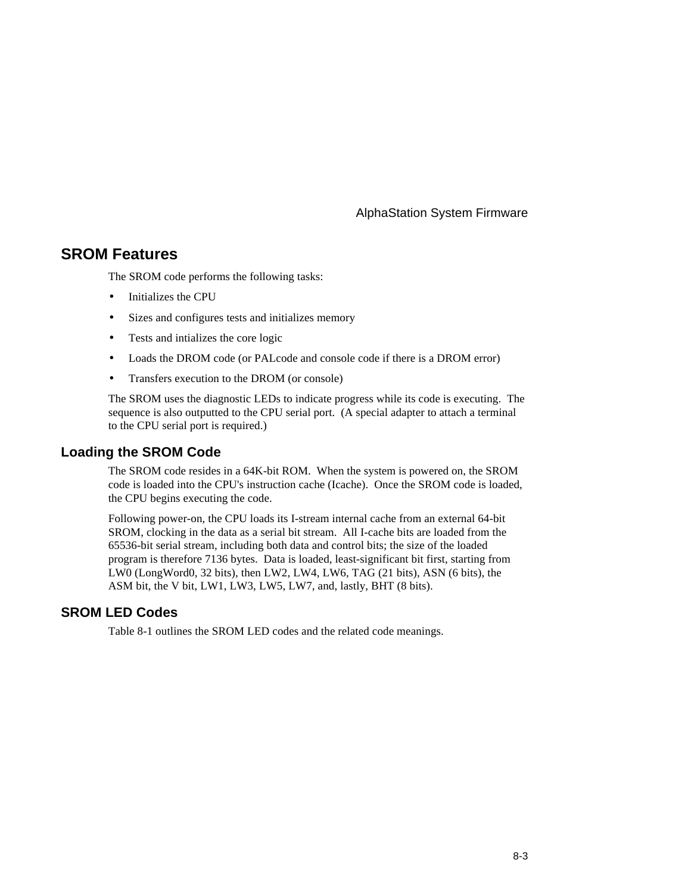## SROM Features

The SROM code performs the following tasks:

- Initializes the CPU
- Sizes and configures tests and initializes memory
- Tests and intializes the core logic
- Loads the DROM code (or PALcode and console code if there is a DROM error)
- Transfers execution to the DROM (or console)

The SROM uses the diagnostic LEDs to indicate progress while its code is executing.  The sequence is also outputted to the CPU serial port.  (A special adapter to attach a terminal to the CPU serial port is required.)

### Loading the SROM Code

The SROM code resides in a 64K-bit ROM.  When the system is powered on, the SROM code is loaded into the CPU's instruction cache (Icache).  Once the SROM code is loaded, the CPU begins executing the code.

Following power-on, the CPU loads its I-stream internal cache from an external 64-bit SROM, clocking in the data as a serial bit stream.  All I-cache bits are loaded from the 65536-bit serial stream, including both data and control bits; the size of the loaded program is therefore 7136 bytes.  Data is loaded, least-significant bit first, starting from LW0 (LongWord0, 32 bits), then LW2, LW4, LW6, TAG (21 bits), ASN (6 bits), the ASM bit, the V bit, LW1, LW3, LW5, LW7, and, lastly, BHT (8 bits).

### SROM LED Codes

Table 8-1 outlines the SROM LED codes and the related code meanings.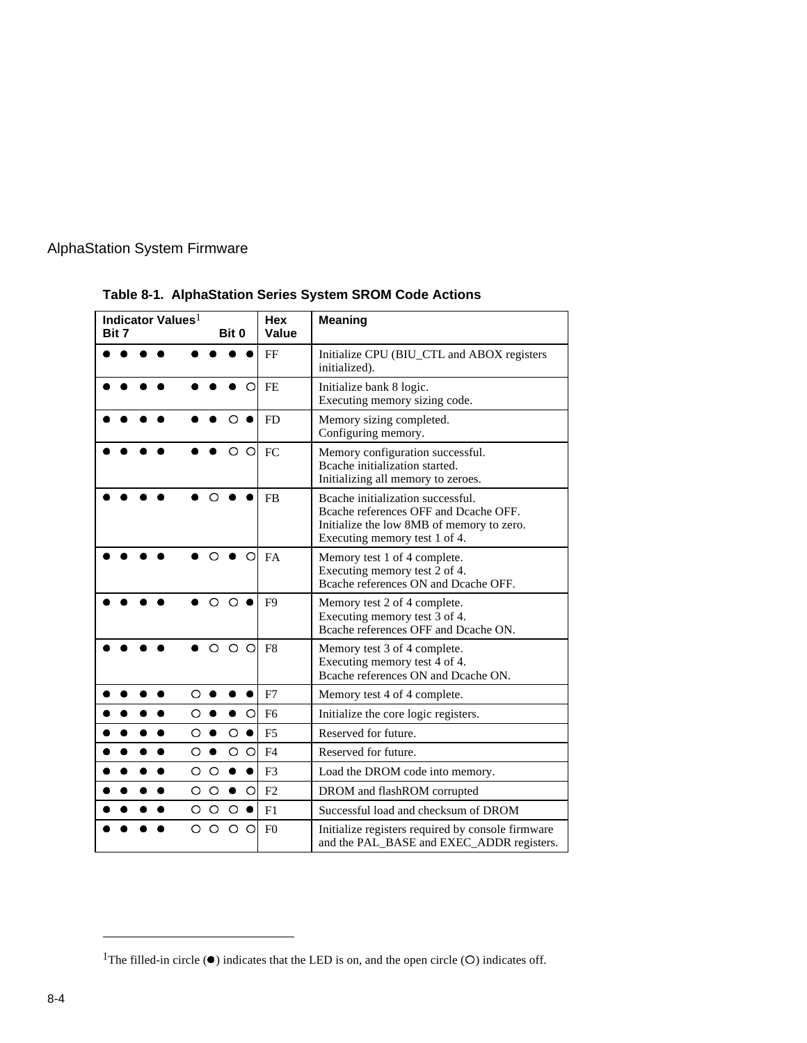**Table 8-1. AlphaStation Series System SROM Code Actions**

| Indicator Values[1] Bit 7 … Bit 0 | Hex Value | Meaning |
|---|---|---|
| ● ● ● ● ● ● ● ● | FF | Initialize CPU (BIU_CTL and ABOX registers initialized). |
| ● ● ● ● ● ● ● ○ | FE | Initialize bank 8 logic.<br>Executing memory sizing code. |
| ● ● ● ● ● ● ○ ● | FD | Memory sizing completed.<br>Configuring memory. |
| ● ● ● ● ● ● ○ ○ | FC | Memory configuration successful.<br>Bcache initialization started.<br>Initializing all memory to zeroes. |
| ● ● ● ● ● ○ ● ● | FB | Bcache initialization successful.<br>Bcache references OFF and Dcache OFF.<br>Initialize the low 8MB of memory to zero.<br>Executing memory test 1 of 4. |
| ● ● ● ● ● ○ ● ○ | FA | Memory test 1 of 4 complete.<br>Executing memory test 2 of 4.<br>Bcache references ON and Dcache OFF. |
| ● ● ● ● ● ○ ○ ● | F9 | Memory test 2 of 4 complete.<br>Executing memory test 3 of 4.<br>Bcache references OFF and Dcache ON. |
| ● ● ● ● ● ○ ○ ○ | F8 | Memory test 3 of 4 complete.<br>Executing memory test 4 of 4.<br>Bcache references ON and Dcache ON. |
| ● ● ● ● ○ ● ● ● | F7 | Memory test 4 of 4 complete. |
| ● ● ● ● ○ ● ● ○ | F6 | Initialize the core logic registers. |
| ● ● ● ● ○ ● ○ ● | F5 | Reserved for future. |
| ● ● ● ● ○ ● ○ ○ | F4 | Reserved for future. |
| ● ● ● ● ○ ○ ● ● | F3 | Load the DROM code into memory. |
| ● ● ● ● ○ ○ ● ○ | F2 | DROM and flashROM corrupted |
| ● ● ● ● ○ ○ ○ ● | F1 | Successful load and checksum of DROM |
| ● ● ● ● ○ ○ ○ ○ | F0 | Initialize registers required by console firmware and the PAL_BASE and EXEC_ADDR registers. |

[1]The filled-in circle (●) indicates that the LED is on, and the open circle (○) indicates off.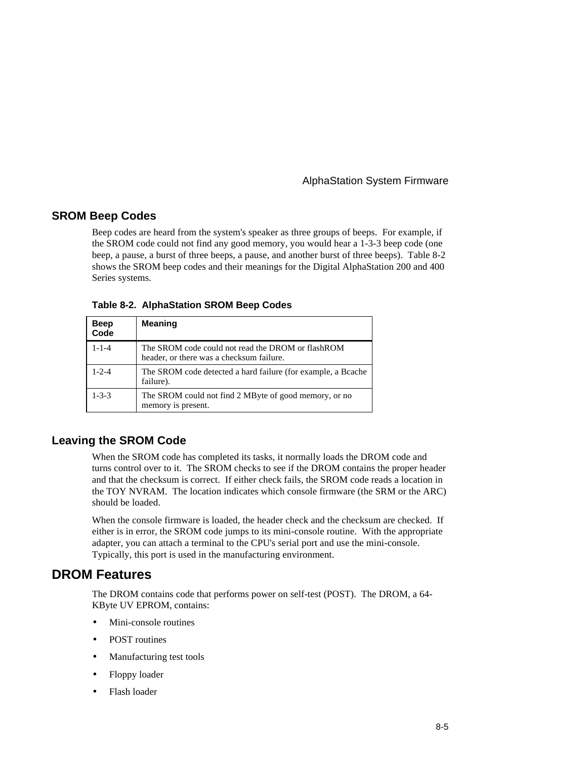## SROM Beep Codes

Beep codes are heard from the system's speaker as three groups of beeps. For example, if the SROM code could not find any good memory, you would hear a 1-3-3 beep code (one beep, a pause, a burst of three beeps, a pause, and another burst of three beeps). Table 8-2 shows the SROM beep codes and their meanings for the Digital AlphaStation 200 and 400 Series systems.

**Table 8-2. AlphaStation SROM Beep Codes**

| Beep Code | Meaning |
|---|---|
| 1-1-4 | The SROM code could not read the DROM or flashROM header, or there was a checksum failure. |
| 1-2-4 | The SROM code detected a hard failure (for example, a Bcache failure). |
| 1-3-3 | The SROM could not find 2 MByte of good memory, or no memory is present. |

## Leaving the SROM Code

When the SROM code has completed its tasks, it normally loads the DROM code and turns control over to it. The SROM checks to see if the DROM contains the proper header and that the checksum is correct. If either check fails, the SROM code reads a location in the TOY NVRAM. The location indicates which console firmware (the SRM or the ARC) should be loaded.

When the console firmware is loaded, the header check and the checksum are checked. If either is in error, the SROM code jumps to its mini-console routine. With the appropriate adapter, you can attach a terminal to the CPU's serial port and use the mini-console. Typically, this port is used in the manufacturing environment.

# DROM Features

The DROM contains code that performs power on self-test (POST). The DROM, a 64-KByte UV EPROM, contains:

- Mini-console routines
- POST routines
- Manufacturing test tools
- Floppy loader
- Flash loader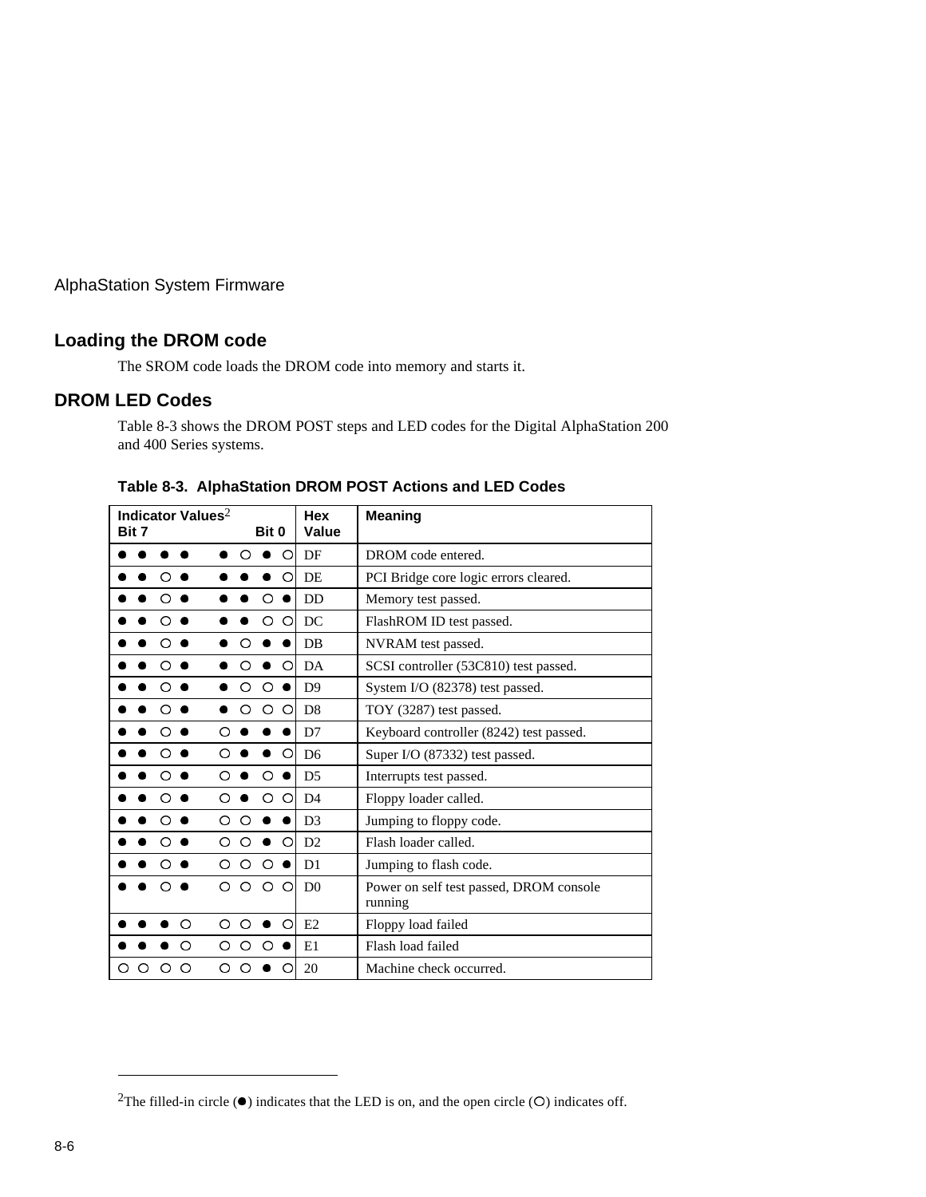## Loading the DROM code

The SROM code loads the DROM code into memory and starts it.

## DROM LED Codes

Table 8-3 shows the DROM POST steps and LED codes for the Digital AlphaStation 200 and 400 Series systems.

**Table 8-3. AlphaStation DROM POST Actions and LED Codes**

| Indicator Values[2] Bit 7 — Bit 0 | Hex Value | Meaning |
|---|---|---|
| ● ● ● ● ● ○ ● ○ | DF | DROM code entered. |
| ● ● ○ ● ● ● ● ○ | DE | PCI Bridge core logic errors cleared. |
| ● ● ○ ● ● ● ○ ● | DD | Memory test passed. |
| ● ● ○ ● ● ● ○ ○ | DC | FlashROM ID test passed. |
| ● ● ○ ● ● ○ ● ● | DB | NVRAM test passed. |
| ● ● ○ ● ● ○ ● ○ | DA | SCSI controller (53C810) test passed. |
| ● ● ○ ● ● ○ ○ ● | D9 | System I/O (82378) test passed. |
| ● ● ○ ● ● ○ ○ ○ | D8 | TOY (3287) test passed. |
| ● ● ○ ● ○ ● ● ● | D7 | Keyboard controller (8242) test passed. |
| ● ● ○ ● ○ ● ● ○ | D6 | Super I/O (87332) test passed. |
| ● ● ○ ● ○ ● ○ ● | D5 | Interrupts test passed. |
| ● ● ○ ● ○ ● ○ ○ | D4 | Floppy loader called. |
| ● ● ○ ● ○ ○ ● ● | D3 | Jumping to floppy code. |
| ● ● ○ ● ○ ○ ● ○ | D2 | Flash loader called. |
| ● ● ○ ● ○ ○ ○ ● | D1 | Jumping to flash code. |
| ● ● ○ ● ○ ○ ○ ○ | D0 | Power on self test passed, DROM console running |
| ● ● ● ○ ○ ○ ● ○ | E2 | Floppy load failed |
| ● ● ● ○ ○ ○ ○ ● | E1 | Flash load failed |
| ○ ○ ○ ○ ○ ○ ● ○ | 20 | Machine check occurred. |

[2]The filled-in circle (●) indicates that the LED is on, and the open circle (○) indicates off.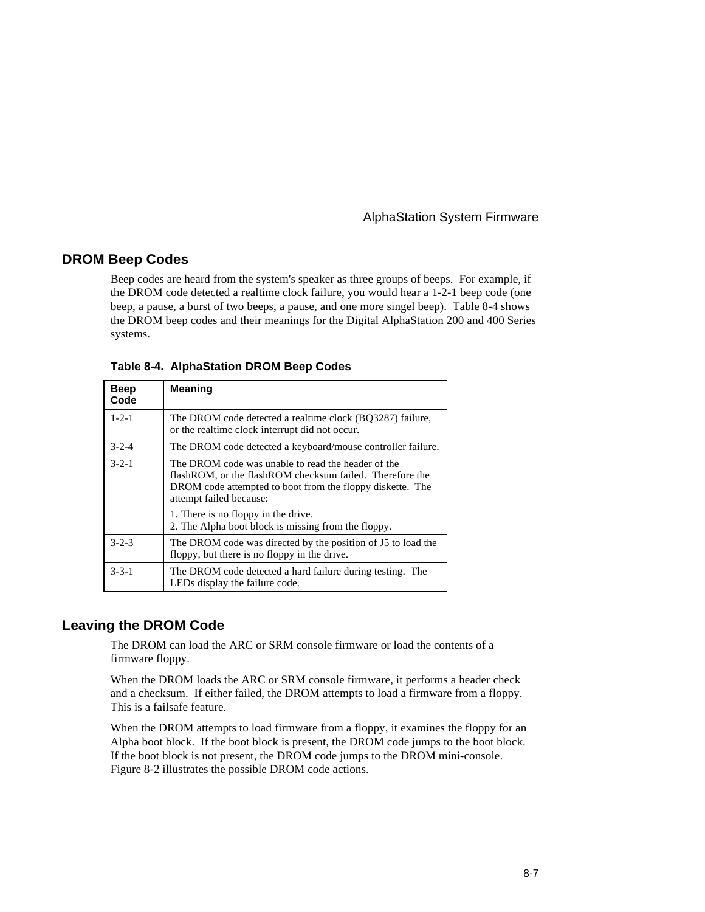## DROM Beep Codes

Beep codes are heard from the system's speaker as three groups of beeps. For example, if the DROM code detected a realtime clock failure, you would hear a 1-2-1 beep code (one beep, a pause, a burst of two beeps, a pause, and one more singel beep). Table 8-4 shows the DROM beep codes and their meanings for the Digital AlphaStation 200 and 400 Series systems.

**Table 8-4. AlphaStation DROM Beep Codes**

| Beep Code | Meaning |
|---|---|
| 1-2-1 | The DROM code detected a realtime clock (BQ3287) failure, or the realtime clock interrupt did not occur. |
| 3-2-4 | The DROM code detected a keyboard/mouse controller failure. |
| 3-2-1 | The DROM code was unable to read the header of the flashROM, or the flashROM checksum failed. Therefore the DROM code attempted to boot from the floppy diskette. The attempt failed because:<br>1. There is no floppy in the drive.<br>2. The Alpha boot block is missing from the floppy. |
| 3-2-3 | The DROM code was directed by the position of J5 to load the floppy, but there is no floppy in the drive. |
| 3-3-1 | The DROM code detected a hard failure during testing. The LEDs display the failure code. |

## Leaving the DROM Code

The DROM can load the ARC or SRM console firmware or load the contents of a firmware floppy.

When the DROM loads the ARC or SRM console firmware, it performs a header check and a checksum. If either failed, the DROM attempts to load a firmware from a floppy. This is a failsafe feature.

When the DROM attempts to load firmware from a floppy, it examines the floppy for an Alpha boot block. If the boot block is present, the DROM code jumps to the boot block. If the boot block is not present, the DROM code jumps to the DROM mini-console. Figure 8-2 illustrates the possible DROM code actions.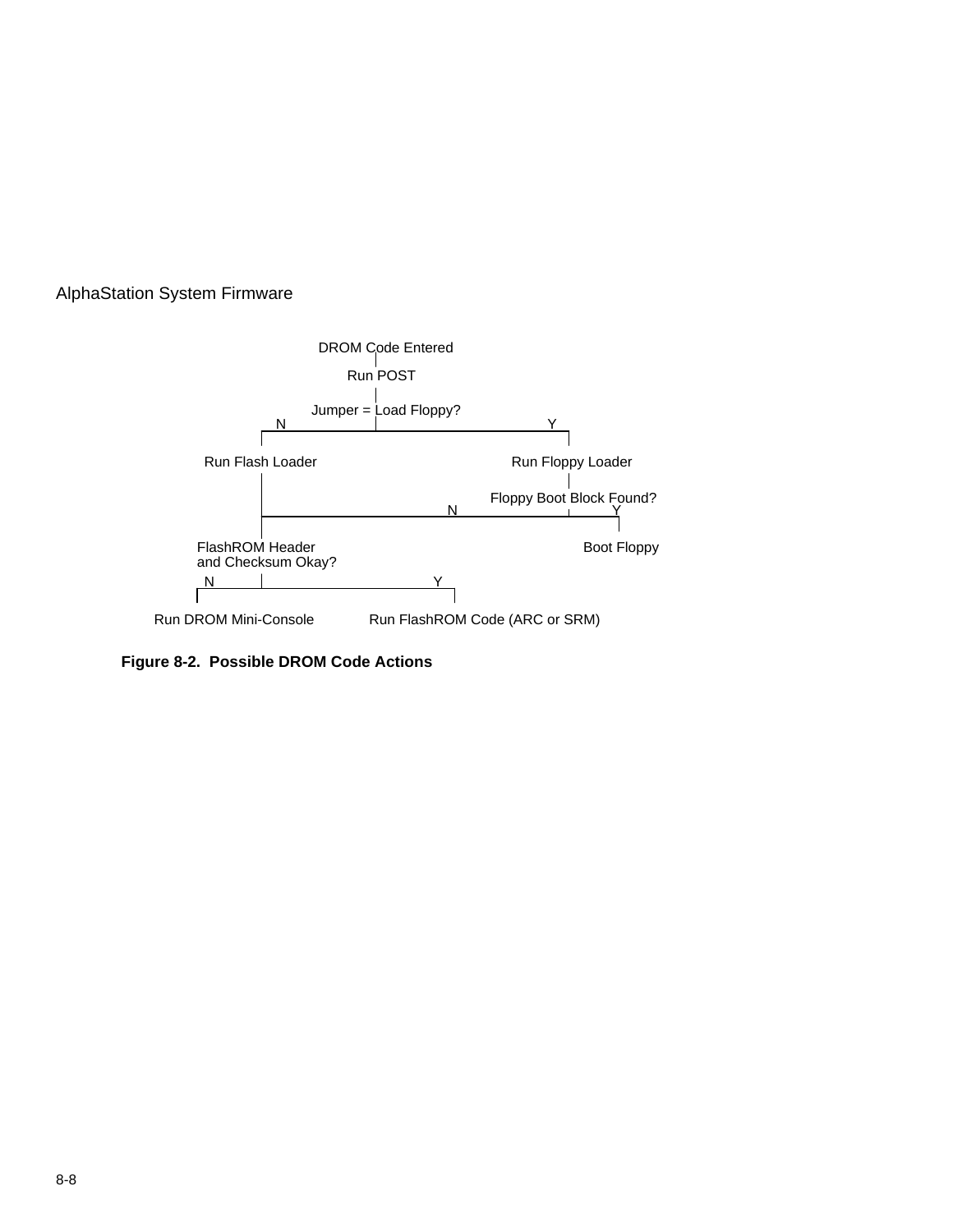```
                        DROM Code Entered
                               |
                           Run POST
                               |
                     Jumper = Load Floppy?
          N                    |                    Y
          |----------------------------------------|
          |                                        |
   Run Flash Loader                        Run Floppy Loader
          |                                        |
          |                              Floppy Boot Block Found?
          |                         N              |        Y
          |----------------------------------------|--------|
          |                                                 |
   FlashROM Header                                    Boot Floppy
   and Checksum Okay?
     N    |                   Y
     |------------------------|
     |                        |
Run DROM Mini-Console    Run FlashROM Code (ARC or SRM)
```

**Figure 8-2. Possible DROM Code Actions**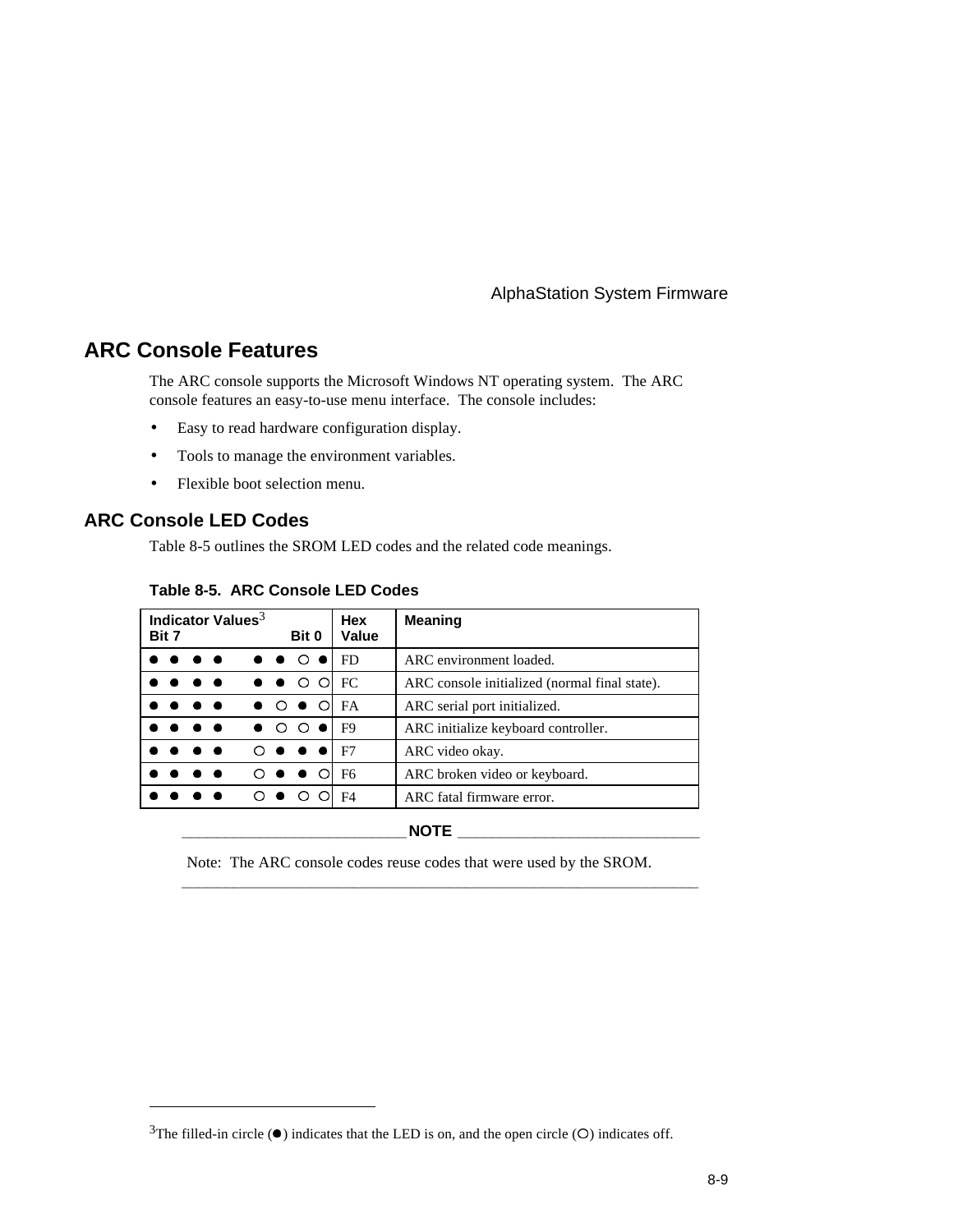## ARC Console Features

The ARC console supports the Microsoft Windows NT operating system. The ARC console features an easy-to-use menu interface. The console includes:

- Easy to read hardware configuration display.
- Tools to manage the environment variables.
- Flexible boot selection menu.

### ARC Console LED Codes

Table 8-5 outlines the SROM LED codes and the related code meanings.

**Table 8-5. ARC Console LED Codes**

| Indicator Values[3] Bit 7 — Bit 0 | Hex Value | Meaning |
|---|---|---|
| ● ● ● ● ● ● ○ ● | FD | ARC environment loaded. |
| ● ● ● ● ● ● ○ ○ | FC | ARC console initialized (normal final state). |
| ● ● ● ● ● ○ ● ○ | FA | ARC serial port initialized. |
| ● ● ● ● ● ○ ○ ● | F9 | ARC initialize keyboard controller. |
| ● ● ● ● ○ ● ● ● | F7 | ARC video okay. |
| ● ● ● ● ○ ● ● ○ | F6 | ARC broken video or keyboard. |
| ● ● ● ● ○ ● ○ ○ | F4 | ARC fatal firmware error. |

**NOTE**

Note: The ARC console codes reuse codes that were used by the SROM.

---

[3] The filled-in circle (●) indicates that the LED is on, and the open circle (○) indicates off.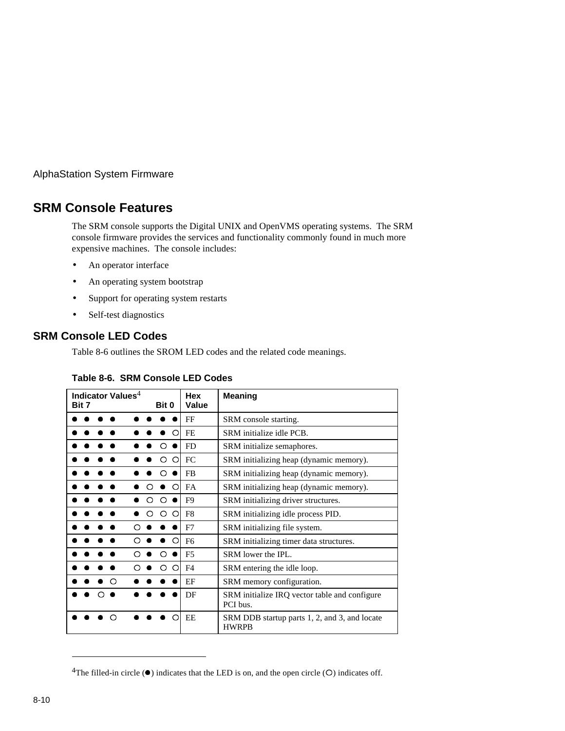## SRM Console Features

The SRM console supports the Digital UNIX and OpenVMS operating systems. The SRM console firmware provides the services and functionality commonly found in much more expensive machines. The console includes:

- An operator interface
- An operating system bootstrap
- Support for operating system restarts
- Self-test diagnostics

## SRM Console LED Codes

Table 8-6 outlines the SROM LED codes and the related code meanings.

**Table 8-6. SRM Console LED Codes**

| Indicator Values[4] Bit 7 Bit 0 | Hex Value | Meaning |
|---|---|---|
| ● ● ● ● ● ● ● ● | FF | SRM console starting. |
| ● ● ● ● ● ● ● ○ | FE | SRM initialize idle PCB. |
| ● ● ● ● ● ● ○ ● | FD | SRM initialize semaphores. |
| ● ● ● ● ● ● ○ ○ | FC | SRM initializing heap (dynamic memory). |
| ● ● ● ● ● ● ○ ● | FB | SRM initializing heap (dynamic memory). |
| ● ● ● ● ● ○ ● ○ | FA | SRM initializing heap (dynamic memory). |
| ● ● ● ● ● ○ ○ ● | F9 | SRM initializing driver structures. |
| ● ● ● ● ● ○ ○ ○ | F8 | SRM initializing idle process PID. |
| ● ● ● ● ○ ● ● ● | F7 | SRM initializing file system. |
| ● ● ● ● ○ ● ● ○ | F6 | SRM initializing timer data structures. |
| ● ● ● ● ○ ● ○ ● | F5 | SRM lower the IPL. |
| ● ● ● ● ○ ● ○ ○ | F4 | SRM entering the idle loop. |
| ● ● ● ○ ● ● ● ● | EF | SRM memory configuration. |
| ● ● ○ ● ● ● ● ● | DF | SRM initialize IRQ vector table and configure PCI bus. |
| ● ● ● ○ ● ● ● ○ | EE | SRM DDB startup parts 1, 2, and 3, and locate HWRPB |

[4]The filled-in circle (●) indicates that the LED is on, and the open circle (○) indicates off.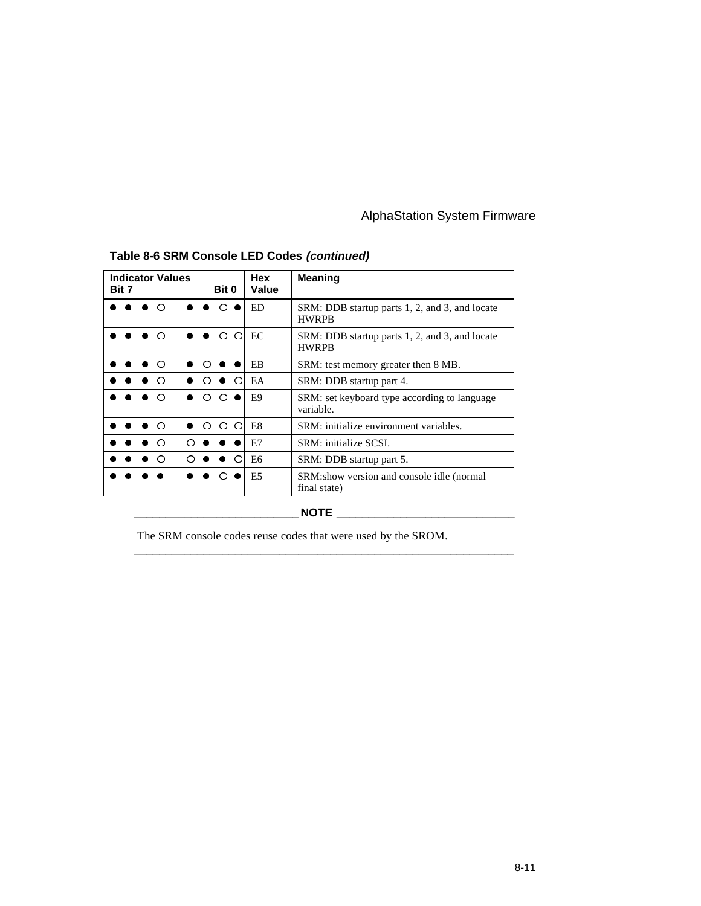**Table 8-6 SRM Console LED Codes *(continued)***

| Indicator Values Bit 7 … Bit 0 | Hex Value | Meaning |
|---|---|---|
| ● ● ● ○ ● ● ○ ● | ED | SRM: DDB startup parts 1, 2, and 3, and locate HWRPB |
| ● ● ● ○ ● ● ○ ○ | EC | SRM: DDB startup parts 1, 2, and 3, and locate HWRPB |
| ● ● ● ○ ● ○ ● ● | EB | SRM: test memory greater then 8 MB. |
| ● ● ● ○ ● ○ ● ○ | EA | SRM: DDB startup part 4. |
| ● ● ● ○ ● ○ ○ ● | E9 | SRM: set keyboard type according to language variable. |
| ● ● ● ○ ● ○ ○ ○ | E8 | SRM: initialize environment variables. |
| ● ● ● ○ ○ ● ● ● | E7 | SRM: initialize SCSI. |
| ● ● ● ○ ○ ● ● ○ | E6 | SRM: DDB startup part 5. |
| ● ● ● ● ● ● ○ ● | E5 | SRM:show version and console idle (normal final state) |

**NOTE**

The SRM console codes reuse codes that were used by the SROM.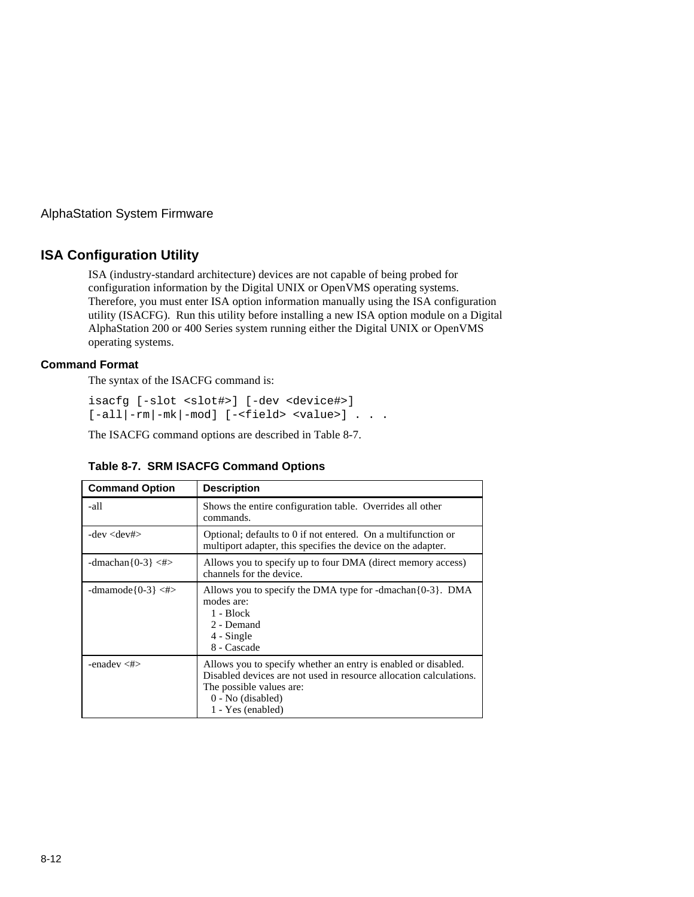## ISA Configuration Utility

ISA (industry-standard architecture) devices are not capable of being probed for configuration information by the Digital UNIX or OpenVMS operating systems. Therefore, you must enter ISA option information manually using the ISA configuration utility (ISACFG). Run this utility before installing a new ISA option module on a Digital AlphaStation 200 or 400 Series system running either the Digital UNIX or OpenVMS operating systems.

### Command Format

The syntax of the ISACFG command is:

```
isacfg [-slot <slot#>] [-dev <device#>]
[-all|-rm|-mk|-mod] [-<field> <value>] . . .
```

The ISACFG command options are described in Table 8-7.

**Table 8-7. SRM ISACFG Command Options**

| Command Option | Description |
|---|---|
| -all | Shows the entire configuration table. Overrides all other commands. |
| -dev <dev#> | Optional; defaults to 0 if not entered. On a multifunction or multiport adapter, this specifies the device on the adapter. |
| -dmachan{0-3} <#> | Allows you to specify up to four DMA (direct memory access) channels for the device. |
| -dmamode{0-3} <#> | Allows you to specify the DMA type for -dmachan{0-3}. DMA modes are:<br>1 - Block<br>2 - Demand<br>4 - Single<br>8 - Cascade |
| -enadev <#> | Allows you to specify whether an entry is enabled or disabled. Disabled devices are not used in resource allocation calculations. The possible values are:<br>0 - No (disabled)<br>1 - Yes (enabled) |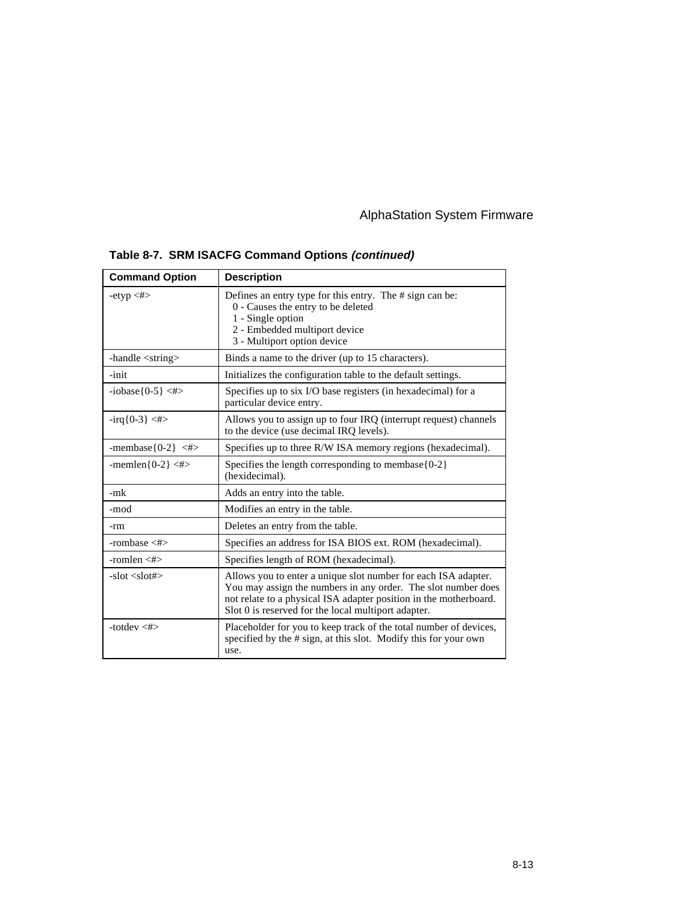**Table 8-7. SRM ISACFG Command Options *(continued)***

| Command Option | Description |
|---|---|
| -etyp <#> | Defines an entry type for this entry. The # sign can be:<br>0 - Causes the entry to be deleted<br>1 - Single option<br>2 - Embedded multiport device<br>3 - Multiport option device |
| -handle <string> | Binds a name to the driver (up to 15 characters). |
| -init | Initializes the configuration table to the default settings. |
| -iobase{0-5} <#> | Specifies up to six I/O base registers (in hexadecimal) for a particular device entry. |
| -irq{0-3} <#> | Allows you to assign up to four IRQ (interrupt request) channels to the device (use decimal IRQ levels). |
| -membase{0-2} <#> | Specifies up to three R/W ISA memory regions (hexadecimal). |
| -memlen{0-2} <#> | Specifies the length corresponding to membase{0-2} (hexidecimal). |
| -mk | Adds an entry into the table. |
| -mod | Modifies an entry in the table. |
| -rm | Deletes an entry from the table. |
| -rombase <#> | Specifies an address for ISA BIOS ext. ROM (hexadecimal). |
| -romlen <#> | Specifies length of ROM (hexadecimal). |
| -slot <slot#> | Allows you to enter a unique slot number for each ISA adapter. You may assign the numbers in any order. The slot number does not relate to a physical ISA adapter position in the motherboard. Slot 0 is reserved for the local multiport adapter. |
| -totdev <#> | Placeholder for you to keep track of the total number of devices, specified by the # sign, at this slot. Modify this for your own use. |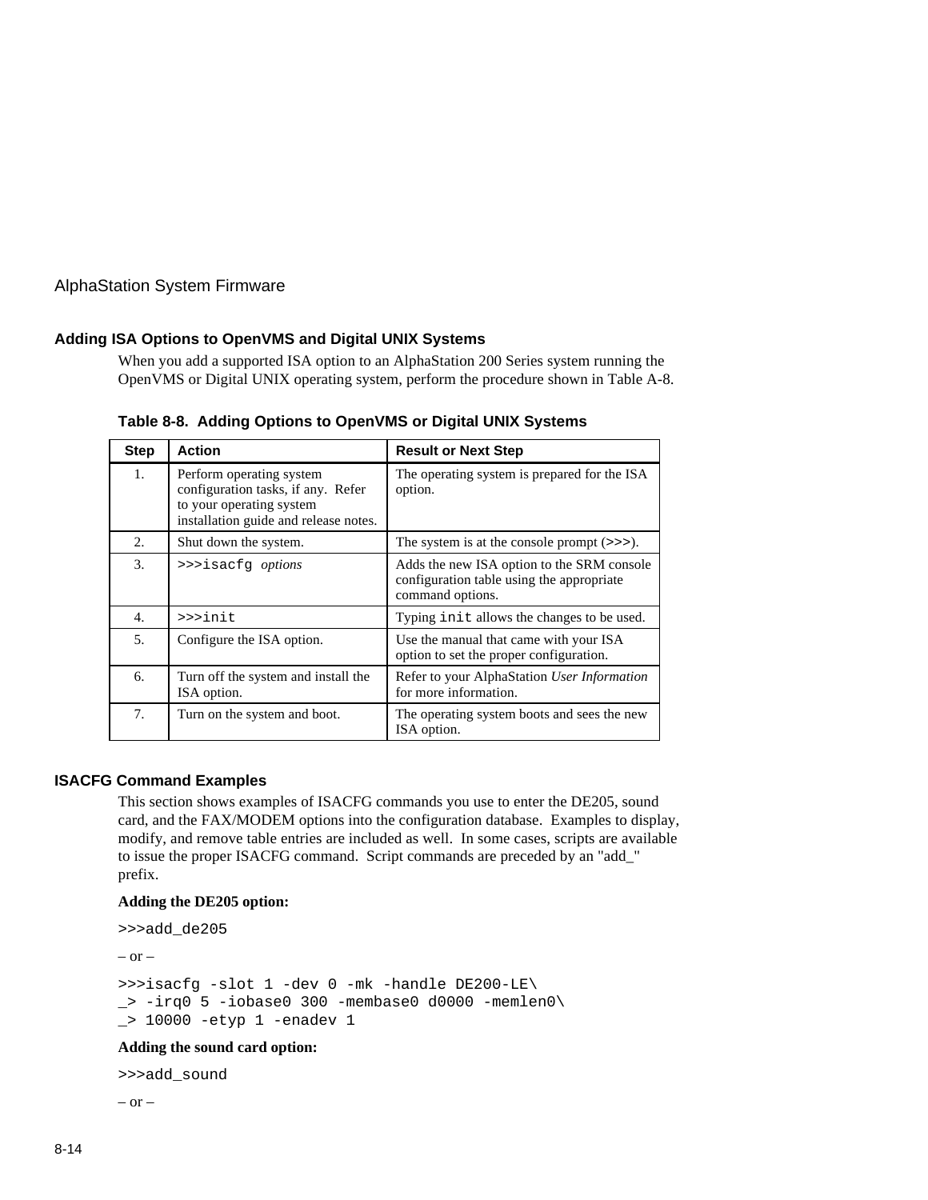## Adding ISA Options to OpenVMS and Digital UNIX Systems

When you add a supported ISA option to an AlphaStation 200 Series system running the OpenVMS or Digital UNIX operating system, perform the procedure shown in Table A-8.

**Table 8-8. Adding Options to OpenVMS or Digital UNIX Systems**

| Step | Action | Result or Next Step |
|---|---|---|
| 1. | Perform operating system configuration tasks, if any. Refer to your operating system installation guide and release notes. | The operating system is prepared for the ISA option. |
| 2. | Shut down the system. | The system is at the console prompt (`>>>`). |
| 3. | `>>>isacfg` *options* | Adds the new ISA option to the SRM console configuration table using the appropriate command options. |
| 4. | `>>>init` | Typing `init` allows the changes to be used. |
| 5. | Configure the ISA option. | Use the manual that came with your ISA option to set the proper configuration. |
| 6. | Turn off the system and install the ISA option. | Refer to your AlphaStation *User Information* for more information. |
| 7. | Turn on the system and boot. | The operating system boots and sees the new ISA option. |

## ISACFG Command Examples

This section shows examples of ISACFG commands you use to enter the DE205, sound card, and the FAX/MODEM options into the configuration database. Examples to display, modify, and remove table entries are included as well. In some cases, scripts are available to issue the proper ISACFG command. Script commands are preceded by an "add_" prefix.

**Adding the DE205 option:**

```
>>>add_de205
```

– or –

```
>>>isacfg -slot 1 -dev 0 -mk -handle DE200-LE\
_> -irq0 5 -iobase0 300 -membase0 d0000 -memlen0\
_> 10000 -etyp 1 -enadev 1
```

**Adding the sound card option:**

```
>>>add_sound
```

– or –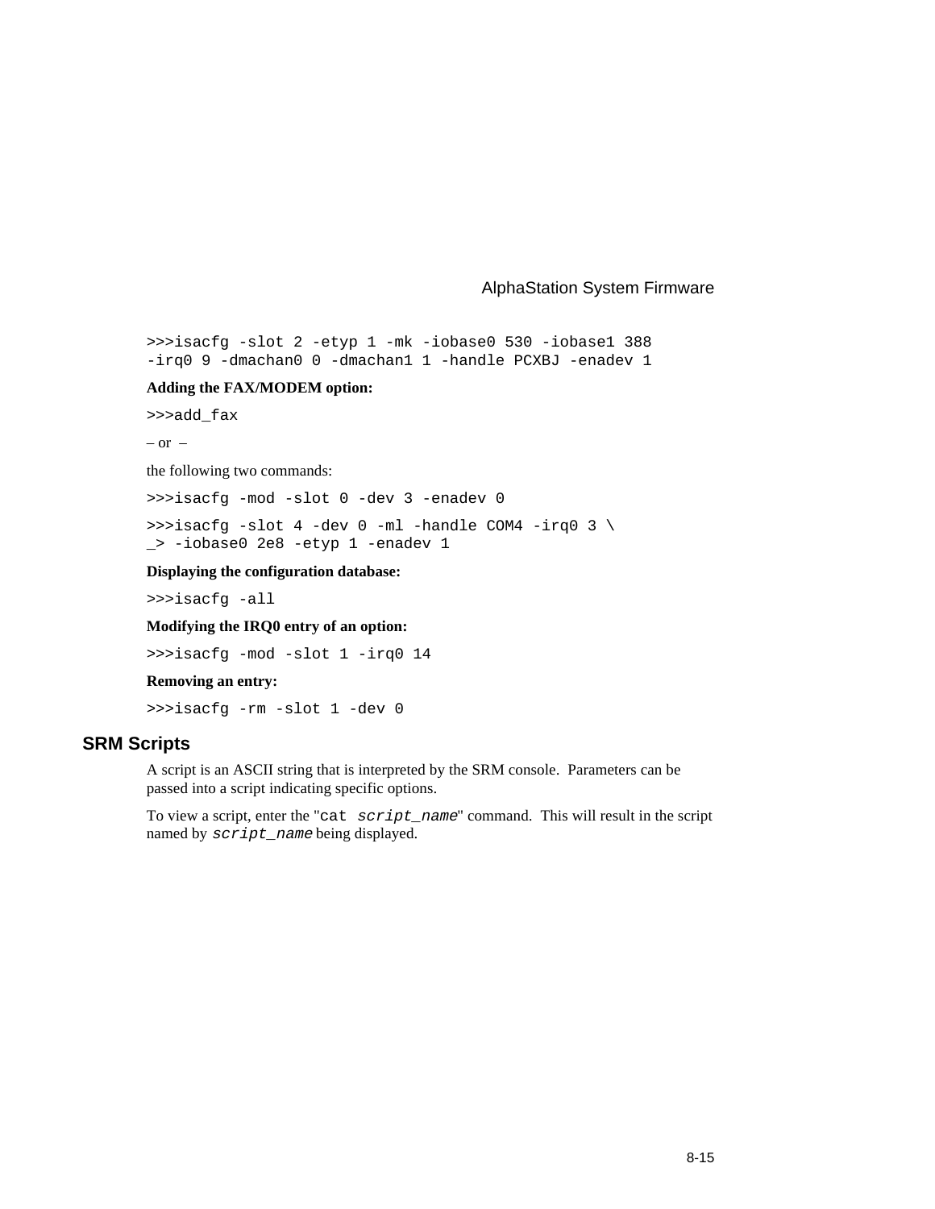```
>>>isacfg -slot 2 -etyp 1 -mk -iobase0 530 -iobase1 388
-irq0 9 -dmachan0 0 -dmachan1 1 -handle PCXBJ -enadev 1
```

**Adding the FAX/MODEM option:**

```
>>>add_fax
```

– or –

the following two commands:

```
>>>isacfg -mod -slot 0 -dev 3 -enadev 0
```

```
>>>isacfg -slot 4 -dev 0 -ml -handle COM4 -irq0 3 \
_> -iobase0 2e8 -etyp 1 -enadev 1
```

**Displaying the configuration database:**

```
>>>isacfg -all
```

**Modifying the IRQ0 entry of an option:**

```
>>>isacfg -mod -slot 1 -irq0 14
```

**Removing an entry:**

```
>>>isacfg -rm -slot 1 -dev 0
```

## SRM Scripts

A script is an ASCII string that is interpreted by the SRM console. Parameters can be passed into a script indicating specific options.

To view a script, enter the "`cat` *`script_name`*" command. This will result in the script named by *`script_name`* being displayed.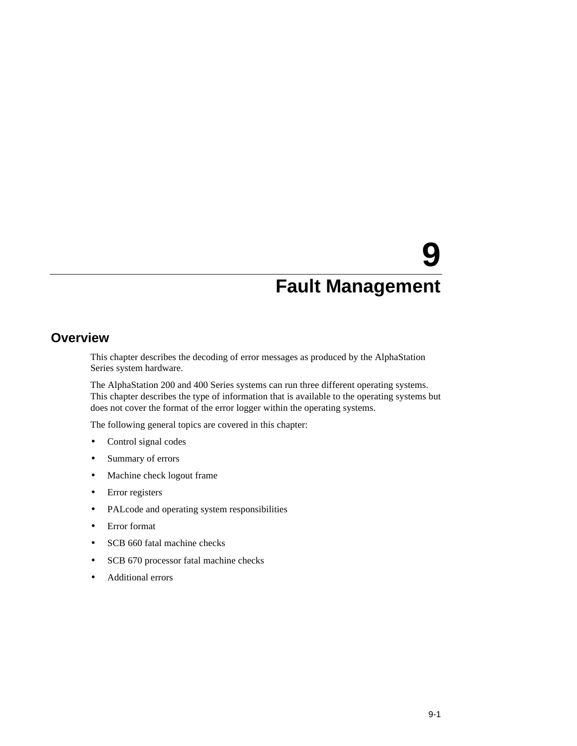# 9
# Fault Management

## Overview

This chapter describes the decoding of error messages as produced by the AlphaStation Series system hardware.

The AlphaStation 200 and 400 Series systems can run three different operating systems. This chapter describes the type of information that is available to the operating systems but does not cover the format of the error logger within the operating systems.

The following general topics are covered in this chapter:

- Control signal codes
- Summary of errors
- Machine check logout frame
- Error registers
- PALcode and operating system responsibilities
- Error format
- SCB 660 fatal machine checks
- SCB 670 processor fatal machine checks
- Additional errors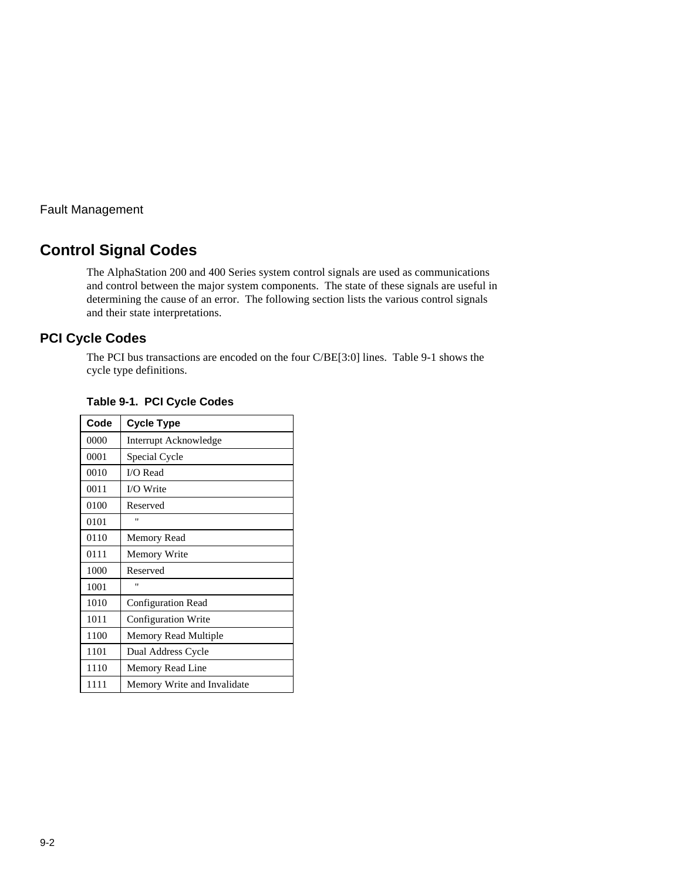## Control Signal Codes

The AlphaStation 200 and 400 Series system control signals are used as communications and control between the major system components. The state of these signals are useful in determining the cause of an error. The following section lists the various control signals and their state interpretations.

### PCI Cycle Codes

The PCI bus transactions are encoded on the four C/BE[3:0] lines. Table 9-1 shows the cycle type definitions.

**Table 9-1. PCI Cycle Codes**

| Code | Cycle Type |
|---|---|
| 0000 | Interrupt Acknowledge |
| 0001 | Special Cycle |
| 0010 | I/O Read |
| 0011 | I/O Write |
| 0100 | Reserved |
| 0101 | " |
| 0110 | Memory Read |
| 0111 | Memory Write |
| 1000 | Reserved |
| 1001 | " |
| 1010 | Configuration Read |
| 1011 | Configuration Write |
| 1100 | Memory Read Multiple |
| 1101 | Dual Address Cycle |
| 1110 | Memory Read Line |
| 1111 | Memory Write and Invalidate |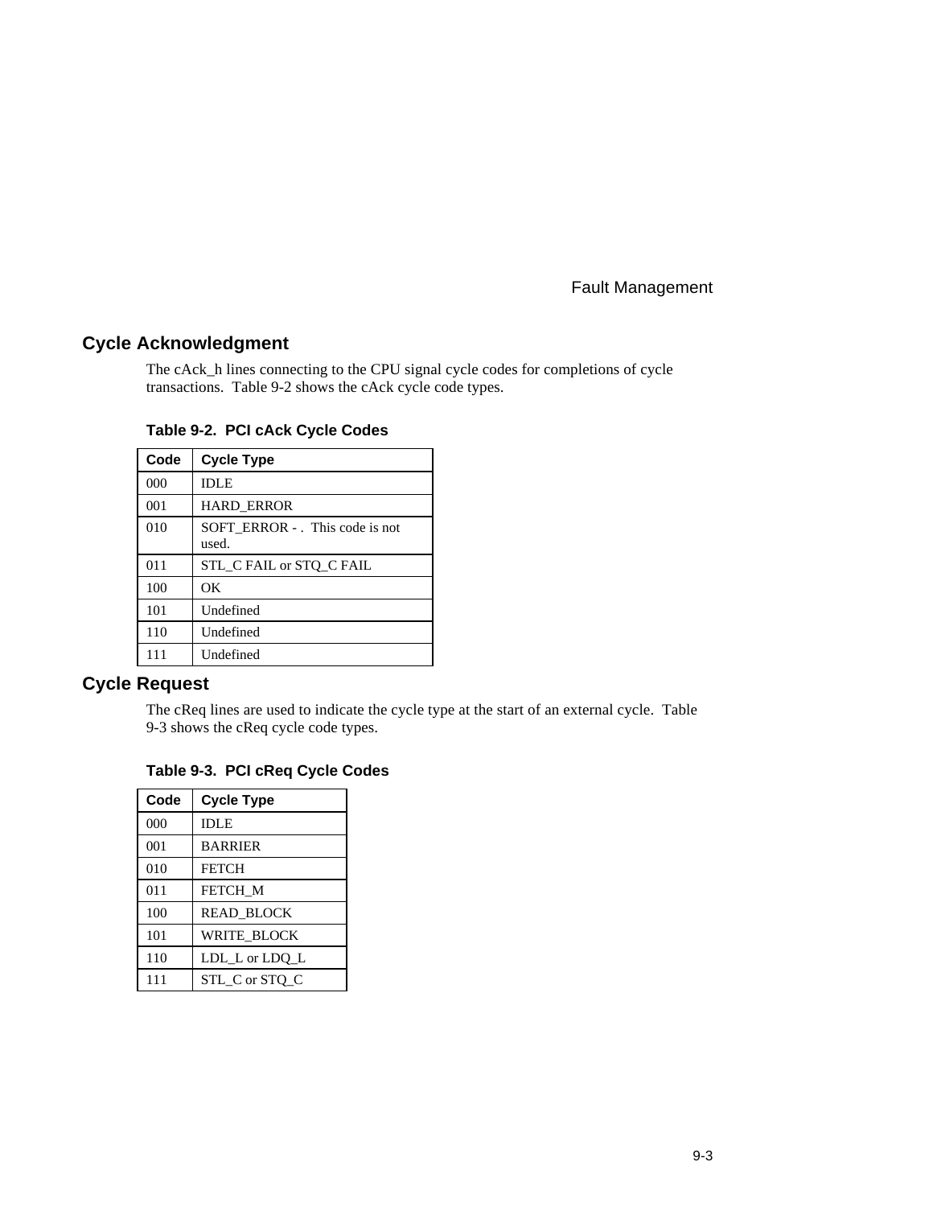## Cycle Acknowledgment

The cAck_h lines connecting to the CPU signal cycle codes for completions of cycle transactions. Table 9-2 shows the cAck cycle code types.

**Table 9-2. PCI cAck Cycle Codes**

| Code | Cycle Type |
|---|---|
| 000 | IDLE |
| 001 | HARD_ERROR |
| 010 | SOFT_ERROR - . This code is not used. |
| 011 | STL_C FAIL or STQ_C FAIL |
| 100 | OK |
| 101 | Undefined |
| 110 | Undefined |
| 111 | Undefined |

## Cycle Request

The cReq lines are used to indicate the cycle type at the start of an external cycle. Table 9-3 shows the cReq cycle code types.

**Table 9-3. PCI cReq Cycle Codes**

| Code | Cycle Type |
|---|---|
| 000 | IDLE |
| 001 | BARRIER |
| 010 | FETCH |
| 011 | FETCH_M |
| 100 | READ_BLOCK |
| 101 | WRITE_BLOCK |
| 110 | LDL_L or LDQ_L |
| 111 | STL_C or STQ_C |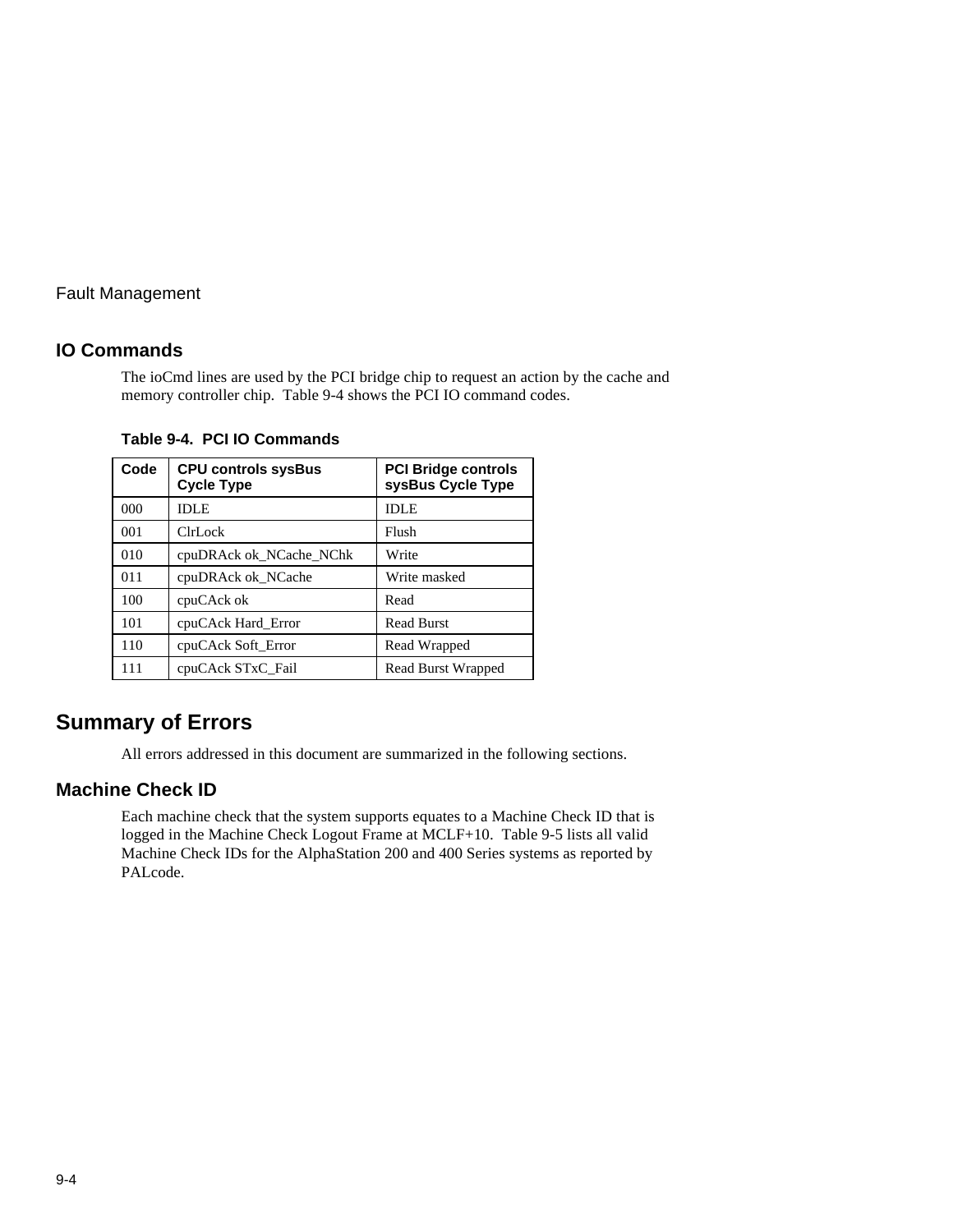## IO Commands

The ioCmd lines are used by the PCI bridge chip to request an action by the cache and memory controller chip. Table 9-4 shows the PCI IO command codes.

**Table 9-4. PCI IO Commands**

| Code | CPU controls sysBus Cycle Type | PCI Bridge controls sysBus Cycle Type |
|---|---|---|
| 000 | IDLE | IDLE |
| 001 | ClrLock | Flush |
| 010 | cpuDRAck ok_NCache_NChk | Write |
| 011 | cpuDRAck ok_NCache | Write masked |
| 100 | cpuCAck ok | Read |
| 101 | cpuCAck Hard_Error | Read Burst |
| 110 | cpuCAck Soft_Error | Read Wrapped |
| 111 | cpuCAck STxC_Fail | Read Burst Wrapped |

# Summary of Errors

All errors addressed in this document are summarized in the following sections.

## Machine Check ID

Each machine check that the system supports equates to a Machine Check ID that is logged in the Machine Check Logout Frame at MCLF+10. Table 9-5 lists all valid Machine Check IDs for the AlphaStation 200 and 400 Series systems as reported by PALcode.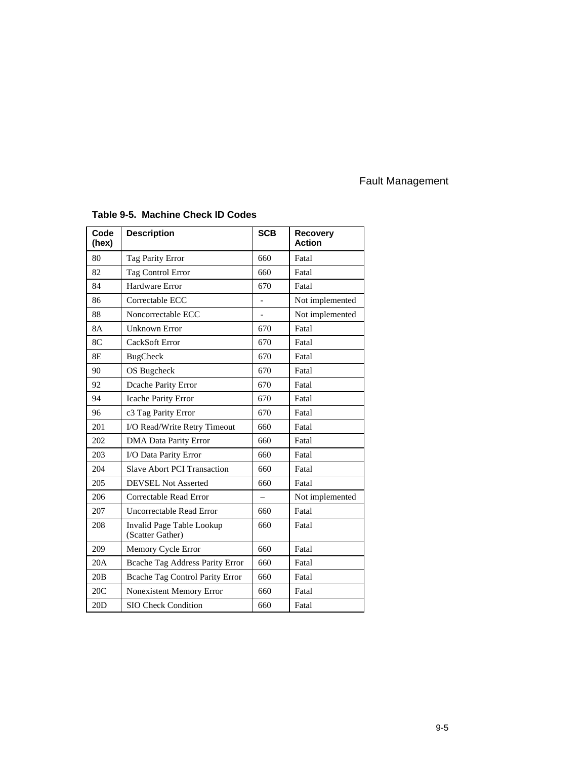**Table 9-5. Machine Check ID Codes**

| Code (hex) | Description | SCB | Recovery Action |
|---|---|---|---|
| 80 | Tag Parity Error | 660 | Fatal |
| 82 | Tag Control Error | 660 | Fatal |
| 84 | Hardware Error | 670 | Fatal |
| 86 | Correctable ECC | - | Not implemented |
| 88 | Noncorrectable ECC | - | Not implemented |
| 8A | Unknown Error | 670 | Fatal |
| 8C | CackSoft Error | 670 | Fatal |
| 8E | BugCheck | 670 | Fatal |
| 90 | OS Bugcheck | 670 | Fatal |
| 92 | Dcache Parity Error | 670 | Fatal |
| 94 | Icache Parity Error | 670 | Fatal |
| 96 | c3 Tag Parity Error | 670 | Fatal |
| 201 | I/O Read/Write Retry Timeout | 660 | Fatal |
| 202 | DMA Data Parity Error | 660 | Fatal |
| 203 | I/O Data Parity Error | 660 | Fatal |
| 204 | Slave Abort PCI Transaction | 660 | Fatal |
| 205 | DEVSEL Not Asserted | 660 | Fatal |
| 206 | Correctable Read Error | – | Not implemented |
| 207 | Uncorrectable Read Error | 660 | Fatal |
| 208 | Invalid Page Table Lookup (Scatter Gather) | 660 | Fatal |
| 209 | Memory Cycle Error | 660 | Fatal |
| 20A | Bcache Tag Address Parity Error | 660 | Fatal |
| 20B | Bcache Tag Control Parity Error | 660 | Fatal |
| 20C | Nonexistent Memory Error | 660 | Fatal |
| 20D | SIO Check Condition | 660 | Fatal |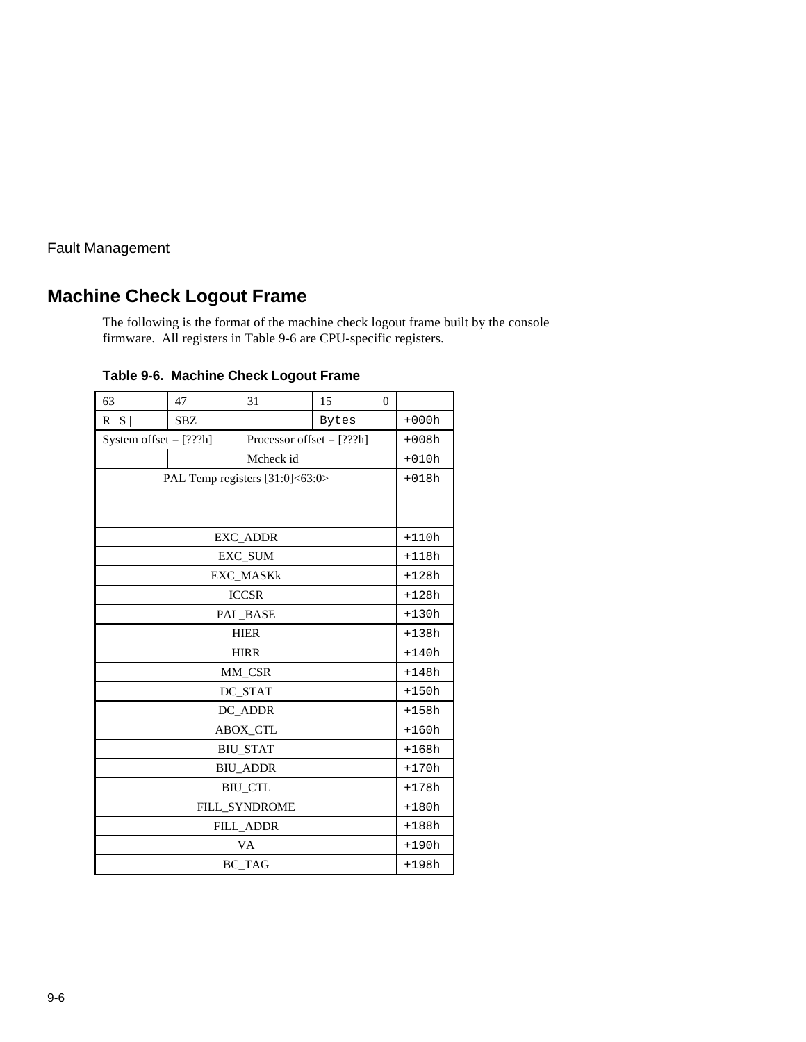## Machine Check Logout Frame

The following is the format of the machine check logout frame built by the console firmware. All registers in Table 9-6 are CPU-specific registers.

**Table 9-6. Machine Check Logout Frame**

| 63 | 47 | 31 | 15 0 | |
|---|---|---|---|---|
| R \| S \| | SBZ | | Bytes | +000h |
| System offset = [???h] | | Processor offset = [???h] | | +008h |
| | | Mcheck id | | +010h |
| PAL Temp registers [31:0]<63:0> | | | | +018h |
| EXC_ADDR | | | | +110h |
| EXC_SUM | | | | +118h |
| EXC_MASKk | | | | +128h |
| ICCSR | | | | +128h |
| PAL_BASE | | | | +130h |
| HIER | | | | +138h |
| HIRR | | | | +140h |
| MM_CSR | | | | +148h |
| DC_STAT | | | | +150h |
| DC_ADDR | | | | +158h |
| ABOX_CTL | | | | +160h |
| BIU_STAT | | | | +168h |
| BIU_ADDR | | | | +170h |
| BIU_CTL | | | | +178h |
| FILL_SYNDROME | | | | +180h |
| FILL_ADDR | | | | +188h |
| VA | | | | +190h |
| BC_TAG | | | | +198h |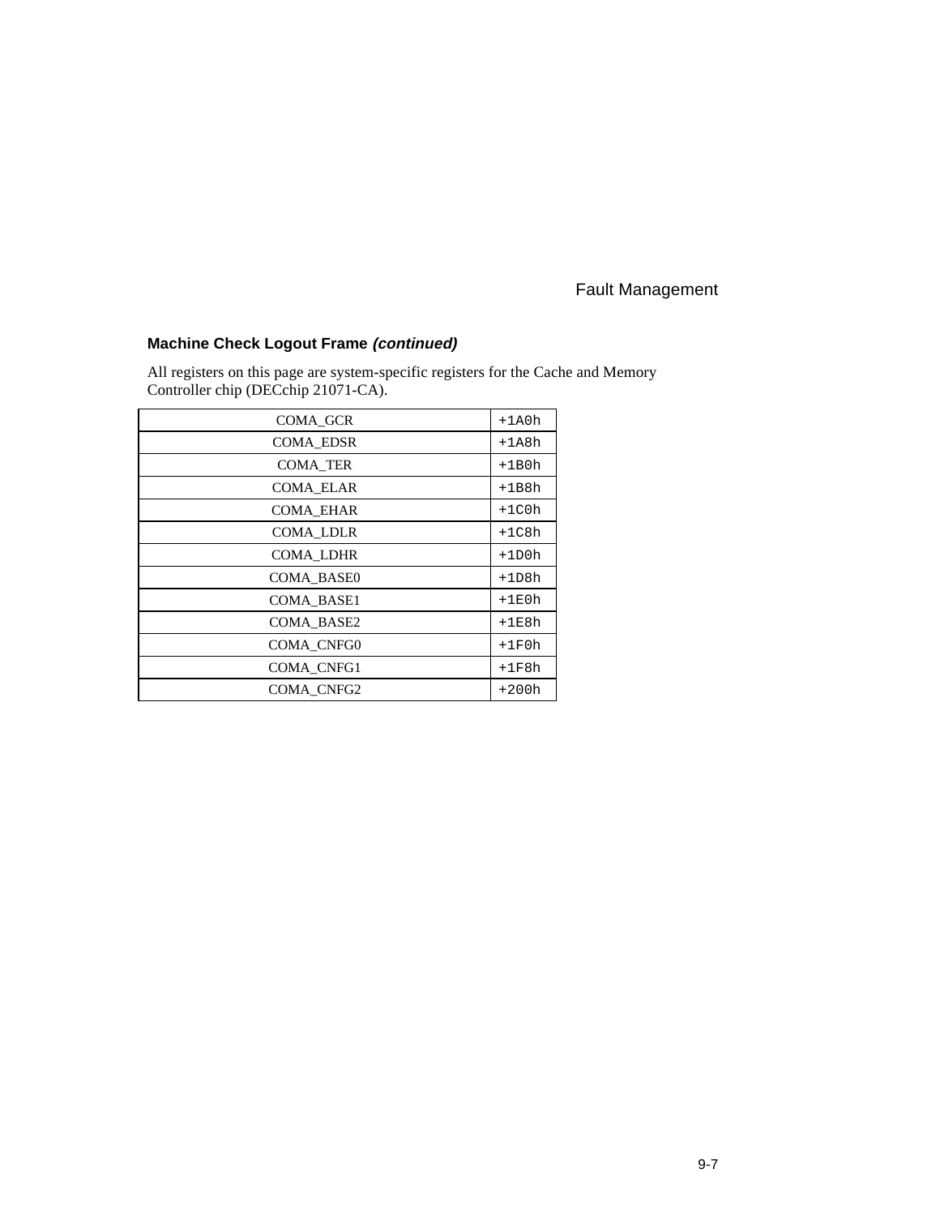### Machine Check Logout Frame *(continued)*

All registers on this page are system-specific registers for the Cache and Memory Controller chip (DECchip 21071-CA).

| Register | Offset |
|---|---|
| COMA_GCR | +1A0h |
| COMA_EDSR | +1A8h |
| COMA_TER | +1B0h |
| COMA_ELAR | +1B8h |
| COMA_EHAR | +1C0h |
| COMA_LDLR | +1C8h |
| COMA_LDHR | +1D0h |
| COMA_BASE0 | +1D8h |
| COMA_BASE1 | +1E0h |
| COMA_BASE2 | +1E8h |
| COMA_CNFG0 | +1F0h |
| COMA_CNFG1 | +1F8h |
| COMA_CNFG2 | +200h |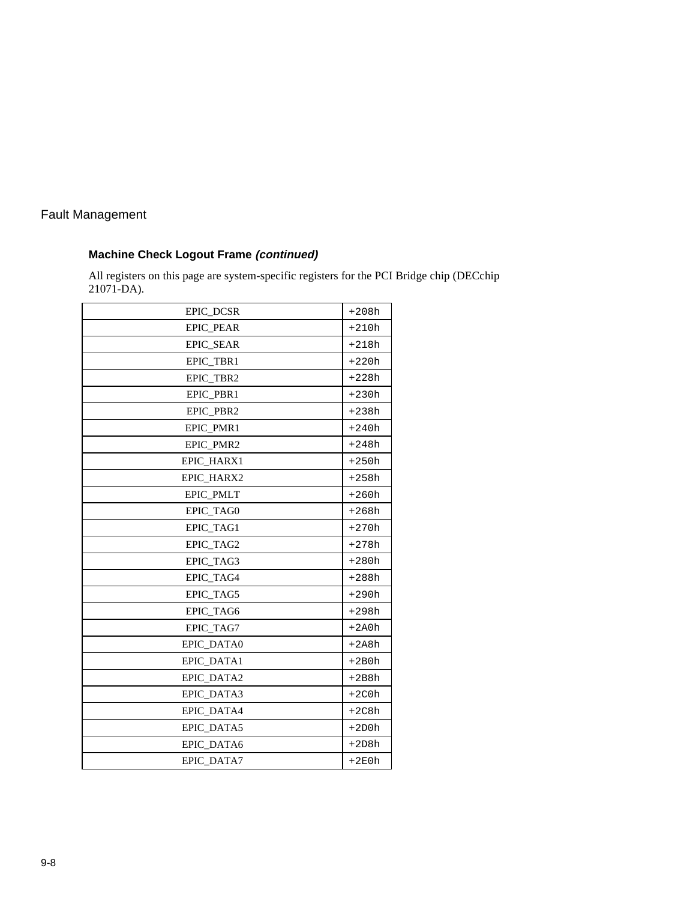### Machine Check Logout Frame *(continued)*

All registers on this page are system-specific registers for the PCI Bridge chip (DECchip 21071-DA).

| Register | Offset |
|---|---|
| EPIC_DCSR | +208h |
| EPIC_PEAR | +210h |
| EPIC_SEAR | +218h |
| EPIC_TBR1 | +220h |
| EPIC_TBR2 | +228h |
| EPIC_PBR1 | +230h |
| EPIC_PBR2 | +238h |
| EPIC_PMR1 | +240h |
| EPIC_PMR2 | +248h |
| EPIC_HARX1 | +250h |
| EPIC_HARX2 | +258h |
| EPIC_PMLT | +260h |
| EPIC_TAG0 | +268h |
| EPIC_TAG1 | +270h |
| EPIC_TAG2 | +278h |
| EPIC_TAG3 | +280h |
| EPIC_TAG4 | +288h |
| EPIC_TAG5 | +290h |
| EPIC_TAG6 | +298h |
| EPIC_TAG7 | +2A0h |
| EPIC_DATA0 | +2A8h |
| EPIC_DATA1 | +2B0h |
| EPIC_DATA2 | +2B8h |
| EPIC_DATA3 | +2C0h |
| EPIC_DATA4 | +2C8h |
| EPIC_DATA5 | +2D0h |
| EPIC_DATA6 | +2D8h |
| EPIC_DATA7 | +2E0h |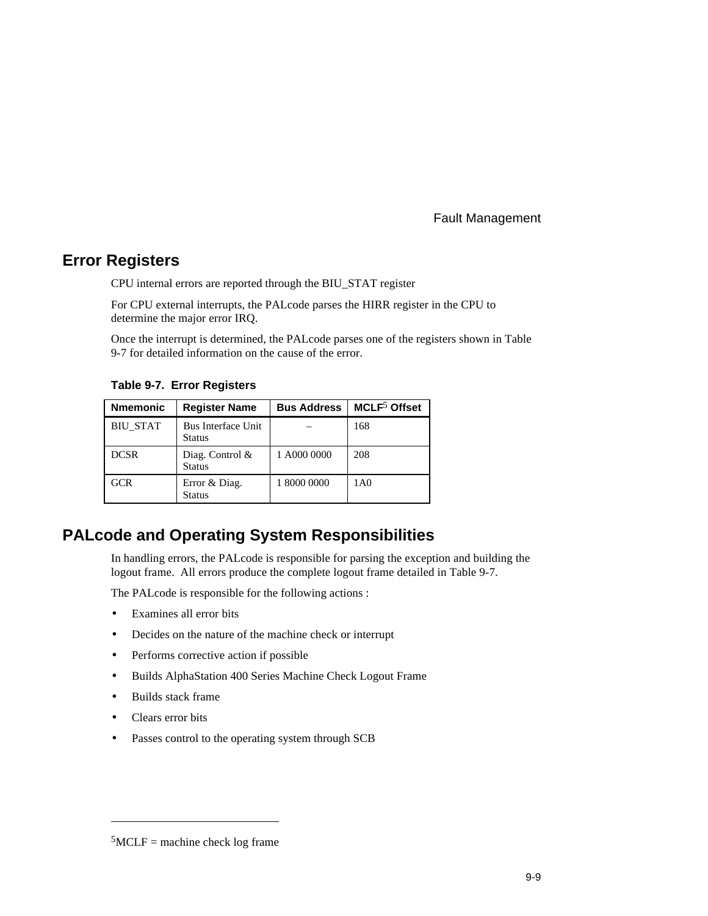## Error Registers

CPU internal errors are reported through the BIU_STAT register

For CPU external interrupts, the PALcode parses the HIRR register in the CPU to determine the major error IRQ.

Once the interrupt is determined, the PALcode parses one of the registers shown in Table 9-7 for detailed information on the cause of the error.

**Table 9-7. Error Registers**

| Nmemonic | Register Name | Bus Address | MCLF[5] Offset |
|---|---|---|---|
| BIU_STAT | Bus Interface Unit Status | – | 168 |
| DCSR | Diag. Control & Status | 1 A000 0000 | 208 |
| GCR | Error & Diag. Status | 1 8000 0000 | 1A0 |

## PALcode and Operating System Responsibilities

In handling errors, the PALcode is responsible for parsing the exception and building the logout frame. All errors produce the complete logout frame detailed in Table 9-7.

The PALcode is responsible for the following actions :

- Examines all error bits
- Decides on the nature of the machine check or interrupt
- Performs corrective action if possible
- Builds AlphaStation 400 Series Machine Check Logout Frame
- Builds stack frame
- Clears error bits
- Passes control to the operating system through SCB

[5]MCLF = machine check log frame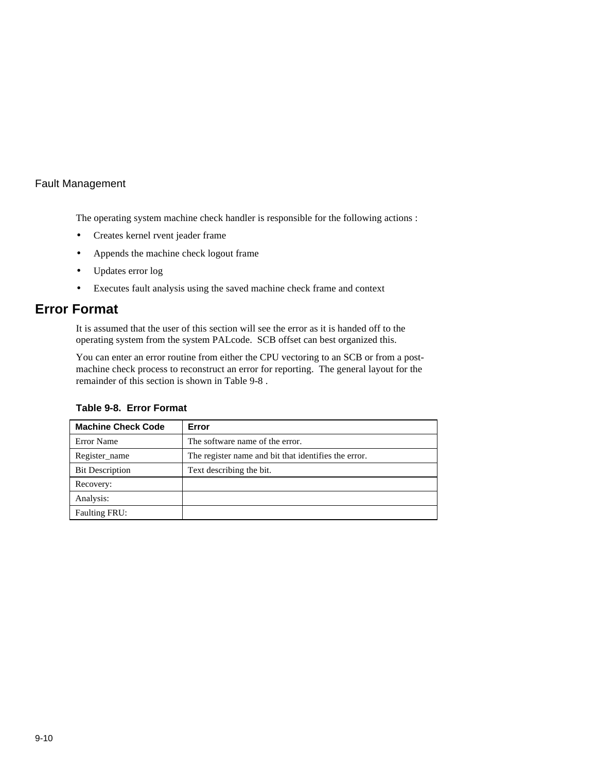The operating system machine check handler is responsible for the following actions :

- Creates kernel rvent jeader frame
- Appends the machine check logout frame
- Updates error log
- Executes fault analysis using the saved machine check frame and context

## Error Format

It is assumed that the user of this section will see the error as it is handed off to the operating system from the system PALcode. SCB offset can best organized this.

You can enter an error routine from either the CPU vectoring to an SCB or from a post-machine check process to reconstruct an error for reporting. The general layout for the remainder of this section is shown in Table 9-8 .

**Table 9-8. Error Format**

| Machine Check Code | Error |
|---|---|
| Error Name | The software name of the error. |
| Register_name | The register name and bit that identifies the error. |
| Bit Description | Text describing the bit. |
| Recovery: | |
| Analysis: | |
| Faulting FRU: | |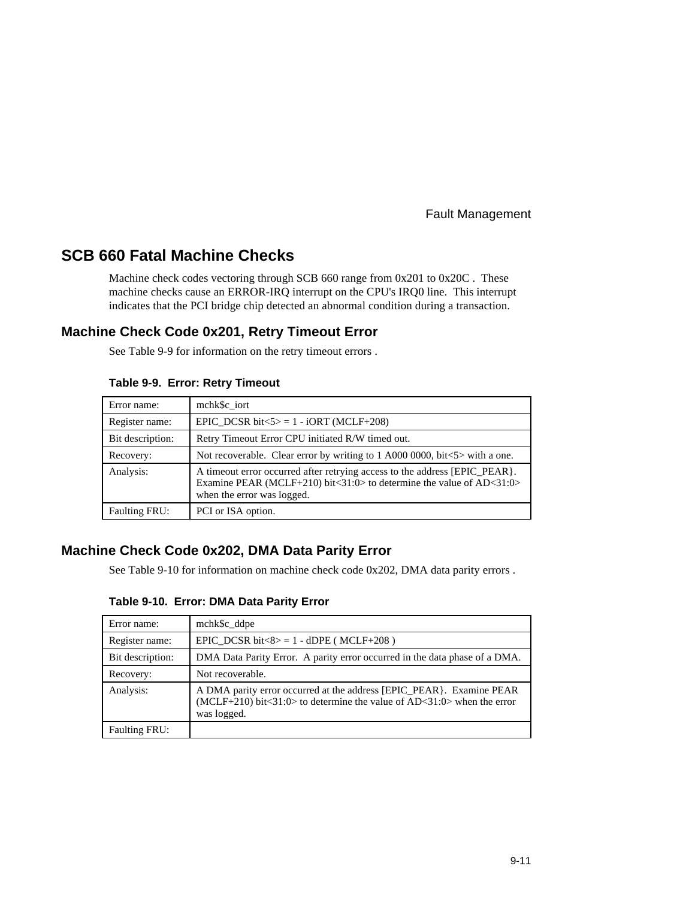## SCB 660 Fatal Machine Checks

Machine check codes vectoring through SCB 660 range from 0x201 to 0x20C . These machine checks cause an ERROR-IRQ interrupt on the CPU's IRQ0 line. This interrupt indicates that the PCI bridge chip detected an abnormal condition during a transaction.

### Machine Check Code 0x201, Retry Timeout Error

See Table 9-9 for information on the retry timeout errors .

**Table 9-9. Error: Retry Timeout**

| | |
|---|---|
| Error name: | mchk$c_iort |
| Register name: | EPIC_DCSR bit<5> = 1 - iORT (MCLF+208) |
| Bit description: | Retry Timeout Error CPU initiated R/W timed out. |
| Recovery: | Not recoverable. Clear error by writing to 1 A000 0000, bit<5> with a one. |
| Analysis: | A timeout error occurred after retrying access to the address [EPIC_PEAR}. Examine PEAR (MCLF+210) bit<31:0> to determine the value of AD<31:0> when the error was logged. |
| Faulting FRU: | PCI or ISA option. |

### Machine Check Code 0x202, DMA Data Parity Error

See Table 9-10 for information on machine check code 0x202, DMA data parity errors .

**Table 9-10. Error: DMA Data Parity Error**

| | |
|---|---|
| Error name: | mchk$c_ddpe |
| Register name: | EPIC_DCSR bit<8> = 1 - dDPE ( MCLF+208 ) |
| Bit description: | DMA Data Parity Error. A parity error occurred in the data phase of a DMA. |
| Recovery: | Not recoverable. |
| Analysis: | A DMA parity error occurred at the address [EPIC_PEAR}. Examine PEAR (MCLF+210) bit<31:0> to determine the value of AD<31:0> when the error was logged. |
| Faulting FRU: | |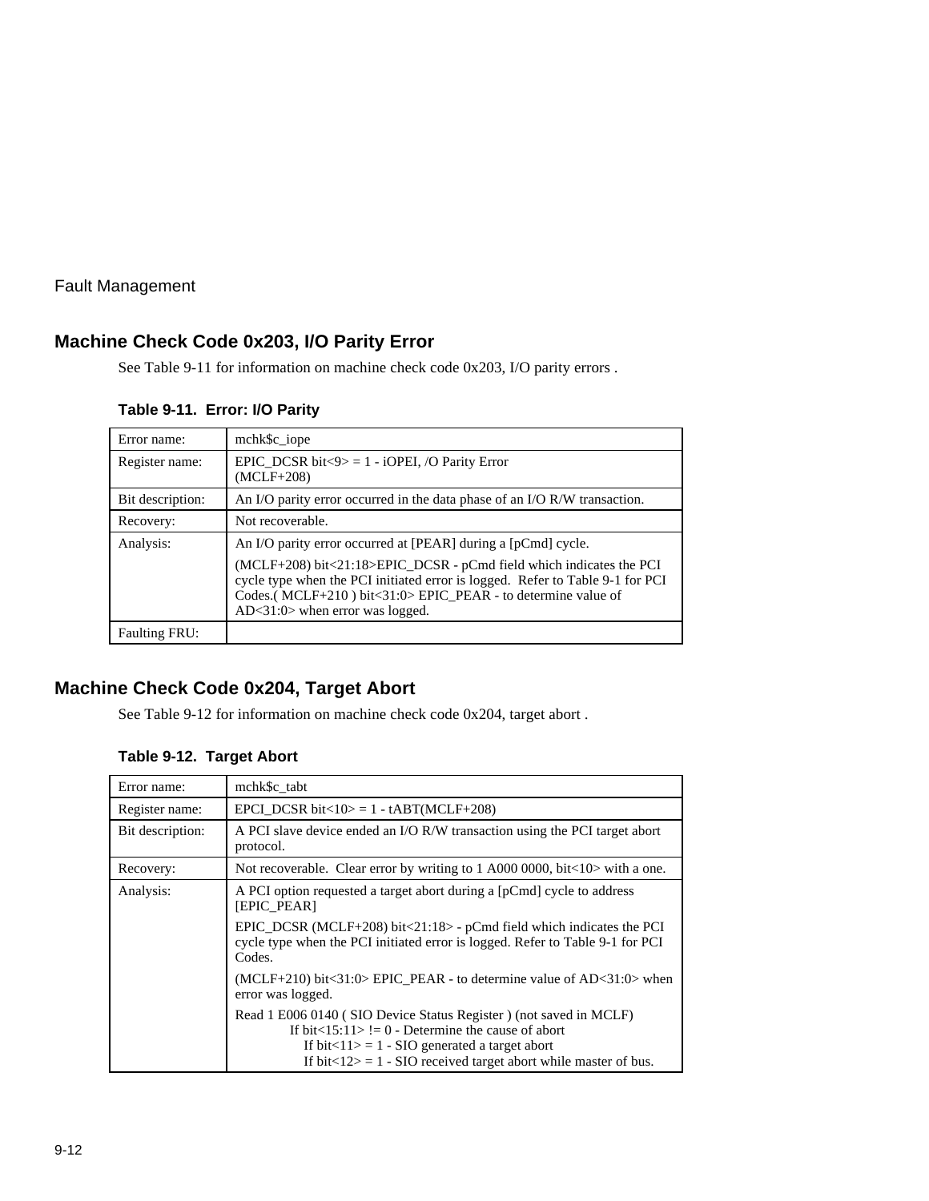## Machine Check Code 0x203, I/O Parity Error

See Table 9-11 for information on machine check code 0x203, I/O parity errors .

**Table 9-11. Error: I/O Parity**

| | |
|---|---|
| Error name: | mchk$c_iope |
| Register name: | EPIC_DCSR bit<9> = 1 - iOPEI, /O Parity Error<br>(MCLF+208) |
| Bit description: | An I/O parity error occurred in the data phase of an I/O R/W transaction. |
| Recovery: | Not recoverable. |
| Analysis: | An I/O parity error occurred at [PEAR] during a [pCmd] cycle.<br><br>(MCLF+208) bit<21:18>EPIC_DCSR - pCmd field which indicates the PCI cycle type when the PCI initiated error is logged. Refer to Table 9-1 for PCI Codes.( MCLF+210 ) bit<31:0> EPIC_PEAR - to determine value of AD<31:0> when error was logged. |
| Faulting FRU: | |

## Machine Check Code 0x204, Target Abort

See Table 9-12 for information on machine check code 0x204, target abort .

**Table 9-12. Target Abort**

| | |
|---|---|
| Error name: | mchk$c_tabt |
| Register name: | EPCI_DCSR bit<10> = 1 - tABT(MCLF+208) |
| Bit description: | A PCI slave device ended an I/O R/W transaction using the PCI target abort protocol. |
| Recovery: | Not recoverable. Clear error by writing to 1 A000 0000, bit<10> with a one. |
| Analysis: | A PCI option requested a target abort during a [pCmd] cycle to address [EPIC_PEAR]<br><br>EPIC_DCSR (MCLF+208) bit<21:18> - pCmd field which indicates the PCI cycle type when the PCI initiated error is logged. Refer to Table 9-1 for PCI Codes.<br><br>(MCLF+210) bit<31:0> EPIC_PEAR - to determine value of AD<31:0> when error was logged.<br><br>Read 1 E006 0140 ( SIO Device Status Register ) (not saved in MCLF)<br>If bit<15:11> != 0 - Determine the cause of abort<br>If bit<11> = 1 - SIO generated a target abort<br>If bit<12> = 1 - SIO received target abort while master of bus. |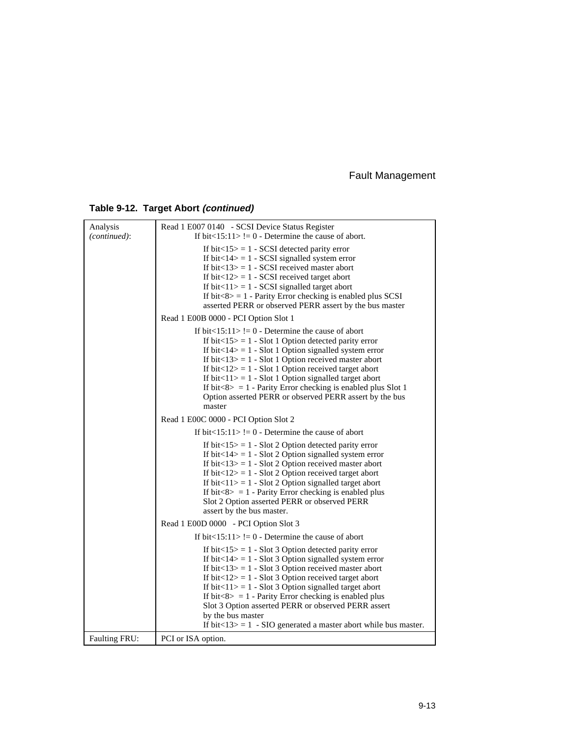**Table 9-12. Target Abort *(continued)***

| | |
|---|---|
| Analysis *(continued)*: | Read 1 E007 0140 - SCSI Device Status Register<br>If bit<15:11> != 0 - Determine the cause of abort.<br>If bit<15> = 1 - SCSI detected parity error<br>If bit<14> = 1 - SCSI signalled system error<br>If bit<13> = 1 - SCSI received master abort<br>If bit<12> = 1 - SCSI received target abort<br>If bit<11> = 1 - SCSI signalled target abort<br>If bit<8> = 1 - Parity Error checking is enabled plus SCSI asserted PERR or observed PERR assert by the bus master<br>Read 1 E00B 0000 - PCI Option Slot 1<br>If bit<15:11> != 0 - Determine the cause of abort<br>If bit<15> = 1 - Slot 1 Option detected parity error<br>If bit<14> = 1 - Slot 1 Option signalled system error<br>If bit<13> = 1 - Slot 1 Option received master abort<br>If bit<12> = 1 - Slot 1 Option received target abort<br>If bit<11> = 1 - Slot 1 Option signalled target abort<br>If bit<8> = 1 - Parity Error checking is enabled plus Slot 1 Option asserted PERR or observed PERR assert by the bus master<br>Read 1 E00C 0000 - PCI Option Slot 2<br>If bit<15:11> != 0 - Determine the cause of abort<br>If bit<15> = 1 - Slot 2 Option detected parity error<br>If bit<14> = 1 - Slot 2 Option signalled system error<br>If bit<13> = 1 - Slot 2 Option received master abort<br>If bit<12> = 1 - Slot 2 Option received target abort<br>If bit<11> = 1 - Slot 2 Option signalled target abort<br>If bit<8> = 1 - Parity Error checking is enabled plus Slot 2 Option asserted PERR or observed PERR assert by the bus master.<br>Read 1 E00D 0000 - PCI Option Slot 3<br>If bit<15:11> != 0 - Determine the cause of abort<br>If bit<15> = 1 - Slot 3 Option detected parity error<br>If bit<14> = 1 - Slot 3 Option signalled system error<br>If bit<13> = 1 - Slot 3 Option received master abort<br>If bit<12> = 1 - Slot 3 Option received target abort<br>If bit<11> = 1 - Slot 3 Option signalled target abort<br>If bit<8> = 1 - Parity Error checking is enabled plus Slot 3 Option asserted PERR or observed PERR assert by the bus master<br>If bit<13> = 1 - SIO generated a master abort while bus master. |
| Faulting FRU: | PCI or ISA option. |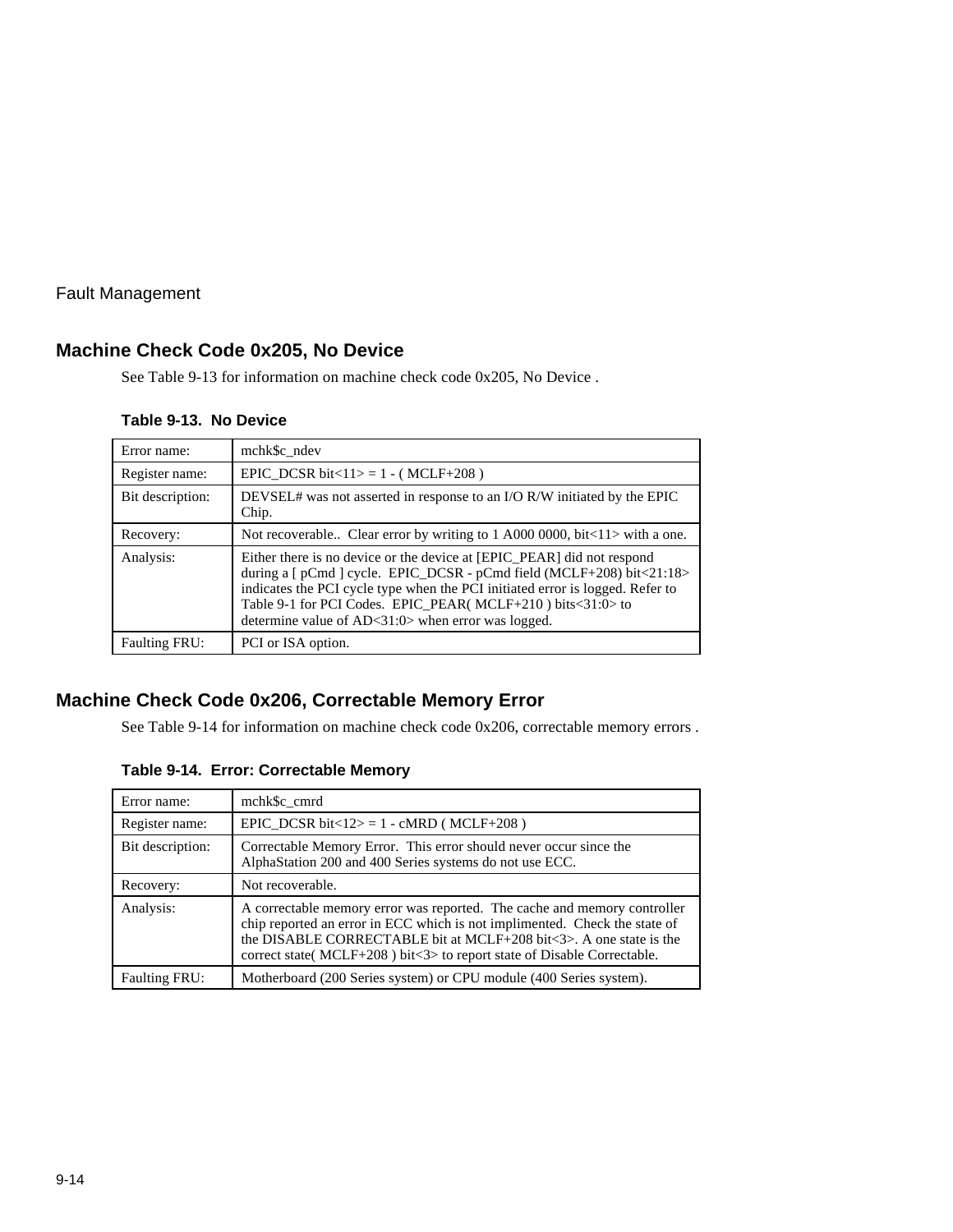## Machine Check Code 0x205, No Device

See Table 9-13 for information on machine check code 0x205, No Device .

**Table 9-13. No Device**

| | |
|---|---|
| Error name: | mchk$c_ndev |
| Register name: | EPIC_DCSR bit<11> = 1 - ( MCLF+208 ) |
| Bit description: | DEVSEL# was not asserted in response to an I/O R/W initiated by the EPIC Chip. |
| Recovery: | Not recoverable.. Clear error by writing to 1 A000 0000, bit<11> with a one. |
| Analysis: | Either there is no device or the device at [EPIC_PEAR] did not respond during a [ pCmd ] cycle. EPIC_DCSR - pCmd field (MCLF+208) bit<21:18> indicates the PCI cycle type when the PCI initiated error is logged. Refer to Table 9-1 for PCI Codes. EPIC_PEAR( MCLF+210 ) bits<31:0> to determine value of AD<31:0> when error was logged. |
| Faulting FRU: | PCI or ISA option. |

## Machine Check Code 0x206, Correctable Memory Error

See Table 9-14 for information on machine check code 0x206, correctable memory errors .

**Table 9-14. Error: Correctable Memory**

| | |
|---|---|
| Error name: | mchk$c_cmrd |
| Register name: | EPIC_DCSR bit<12> = 1 - cMRD ( MCLF+208 ) |
| Bit description: | Correctable Memory Error. This error should never occur since the AlphaStation 200 and 400 Series systems do not use ECC. |
| Recovery: | Not recoverable. |
| Analysis: | A correctable memory error was reported. The cache and memory controller chip reported an error in ECC which is not implimented. Check the state of the DISABLE CORRECTABLE bit at MCLF+208 bit<3>. A one state is the correct state( MCLF+208 ) bit<3> to report state of Disable Correctable. |
| Faulting FRU: | Motherboard (200 Series system) or CPU module (400 Series system). |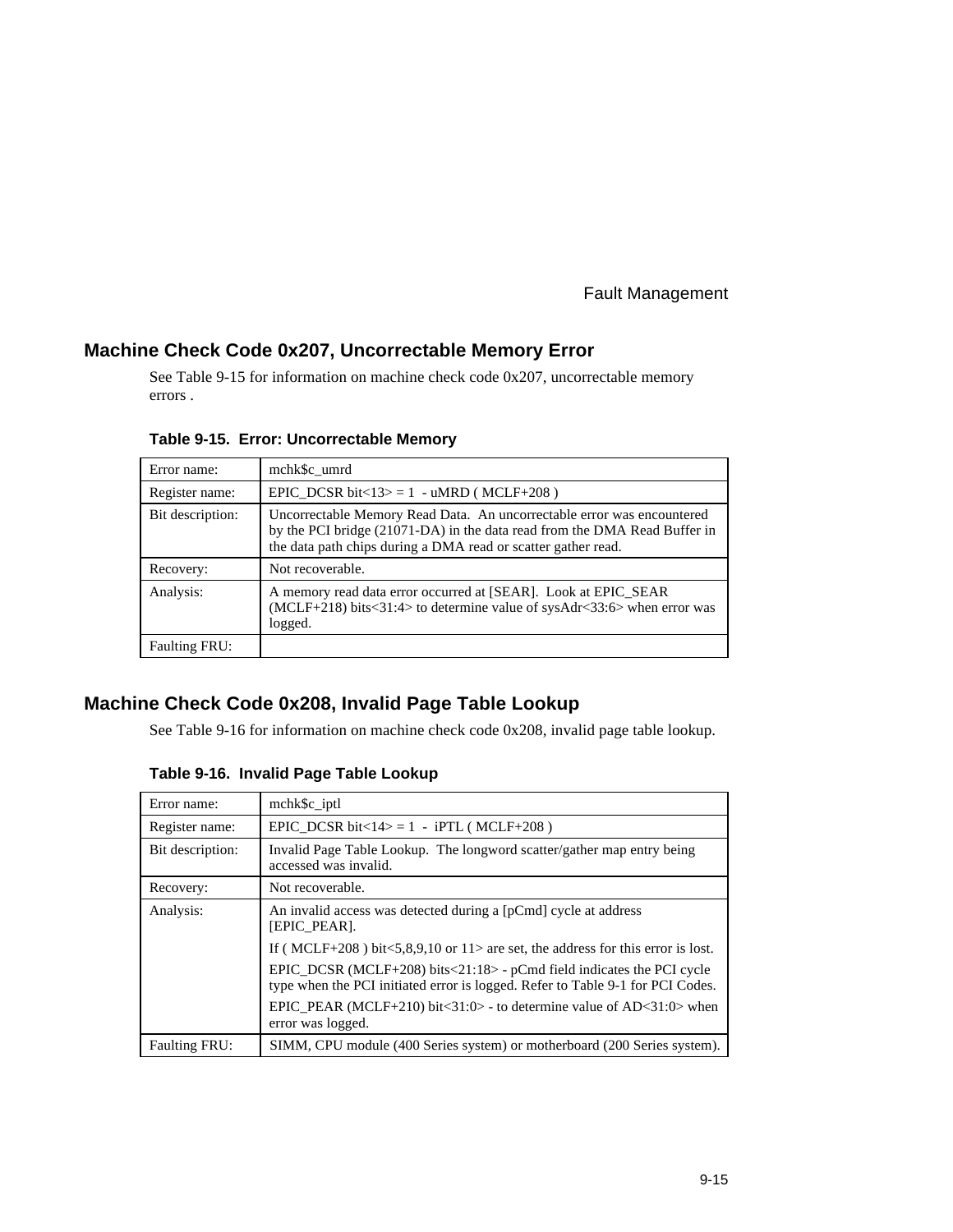## Machine Check Code 0x207, Uncorrectable Memory Error

See Table 9-15 for information on machine check code 0x207, uncorrectable memory errors .

**Table 9-15. Error: Uncorrectable Memory**

| | |
|---|---|
| Error name: | mchk$c_umrd |
| Register name: | EPIC_DCSR bit<13> = 1 - uMRD ( MCLF+208 ) |
| Bit description: | Uncorrectable Memory Read Data. An uncorrectable error was encountered by the PCI bridge (21071-DA) in the data read from the DMA Read Buffer in the data path chips during a DMA read or scatter gather read. |
| Recovery: | Not recoverable. |
| Analysis: | A memory read data error occurred at [SEAR]. Look at EPIC_SEAR (MCLF+218) bits<31:4> to determine value of sysAdr<33:6> when error was logged. |
| Faulting FRU: | |

## Machine Check Code 0x208, Invalid Page Table Lookup

See Table 9-16 for information on machine check code 0x208, invalid page table lookup.

**Table 9-16. Invalid Page Table Lookup**

| | |
|---|---|
| Error name: | mchk$c_iptl |
| Register name: | EPIC_DCSR bit<14> = 1 - iPTL ( MCLF+208 ) |
| Bit description: | Invalid Page Table Lookup. The longword scatter/gather map entry being accessed was invalid. |
| Recovery: | Not recoverable. |
| Analysis: | An invalid access was detected during a [pCmd] cycle at address [EPIC_PEAR]. <br> If ( MCLF+208 ) bit<5,8,9,10 or 11> are set, the address for this error is lost. <br> EPIC_DCSR (MCLF+208) bits<21:18> - pCmd field indicates the PCI cycle type when the PCI initiated error is logged. Refer to Table 9-1 for PCI Codes. <br> EPIC_PEAR (MCLF+210) bit<31:0> - to determine value of AD<31:0> when error was logged. |
| Faulting FRU: | SIMM, CPU module (400 Series system) or motherboard (200 Series system). |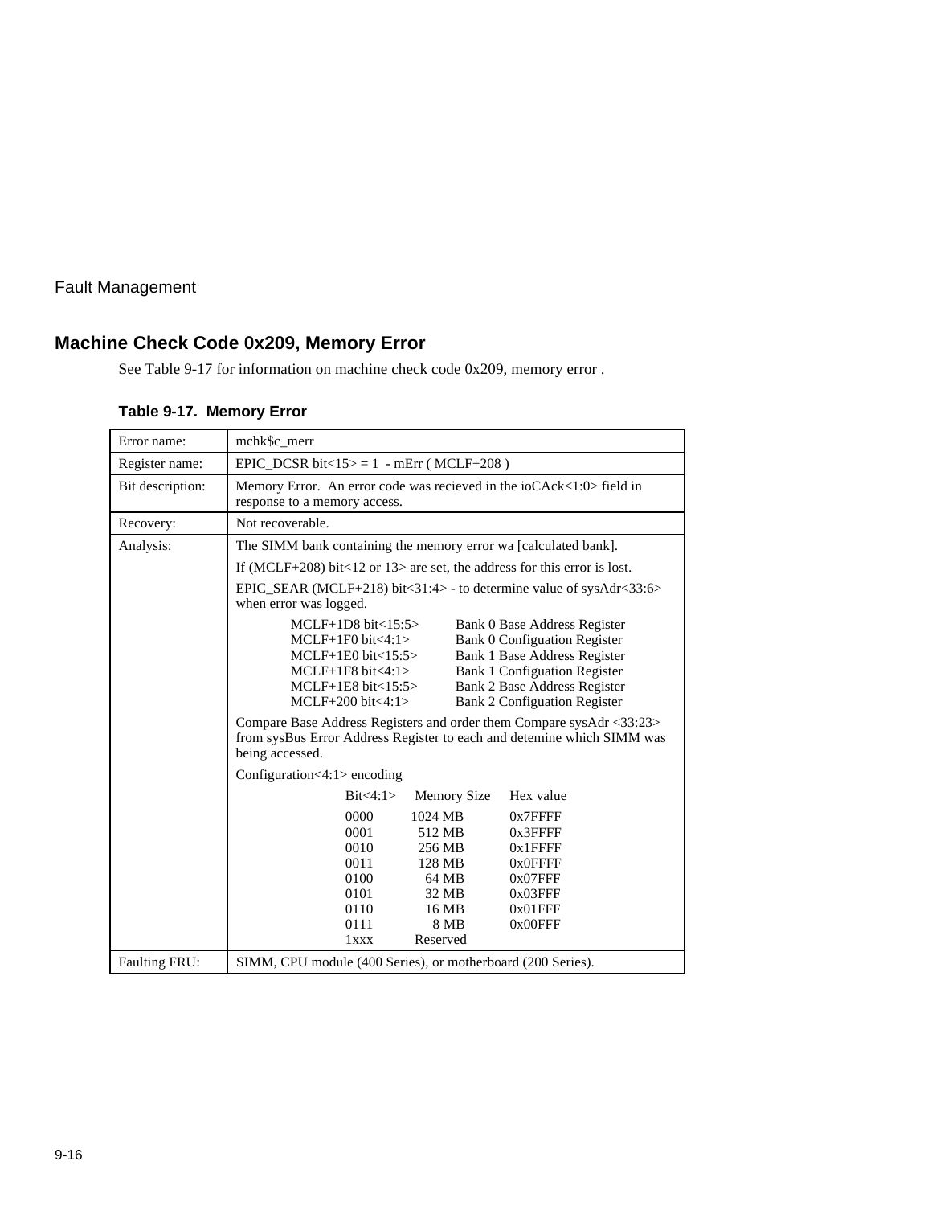## Machine Check Code 0x209, Memory Error

See Table 9-17 for information on machine check code 0x209, memory error .

**Table 9-17. Memory Error**

| | |
|---|---|
| Error name: | mchk$c_merr |
| Register name: | EPIC_DCSR bit<15> = 1 - mErr ( MCLF+208 ) |
| Bit description: | Memory Error. An error code was recieved in the ioCAck<1:0> field in response to a memory access. |
| Recovery: | Not recoverable. |
| Analysis: | The SIMM bank containing the memory error wa [calculated bank].<br><br>If (MCLF+208) bit<12 or 13> are set, the address for this error is lost.<br><br>EPIC_SEAR (MCLF+218) bit<31:4> - to determine value of sysAdr<33:6> when error was logged.<br><br>MCLF+1D8 bit<15:5> Bank 0 Base Address Register<br>MCLF+1F0 bit<4:1> Bank 0 Configuation Register<br>MCLF+1E0 bit<15:5> Bank 1 Base Address Register<br>MCLF+1F8 bit<4:1> Bank 1 Configuation Register<br>MCLF+1E8 bit<15:5> Bank 2 Base Address Register<br>MCLF+200 bit<4:1> Bank 2 Configuation Register<br><br>Compare Base Address Registers and order them Compare sysAdr <33:23> from sysBus Error Address Register to each and detemine which SIMM was being accessed.<br><br>Configuration<4:1> encoding<br><br>Bit<4:1> Memory Size Hex value<br>0000 1024 MB 0x7FFFF<br>0001 512 MB 0x3FFFF<br>0010 256 MB 0x1FFFF<br>0011 128 MB 0x0FFFF<br>0100 64 MB 0x07FFF<br>0101 32 MB 0x03FFF<br>0110 16 MB 0x01FFF<br>0111 8 MB 0x00FFF<br>1xxx Reserved |
| Faulting FRU: | SIMM, CPU module (400 Series), or motherboard (200 Series). |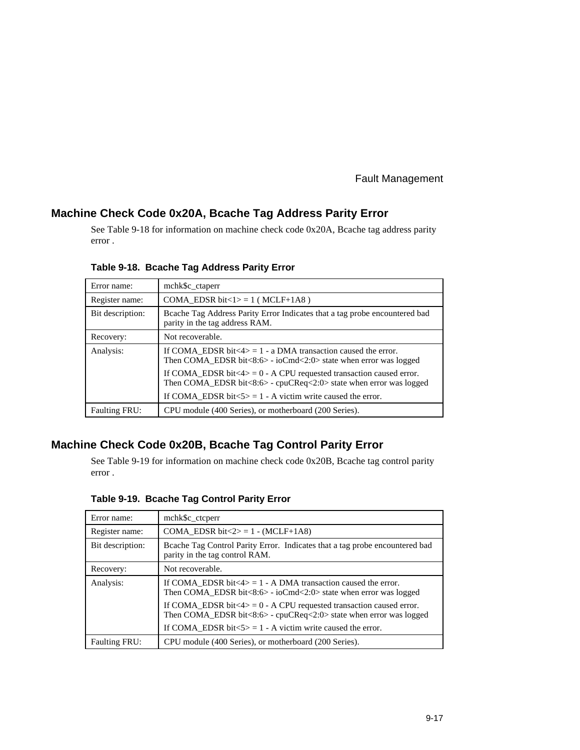## Machine Check Code 0x20A, Bcache Tag Address Parity Error

See Table 9-18 for information on machine check code 0x20A, Bcache tag address parity error .

**Table 9-18. Bcache Tag Address Parity Error**

| | |
|---|---|
| Error name: | mchk$c_ctaperr |
| Register name: | COMA_EDSR bit<1> = 1 ( MCLF+1A8 ) |
| Bit description: | Bcache Tag Address Parity Error Indicates that a tag probe encountered bad parity in the tag address RAM. |
| Recovery: | Not recoverable. |
| Analysis: | If COMA_EDSR bit<4> = 1 - a DMA transaction caused the error.<br>Then COMA_EDSR bit<8:6> - ioCmd<2:0> state when error was logged<br><br>If COMA_EDSR bit<4> = 0 - A CPU requested transaction caused error.<br>Then COMA_EDSR bit<8:6> - cpuCReq<2:0> state when error was logged<br><br>If COMA_EDSR bit<5> = 1 - A victim write caused the error. |
| Faulting FRU: | CPU module (400 Series), or motherboard (200 Series). |

## Machine Check Code 0x20B, Bcache Tag Control Parity Error

See Table 9-19 for information on machine check code 0x20B, Bcache tag control parity error .

**Table 9-19. Bcache Tag Control Parity Error**

| | |
|---|---|
| Error name: | mchk$c_ctcperr |
| Register name: | COMA_EDSR bit<2> = 1 - (MCLF+1A8) |
| Bit description: | Bcache Tag Control Parity Error. Indicates that a tag probe encountered bad parity in the tag control RAM. |
| Recovery: | Not recoverable. |
| Analysis: | If COMA_EDSR bit<4> = 1 - A DMA transaction caused the error.<br>Then COMA_EDSR bit<8:6> - ioCmd<2:0> state when error was logged<br><br>If COMA_EDSR bit<4> = 0 - A CPU requested transaction caused error.<br>Then COMA_EDSR bit<8:6> - cpuCReq<2:0> state when error was logged<br><br>If COMA_EDSR bit<5> = 1 - A victim write caused the error. |
| Faulting FRU: | CPU module (400 Series), or motherboard (200 Series). |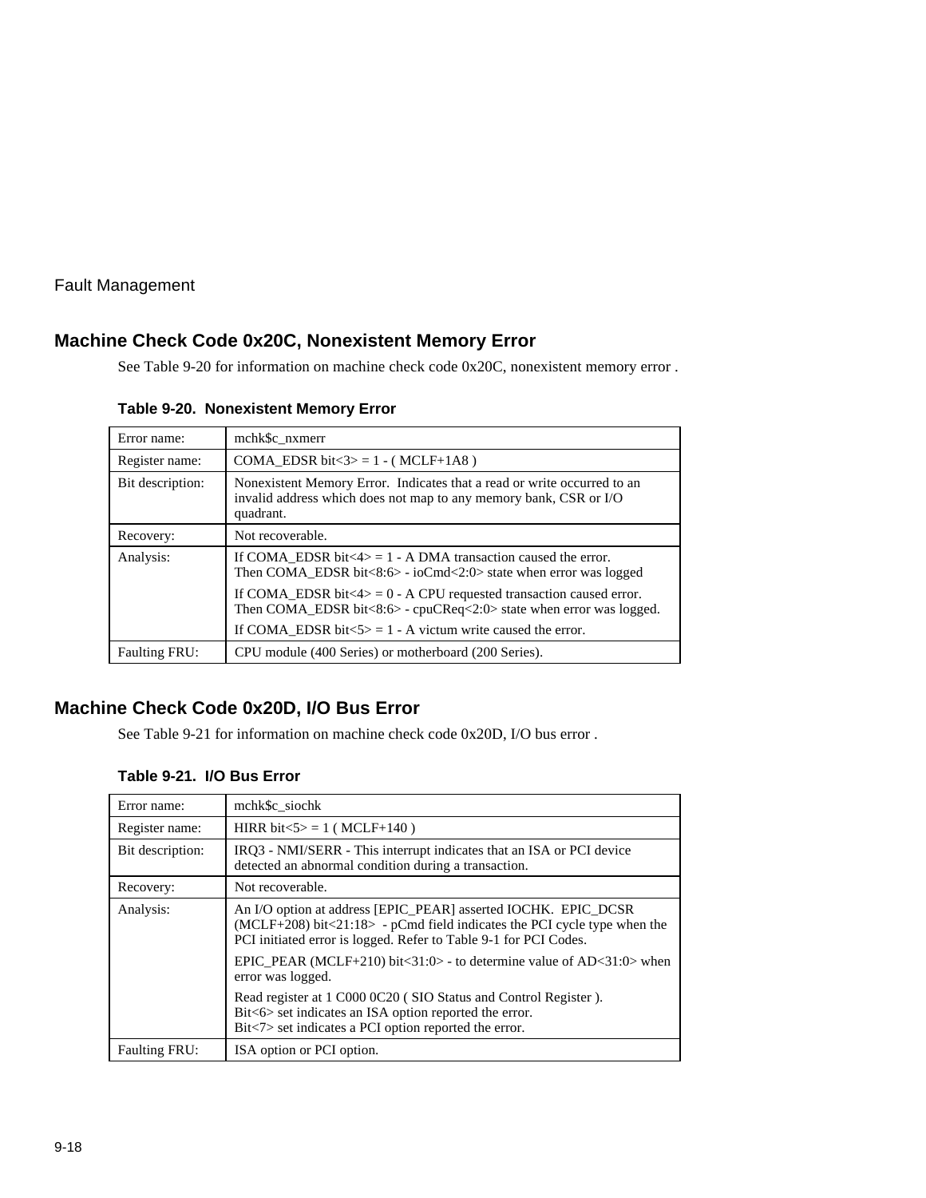## Machine Check Code 0x20C, Nonexistent Memory Error

See Table 9-20 for information on machine check code 0x20C, nonexistent memory error .

**Table 9-20. Nonexistent Memory Error**

| | |
|---|---|
| Error name: | mchk$c_nxmerr |
| Register name: | COMA_EDSR bit<3> = 1 - ( MCLF+1A8 ) |
| Bit description: | Nonexistent Memory Error. Indicates that a read or write occurred to an invalid address which does not map to any memory bank, CSR or I/O quadrant. |
| Recovery: | Not recoverable. |
| Analysis: | If COMA_EDSR bit<4> = 1 - A DMA transaction caused the error. Then COMA_EDSR bit<8:6> - ioCmd<2:0> state when error was logged<br><br>If COMA_EDSR bit<4> = 0 - A CPU requested transaction caused error. Then COMA_EDSR bit<8:6> - cpuCReq<2:0> state when error was logged.<br><br>If COMA_EDSR bit<5> = 1 - A victum write caused the error. |
| Faulting FRU: | CPU module (400 Series) or motherboard (200 Series). |

## Machine Check Code 0x20D, I/O Bus Error

See Table 9-21 for information on machine check code 0x20D, I/O bus error .

**Table 9-21. I/O Bus Error**

| | |
|---|---|
| Error name: | mchk$c_siochk |
| Register name: | HIRR bit<5> = 1 ( MCLF+140 ) |
| Bit description: | IRQ3 - NMI/SERR - This interrupt indicates that an ISA or PCI device detected an abnormal condition during a transaction. |
| Recovery: | Not recoverable. |
| Analysis: | An I/O option at address [EPIC_PEAR] asserted IOCHK. EPIC_DCSR (MCLF+208) bit<21:18> - pCmd field indicates the PCI cycle type when the PCI initiated error is logged. Refer to Table 9-1 for PCI Codes.<br><br>EPIC_PEAR (MCLF+210) bit<31:0> - to determine value of AD<31:0> when error was logged.<br><br>Read register at 1 C000 0C20 ( SIO Status and Control Register ). Bit<6> set indicates an ISA option reported the error. Bit<7> set indicates a PCI option reported the error. |
| Faulting FRU: | ISA option or PCI option. |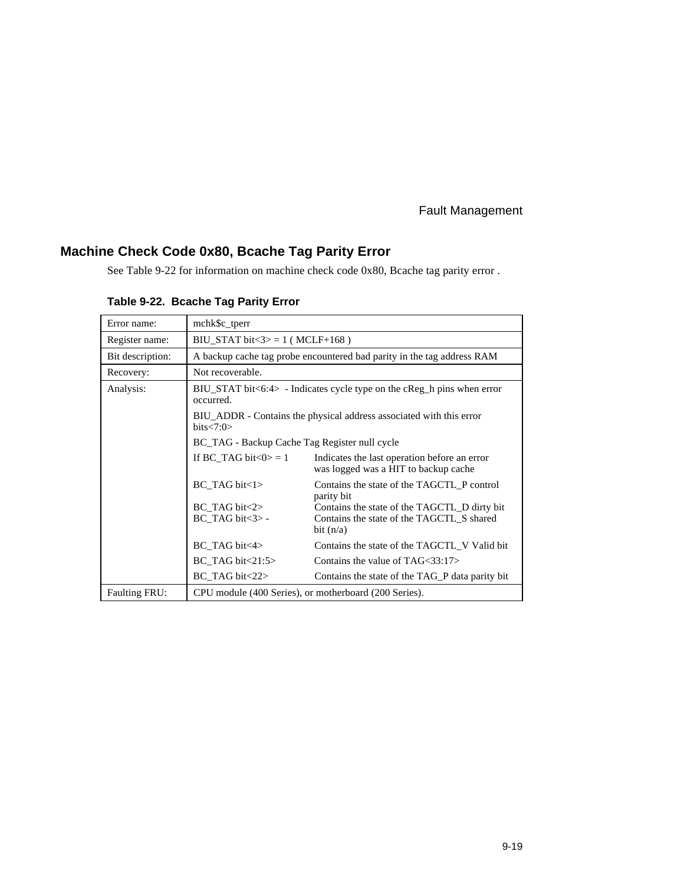## Machine Check Code 0x80, Bcache Tag Parity Error

See Table 9-22 for information on machine check code 0x80, Bcache tag parity error .

**Table 9-22. Bcache Tag Parity Error**

| | |
|---|---|
| Error name: | mchk$c_tperr |
| Register name: | BIU_STAT bit<3> = 1 ( MCLF+168 ) |
| Bit description: | A backup cache tag probe encountered bad parity in the tag address RAM |
| Recovery: | Not recoverable. |
| Analysis: | BIU_STAT bit<6:4> - Indicates cycle type on the cReg_h pins when error occurred.<br>BIU_ADDR - Contains the physical address associated with this error bits<7:0><br>BC_TAG - Backup Cache Tag Register null cycle<br>If BC_TAG bit<0> = 1 — Indicates the last operation before an error was logged was a HIT to backup cache<br>BC_TAG bit<1> — Contains the state of the TAGCTL_P control parity bit<br>BC_TAG bit<2> — Contains the state of the TAGCTL_D dirty bit<br>BC_TAG bit<3> - Contains the state of the TAGCTL_S shared bit (n/a)<br>BC_TAG bit<4> — Contains the state of the TAGCTL_V Valid bit<br>BC_TAG bit<21:5> — Contains the value of TAG<33:17><br>BC_TAG bit<22> — Contains the state of the TAG_P data parity bit |
| Faulting FRU: | CPU module (400 Series), or motherboard (200 Series). |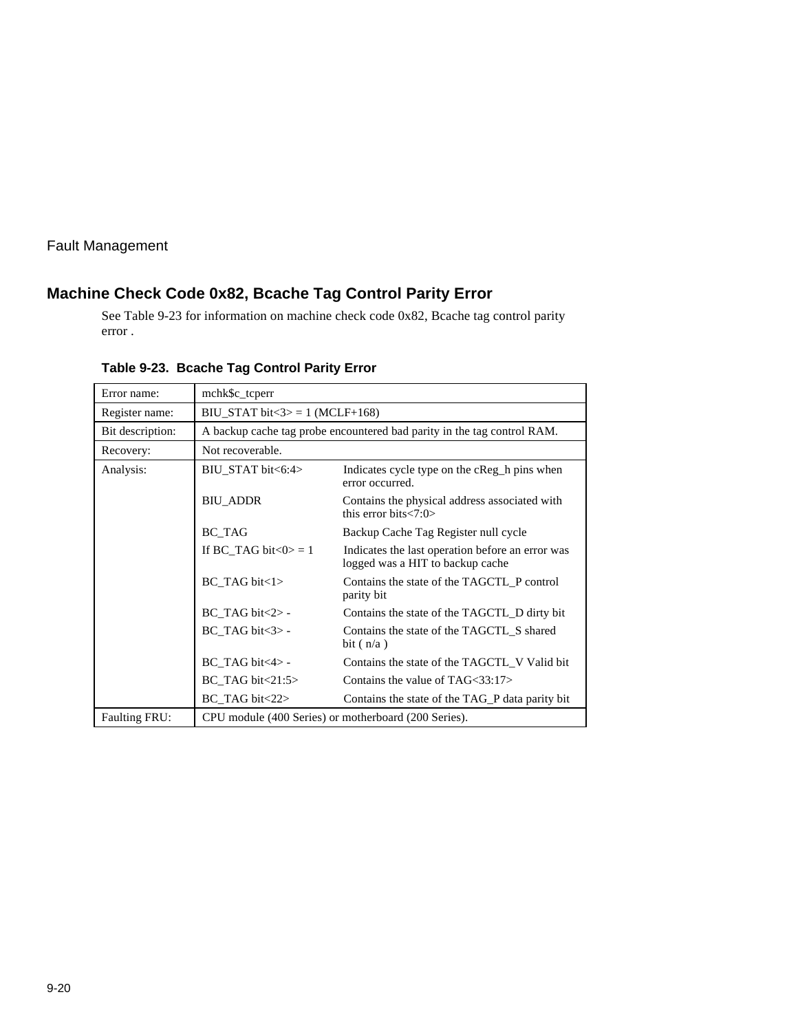## Machine Check Code 0x82, Bcache Tag Control Parity Error

See Table 9-23 for information on machine check code 0x82, Bcache tag control parity error .

**Table 9-23. Bcache Tag Control Parity Error**

| | | |
|---|---|---|
| Error name: | mchk$c_tcperr | |
| Register name: | BIU_STAT bit<3> = 1 (MCLF+168) | |
| Bit description: | A backup cache tag probe encountered bad parity in the tag control RAM. | |
| Recovery: | Not recoverable. | |
| Analysis: | BIU_STAT bit<6:4> | Indicates cycle type on the cReg_h pins when error occurred. |
| | BIU_ADDR | Contains the physical address associated with this error bits<7:0> |
| | BC_TAG | Backup Cache Tag Register null cycle |
| | If BC_TAG bit<0> = 1 | Indicates the last operation before an error was logged was a HIT to backup cache |
| | BC_TAG bit<1> | Contains the state of the TAGCTL_P control parity bit |
| | BC_TAG bit<2> - | Contains the state of the TAGCTL_D dirty bit |
| | BC_TAG bit<3> - | Contains the state of the TAGCTL_S shared bit ( n/a ) |
| | BC_TAG bit<4> - | Contains the state of the TAGCTL_V Valid bit |
| | BC_TAG bit<21:5> | Contains the value of TAG<33:17> |
| | BC_TAG bit<22> | Contains the state of the TAG_P data parity bit |
| Faulting FRU: | CPU module (400 Series) or motherboard (200 Series). | |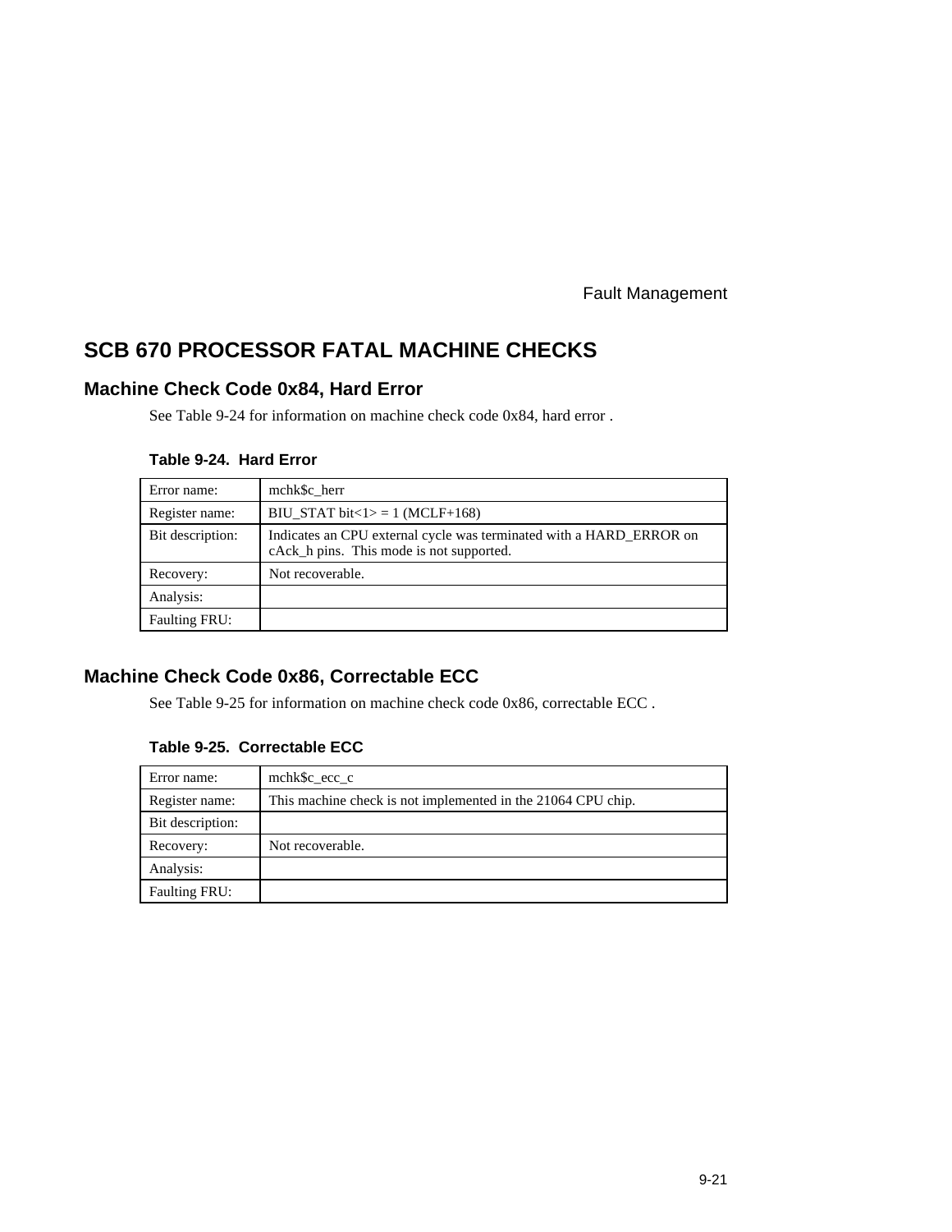## SCB 670 PROCESSOR FATAL MACHINE CHECKS

### Machine Check Code 0x84, Hard Error

See Table 9-24 for information on machine check code 0x84, hard error .

**Table 9-24. Hard Error**

| | |
|---|---|
| Error name: | mchk$c_herr |
| Register name: | BIU_STAT bit<1> = 1 (MCLF+168) |
| Bit description: | Indicates an CPU external cycle was terminated with a HARD_ERROR on cAck_h pins. This mode is not supported. |
| Recovery: | Not recoverable. |
| Analysis: | |
| Faulting FRU: | |

### Machine Check Code 0x86, Correctable ECC

See Table 9-25 for information on machine check code 0x86, correctable ECC .

**Table 9-25. Correctable ECC**

| | |
|---|---|
| Error name: | mchk$c_ecc_c |
| Register name: | This machine check is not implemented in the 21064 CPU chip. |
| Bit description: | |
| Recovery: | Not recoverable. |
| Analysis: | |
| Faulting FRU: | |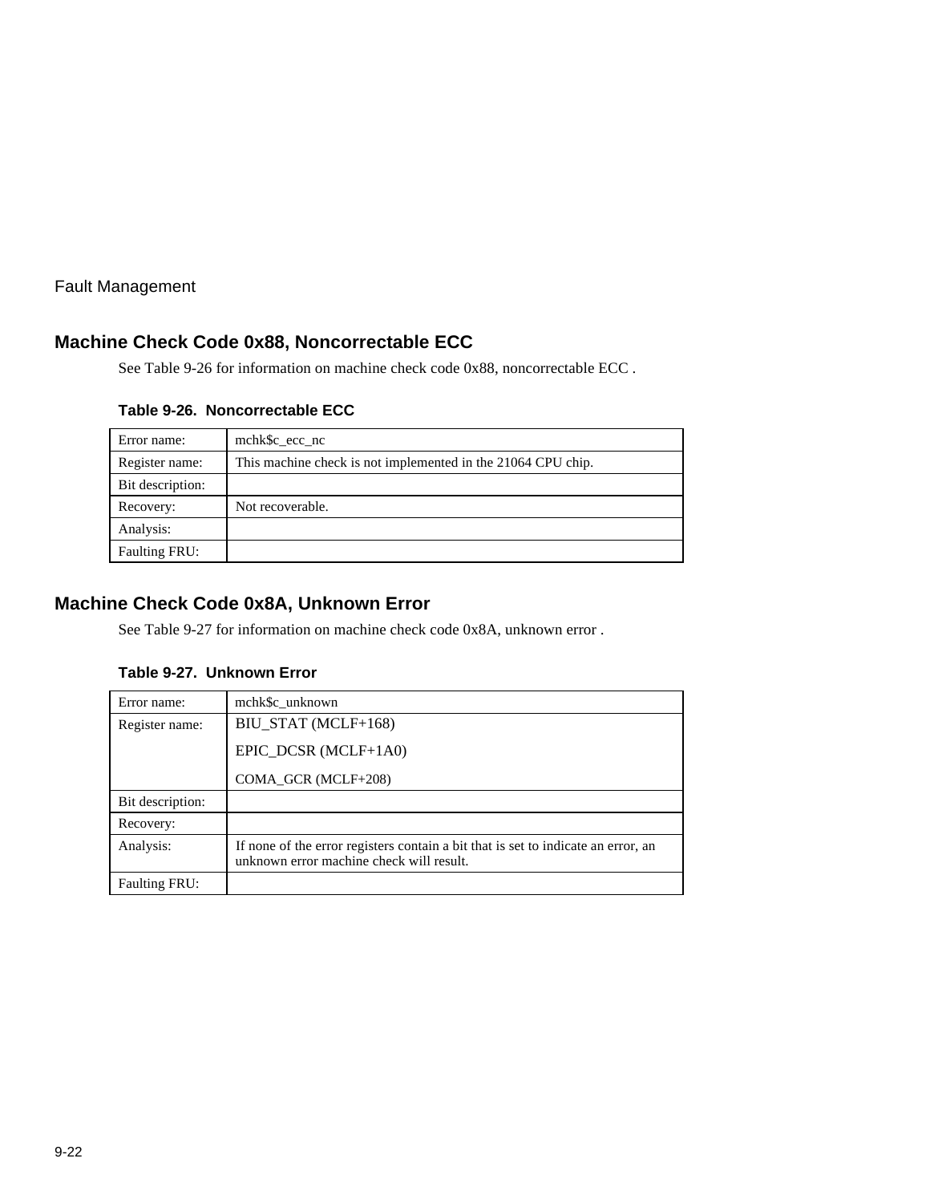## Machine Check Code 0x88, Noncorrectable ECC

See Table 9-26 for information on machine check code 0x88, noncorrectable ECC .

**Table 9-26. Noncorrectable ECC**

| | |
|---|---|
| Error name: | mchk$c_ecc_nc |
| Register name: | This machine check is not implemented in the 21064 CPU chip. |
| Bit description: | |
| Recovery: | Not recoverable. |
| Analysis: | |
| Faulting FRU: | |

## Machine Check Code 0x8A, Unknown Error

See Table 9-27 for information on machine check code 0x8A, unknown error .

**Table 9-27. Unknown Error**

| | |
|---|---|
| Error name: | mchk$c_unknown |
| Register name: | BIU_STAT (MCLF+168)<br>EPIC_DCSR (MCLF+1A0)<br>COMA_GCR (MCLF+208) |
| Bit description: | |
| Recovery: | |
| Analysis: | If none of the error registers contain a bit that is set to indicate an error, an unknown error machine check will result. |
| Faulting FRU: | |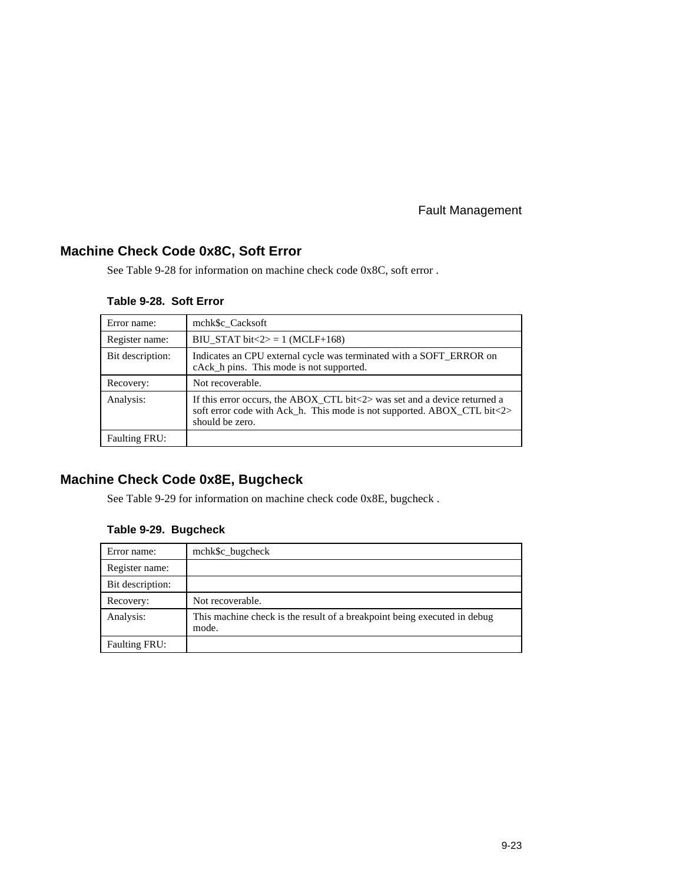## Machine Check Code 0x8C, Soft Error

See Table 9-28 for information on machine check code 0x8C, soft error .

**Table 9-28. Soft Error**

| | |
|---|---|
| Error name: | mchk$c_Cacksoft |
| Register name: | BIU_STAT bit<2> = 1 (MCLF+168) |
| Bit description: | Indicates an CPU external cycle was terminated with a SOFT_ERROR on cAck_h pins. This mode is not supported. |
| Recovery: | Not recoverable. |
| Analysis: | If this error occurs, the ABOX_CTL bit<2> was set and a device returned a soft error code with Ack_h. This mode is not supported. ABOX_CTL bit<2> should be zero. |
| Faulting FRU: | |

## Machine Check Code 0x8E, Bugcheck

See Table 9-29 for information on machine check code 0x8E, bugcheck .

**Table 9-29. Bugcheck**

| | |
|---|---|
| Error name: | mchk$c_bugcheck |
| Register name: | |
| Bit description: | |
| Recovery: | Not recoverable. |
| Analysis: | This machine check is the result of a breakpoint being executed in debug mode. |
| Faulting FRU: | |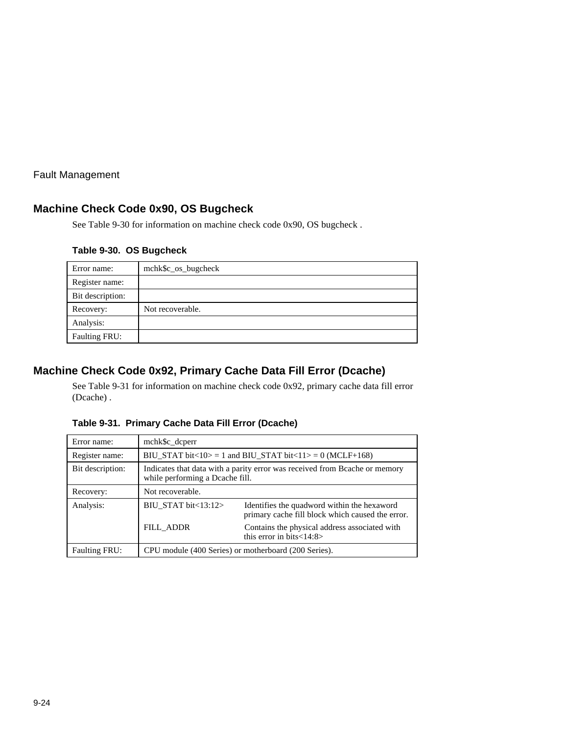## Machine Check Code 0x90, OS Bugcheck

See Table 9-30 for information on machine check code 0x90, OS bugcheck .

**Table 9-30. OS Bugcheck**

| | |
|---|---|
| Error name: | mchk$c_os_bugcheck |
| Register name: | |
| Bit description: | |
| Recovery: | Not recoverable. |
| Analysis: | |
| Faulting FRU: | |

## Machine Check Code 0x92, Primary Cache Data Fill Error (Dcache)

See Table 9-31 for information on machine check code 0x92, primary cache data fill error (Dcache) .

**Table 9-31. Primary Cache Data Fill Error (Dcache)**

| | | |
|---|---|---|
| Error name: | mchk$c_dcperr | |
| Register name: | BIU_STAT bit<10> = 1 and BIU_STAT bit<11> = 0 (MCLF+168) | |
| Bit description: | Indicates that data with a parity error was received from Bcache or memory while performing a Dcache fill. | |
| Recovery: | Not recoverable. | |
| Analysis: | BIU_STAT bit<13:12> | Identifies the quadword within the hexaword primary cache fill block which caused the error. |
| | FILL_ADDR | Contains the physical address associated with this error in bits<14:8> |
| Faulting FRU: | CPU module (400 Series) or motherboard (200 Series). | |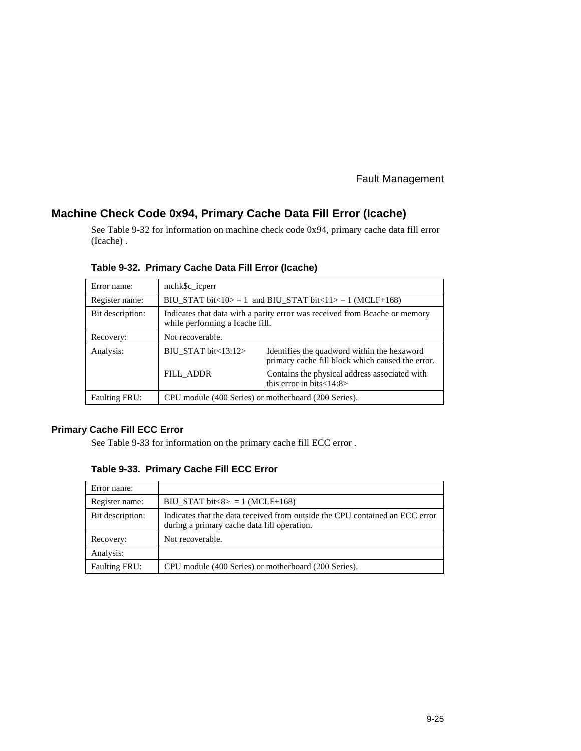## Machine Check Code 0x94, Primary Cache Data Fill Error (Icache)

See Table 9-32 for information on machine check code 0x94, primary cache data fill error (Icache) .

**Table 9-32. Primary Cache Data Fill Error (Icache)**

| | | |
|---|---|---|
| Error name: | mchk$c_icperr | |
| Register name: | BIU_STAT bit<10> = 1 and BIU_STAT bit<11> = 1 (MCLF+168) | |
| Bit description: | Indicates that data with a parity error was received from Bcache or memory while performing a Icache fill. | |
| Recovery: | Not recoverable. | |
| Analysis: | BIU_STAT bit<13:12> | Identifies the quadword within the hexaword primary cache fill block which caused the error. |
| | FILL_ADDR | Contains the physical address associated with this error in bits<14:8> |
| Faulting FRU: | CPU module (400 Series) or motherboard (200 Series). | |

### Primary Cache Fill ECC Error

See Table 9-33 for information on the primary cache fill ECC error .

**Table 9-33. Primary Cache Fill ECC Error**

| | |
|---|---|
| Error name: | |
| Register name: | BIU_STAT bit<8> = 1 (MCLF+168) |
| Bit description: | Indicates that the data received from outside the CPU contained an ECC error during a primary cache data fill operation. |
| Recovery: | Not recoverable. |
| Analysis: | |
| Faulting FRU: | CPU module (400 Series) or motherboard (200 Series). |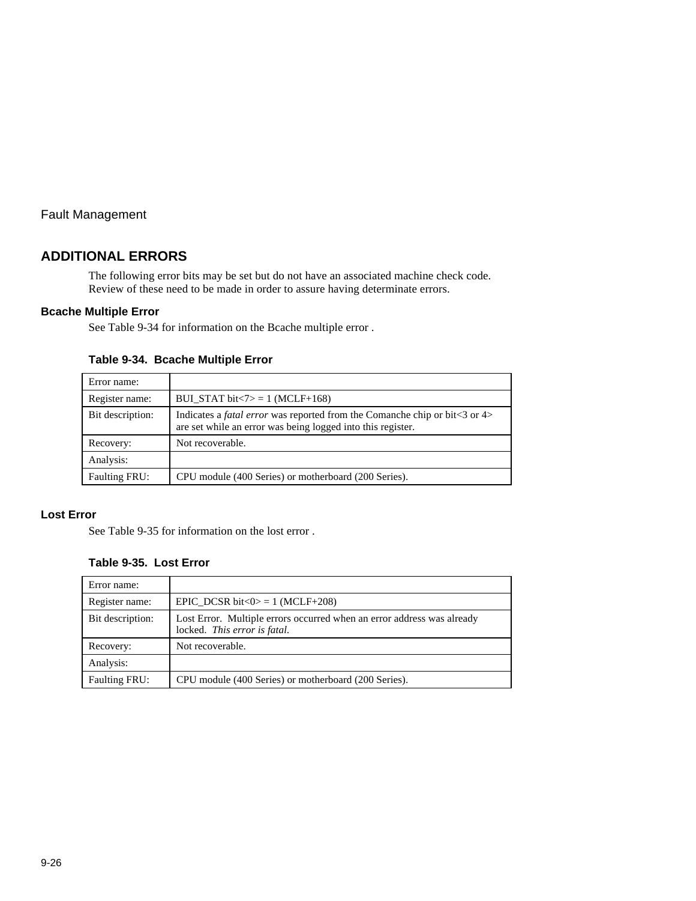## ADDITIONAL ERRORS

The following error bits may be set but do not have an associated machine check code. Review of these need to be made in order to assure having determinate errors.

### Bcache Multiple Error

See Table 9-34 for information on the Bcache multiple error .

**Table 9-34.  Bcache Multiple Error**

| Error name: | |
|---|---|
| Register name: | BUI_STAT bit<7> = 1 (MCLF+168) |
| Bit description: | Indicates a *fatal error* was reported from the Comanche chip or bit<3 or 4> are set while an error was being logged into this register. |
| Recovery: | Not recoverable. |
| Analysis: | |
| Faulting FRU: | CPU module (400 Series) or motherboard (200 Series). |

### Lost Error

See Table 9-35 for information on the lost error .

**Table 9-35.  Lost Error**

| Error name: | |
|---|---|
| Register name: | EPIC_DCSR bit<0> = 1 (MCLF+208) |
| Bit description: | Lost Error.  Multiple errors occurred when an error address was already locked.  *This error is fatal.* |
| Recovery: | Not recoverable. |
| Analysis: | |
| Faulting FRU: | CPU module (400 Series) or motherboard (200 Series). |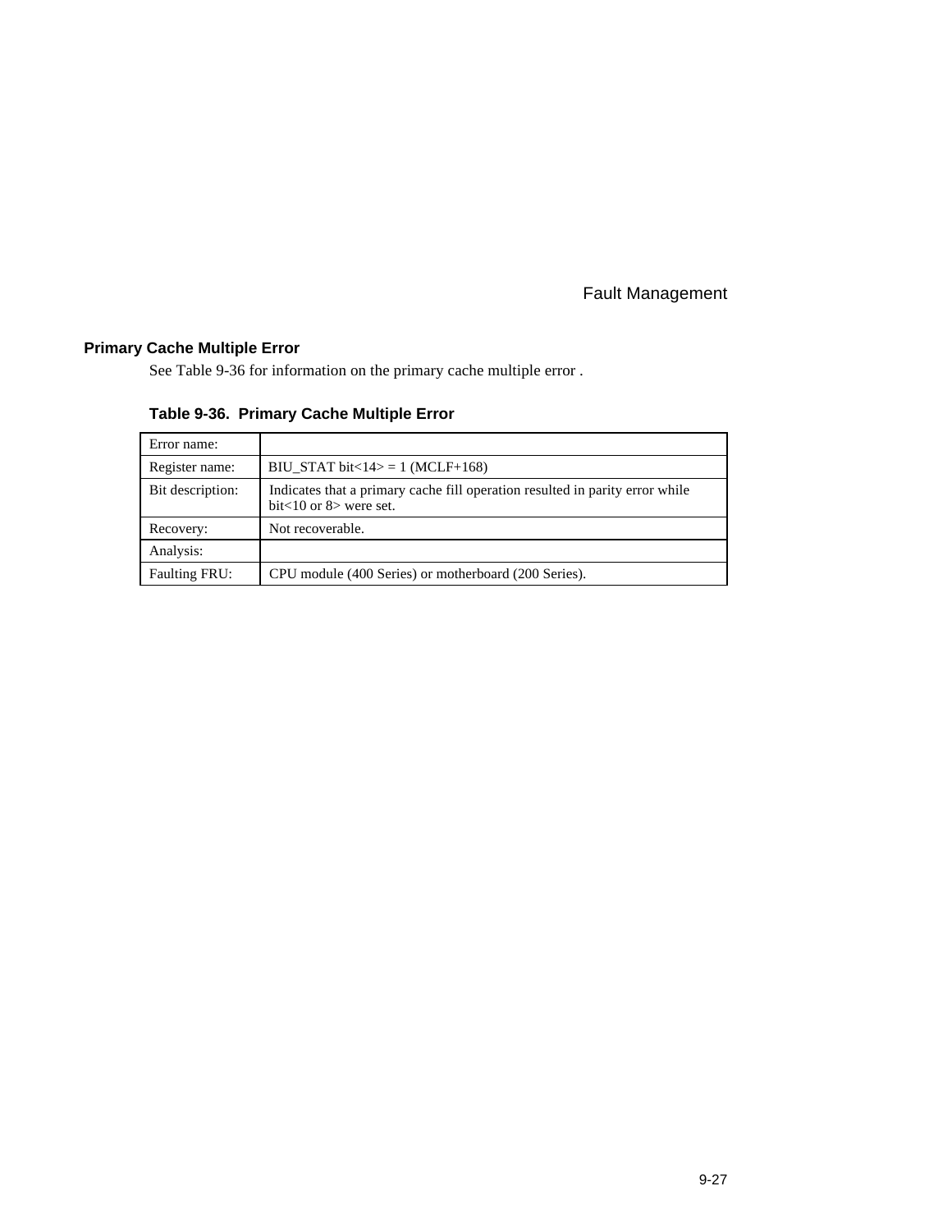## Primary Cache Multiple Error

See Table 9-36 for information on the primary cache multiple error .

**Table 9-36. Primary Cache Multiple Error**

| Error name: | |
|---|---|
| Register name: | BIU_STAT bit<14> = 1 (MCLF+168) |
| Bit description: | Indicates that a primary cache fill operation resulted in parity error while bit<10 or 8> were set. |
| Recovery: | Not recoverable. |
| Analysis: | |
| Faulting FRU: | CPU module (400 Series) or motherboard (200 Series). |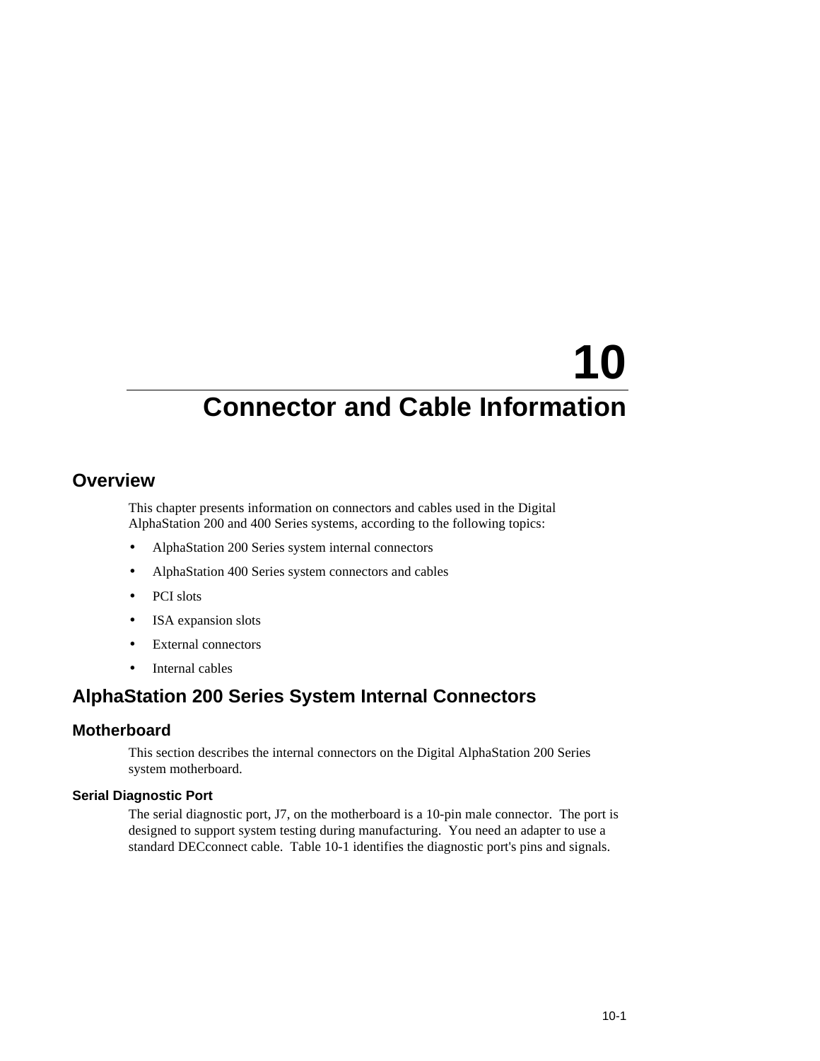# 10

# Connector and Cable Information

## Overview

This chapter presents information on connectors and cables used in the Digital AlphaStation 200 and 400 Series systems, according to the following topics:

- AlphaStation 200 Series system internal connectors
- AlphaStation 400 Series system connectors and cables
- PCI slots
- ISA expansion slots
- External connectors
- Internal cables

## AlphaStation 200 Series System Internal Connectors

### Motherboard

This section describes the internal connectors on the Digital AlphaStation 200 Series system motherboard.

#### Serial Diagnostic Port

The serial diagnostic port, J7, on the motherboard is a 10-pin male connector. The port is designed to support system testing during manufacturing. You need an adapter to use a standard DECconnect cable. Table 10-1 identifies the diagnostic port's pins and signals.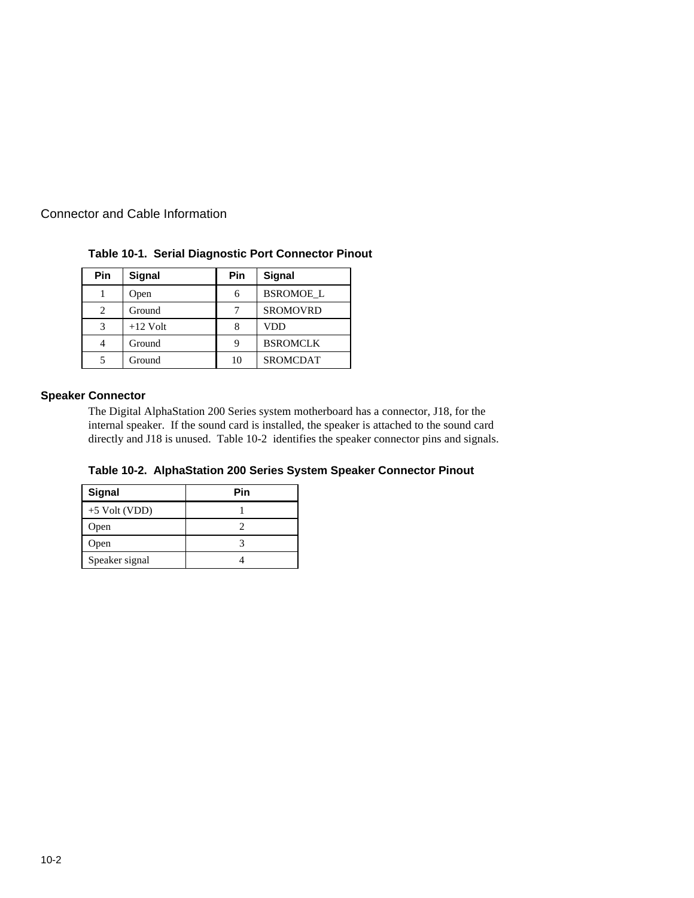**Table 10-1. Serial Diagnostic Port Connector Pinout**

| Pin | Signal | Pin | Signal |
|---|---|---|---|
| 1 | Open | 6 | BSROMOE_L |
| 2 | Ground | 7 | SROMOVRD |
| 3 | +12 Volt | 8 | VDD |
| 4 | Ground | 9 | BSROMCLK |
| 5 | Ground | 10 | SROMCDAT |

### Speaker Connector

The Digital AlphaStation 200 Series system motherboard has a connector, J18, for the internal speaker. If the sound card is installed, the speaker is attached to the sound card directly and J18 is unused. Table 10-2 identifies the speaker connector pins and signals.

**Table 10-2. AlphaStation 200 Series System Speaker Connector Pinout**

| Signal | Pin |
|---|---|
| +5 Volt (VDD) | 1 |
| Open | 2 |
| Open | 3 |
| Speaker signal | 4 |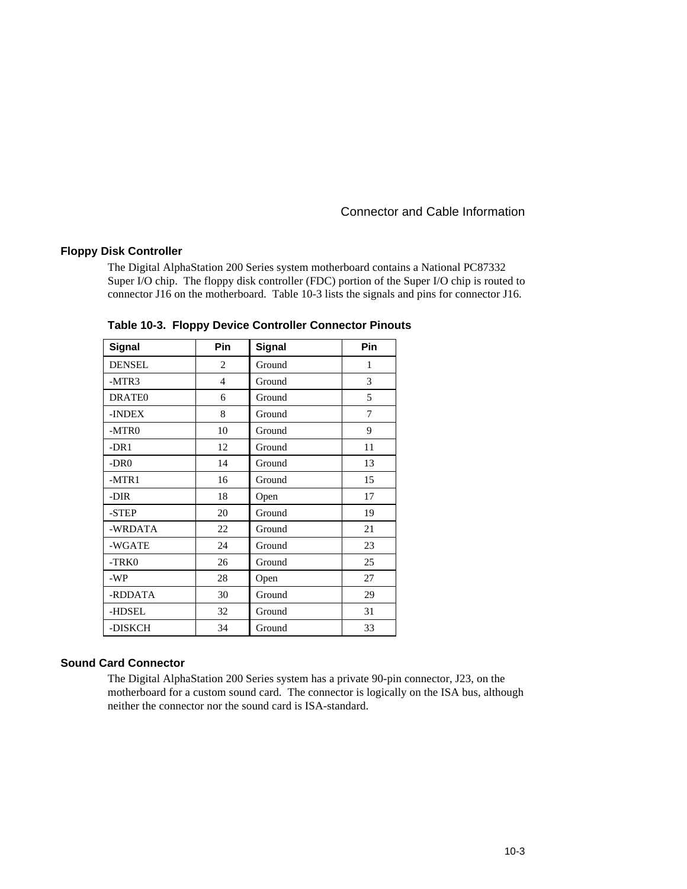## Floppy Disk Controller

The Digital AlphaStation 200 Series system motherboard contains a National PC87332 Super I/O chip. The floppy disk controller (FDC) portion of the Super I/O chip is routed to connector J16 on the motherboard. Table 10-3 lists the signals and pins for connector J16.

**Table 10-3. Floppy Device Controller Connector Pinouts**

| Signal | Pin | Signal | Pin |
|---|---|---|---|
| DENSEL | 2 | Ground | 1 |
| -MTR3 | 4 | Ground | 3 |
| DRATE0 | 6 | Ground | 5 |
| -INDEX | 8 | Ground | 7 |
| -MTR0 | 10 | Ground | 9 |
| -DR1 | 12 | Ground | 11 |
| -DR0 | 14 | Ground | 13 |
| -MTR1 | 16 | Ground | 15 |
| -DIR | 18 | Open | 17 |
| -STEP | 20 | Ground | 19 |
| -WRDATA | 22 | Ground | 21 |
| -WGATE | 24 | Ground | 23 |
| -TRK0 | 26 | Ground | 25 |
| -WP | 28 | Open | 27 |
| -RDDATA | 30 | Ground | 29 |
| -HDSEL | 32 | Ground | 31 |
| -DISKCH | 34 | Ground | 33 |

## Sound Card Connector

The Digital AlphaStation 200 Series system has a private 90-pin connector, J23, on the motherboard for a custom sound card. The connector is logically on the ISA bus, although neither the connector nor the sound card is ISA-standard.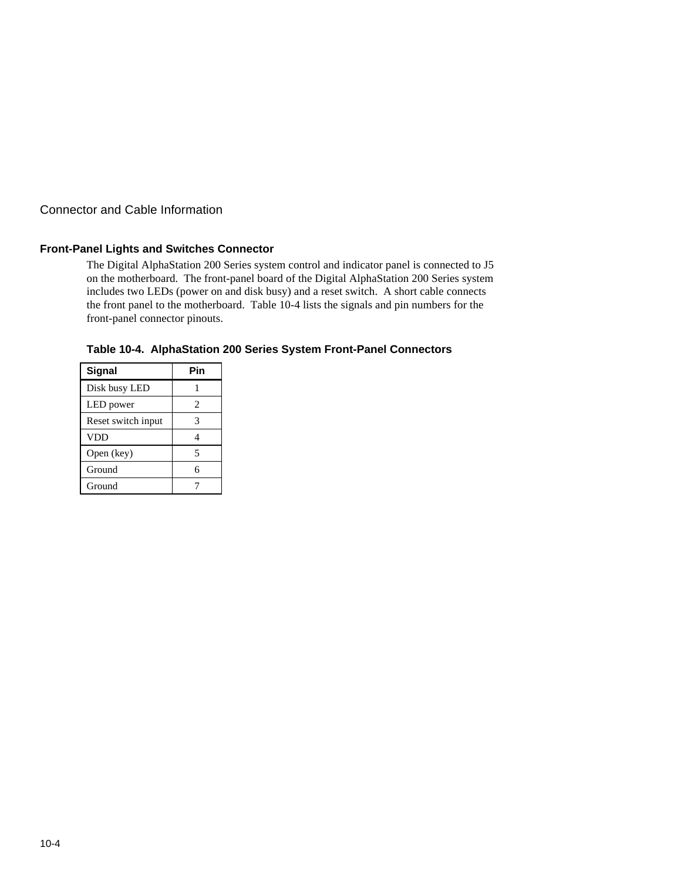## Front-Panel Lights and Switches Connector

The Digital AlphaStation 200 Series system control and indicator panel is connected to J5 on the motherboard. The front-panel board of the Digital AlphaStation 200 Series system includes two LEDs (power on and disk busy) and a reset switch. A short cable connects the front panel to the motherboard. Table 10-4 lists the signals and pin numbers for the front-panel connector pinouts.

**Table 10-4. AlphaStation 200 Series System Front-Panel Connectors**

| Signal | Pin |
|---|---|
| Disk busy LED | 1 |
| LED power | 2 |
| Reset switch input | 3 |
| VDD | 4 |
| Open (key) | 5 |
| Ground | 6 |
| Ground | 7 |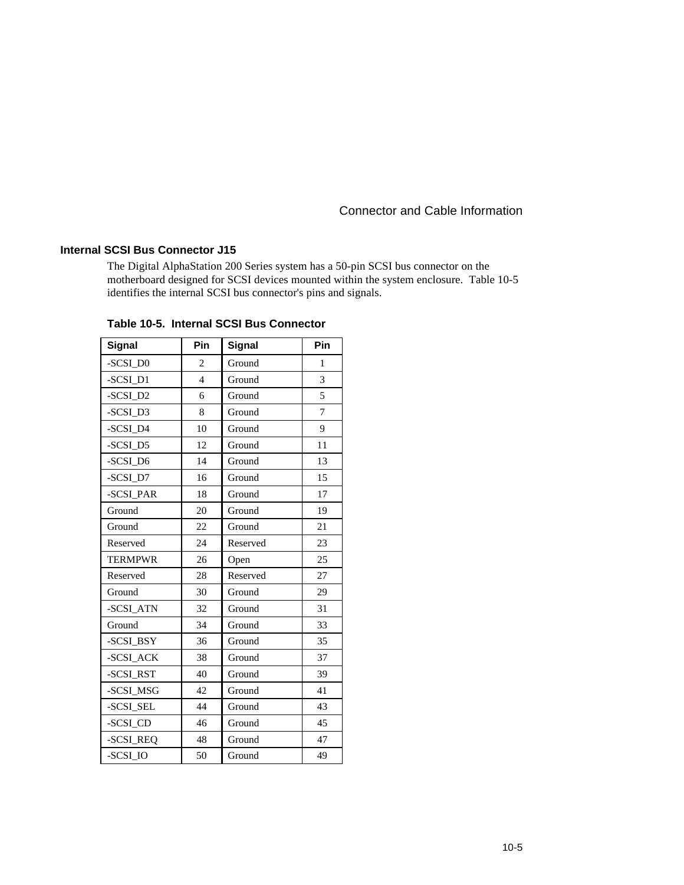## Internal SCSI Bus Connector J15

The Digital AlphaStation 200 Series system has a 50-pin SCSI bus connector on the motherboard designed for SCSI devices mounted within the system enclosure. Table 10-5 identifies the internal SCSI bus connector's pins and signals.

**Table 10-5. Internal SCSI Bus Connector**

| Signal | Pin | Signal | Pin |
|---|---|---|---|
| -SCSI_D0 | 2 | Ground | 1 |
| -SCSI_D1 | 4 | Ground | 3 |
| -SCSI_D2 | 6 | Ground | 5 |
| -SCSI_D3 | 8 | Ground | 7 |
| -SCSI_D4 | 10 | Ground | 9 |
| -SCSI_D5 | 12 | Ground | 11 |
| -SCSI_D6 | 14 | Ground | 13 |
| -SCSI_D7 | 16 | Ground | 15 |
| -SCSI_PAR | 18 | Ground | 17 |
| Ground | 20 | Ground | 19 |
| Ground | 22 | Ground | 21 |
| Reserved | 24 | Reserved | 23 |
| TERMPWR | 26 | Open | 25 |
| Reserved | 28 | Reserved | 27 |
| Ground | 30 | Ground | 29 |
| -SCSI_ATN | 32 | Ground | 31 |
| Ground | 34 | Ground | 33 |
| -SCSI_BSY | 36 | Ground | 35 |
| -SCSI_ACK | 38 | Ground | 37 |
| -SCSI_RST | 40 | Ground | 39 |
| -SCSI_MSG | 42 | Ground | 41 |
| -SCSI_SEL | 44 | Ground | 43 |
| -SCSI_CD | 46 | Ground | 45 |
| -SCSI_REQ | 48 | Ground | 47 |
| -SCSI_IO | 50 | Ground | 49 |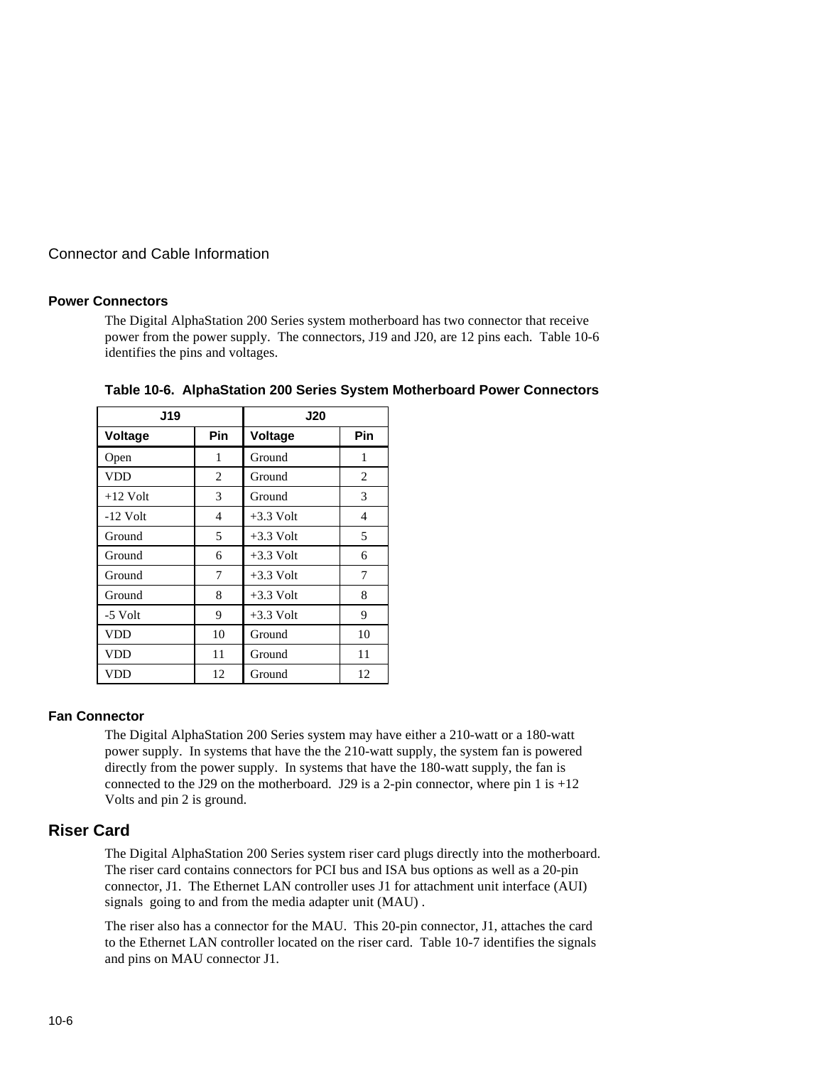## Connector and Cable Information

### Power Connectors

The Digital AlphaStation 200 Series system motherboard has two connector that receive power from the power supply. The connectors, J19 and J20, are 12 pins each. Table 10-6 identifies the pins and voltages.

**Table 10-6. AlphaStation 200 Series System Motherboard Power Connectors**

| J19 | | J20 | |
|---|---|---|---|
| **Voltage** | **Pin** | **Voltage** | **Pin** |
| Open | 1 | Ground | 1 |
| VDD | 2 | Ground | 2 |
| +12 Volt | 3 | Ground | 3 |
| -12 Volt | 4 | +3.3 Volt | 4 |
| Ground | 5 | +3.3 Volt | 5 |
| Ground | 6 | +3.3 Volt | 6 |
| Ground | 7 | +3.3 Volt | 7 |
| Ground | 8 | +3.3 Volt | 8 |
| -5 Volt | 9 | +3.3 Volt | 9 |
| VDD | 10 | Ground | 10 |
| VDD | 11 | Ground | 11 |
| VDD | 12 | Ground | 12 |

### Fan Connector

The Digital AlphaStation 200 Series system may have either a 210-watt or a 180-watt power supply. In systems that have the the 210-watt supply, the system fan is powered directly from the power supply. In systems that have the 180-watt supply, the fan is connected to the J29 on the motherboard. J29 is a 2-pin connector, where pin 1 is +12 Volts and pin 2 is ground.

## Riser Card

The Digital AlphaStation 200 Series system riser card plugs directly into the motherboard. The riser card contains connectors for PCI bus and ISA bus options as well as a 20-pin connector, J1. The Ethernet LAN controller uses J1 for attachment unit interface (AUI) signals going to and from the media adapter unit (MAU) .

The riser also has a connector for the MAU. This 20-pin connector, J1, attaches the card to the Ethernet LAN controller located on the riser card. Table 10-7 identifies the signals and pins on MAU connector J1.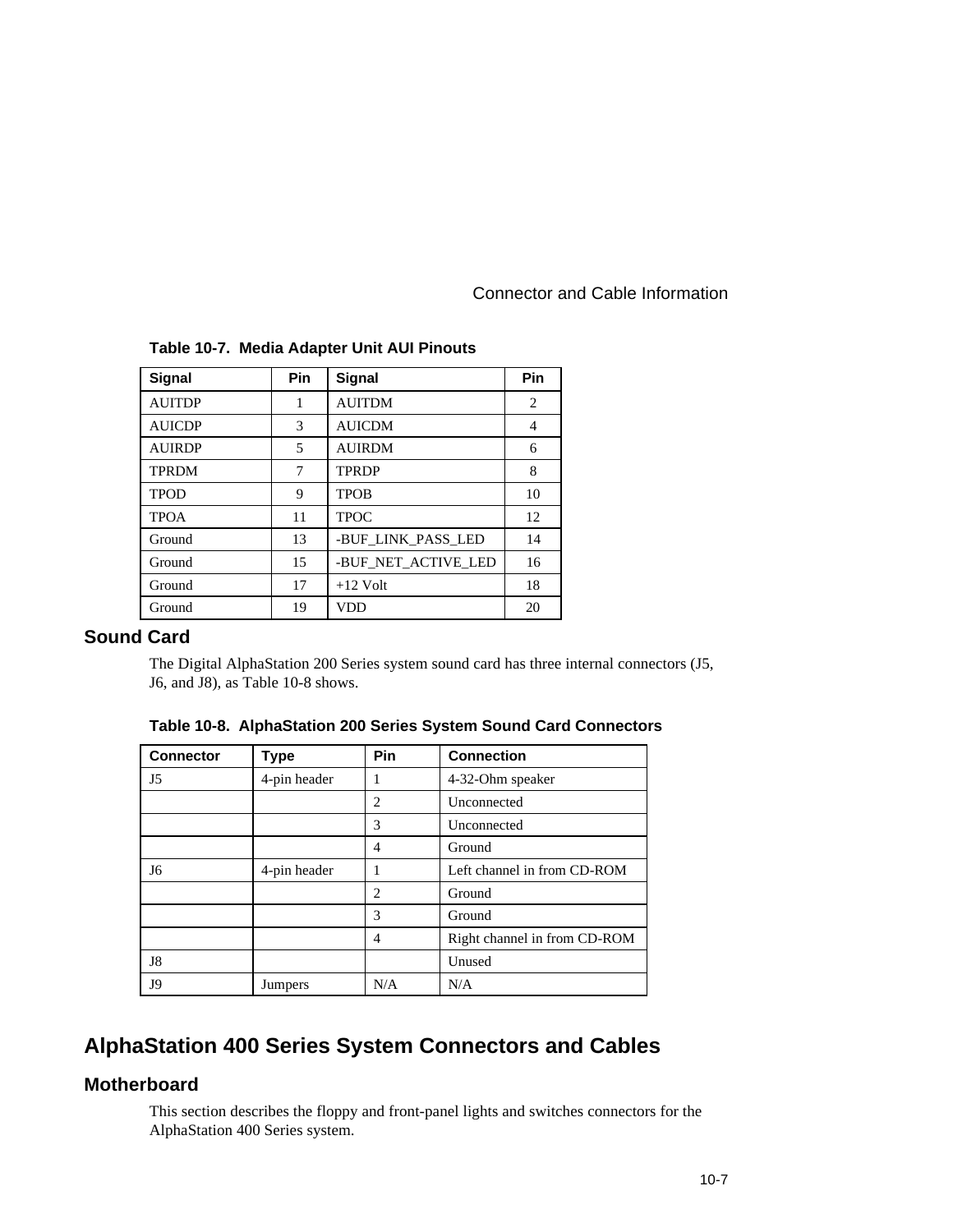**Table 10-7. Media Adapter Unit AUI Pinouts**

| Signal | Pin | Signal | Pin |
|---|---|---|---|
| AUITDP | 1 | AUITDM | 2 |
| AUICDP | 3 | AUICDM | 4 |
| AUIRDP | 5 | AUIRDM | 6 |
| TPRDM | 7 | TPRDP | 8 |
| TPOD | 9 | TPOB | 10 |
| TPOA | 11 | TPOC | 12 |
| Ground | 13 | -BUF_LINK_PASS_LED | 14 |
| Ground | 15 | -BUF_NET_ACTIVE_LED | 16 |
| Ground | 17 | +12 Volt | 18 |
| Ground | 19 | VDD | 20 |

## Sound Card

The Digital AlphaStation 200 Series system sound card has three internal connectors (J5, J6, and J8), as Table 10-8 shows.

**Table 10-8. AlphaStation 200 Series System Sound Card Connectors**

| Connector | Type | Pin | Connection |
|---|---|---|---|
| J5 | 4-pin header | 1 | 4-32-Ohm speaker |
| | | 2 | Unconnected |
| | | 3 | Unconnected |
| | | 4 | Ground |
| J6 | 4-pin header | 1 | Left channel in from CD-ROM |
| | | 2 | Ground |
| | | 3 | Ground |
| | | 4 | Right channel in from CD-ROM |
| J8 | | | Unused |
| J9 | Jumpers | N/A | N/A |

# AlphaStation 400 Series System Connectors and Cables

## Motherboard

This section describes the floppy and front-panel lights and switches connectors for the AlphaStation 400 Series system.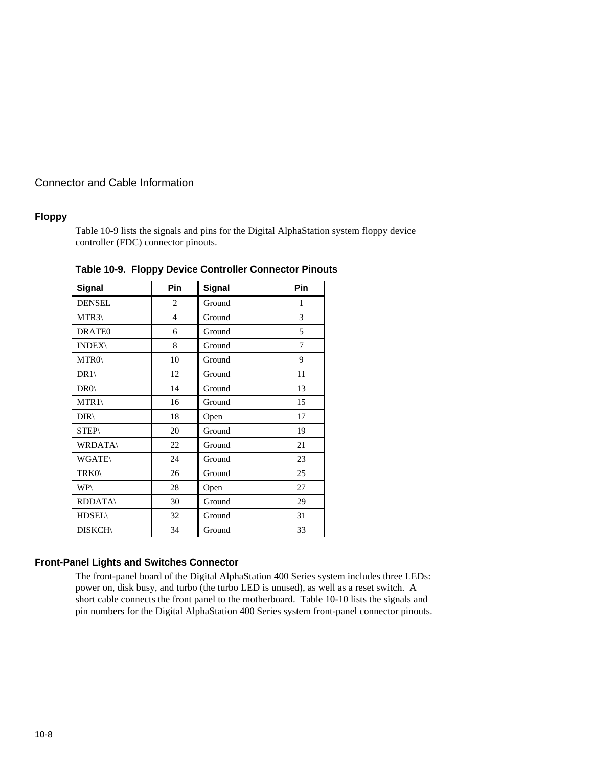## Floppy

Table 10-9 lists the signals and pins for the Digital AlphaStation system floppy device controller (FDC) connector pinouts.

**Table 10-9. Floppy Device Controller Connector Pinouts**

| Signal | Pin | Signal | Pin |
|---|---|---|---|
| DENSEL | 2 | Ground | 1 |
| MTR3\ | 4 | Ground | 3 |
| DRATE0 | 6 | Ground | 5 |
| INDEX\ | 8 | Ground | 7 |
| MTR0\ | 10 | Ground | 9 |
| DR1\ | 12 | Ground | 11 |
| DR0\ | 14 | Ground | 13 |
| MTR1\ | 16 | Ground | 15 |
| DIR\ | 18 | Open | 17 |
| STEP\ | 20 | Ground | 19 |
| WRDATA\ | 22 | Ground | 21 |
| WGATE\ | 24 | Ground | 23 |
| TRK0\ | 26 | Ground | 25 |
| WP\ | 28 | Open | 27 |
| RDDATA\ | 30 | Ground | 29 |
| HDSEL\ | 32 | Ground | 31 |
| DISKCH\ | 34 | Ground | 33 |

## Front-Panel Lights and Switches Connector

The front-panel board of the Digital AlphaStation 400 Series system includes three LEDs: power on, disk busy, and turbo (the turbo LED is unused), as well as a reset switch. A short cable connects the front panel to the motherboard. Table 10-10 lists the signals and pin numbers for the Digital AlphaStation 400 Series system front-panel connector pinouts.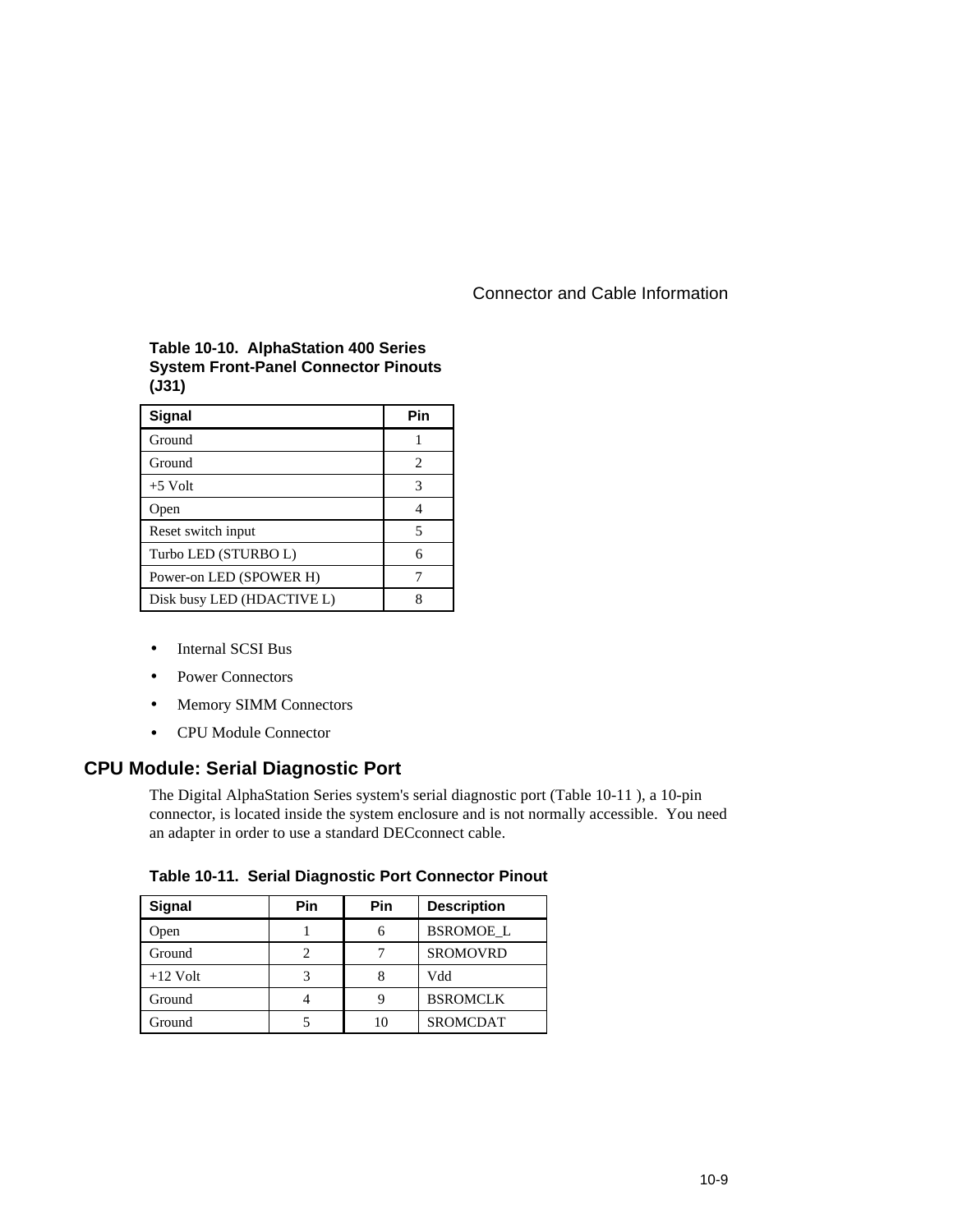**Table 10-10. AlphaStation 400 Series System Front-Panel Connector Pinouts (J31)**

| Signal | Pin |
|---|---|
| Ground | 1 |
| Ground | 2 |
| +5 Volt | 3 |
| Open | 4 |
| Reset switch input | 5 |
| Turbo LED (STURBO L) | 6 |
| Power-on LED (SPOWER H) | 7 |
| Disk busy LED (HDACTIVE L) | 8 |

- Internal SCSI Bus
- Power Connectors
- Memory SIMM Connectors
- CPU Module Connector

## CPU Module: Serial Diagnostic Port

The Digital AlphaStation Series system's serial diagnostic port (Table 10-11 ), a 10-pin connector, is located inside the system enclosure and is not normally accessible. You need an adapter in order to use a standard DECconnect cable.

**Table 10-11. Serial Diagnostic Port Connector Pinout**

| Signal | Pin | Pin | Description |
|---|---|---|---|
| Open | 1 | 6 | BSROMOE_L |
| Ground | 2 | 7 | SROMOVRD |
| +12 Volt | 3 | 8 | Vdd |
| Ground | 4 | 9 | BSROMCLK |
| Ground | 5 | 10 | SROMCDAT |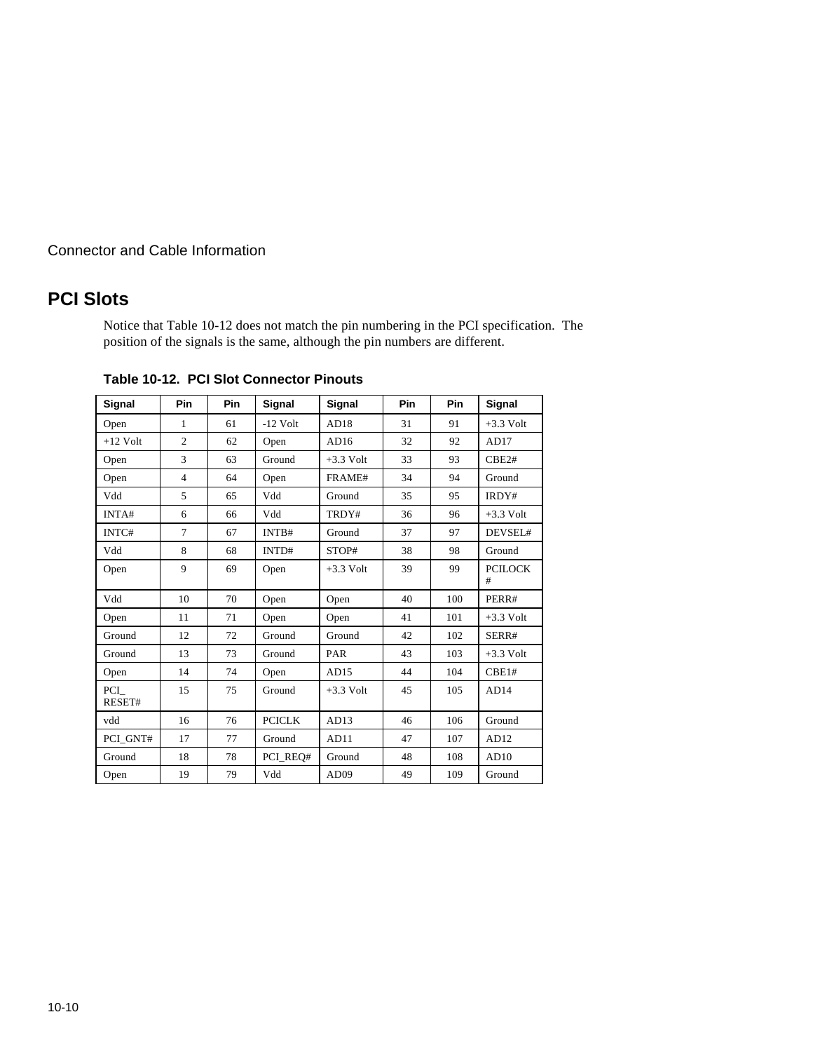Connector and Cable Information

## PCI Slots

Notice that Table 10-12 does not match the pin numbering in the PCI specification. The position of the signals is the same, although the pin numbers are different.

**Table 10-12. PCI Slot Connector Pinouts**

| Signal | Pin | Pin | Signal | Signal | Pin | Pin | Signal |
|---|---|---|---|---|---|---|---|
| Open | 1 | 61 | -12 Volt | AD18 | 31 | 91 | +3.3 Volt |
| +12 Volt | 2 | 62 | Open | AD16 | 32 | 92 | AD17 |
| Open | 3 | 63 | Ground | +3.3 Volt | 33 | 93 | CBE2# |
| Open | 4 | 64 | Open | FRAME# | 34 | 94 | Ground |
| Vdd | 5 | 65 | Vdd | Ground | 35 | 95 | IRDY# |
| INTA# | 6 | 66 | Vdd | TRDY# | 36 | 96 | +3.3 Volt |
| INTC# | 7 | 67 | INTB# | Ground | 37 | 97 | DEVSEL# |
| Vdd | 8 | 68 | INTD# | STOP# | 38 | 98 | Ground |
| Open | 9 | 69 | Open | +3.3 Volt | 39 | 99 | PCILOCK# |
| Vdd | 10 | 70 | Open | Open | 40 | 100 | PERR# |
| Open | 11 | 71 | Open | Open | 41 | 101 | +3.3 Volt |
| Ground | 12 | 72 | Ground | Ground | 42 | 102 | SERR# |
| Ground | 13 | 73 | Ground | PAR | 43 | 103 | +3.3 Volt |
| Open | 14 | 74 | Open | AD15 | 44 | 104 | CBE1# |
| PCI_RESET# | 15 | 75 | Ground | +3.3 Volt | 45 | 105 | AD14 |
| vdd | 16 | 76 | PCICLK | AD13 | 46 | 106 | Ground |
| PCI_GNT# | 17 | 77 | Ground | AD11 | 47 | 107 | AD12 |
| Ground | 18 | 78 | PCI_REQ# | Ground | 48 | 108 | AD10 |
| Open | 19 | 79 | Vdd | AD09 | 49 | 109 | Ground |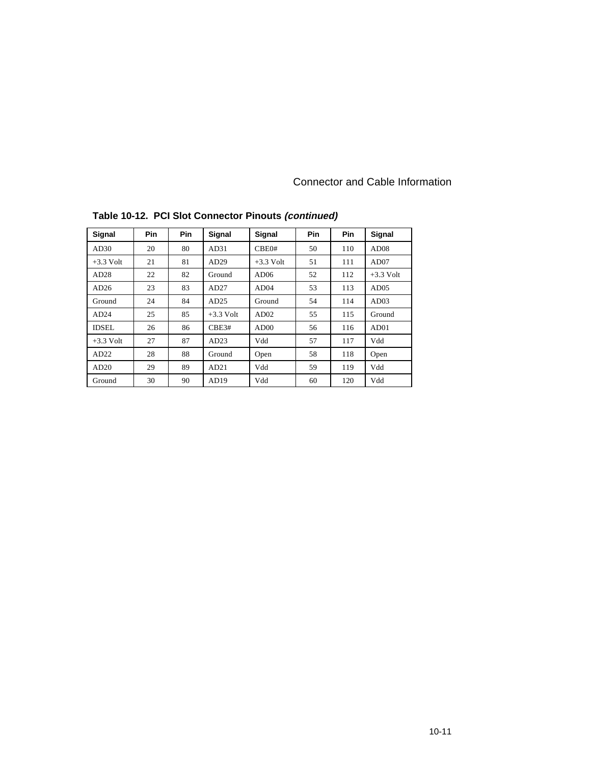**Table 10-12. PCI Slot Connector Pinouts *(continued)***

| Signal | Pin | Pin | Signal | Signal | Pin | Pin | Signal |
|---|---|---|---|---|---|---|---|
| AD30 | 20 | 80 | AD31 | CBE0# | 50 | 110 | AD08 |
| +3.3 Volt | 21 | 81 | AD29 | +3.3 Volt | 51 | 111 | AD07 |
| AD28 | 22 | 82 | Ground | AD06 | 52 | 112 | +3.3 Volt |
| AD26 | 23 | 83 | AD27 | AD04 | 53 | 113 | AD05 |
| Ground | 24 | 84 | AD25 | Ground | 54 | 114 | AD03 |
| AD24 | 25 | 85 | +3.3 Volt | AD02 | 55 | 115 | Ground |
| IDSEL | 26 | 86 | CBE3# | AD00 | 56 | 116 | AD01 |
| +3.3 Volt | 27 | 87 | AD23 | Vdd | 57 | 117 | Vdd |
| AD22 | 28 | 88 | Ground | Open | 58 | 118 | Open |
| AD20 | 29 | 89 | AD21 | Vdd | 59 | 119 | Vdd |
| Ground | 30 | 90 | AD19 | Vdd | 60 | 120 | Vdd |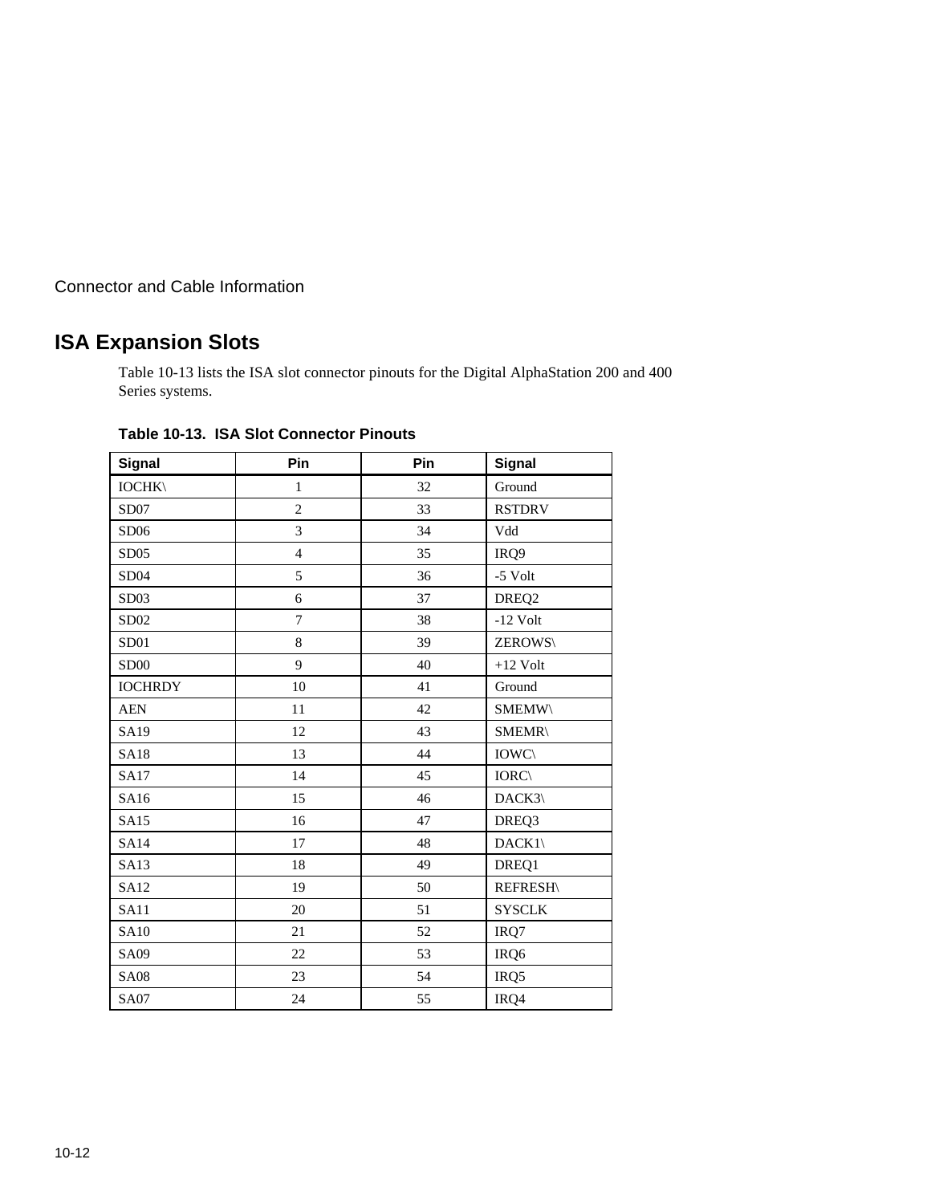## ISA Expansion Slots

Table 10-13 lists the ISA slot connector pinouts for the Digital AlphaStation 200 and 400 Series systems.

**Table 10-13. ISA Slot Connector Pinouts**

| Signal | Pin | Pin | Signal |
|---|---|---|---|
| IOCHK\ | 1 | 32 | Ground |
| SD07 | 2 | 33 | RSTDRV |
| SD06 | 3 | 34 | Vdd |
| SD05 | 4 | 35 | IRQ9 |
| SD04 | 5 | 36 | -5 Volt |
| SD03 | 6 | 37 | DREQ2 |
| SD02 | 7 | 38 | -12 Volt |
| SD01 | 8 | 39 | ZEROWS\ |
| SD00 | 9 | 40 | +12 Volt |
| IOCHRDY | 10 | 41 | Ground |
| AEN | 11 | 42 | SMEMW\ |
| SA19 | 12 | 43 | SMEMR\ |
| SA18 | 13 | 44 | IOWC\ |
| SA17 | 14 | 45 | IORC\ |
| SA16 | 15 | 46 | DACK3\ |
| SA15 | 16 | 47 | DREQ3 |
| SA14 | 17 | 48 | DACK1\ |
| SA13 | 18 | 49 | DREQ1 |
| SA12 | 19 | 50 | REFRESH\ |
| SA11 | 20 | 51 | SYSCLK |
| SA10 | 21 | 52 | IRQ7 |
| SA09 | 22 | 53 | IRQ6 |
| SA08 | 23 | 54 | IRQ5 |
| SA07 | 24 | 55 | IRQ4 |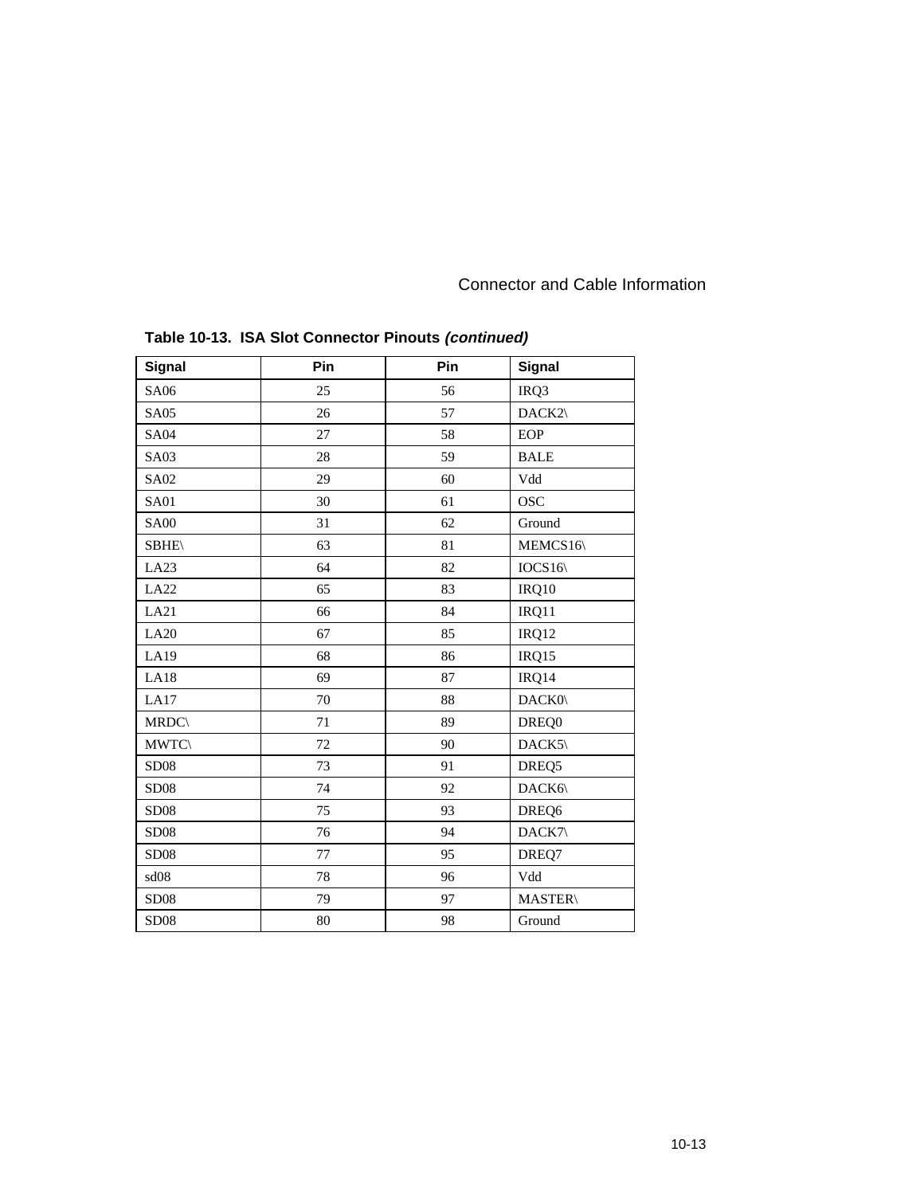**Table 10-13. ISA Slot Connector Pinouts *(continued)***

| Signal | Pin | Pin | Signal |
|---|---|---|---|
| SA06 | 25 | 56 | IRQ3 |
| SA05 | 26 | 57 | DACK2\ |
| SA04 | 27 | 58 | EOP |
| SA03 | 28 | 59 | BALE |
| SA02 | 29 | 60 | Vdd |
| SA01 | 30 | 61 | OSC |
| SA00 | 31 | 62 | Ground |
| SBHE\ | 63 | 81 | MEMCS16\ |
| LA23 | 64 | 82 | IOCS16\ |
| LA22 | 65 | 83 | IRQ10 |
| LA21 | 66 | 84 | IRQ11 |
| LA20 | 67 | 85 | IRQ12 |
| LA19 | 68 | 86 | IRQ15 |
| LA18 | 69 | 87 | IRQ14 |
| LA17 | 70 | 88 | DACK0\ |
| MRDC\ | 71 | 89 | DREQ0 |
| MWTC\ | 72 | 90 | DACK5\ |
| SD08 | 73 | 91 | DREQ5 |
| SD08 | 74 | 92 | DACK6\ |
| SD08 | 75 | 93 | DREQ6 |
| SD08 | 76 | 94 | DACK7\ |
| SD08 | 77 | 95 | DREQ7 |
| sd08 | 78 | 96 | Vdd |
| SD08 | 79 | 97 | MASTER\ |
| SD08 | 80 | 98 | Ground |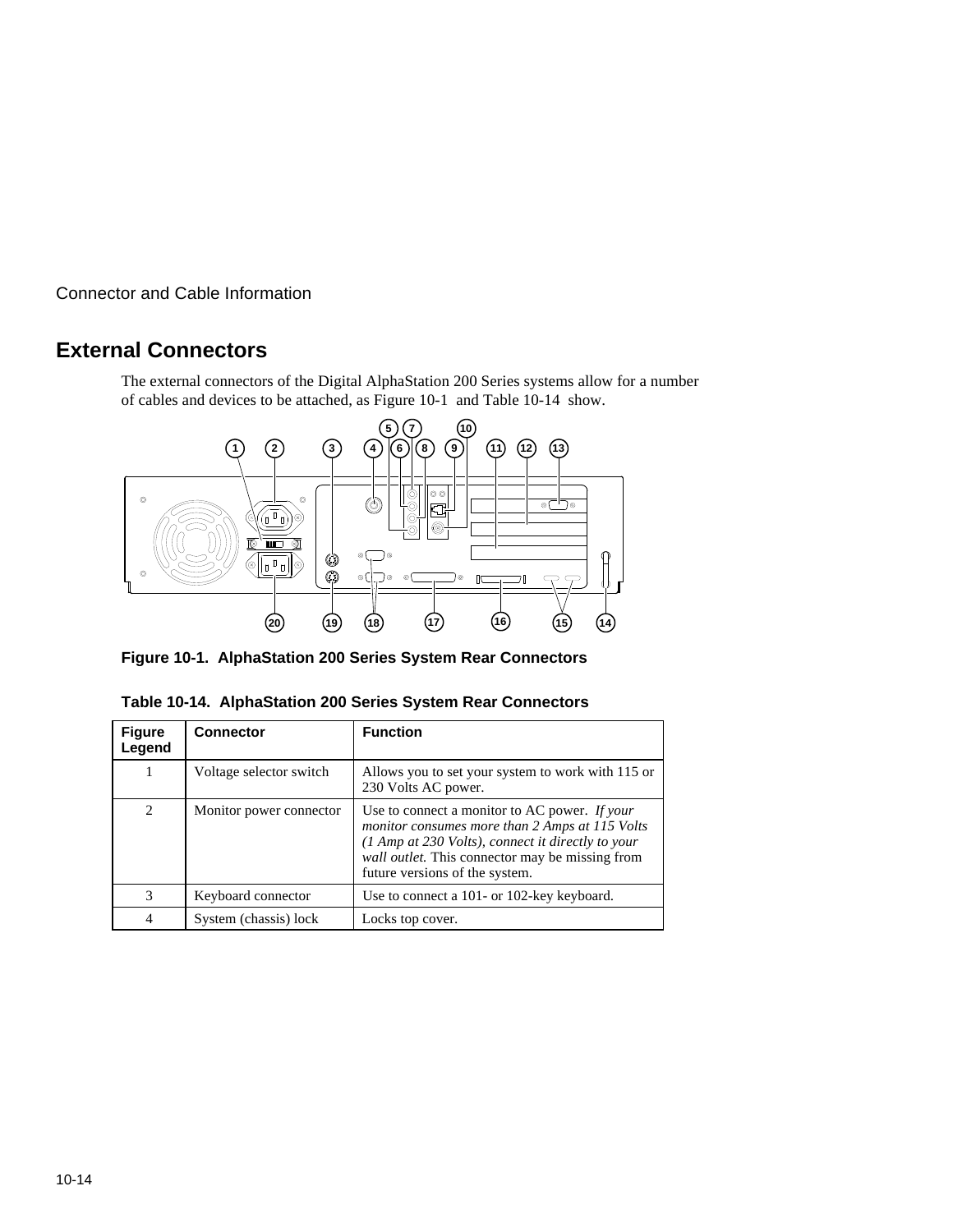## External Connectors

The external connectors of the Digital AlphaStation 200 Series systems allow for a number of cables and devices to be attached, as Figure 10-1 and Table 10-14 show.

**Figure 10-1. AlphaStation 200 Series System Rear Connectors**

**Table 10-14. AlphaStation 200 Series System Rear Connectors**

| Figure Legend | Connector | Function |
|---|---|---|
| 1 | Voltage selector switch | Allows you to set your system to work with 115 or 230 Volts AC power. |
| 2 | Monitor power connector | Use to connect a monitor to AC power. *If your monitor consumes more than 2 Amps at 115 Volts (1 Amp at 230 Volts), connect it directly to your wall outlet.* This connector may be missing from future versions of the system. |
| 3 | Keyboard connector | Use to connect a 101- or 102-key keyboard. |
| 4 | System (chassis) lock | Locks top cover. |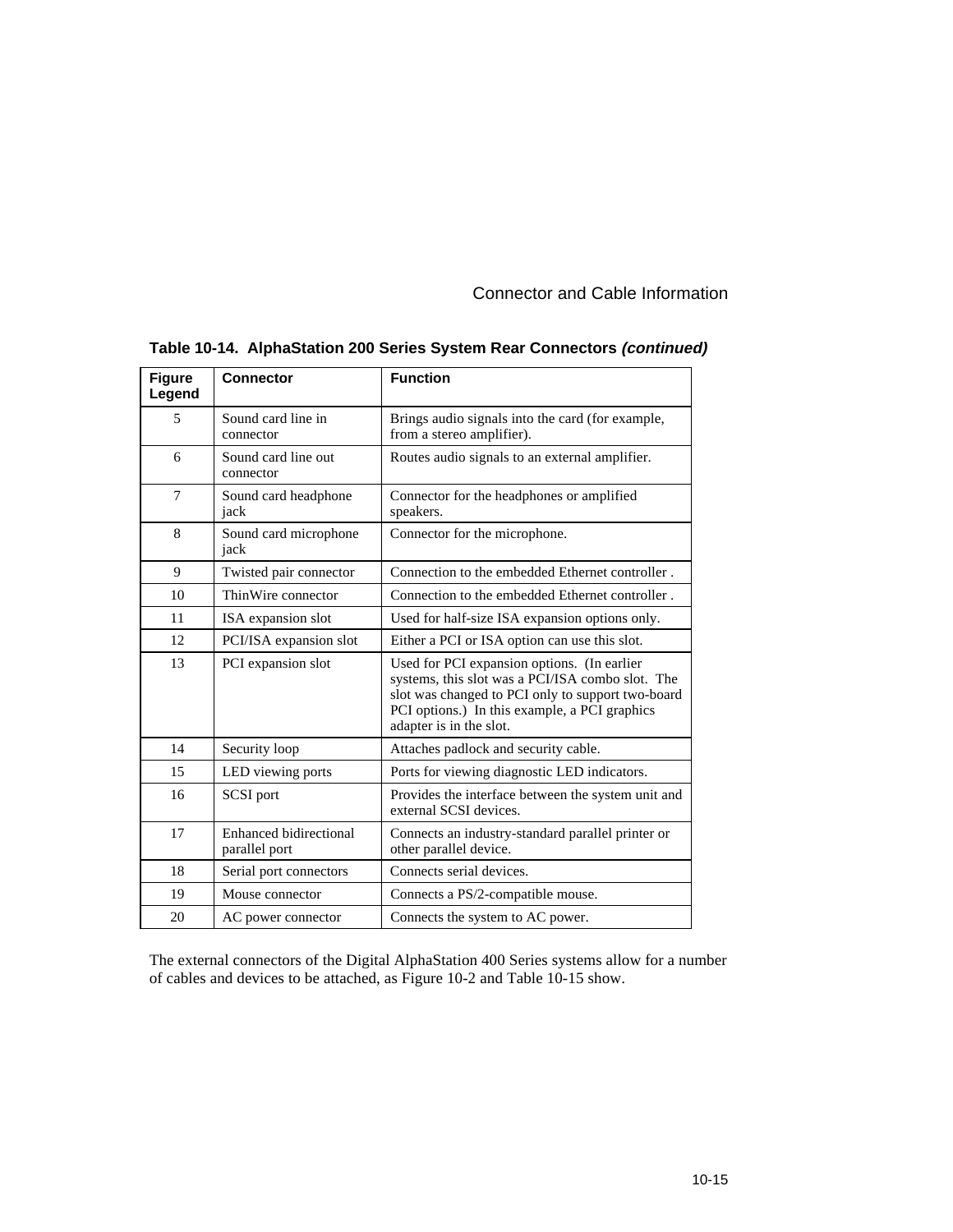**Table 10-14. AlphaStation 200 Series System Rear Connectors *(continued)***

| Figure Legend | Connector | Function |
|---|---|---|
| 5 | Sound card line in connector | Brings audio signals into the card (for example, from a stereo amplifier). |
| 6 | Sound card line out connector | Routes audio signals to an external amplifier. |
| 7 | Sound card headphone jack | Connector for the headphones or amplified speakers. |
| 8 | Sound card microphone jack | Connector for the microphone. |
| 9 | Twisted pair connector | Connection to the embedded Ethernet controller . |
| 10 | ThinWire connector | Connection to the embedded Ethernet controller . |
| 11 | ISA expansion slot | Used for half-size ISA expansion options only. |
| 12 | PCI/ISA expansion slot | Either a PCI or ISA option can use this slot. |
| 13 | PCI expansion slot | Used for PCI expansion options. (In earlier systems, this slot was a PCI/ISA combo slot. The slot was changed to PCI only to support two-board PCI options.) In this example, a PCI graphics adapter is in the slot. |
| 14 | Security loop | Attaches padlock and security cable. |
| 15 | LED viewing ports | Ports for viewing diagnostic LED indicators. |
| 16 | SCSI port | Provides the interface between the system unit and external SCSI devices. |
| 17 | Enhanced bidirectional parallel port | Connects an industry-standard parallel printer or other parallel device. |
| 18 | Serial port connectors | Connects serial devices. |
| 19 | Mouse connector | Connects a PS/2-compatible mouse. |
| 20 | AC power connector | Connects the system to AC power. |

The external connectors of the Digital AlphaStation 400 Series systems allow for a number of cables and devices to be attached, as Figure 10-2 and Table 10-15 show.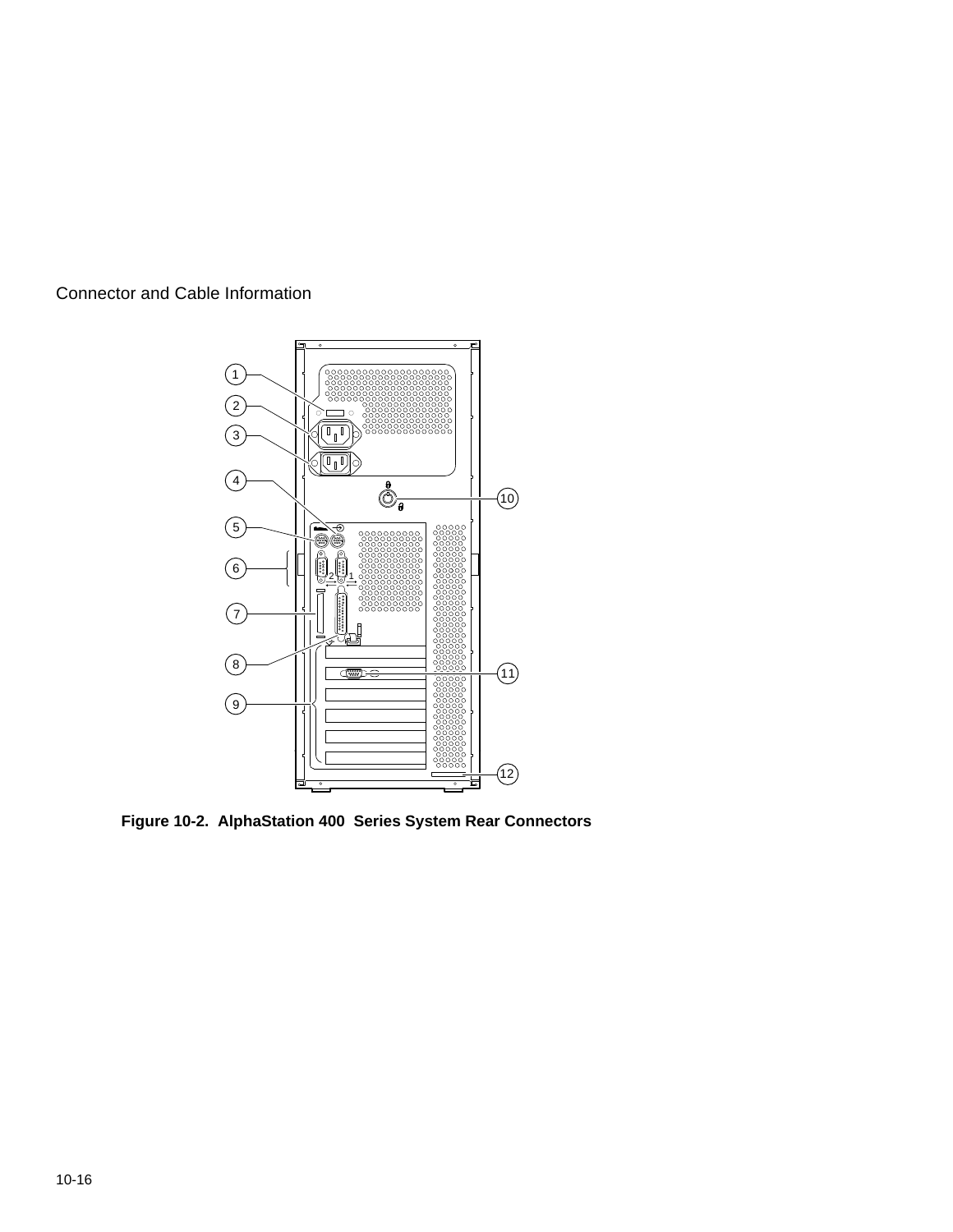Figure 10-2. AlphaStation 400 Series System Rear Connectors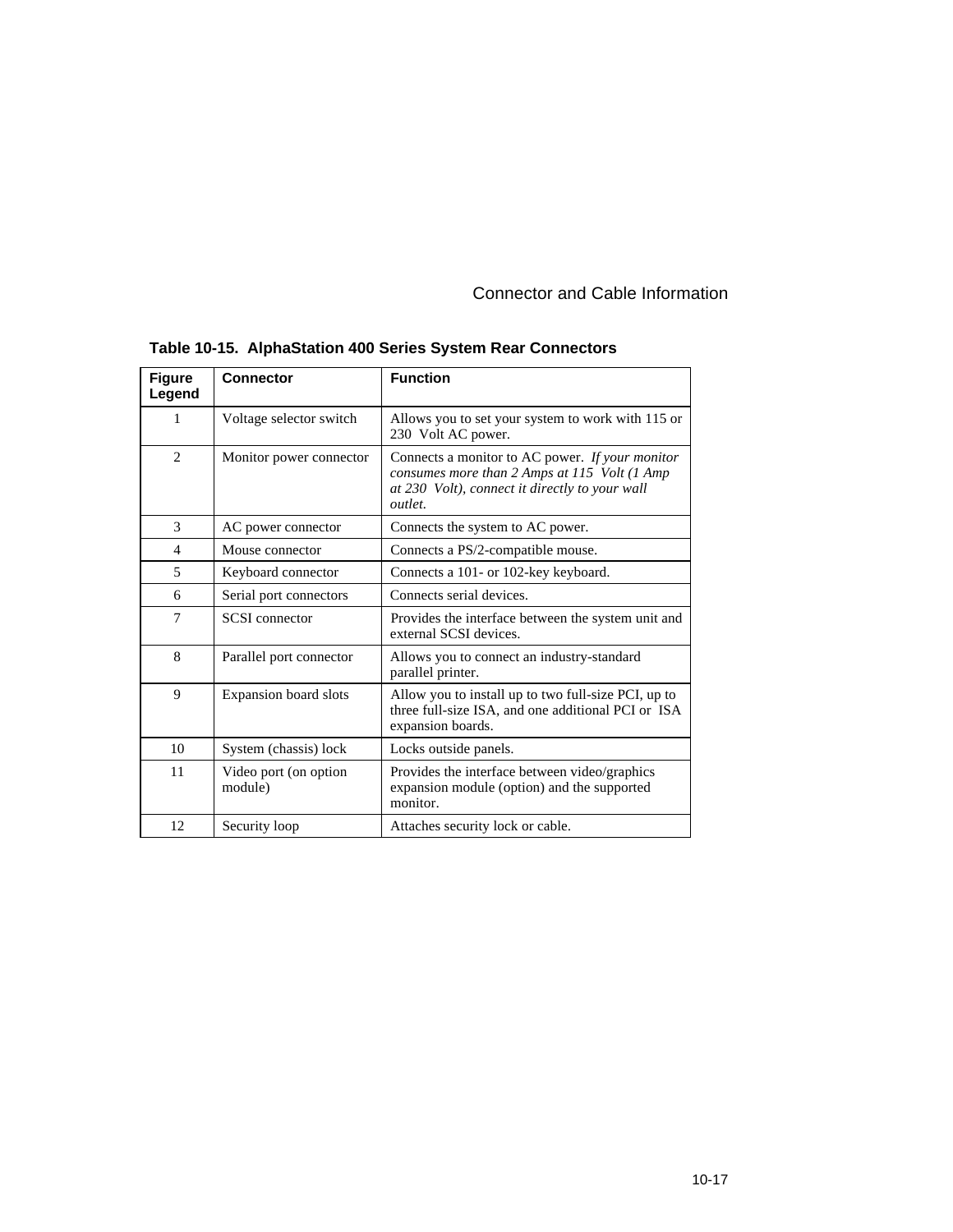**Table 10-15. AlphaStation 400 Series System Rear Connectors**

| Figure Legend | Connector | Function |
|---|---|---|
| 1 | Voltage selector switch | Allows you to set your system to work with 115 or 230 Volt AC power. |
| 2 | Monitor power connector | Connects a monitor to AC power. *If your monitor consumes more than 2 Amps at 115 Volt (1 Amp at 230 Volt), connect it directly to your wall outlet.* |
| 3 | AC power connector | Connects the system to AC power. |
| 4 | Mouse connector | Connects a PS/2-compatible mouse. |
| 5 | Keyboard connector | Connects a 101- or 102-key keyboard. |
| 6 | Serial port connectors | Connects serial devices. |
| 7 | SCSI connector | Provides the interface between the system unit and external SCSI devices. |
| 8 | Parallel port connector | Allows you to connect an industry-standard parallel printer. |
| 9 | Expansion board slots | Allow you to install up to two full-size PCI, up to three full-size ISA, and one additional PCI or ISA expansion boards. |
| 10 | System (chassis) lock | Locks outside panels. |
| 11 | Video port (on option module) | Provides the interface between video/graphics expansion module (option) and the supported monitor. |
| 12 | Security loop | Attaches security lock or cable. |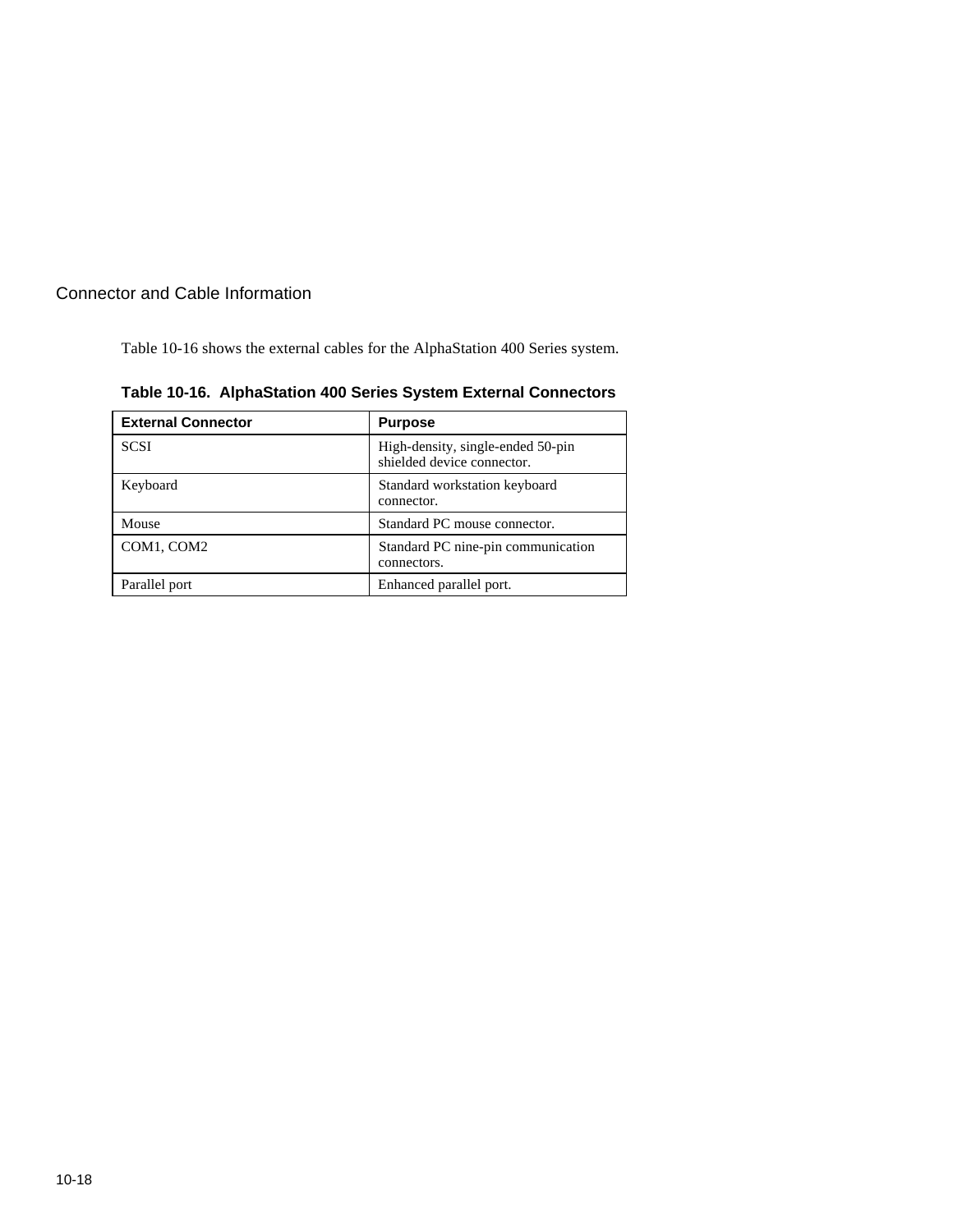## Connector and Cable Information

Table 10-16 shows the external cables for the AlphaStation 400 Series system.

**Table 10-16. AlphaStation 400 Series System External Connectors**

| External Connector | Purpose |
|---|---|
| SCSI | High-density, single-ended 50-pin shielded device connector. |
| Keyboard | Standard workstation keyboard connector. |
| Mouse | Standard PC mouse connector. |
| COM1, COM2 | Standard PC nine-pin communication connectors. |
| Parallel port | Enhanced parallel port. |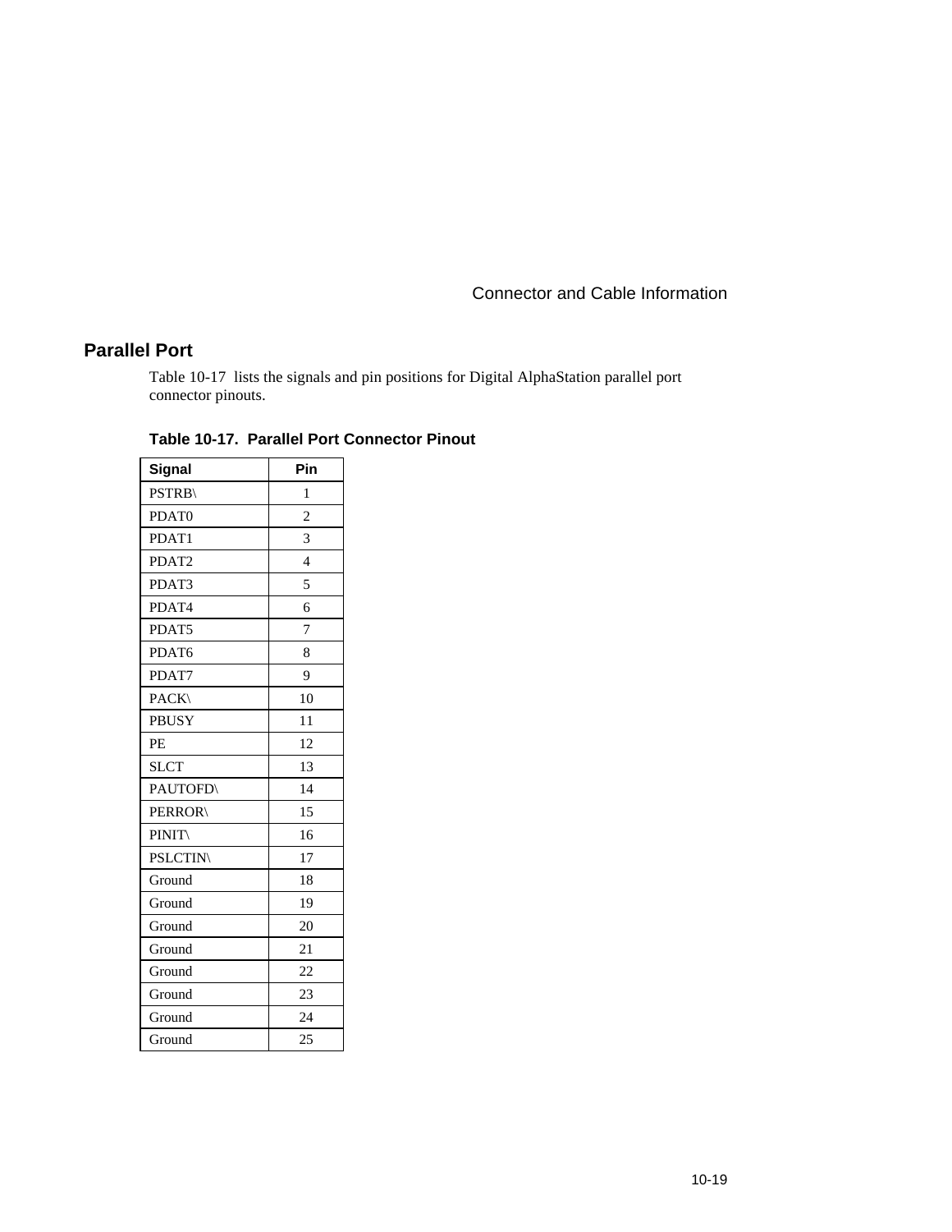## Parallel Port

Table 10-17 lists the signals and pin positions for Digital AlphaStation parallel port connector pinouts.

**Table 10-17. Parallel Port Connector Pinout**

| Signal | Pin |
|---|---|
| PSTRB\ | 1 |
| PDAT0 | 2 |
| PDAT1 | 3 |
| PDAT2 | 4 |
| PDAT3 | 5 |
| PDAT4 | 6 |
| PDAT5 | 7 |
| PDAT6 | 8 |
| PDAT7 | 9 |
| PACK\ | 10 |
| PBUSY | 11 |
| PE | 12 |
| SLCT | 13 |
| PAUTOFD\ | 14 |
| PERROR\ | 15 |
| PINIT\ | 16 |
| PSLCTIN\ | 17 |
| Ground | 18 |
| Ground | 19 |
| Ground | 20 |
| Ground | 21 |
| Ground | 22 |
| Ground | 23 |
| Ground | 24 |
| Ground | 25 |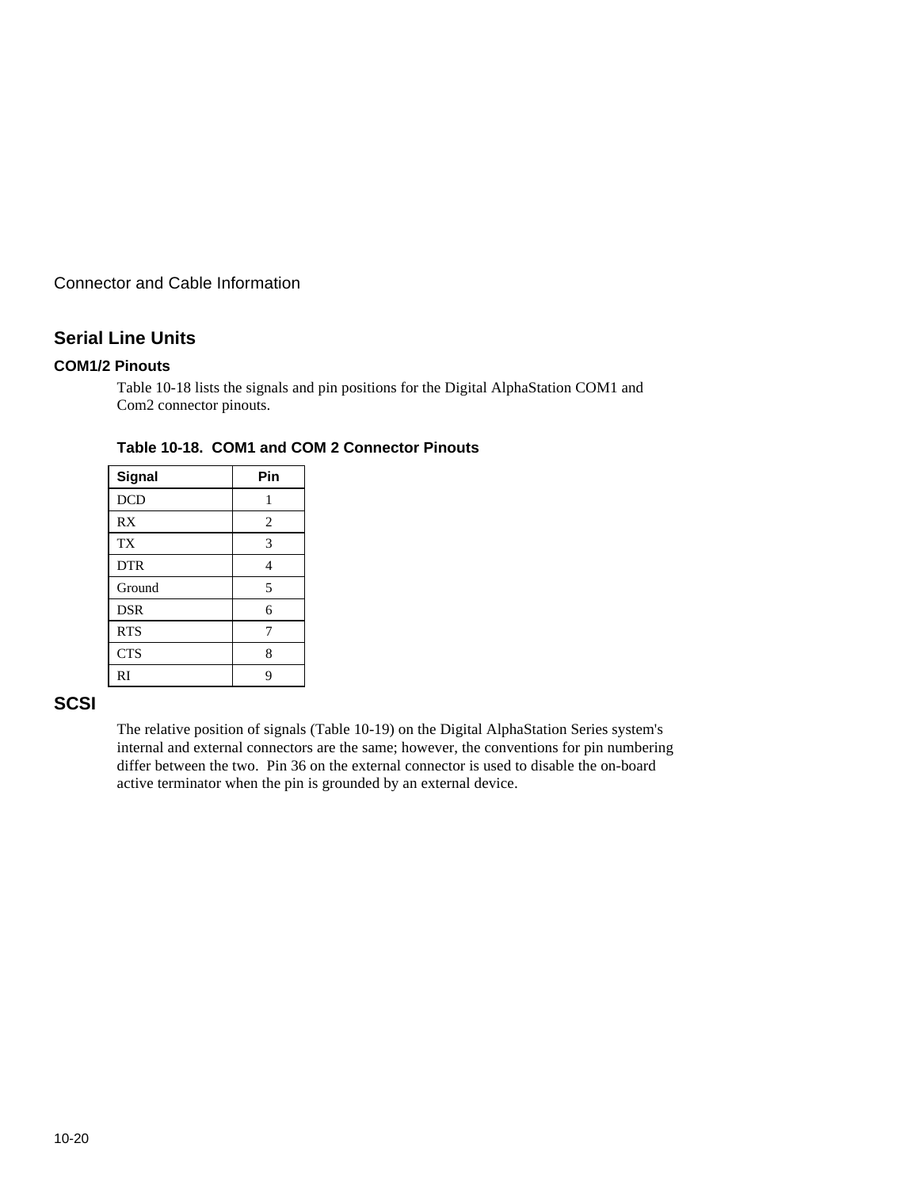## Serial Line Units

### COM1/2 Pinouts

Table 10-18 lists the signals and pin positions for the Digital AlphaStation COM1 and Com2 connector pinouts.

**Table 10-18. COM1 and COM 2 Connector Pinouts**

| Signal | Pin |
|---|---|
| DCD | 1 |
| RX | 2 |
| TX | 3 |
| DTR | 4 |
| Ground | 5 |
| DSR | 6 |
| RTS | 7 |
| CTS | 8 |
| RI | 9 |

## SCSI

The relative position of signals (Table 10-19) on the Digital AlphaStation Series system's internal and external connectors are the same; however, the conventions for pin numbering differ between the two. Pin 36 on the external connector is used to disable the on-board active terminator when the pin is grounded by an external device.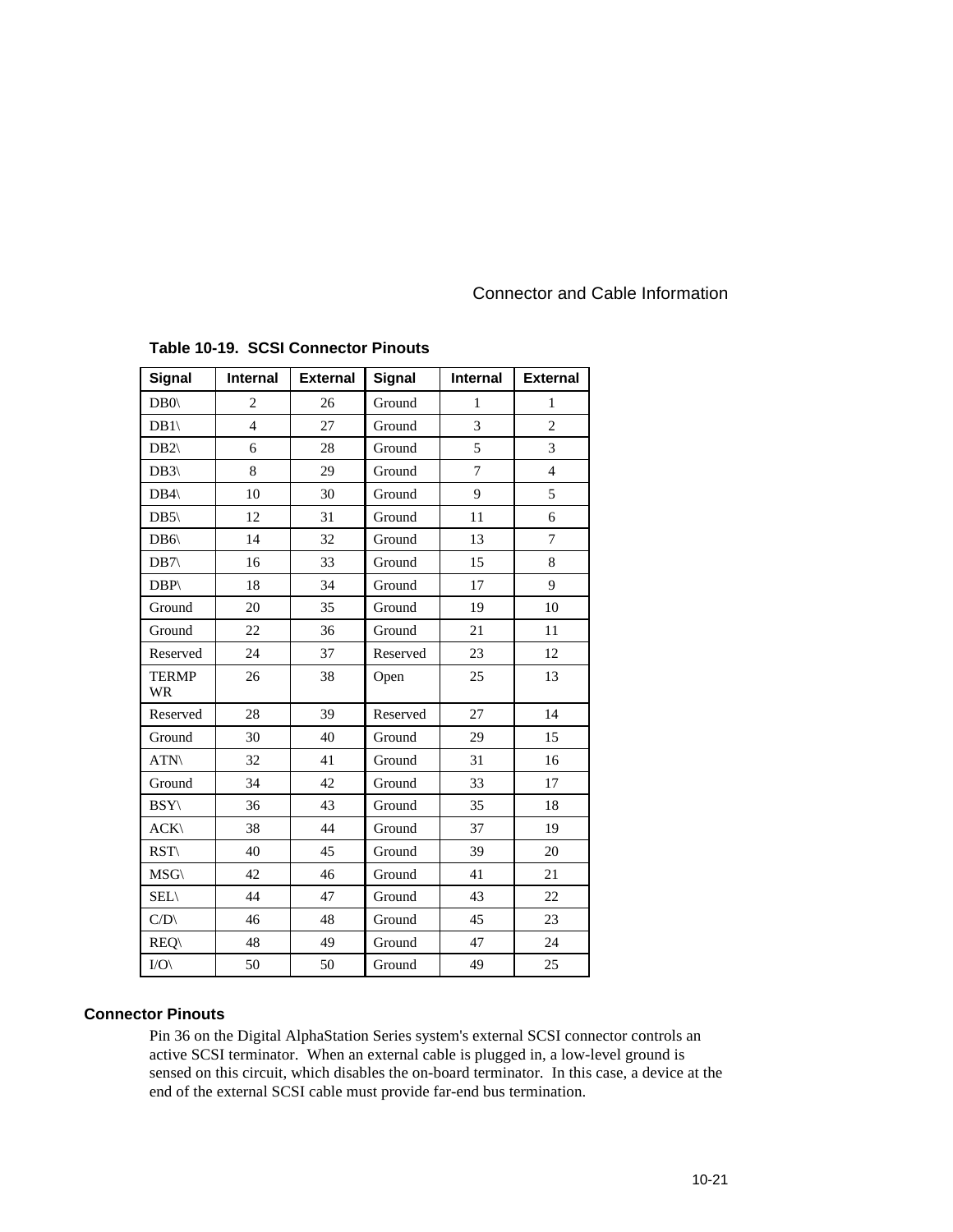**Table 10-19. SCSI Connector Pinouts**

| Signal | Internal | External | Signal | Internal | External |
|---|---|---|---|---|---|
| DB0\ | 2 | 26 | Ground | 1 | 1 |
| DB1\ | 4 | 27 | Ground | 3 | 2 |
| DB2\ | 6 | 28 | Ground | 5 | 3 |
| DB3\ | 8 | 29 | Ground | 7 | 4 |
| DB4\ | 10 | 30 | Ground | 9 | 5 |
| DB5\ | 12 | 31 | Ground | 11 | 6 |
| DB6\ | 14 | 32 | Ground | 13 | 7 |
| DB7\ | 16 | 33 | Ground | 15 | 8 |
| DBP\ | 18 | 34 | Ground | 17 | 9 |
| Ground | 20 | 35 | Ground | 19 | 10 |
| Ground | 22 | 36 | Ground | 21 | 11 |
| Reserved | 24 | 37 | Reserved | 23 | 12 |
| TERMP WR | 26 | 38 | Open | 25 | 13 |
| Reserved | 28 | 39 | Reserved | 27 | 14 |
| Ground | 30 | 40 | Ground | 29 | 15 |
| ATN\ | 32 | 41 | Ground | 31 | 16 |
| Ground | 34 | 42 | Ground | 33 | 17 |
| BSY\ | 36 | 43 | Ground | 35 | 18 |
| ACK\ | 38 | 44 | Ground | 37 | 19 |
| RST\ | 40 | 45 | Ground | 39 | 20 |
| MSG\ | 42 | 46 | Ground | 41 | 21 |
| SEL\ | 44 | 47 | Ground | 43 | 22 |
| C/D\ | 46 | 48 | Ground | 45 | 23 |
| REQ\ | 48 | 49 | Ground | 47 | 24 |
| I/O\ | 50 | 50 | Ground | 49 | 25 |

### Connector Pinouts

Pin 36 on the Digital AlphaStation Series system's external SCSI connector controls an active SCSI terminator. When an external cable is plugged in, a low-level ground is sensed on this circuit, which disables the on-board terminator. In this case, a device at the end of the external SCSI cable must provide far-end bus termination.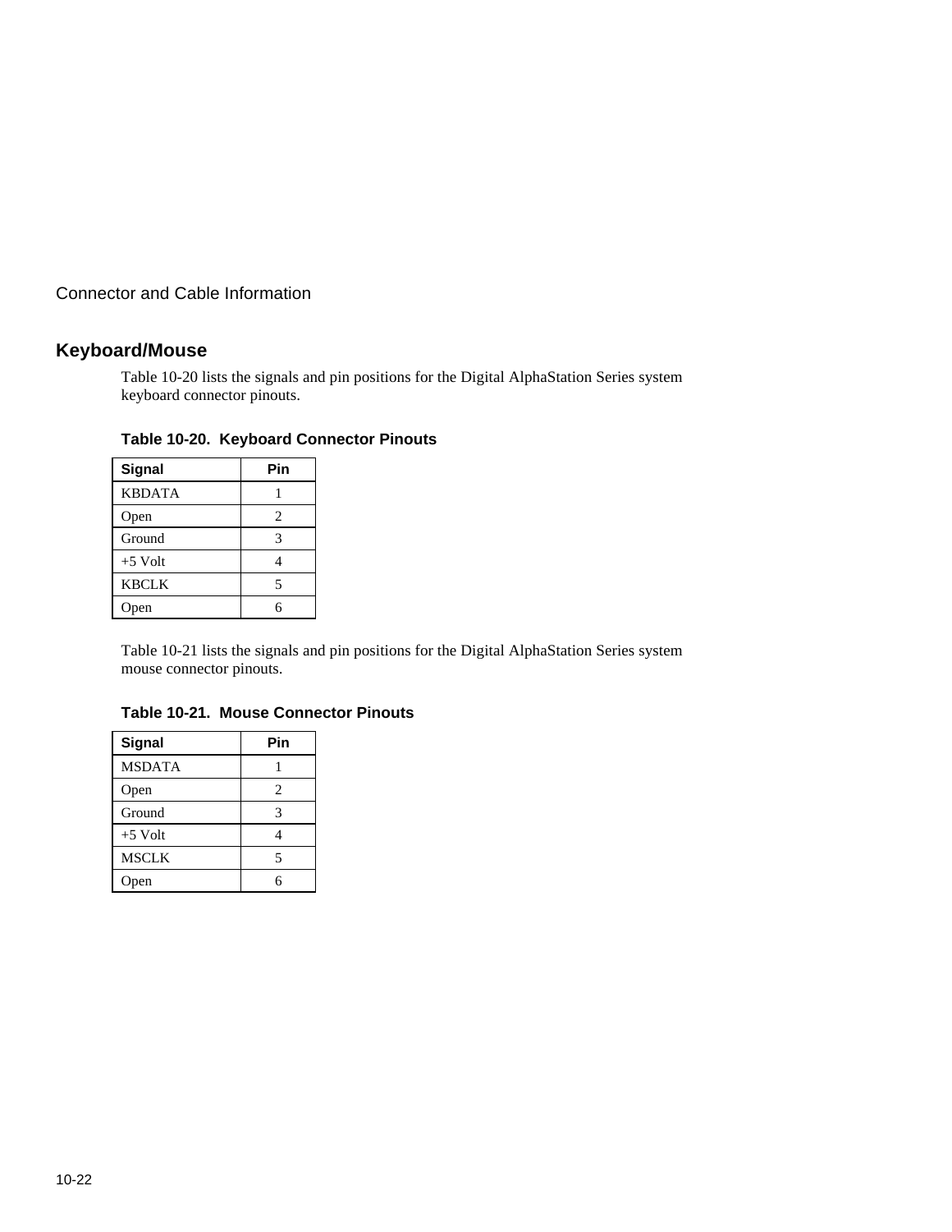## Keyboard/Mouse

Table 10-20 lists the signals and pin positions for the Digital AlphaStation Series system keyboard connector pinouts.

**Table 10-20. Keyboard Connector Pinouts**

| Signal | Pin |
|---|---|
| KBDATA | 1 |
| Open | 2 |
| Ground | 3 |
| +5 Volt | 4 |
| KBCLK | 5 |
| Open | 6 |

Table 10-21 lists the signals and pin positions for the Digital AlphaStation Series system mouse connector pinouts.

**Table 10-21. Mouse Connector Pinouts**

| Signal | Pin |
|---|---|
| MSDATA | 1 |
| Open | 2 |
| Ground | 3 |
| +5 Volt | 4 |
| MSCLK | 5 |
| Open | 6 |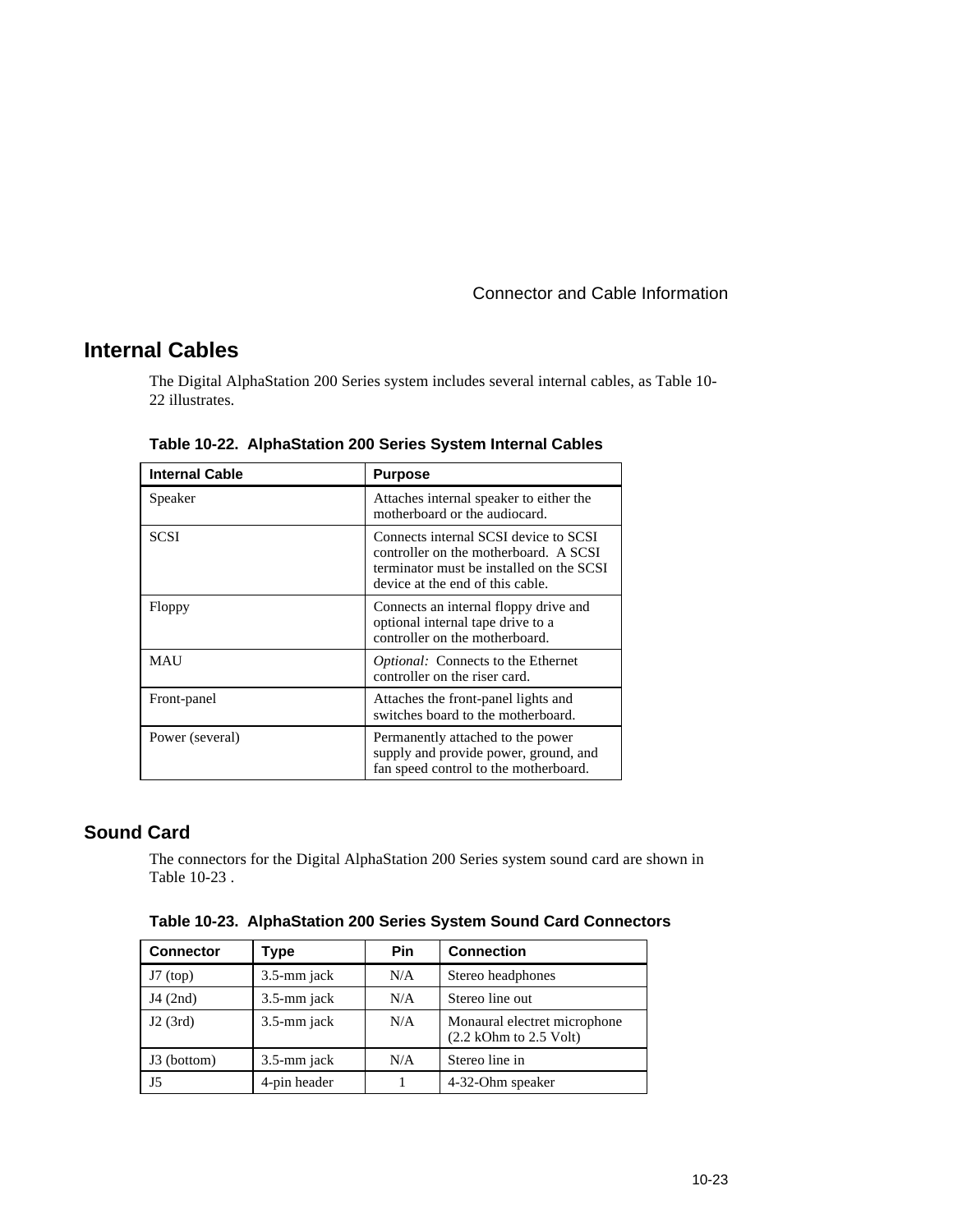## Internal Cables

The Digital AlphaStation 200 Series system includes several internal cables, as Table 10-22 illustrates.

**Table 10-22. AlphaStation 200 Series System Internal Cables**

| Internal Cable | Purpose |
|---|---|
| Speaker | Attaches internal speaker to either the motherboard or the audiocard. |
| SCSI | Connects internal SCSI device to SCSI controller on the motherboard. A SCSI terminator must be installed on the SCSI device at the end of this cable. |
| Floppy | Connects an internal floppy drive and optional internal tape drive to a controller on the motherboard. |
| MAU | *Optional:* Connects to the Ethernet controller on the riser card. |
| Front-panel | Attaches the front-panel lights and switches board to the motherboard. |
| Power (several) | Permanently attached to the power supply and provide power, ground, and fan speed control to the motherboard. |

## Sound Card

The connectors for the Digital AlphaStation 200 Series system sound card are shown in Table 10-23 .

**Table 10-23. AlphaStation 200 Series System Sound Card Connectors**

| Connector | Type | Pin | Connection |
|---|---|---|---|
| J7 (top) | 3.5-mm jack | N/A | Stereo headphones |
| J4 (2nd) | 3.5-mm jack | N/A | Stereo line out |
| J2 (3rd) | 3.5-mm jack | N/A | Monaural electret microphone (2.2 kOhm to 2.5 Volt) |
| J3 (bottom) | 3.5-mm jack | N/A | Stereo line in |
| J5 | 4-pin header | 1 | 4-32-Ohm speaker |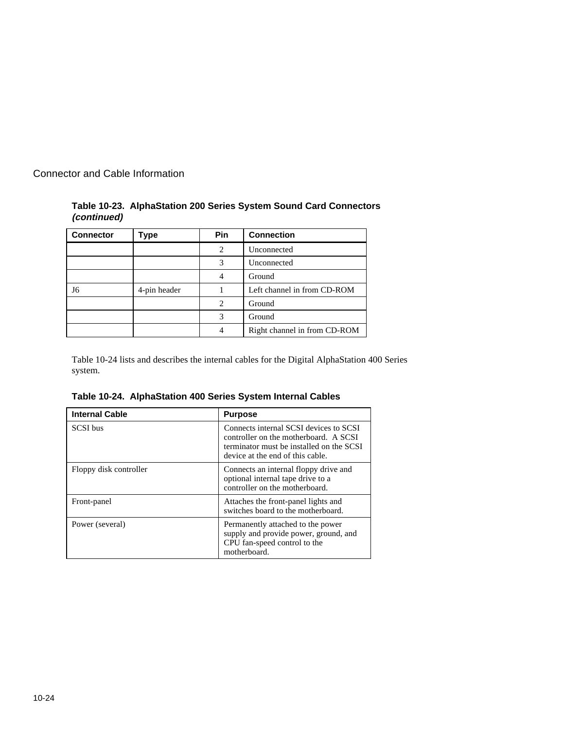**Table 10-23. AlphaStation 200 Series System Sound Card Connectors *(continued)***

| Connector | Type | Pin | Connection |
|---|---|---|---|
| | | 2 | Unconnected |
| | | 3 | Unconnected |
| | | 4 | Ground |
| J6 | 4-pin header | 1 | Left channel in from CD-ROM |
| | | 2 | Ground |
| | | 3 | Ground |
| | | 4 | Right channel in from CD-ROM |

Table 10-24 lists and describes the internal cables for the Digital AlphaStation 400 Series system.

**Table 10-24. AlphaStation 400 Series System Internal Cables**

| Internal Cable | Purpose |
|---|---|
| SCSI bus | Connects internal SCSI devices to SCSI controller on the motherboard. A SCSI terminator must be installed on the SCSI device at the end of this cable. |
| Floppy disk controller | Connects an internal floppy drive and optional internal tape drive to a controller on the motherboard. |
| Front-panel | Attaches the front-panel lights and switches board to the motherboard. |
| Power (several) | Permanently attached to the power supply and provide power, ground, and CPU fan-speed control to the motherboard. |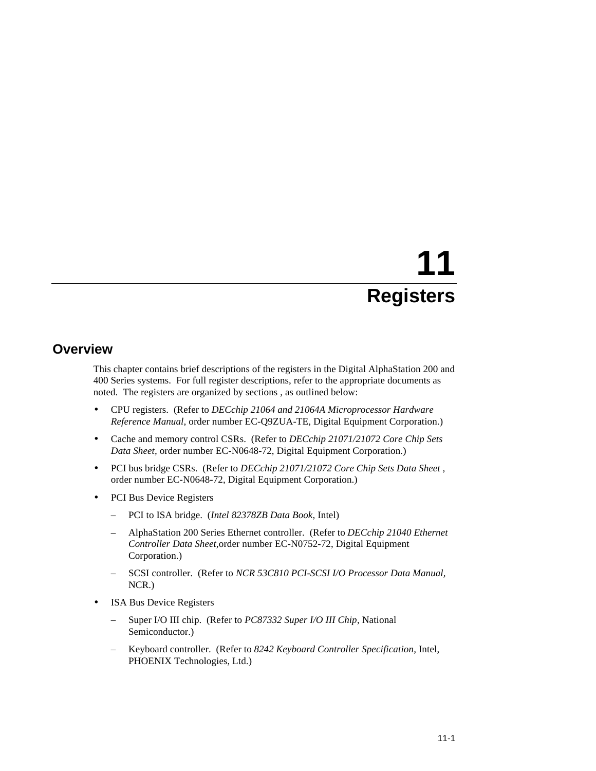# 11 Registers

## Overview

This chapter contains brief descriptions of the registers in the Digital AlphaStation 200 and 400 Series systems. For full register descriptions, refer to the appropriate documents as noted. The registers are organized by sections , as outlined below:

- CPU registers. (Refer to *DECchip 21064 and 21064A Microprocessor Hardware Reference Manual*, order number EC-Q9ZUA-TE, Digital Equipment Corporation.)
- Cache and memory control CSRs. (Refer to *DECchip 21071/21072 Core Chip Sets Data Sheet*, order number EC-N0648-72, Digital Equipment Corporation.)
- PCI bus bridge CSRs. (Refer to *DECchip 21071/21072 Core Chip Sets Data Sheet* , order number EC-N0648-72, Digital Equipment Corporation.)
- PCI Bus Device Registers
  - PCI to ISA bridge. (*Intel 82378ZB Data Book*, Intel)
  - AlphaStation 200 Series Ethernet controller. (Refer to *DECchip 21040 Ethernet Controller Data Sheet*,order number EC-N0752-72, Digital Equipment Corporation.)
  - SCSI controller. (Refer to *NCR 53C810 PCI-SCSI I/O Processor Data Manual*, NCR.)
- ISA Bus Device Registers
  - Super I/O III chip. (Refer to *PC87332 Super I/O III Chip*, National Semiconductor.)
  - Keyboard controller. (Refer to *8242 Keyboard Controller Specification*, Intel, PHOENIX Technologies, Ltd.)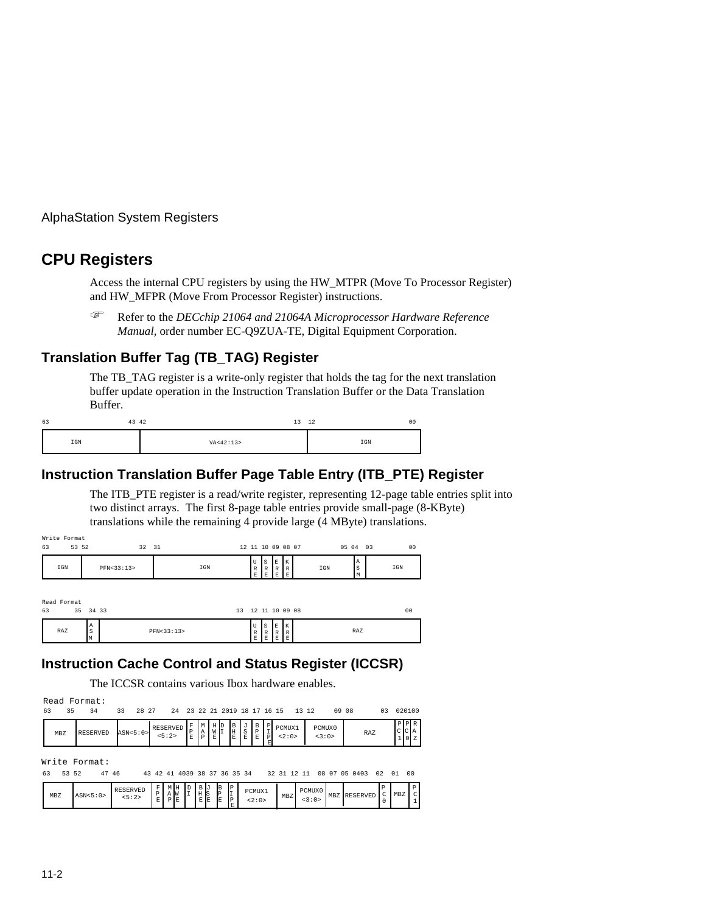# CPU Registers

Access the internal CPU registers by using the HW_MTPR (Move To Processor Register) and HW_MFPR (Move From Processor Register) instructions.

☞ Refer to the *DECchip 21064 and 21064A Microprocessor Hardware Reference Manual,* order number EC-Q9ZUA-TE, Digital Equipment Corporation.

## Translation Buffer Tag (TB_TAG) Register

The TB_TAG register is a write-only register that holds the tag for the next translation buffer update operation in the Instruction Translation Buffer or the Data Translation Buffer.

| 63–43 | 42–13 | 12–00 |
|---|---|---|
| IGN | VA<42:13> | IGN |

## Instruction Translation Buffer Page Table Entry (ITB_PTE) Register

The ITB_PTE register is a read/write register, representing 12-page table entries split into two distinct arrays. The first 8-page table entries provide small-page (8-KByte) translations while the remaining 4 provide large (4 MByte) translations.

Write Format

| 63–53 | 52–32 | 31–12 | 11 | 10 | 09 | 08 | 07–05 | 04 | 03–00 |
|---|---|---|---|---|---|---|---|---|---|
| IGN | PFN<33:13> | IGN | URE | SRE | ERE | KRE | IGN | ASM | IGN |

Read Format

| 63–35 | 34 | 33–13 | 12 | 11 | 10 | 09 | 08–00 |
|---|---|---|---|---|---|---|---|
| RAZ | ASM | PFN<33:13> | URE | SRE | ERE | KRE | RAZ |

## Instruction Cache Control and Status Register (ICCSR)

The ICCSR contains various Ibox hardware enables.

Read Format:

| 63–35 | 34 | 33–28 | 27–24 | 23 | 22 | 21 | 20 | 19 | 18 | 17 | 16 | 15–13 | 12–09 | 08–03 | 02 | 01 | 00 |
|---|---|---|---|---|---|---|---|---|---|---|---|---|---|---|---|---|---|
| MBZ | RESERVED | ASN<5:0> | RESERVED <5:2> | FPE | MAP | HWE | DI | BHE | JSE | BPE | PIPE | PCMUX1 <2:0> | PCMUX0 <3:0> | RAZ | PC1 | PC0 | RAZ |

Write Format:

| 63–53 | 52–47 | 46–43 | 42 | 41 | 40 | 39 | 38 | 37 | 36 | 35 | 34–32 | 31 | 12–08 | 11 | 07–05 | 04–03 | 02 | 01 | 00 |
|---|---|---|---|---|---|---|---|---|---|---|---|---|---|---|---|---|---|---|---|
| MBZ | ASN<5:0> | RESERVED <5:2> | FPE | MAP | HWE | DI | BHE | JSE | BPE | PIPE | PCMUX1 <2:0> | MBZ | PCMUX0 <3:0> | MBZ | RESERVED | | PC0 | MBZ | PC1 |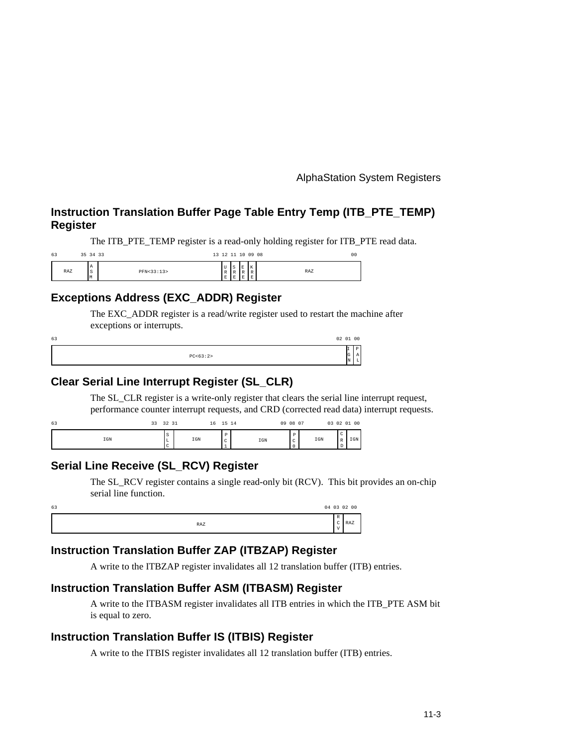## Instruction Translation Buffer Page Table Entry Temp (ITB_PTE_TEMP) Register

The ITB_PTE_TEMP register is a read-only holding register for ITB_PTE read data.

| 63–35 | 34 | 33–13 | 12 | 11 | 10 | 09 | 08–00 |
|---|---|---|---|---|---|---|---|
| RAZ | ASM | PFN<33:13> | URE | SRE | ERE | KRE | RAZ |

## Exceptions Address (EXC_ADDR) Register

The EXC_ADDR register is a read/write register used to restart the machine after exceptions or interrupts.

| 63–02 | 01 | 00 |
|---|---|---|
| PC<63:2> | IGN | PAL |

## Clear Serial Line Interrupt Register (SL_CLR)

The SL_CLR register is a write-only register that clears the serial line interrupt request, performance counter interrupt requests, and CRD (corrected read data) interrupt requests.

| 63–33 | 32 | 31–16 | 15 | 14–09 | 08 | 07–03 | 02 | 01–00 |
|---|---|---|---|---|---|---|---|---|
| IGN | SLC | IGN | PC1 | IGN | PC0 | IGN | CRD | IGN |

## Serial Line Receive (SL_RCV) Register

The SL_RCV register contains a single read-only bit (RCV). This bit provides an on-chip serial line function.

| 63–04 | 03 | 02–00 |
|---|---|---|
| RAZ | RCV | RAZ |

## Instruction Translation Buffer ZAP (ITBZAP) Register

A write to the ITBZAP register invalidates all 12 translation buffer (ITB) entries.

## Instruction Translation Buffer ASM (ITBASM) Register

A write to the ITBASM register invalidates all ITB entries in which the ITB_PTE ASM bit is equal to zero.

## Instruction Translation Buffer IS (ITBIS) Register

A write to the ITBIS register invalidates all 12 translation buffer (ITB) entries.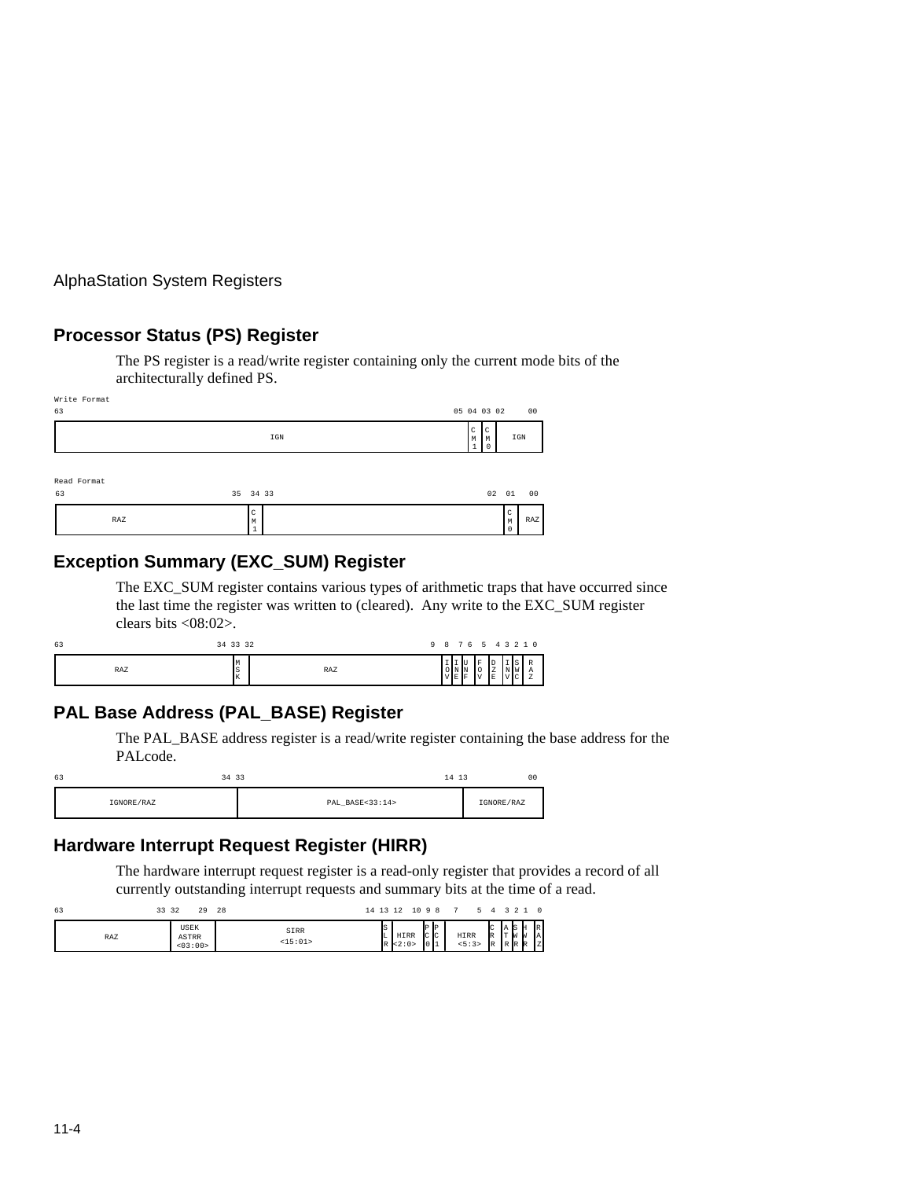## Processor Status (PS) Register

The PS register is a read/write register containing only the current mode bits of the architecturally defined PS.

Write Format

| 63–05 | 04 | 03 | 02–00 |
|---|---|---|---|
| IGN | CM1 | CM0 | IGN |

Read Format

| 63–35 | 34 | 33–02 | 01 | 00 |
|---|---|---|---|---|
| RAZ | CM1 | | CM0 | RAZ |

## Exception Summary (EXC_SUM) Register

The EXC_SUM register contains various types of arithmetic traps that have occurred since the last time the register was written to (cleared). Any write to the EXC_SUM register clears bits <08:02>.

| 63–34 | 33 | 32–9 | 8 | 7 | 6 | 5 | 4 | 3 | 2 | 1–0 |
|---|---|---|---|---|---|---|---|---|---|---|
| RAZ | MSK | RAZ | IOV | INE | UNF | FOV | DZE | INV | SWC | RAZ |

## PAL Base Address (PAL_BASE) Register

The PAL_BASE address register is a read/write register containing the base address for the PALcode.

| 63–34 | 33–14 | 13–00 |
|---|---|---|
| IGNORE/RAZ | PAL_BASE<33:14> | IGNORE/RAZ |

## Hardware Interrupt Request Register (HIRR)

The hardware interrupt request register is a read-only register that provides a record of all currently outstanding interrupt requests and summary bits at the time of a read.

| 63–33 | 32–29 | 28–14 | 13 | 12–10 | 9 | 8 | 7–5 | 4 | 3 | 2 | 1 | 0 |
|---|---|---|---|---|---|---|---|---|---|---|---|---|
| RAZ | USEK ASTRR <03:00> | SIRR <15:01> | SLR | HIRR <2:0> | PC0 | PC1 | HIRR <5:3> | CRR | ATR | SWR | HWR | RAZ |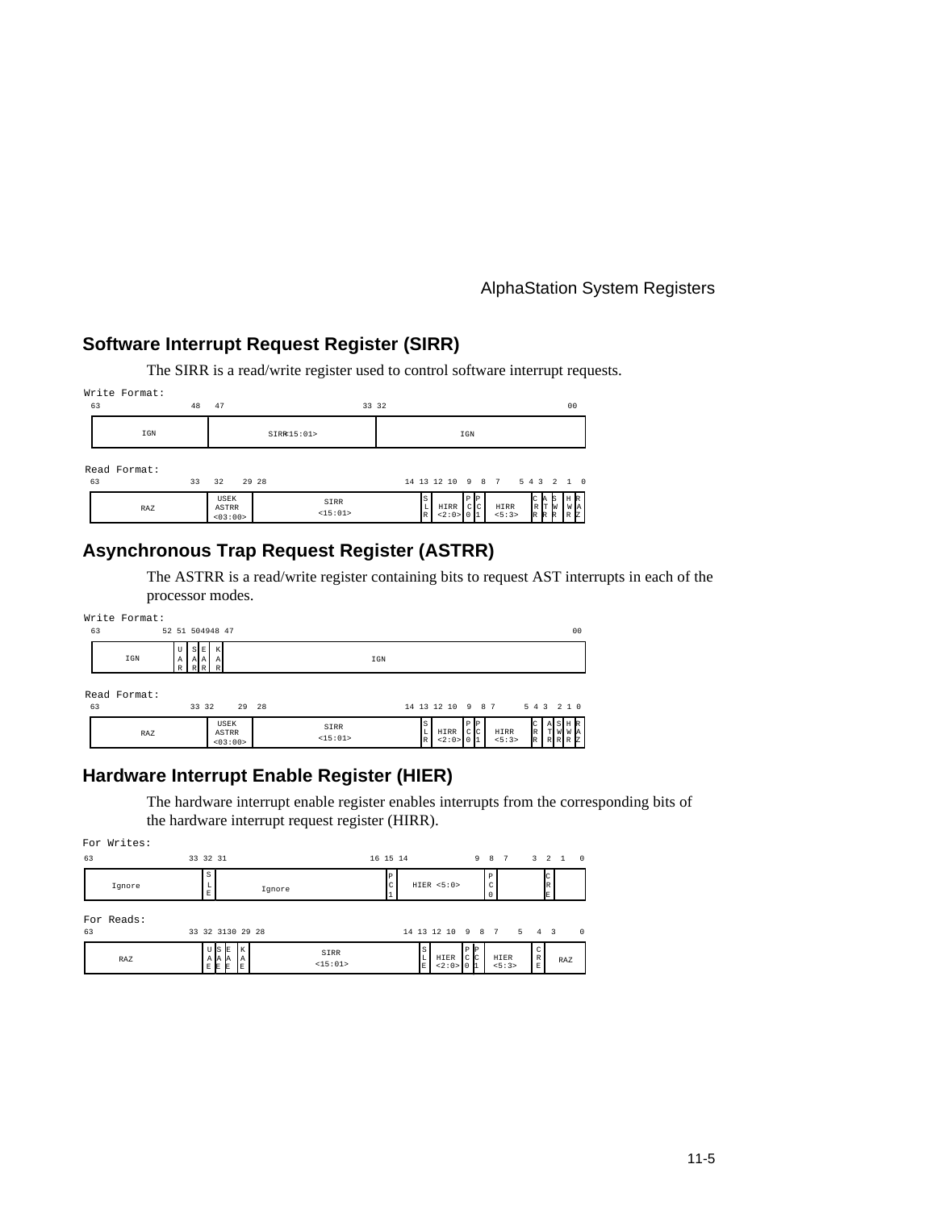## Software Interrupt Request Register (SIRR)

The SIRR is a read/write register used to control software interrupt requests.

Write Format:

| 63–48 | 47–33 | 32–00 |
|---|---|---|
| IGN | SIRR<15:01> | IGN |

Read Format:

| 63–33 | 32–29 | 28–14 | 13 | 12–10 | 9 | 8 | 7–5 | 4 | 3 | 2 | 1 | 0 |
|---|---|---|---|---|---|---|---|---|---|---|---|---|
| RAZ | USEK ASTRR <03:00> | SIRR <15:01> | SLR | HIRR <2:0> | PC0 | PC1 | HIRR <5:3> | CRR | ATR | SWR | HWR | RAZ |

## Asynchronous Trap Request Register (ASTRR)

The ASTRR is a read/write register containing bits to request AST interrupts in each of the processor modes.

Write Format:

| 63–52 | 51 | 50 | 49 | 48 | 47–00 |
|---|---|---|---|---|---|
| IGN | UAR | SAR | EAR | KAR | IGN |

Read Format:

| 63–33 | 32–29 | 28–14 | 13 | 12–10 | 9 | 8 | 7–5 | 4 | 3 | 2 | 1 | 0 |
|---|---|---|---|---|---|---|---|---|---|---|---|---|
| RAZ | USEK ASTRR <03:00> | SIRR <15:01> | SLR | HIRR <2:0> | PC0 | PC1 | HIRR <5:3> | CRR | ATR | SWR | HWR | RAZ |

## Hardware Interrupt Enable Register (HIER)

The hardware interrupt enable register enables interrupts from the corresponding bits of the hardware interrupt request register (HIRR).

For Writes:

| 63–33 | 32 | 31–16 | 15 | 14–9 | 8 | 7–3 | 2 | 1–0 |
|---|---|---|---|---|---|---|---|---|
| Ignore | SLE | Ignore | PC1 | HIER <5:0> | PC0 | | CRE | |

For Reads:

| 63–33 | 32 | 31 | 30 | 29 | 28–14 | 13 | 12–10 | 9 | 8 | 7–5 | 4 | 3–0 |
|---|---|---|---|---|---|---|---|---|---|---|---|---|
| RAZ | UAE | SAE | EAE | KAE | SIRR <15:01> | SLE | HIER <2:0> | PC0 | PC1 | HIER <5:3> | CRE | RAZ |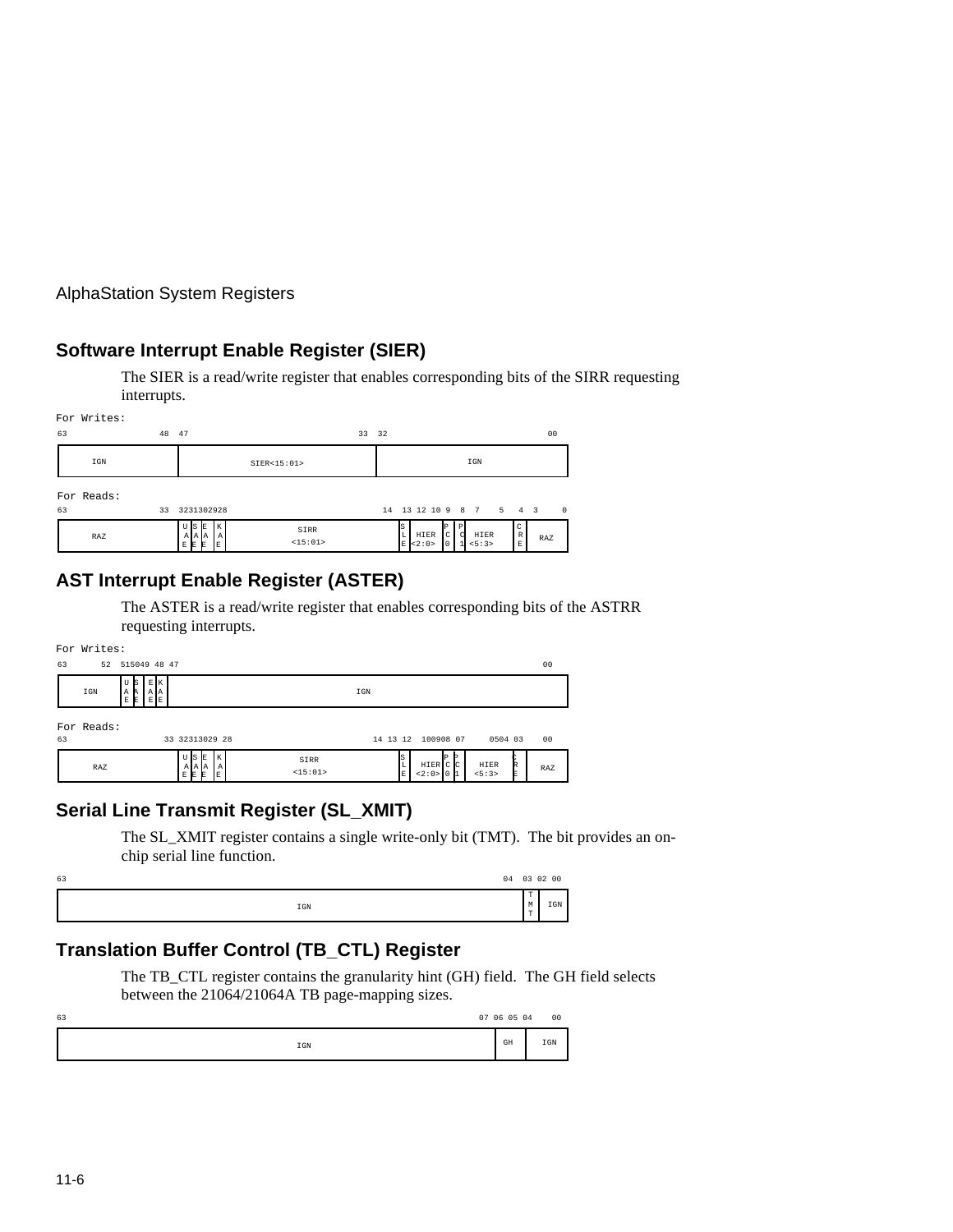## Software Interrupt Enable Register (SIER)

The SIER is a read/write register that enables corresponding bits of the SIRR requesting interrupts.

For Writes:

| 63–48 | 47–33 | 32–00 |
|---|---|---|
| IGN | SIER<15:01> | IGN |

For Reads:

| 63–33 | 32 | 31 | 30 | 29 | 28–14 | 13 | 12–10 | 9 | 8 | 7–5 | 4 | 3–0 |
|---|---|---|---|---|---|---|---|---|---|---|---|---|
| RAZ | UAE | SAE | EAE | KAE | SIRR <15:01> | SLE | HIER <2:0> | PC0 | PC1 | HIER <5:3> | CRE | RAZ |

## AST Interrupt Enable Register (ASTER)

The ASTER is a read/write register that enables corresponding bits of the ASTRR requesting interrupts.

For Writes:

| 63–52 | 51 | 50 | 49 | 48 | 47–00 |
|---|---|---|---|---|---|
| IGN | UAE | SAE | EAE | KAE | IGN |

For Reads:

| 63–33 | 32 | 31 | 30 | 29 | 28–14 | 13 | 12–10 | 09 | 08 | 07–05 | 04 | 03–00 |
|---|---|---|---|---|---|---|---|---|---|---|---|---|
| RAZ | UAE | SAE | EAE | KAE | SIRR <15:01> | SLE | HIER <2:0> | PC0 | PC1 | HIER <5:3> | CRE | RAZ |

## Serial Line Transmit Register (SL_XMIT)

The SL_XMIT register contains a single write-only bit (TMT). The bit provides an on-chip serial line function.

| 63–04 | 03 | 02–00 |
|---|---|---|
| IGN | TMT | IGN |

## Translation Buffer Control (TB_CTL) Register

The TB_CTL register contains the granularity hint (GH) field. The GH field selects between the 21064/21064A TB page-mapping sizes.

| 63–07 | 06–05 | 04–00 |
|---|---|---|
| IGN | GH | IGN |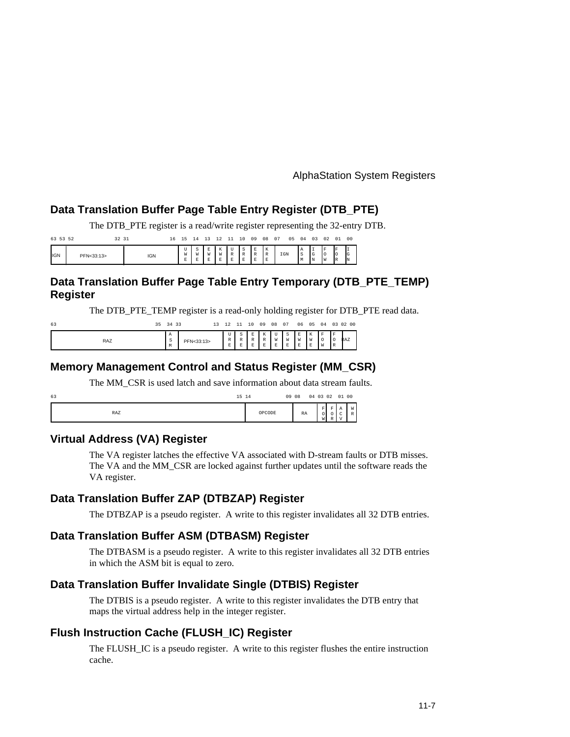## Data Translation Buffer Page Table Entry Register (DTB_PTE)

The DTB_PTE register is a read/write register representing the 32-entry DTB.

| 63 | 53 52 ... 32 | 31 ... 16 | 15 | 14 | 13 | 12 | 11 | 10 | 09 | 08 | 07 ... 05 | 04 | 03 | 02 | 01 | 00 |
|---|---|---|---|---|---|---|---|---|---|---|---|---|---|---|---|---|
| IGN | PFN<33:13> | IGN | UWE | SWE | EWE | KWE | URE | SRE | ERE | KRE | IGN | ASM | IGN | FOW | FOR | IGN |

## Data Translation Buffer Page Table Entry Temporary (DTB_PTE_TEMP) Register

The DTB_PTE_TEMP register is a read-only holding register for DTB_PTE read data.

| 63 ... 35 | 34 | 33 ... 13 | 12 | 11 | 10 | 09 | 08 | 07 | 06 | 05 | 04 | 03 | 02 ... 00 |
|---|---|---|---|---|---|---|---|---|---|---|---|---|---|
| RAZ | ASM | PFN<33:13> | URE | SRE | ERE | KRE | UWE | SWE | EWE | KWE | FOW | FOR | RAZ |

## Memory Management Control and Status Register (MM_CSR)

The MM_CSR is used latch and save information about data stream faults.

| 63 ... 15 | 14 ... 09 | 08 ... 04 | 03 | 02 | 01 | 00 |
|---|---|---|---|---|---|---|
| RAZ | OPCODE | RA | FOW | FOR | ACV | WR |

## Virtual Address (VA) Register

The VA register latches the effective VA associated with D-stream faults or DTB misses. The VA and the MM_CSR are locked against further updates until the software reads the VA register.

## Data Translation Buffer ZAP (DTBZAP) Register

The DTBZAP is a pseudo register. A write to this register invalidates all 32 DTB entries.

## Data Translation Buffer ASM (DTBASM) Register

The DTBASM is a pseudo register. A write to this register invalidates all 32 DTB entries in which the ASM bit is equal to zero.

## Data Translation Buffer Invalidate Single (DTBIS) Register

The DTBIS is a pseudo register. A write to this register invalidates the DTB entry that maps the virtual address help in the integer register.

## Flush Instruction Cache (FLUSH_IC) Register

The FLUSH_IC is a pseudo register. A write to this register flushes the entire instruction cache.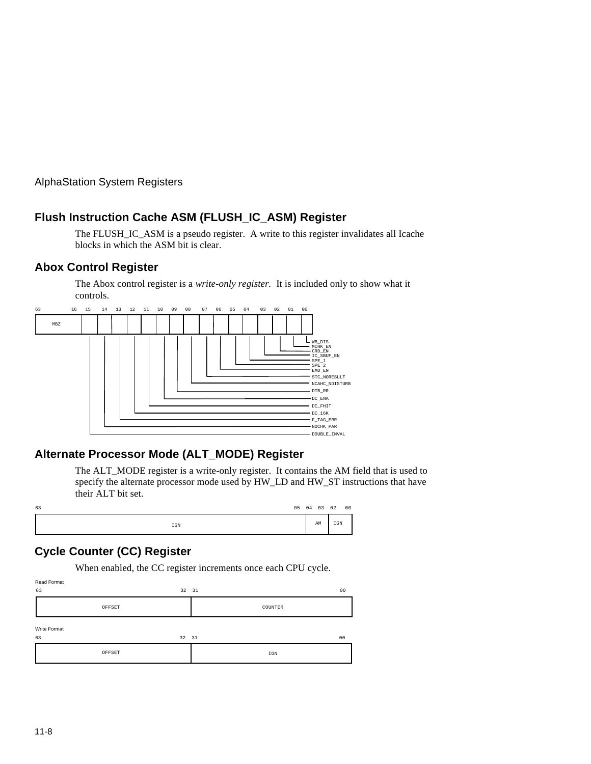## Flush Instruction Cache ASM (FLUSH_IC_ASM) Register

The FLUSH_IC_ASM is a pseudo register. A write to this register invalidates all Icache blocks in which the ASM bit is clear.

## Abox Control Register

The Abox control register is a *write-only register.* It is included only to show what it controls.

| 63–16 | 15 | 14 | 13 | 12 | 11 | 10 | 09 | 08 | 07 | 06 | 05 | 04 | 03 | 02 | 01 | 00 |
|---|---|---|---|---|---|---|---|---|---|---|---|---|---|---|---|---|
| MBZ | DOUBLE_INVAL | NOCHK_PAR | F_TAG_ERR | DC_16K | DC_FHIT | DC_ENA | DTB_RR | NCAHC_NDISTURB | STC_NORESULT | EMD_EN | SPE_2 | SPE_1 | IC_SBUF_EN | CRD_EN | MCHK_EN | WB_DIS |

## Alternate Processor Mode (ALT_MODE) Register

The ALT_MODE register is a write-only register. It contains the AM field that is used to specify the alternate processor mode used by HW_LD and HW_ST instructions that have their ALT bit set.

| 63–05 | 04–03 | 02–00 |
|---|---|---|
| IGN | AM | IGN |

## Cycle Counter (CC) Register

When enabled, the CC register increments once each CPU cycle.

Read Format

| 63–32 | 31–00 |
|---|---|
| OFFSET | COUNTER |

Write Format

| 63–32 | 31–00 |
|---|---|
| OFFSET | IGN |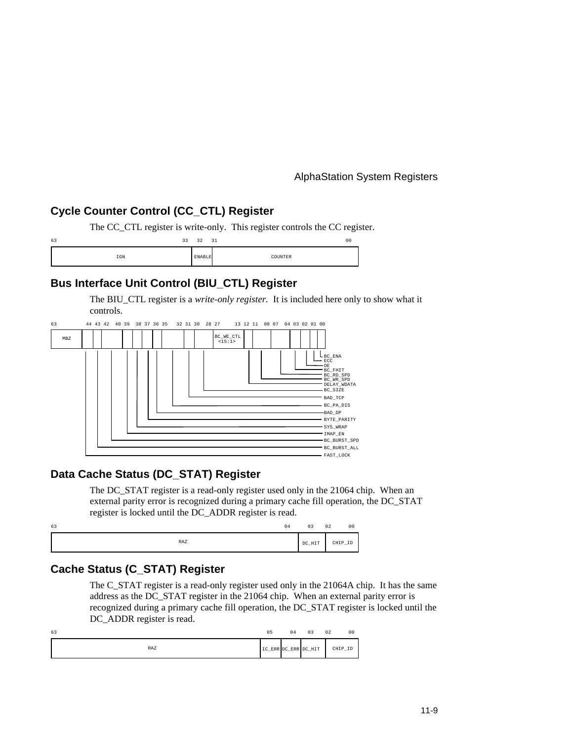## Cycle Counter Control (CC_CTL) Register

The CC_CTL register is write-only. This register controls the CC register.

| 63–33 | 32 | 31–00 |
|---|---|---|
| IGN | ENABLE | COUNTER |

## Bus Interface Unit Control (BIU_CTL) Register

The BIU_CTL register is a *write-only register*. It is included here only to show what it controls.

| Bits | Field |
|---|---|
| 63–44 | MBZ |
| 43 | FAST_LOCK |
| 42 | BC_BURST_ALL |
| 41–40 | BC_BURST_SPD |
| 39 | IMAP_EN |
| 38 | SYS_WRAP |
| 37 | BYTE_PARITY |
| 36 | BAD_DP |
| 35–32 | BC_PA_DIS |
| 31 | BAD_TCP |
| 30–28 | BC_SIZE |
| 27–13 | BC_WE_CTL<15:1> |
| 12 | DELAY_WDATA |
| 11–08 | BC_WR_SPD |
| 07–04 | BC_RD_SPD |
| 03 | BC_FHIT |
| 02 | OE |
| 01 | ECC |
| 00 | BC_ENA |

## Data Cache Status (DC_STAT) Register

The DC_STAT register is a read-only register used only in the 21064 chip. When an external parity error is recognized during a primary cache fill operation, the DC_STAT register is locked until the DC_ADDR register is read.

| 63–04 | 03 | 02–00 |
|---|---|---|
| RAZ | DC_HIT | CHIP_ID |

## Cache Status (C_STAT) Register

The C_STAT register is a read-only register used only in the 21064A chip. It has the same address as the DC_STAT register in the 21064 chip. When an external parity error is recognized during a primary cache fill operation, the DC_STAT register is locked until the DC_ADDR register is read.

| 63–06 | 05 | 04 | 03 | 02–00 |
|---|---|---|---|---|
| RAZ | IC_ERR | DC_ERR | DC_HIT | CHIP_ID |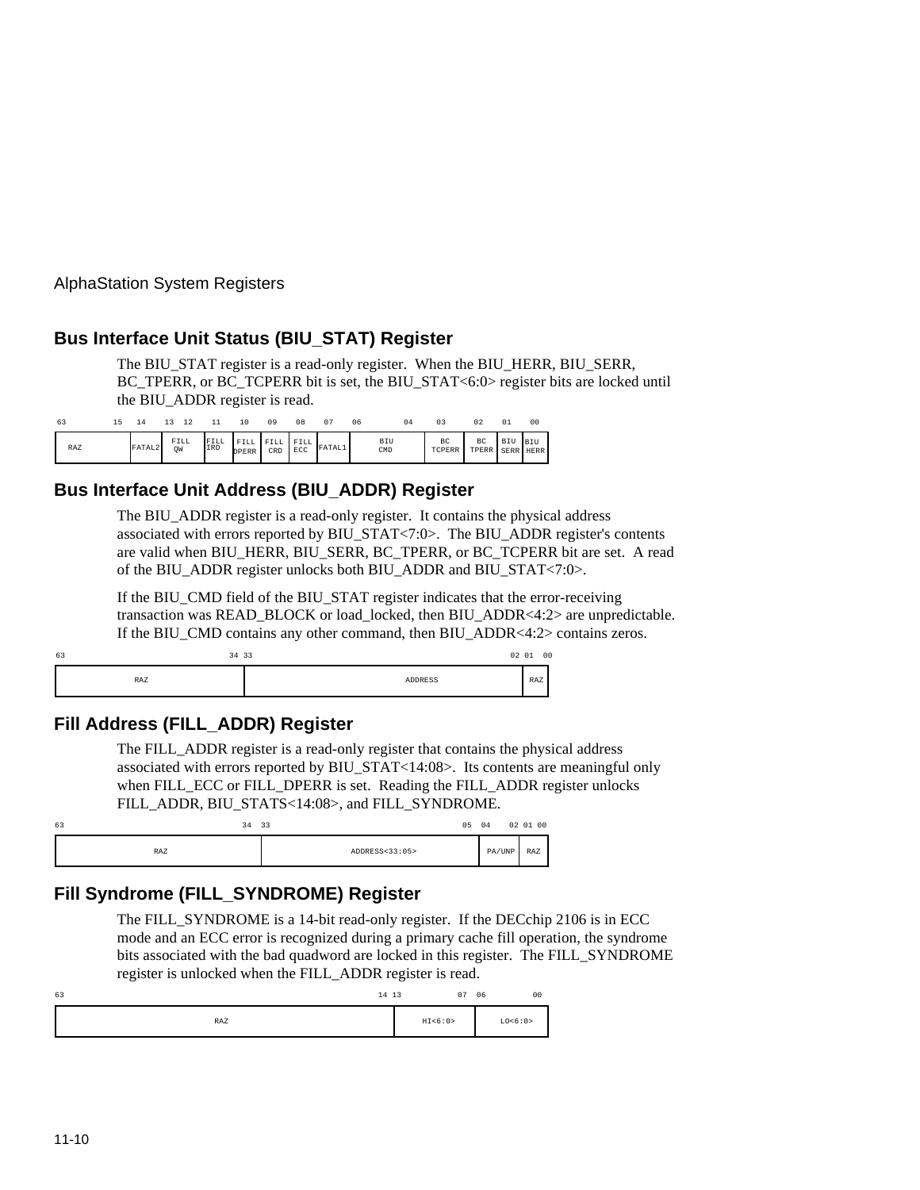## Bus Interface Unit Status (BIU_STAT) Register

The BIU_STAT register is a read-only register. When the BIU_HERR, BIU_SERR, BC_TPERR, or BC_TCPERR bit is set, the BIU_STAT<6:0> register bits are locked until the BIU_ADDR register is read.

| 63–15 | 14 | 13–12 | 11 | 10 | 09 | 08 | 07 | 06–04 | 03 | 02 | 01 | 00 |
|---|---|---|---|---|---|---|---|---|---|---|---|---|
| RAZ | FATAL2 | FILL QW | FILL IRD | FILL DPERR | FILL CRD | FILL ECC | FATAL1 | BIU CMD | BC TCPERR | BC TPERR | BIU SERR | BIU HERR |

## Bus Interface Unit Address (BIU_ADDR) Register

The BIU_ADDR register is a read-only register. It contains the physical address associated with errors reported by BIU_STAT<7:0>. The BIU_ADDR register's contents are valid when BIU_HERR, BIU_SERR, BC_TPERR, or BC_TCPERR bit are set. A read of the BIU_ADDR register unlocks both BIU_ADDR and BIU_STAT<7:0>.

If the BIU_CMD field of the BIU_STAT register indicates that the error-receiving transaction was READ_BLOCK or load_locked, then BIU_ADDR<4:2> are unpredictable. If the BIU_CMD contains any other command, then BIU_ADDR<4:2> contains zeros.

| 63–34 | 33–02 | 01–00 |
|---|---|---|
| RAZ | ADDRESS | RAZ |

## Fill Address (FILL_ADDR) Register

The FILL_ADDR register is a read-only register that contains the physical address associated with errors reported by BIU_STAT<14:08>. Its contents are meaningful only when FILL_ECC or FILL_DPERR is set. Reading the FILL_ADDR register unlocks FILL_ADDR, BIU_STATS<14:08>, and FILL_SYNDROME.

| 63–34 | 33–05 | 04–02 | 01–00 |
|---|---|---|---|
| RAZ | ADDRESS<33:05> | PA/UNP | RAZ |

## Fill Syndrome (FILL_SYNDROME) Register

The FILL_SYNDROME is a 14-bit read-only register. If the DECchip 2106 is in ECC mode and an ECC error is recognized during a primary cache fill operation, the syndrome bits associated with the bad quadword are locked in this register. The FILL_SYNDROME register is unlocked when the FILL_ADDR register is read.

| 63–14 | 13–07 | 06–00 |
|---|---|---|
| RAZ | HI<6:0> | LO<6:0> |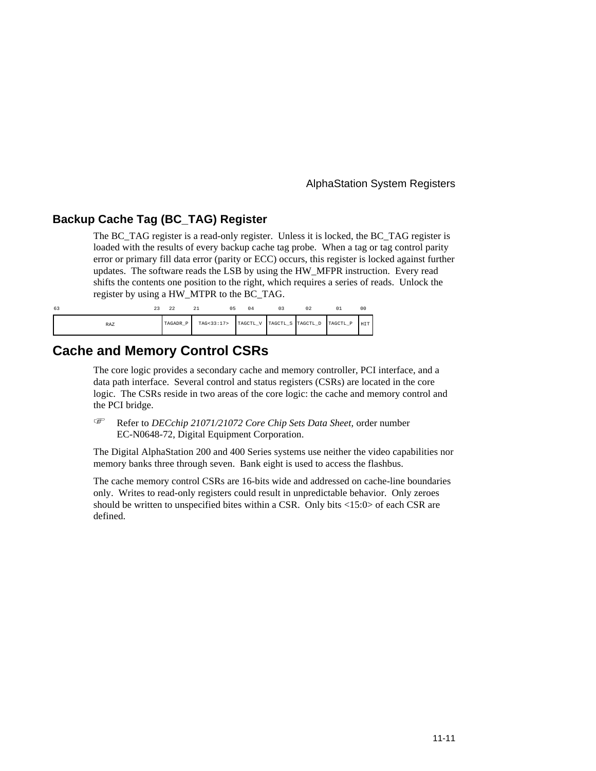## Backup Cache Tag (BC_TAG) Register

The BC_TAG register is a read-only register. Unless it is locked, the BC_TAG register is loaded with the results of every backup cache tag probe. When a tag or tag control parity error or primary fill data error (parity or ECC) occurs, this register is locked against further updates. The software reads the LSB by using the HW_MFPR instruction. Every read shifts the contents one position to the right, which requires a series of reads. Unlock the register by using a HW_MTPR to the BC_TAG.

| 63 23 | 22 | 21 05 | 04 | 03 | 02 | 01 | 00 |
|---|---|---|---|---|---|---|---|
| RAZ | TAGADR_P | TAG<33:17> | TAGCTL_V | TAGCTL_S | TAGCTL_D | TAGCTL_P | HIT |

## Cache and Memory Control CSRs

The core logic provides a secondary cache and memory controller, PCI interface, and a data path interface. Several control and status registers (CSRs) are located in the core logic. The CSRs reside in two areas of the core logic: the cache and memory control and the PCI bridge.

☞ Refer to *DECchip 21071/21072 Core Chip Sets Data Sheet,* order number EC-N0648-72, Digital Equipment Corporation.

The Digital AlphaStation 200 and 400 Series systems use neither the video capabilities nor memory banks three through seven. Bank eight is used to access the flashbus.

The cache memory control CSRs are 16-bits wide and addressed on cache-line boundaries only. Writes to read-only registers could result in unpredictable behavior. Only zeroes should be written to unspecified bites within a CSR. Only bits <15:0> of each CSR are defined.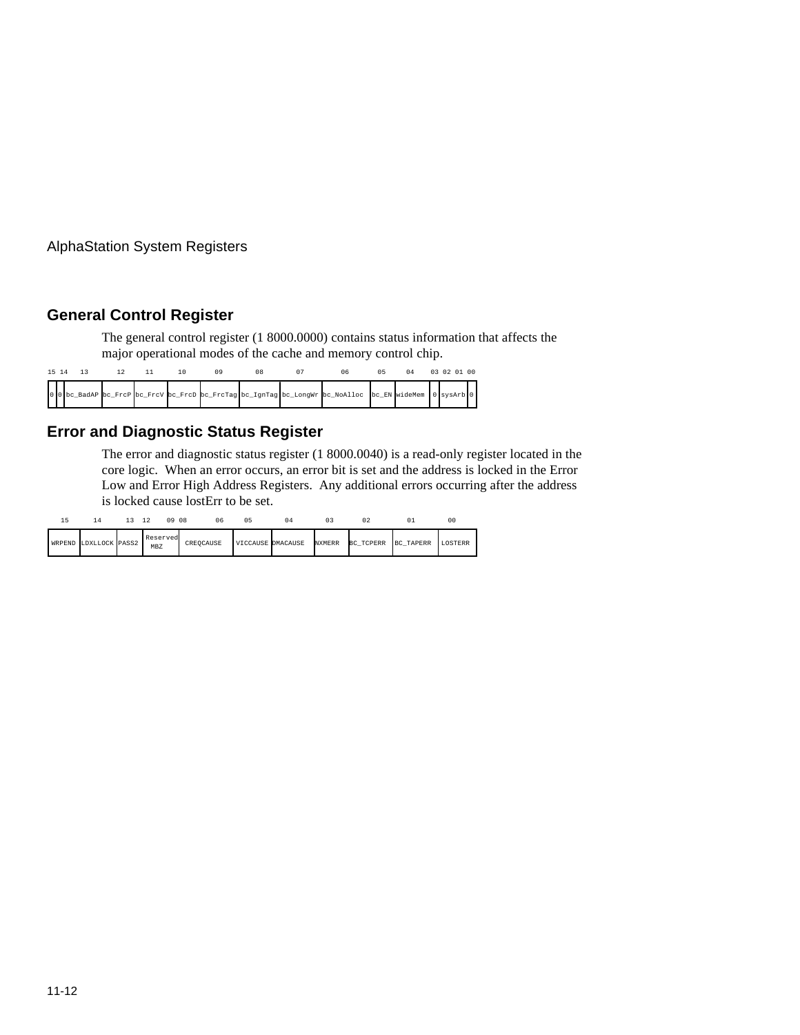## General Control Register

The general control register (1 8000.0000) contains status information that affects the major operational modes of the cache and memory control chip.

| 15 | 14 | 13 | 12 | 11 | 10 | 09 | 08 | 07 | 06 | 05 | 04 | 03 | 02 01 | 00 |
|---|---|---|---|---|---|---|---|---|---|---|---|---|---|---|
| 0 | 0 | bc_BadAP | bc_FrcP | bc_FrcV | bc_FrcD | bc_FrcTag | bc_IgnTag | bc_LongWr | bc_NoAlloc | bc_EN | wideMem | 0 | sysArb | 0 |

## Error and Diagnostic Status Register

The error and diagnostic status register (1 8000.0040) is a read-only register located in the core logic. When an error occurs, an error bit is set and the address is locked in the Error Low and Error High Address Registers. Any additional errors occurring after the address is locked cause lostErr to be set.

| 15 | 14 | 13 | 12 09 | 08 06 | 05 | 04 | 03 | 02 | 01 | 00 |
|---|---|---|---|---|---|---|---|---|---|---|
| WRPEND | LDXLLOCK | PASS2 | Reserved MBZ | CREQCAUSE | VICCAUSE | DMACAUSE | NXMERR | BC_TCPERR | BC_TAPERR | LOSTERR |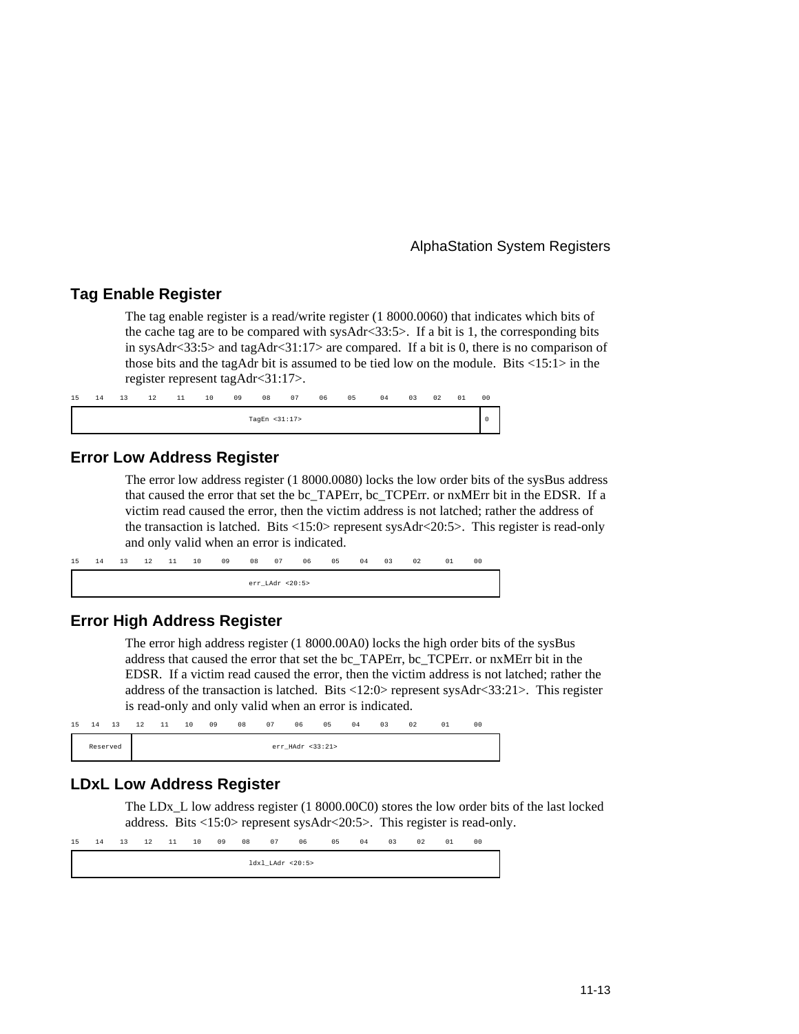## Tag Enable Register

The tag enable register is a read/write register (1 8000.0060) that indicates which bits of the cache tag are to be compared with sysAdr<33:5>. If a bit is 1, the corresponding bits in sysAdr<33:5> and tagAdr<31:17> are compared. If a bit is 0, there is no comparison of those bits and the tagAdr bit is assumed to be tied low on the module. Bits <15:1> in the register represent tagAdr<31:17>.

| 15–01 | 00 |
|---|---|
| TagEn <31:17> | 0 |

## Error Low Address Register

The error low address register (1 8000.0080) locks the low order bits of the sysBus address that caused the error that set the bc_TAPErr, bc_TCPErr. or nxMErr bit in the EDSR. If a victim read caused the error, then the victim address is not latched; rather the address of the transaction is latched. Bits <15:0> represent sysAdr<20:5>. This register is read-only and only valid when an error is indicated.

| 15–00 |
|---|
| err_LAdr <20:5> |

## Error High Address Register

The error high address register (1 8000.00A0) locks the high order bits of the sysBus address that caused the error that set the bc_TAPErr, bc_TCPErr. or nxMErr bit in the EDSR. If a victim read caused the error, then the victim address is not latched; rather the address of the transaction is latched. Bits <12:0> represent sysAdr<33:21>. This register is read-only and only valid when an error is indicated.

| 15–13 | 12–00 |
|---|---|
| Reserved | err_HAdr <33:21> |

## LDxL Low Address Register

The LDx_L low address register (1 8000.00C0) stores the low order bits of the last locked address. Bits <15:0> represent sysAdr<20:5>. This register is read-only.

| 15–00 |
|---|
| ldxl_LAdr <20:5> |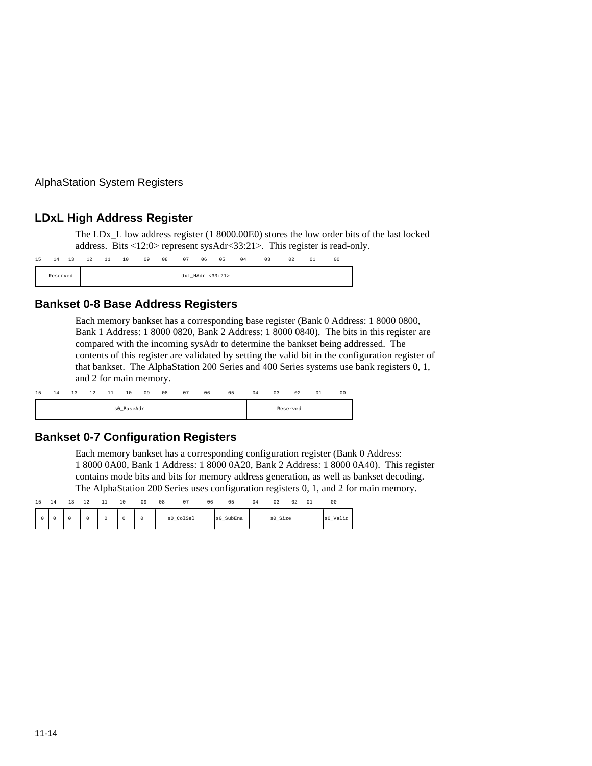## LDxL High Address Register

The LDx_L low address register (1 8000.00E0) stores the low order bits of the last locked address. Bits <12:0> represent sysAdr<33:21>. This register is read-only.

| 15 | 14 | 13 | 12 | 11 | 10 | 09 | 08 | 07 | 06 | 05 | 04 | 03 | 02 | 01 | 00 |
|---|---|---|---|---|---|---|---|---|---|---|---|---|---|---|---|
| Reserved | | | ldxl_HAdr <33:21> | | | | | | | | | | | | |

## Bankset 0-8 Base Address Registers

Each memory bankset has a corresponding base register (Bank 0 Address: 1 8000 0800, Bank 1 Address: 1 8000 0820, Bank 2 Address: 1 8000 0840). The bits in this register are compared with the incoming sysAdr to determine the bankset being addressed. The contents of this register are validated by setting the valid bit in the configuration register of that bankset. The AlphaStation 200 Series and 400 Series systems use bank registers 0, 1, and 2 for main memory.

| 15 | 14 | 13 | 12 | 11 | 10 | 09 | 08 | 07 | 06 | 05 | 04 | 03 | 02 | 01 | 00 |
|---|---|---|---|---|---|---|---|---|---|---|---|---|---|---|---|
| s0_BaseAdr | | | | | | | | | | | Reserved | | | | |

## Bankset 0-7 Configuration Registers

Each memory bankset has a corresponding configuration register (Bank 0 Address: 1 8000 0A00, Bank 1 Address: 1 8000 0A20, Bank 2 Address: 1 8000 0A40). This register contains mode bits and bits for memory address generation, as well as bankset decoding. The AlphaStation 200 Series uses configuration registers 0, 1, and 2 for main memory.

| 15 | 14 | 13 | 12 | 11 | 10 | 09 | 08 | 07 | 06 | 05 | 04 | 03 | 02 | 01 | 00 |
|---|---|---|---|---|---|---|---|---|---|---|---|---|---|---|---|
| 0 | 0 | 0 | 0 | 0 | 0 | 0 | s0_ColSel | | | s0_SubEna | s0_Size | | | | s0_Valid |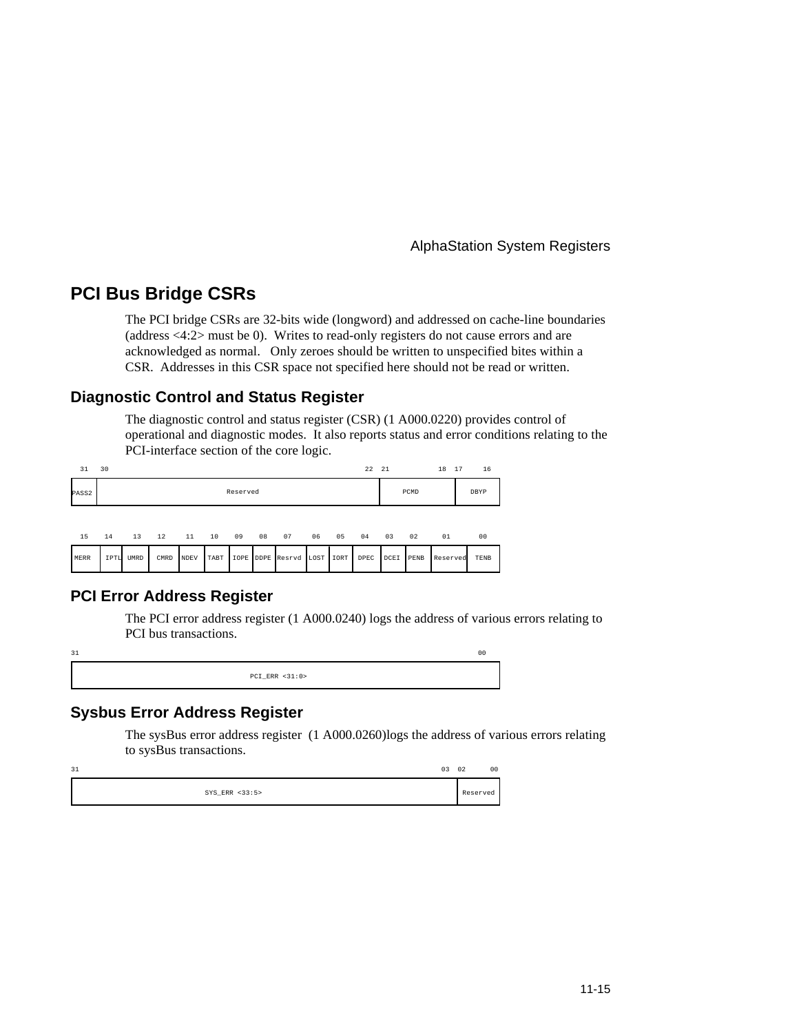# PCI Bus Bridge CSRs

The PCI bridge CSRs are 32-bits wide (longword) and addressed on cache-line boundaries (address <4:2> must be 0). Writes to read-only registers do not cause errors and are acknowledged as normal. Only zeroes should be written to unspecified bites within a CSR. Addresses in this CSR space not specified here should not be read or written.

## Diagnostic Control and Status Register

The diagnostic control and status register (CSR) (1 A000.0220) provides control of operational and diagnostic modes. It also reports status and error conditions relating to the PCI-interface section of the core logic.

| 31 | 30–22 | 21–18 | 17–16 |
|---|---|---|---|
| PASS2 | Reserved | PCMD | DBYP |

| 15 | 14 | 13 | 12 | 11 | 10 | 09 | 08 | 07 | 06 | 05 | 04 | 03 | 02 | 01 | 00 |
|---|---|---|---|---|---|---|---|---|---|---|---|---|---|---|---|
| MERR | IPTL | UMRD | CMRD | NDEV | TABT | IOPE | DDPE | Resrvd | LOST | IORT | DPEC | DCEI | PENB | Reserved | TENB |

## PCI Error Address Register

The PCI error address register (1 A000.0240) logs the address of various errors relating to PCI bus transactions.

| 31–00 |
|---|
| PCI_ERR <31:0> |

## Sysbus Error Address Register

The sysBus error address register (1 A000.0260)logs the address of various errors relating to sysBus transactions.

| 31–03 | 02–00 |
|---|---|
| SYS_ERR <33:5> | Reserved |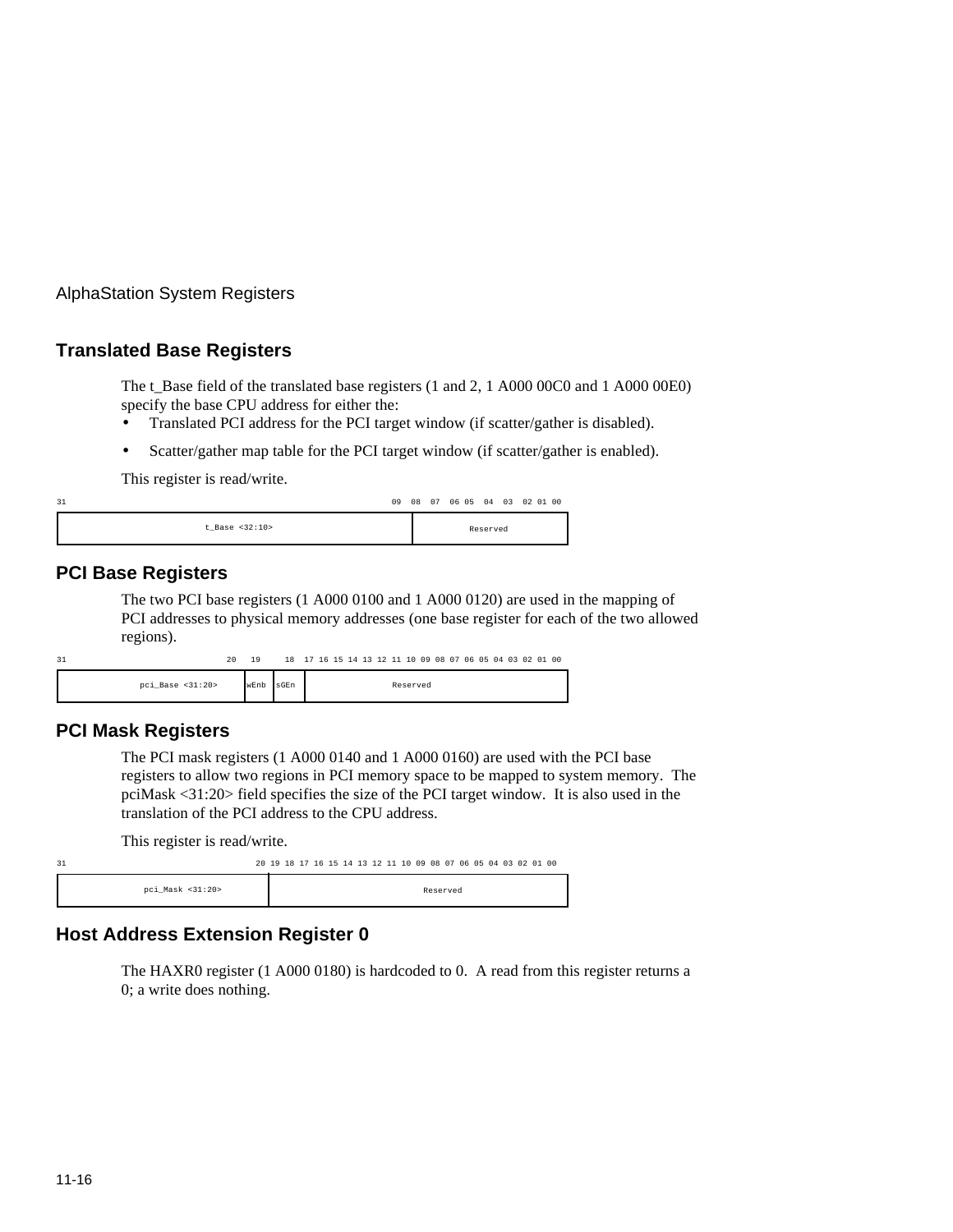## Translated Base Registers

The t_Base field of the translated base registers (1 and 2, 1 A000 00C0 and 1 A000 00E0) specify the base CPU address for either the:

- Translated PCI address for the PCI target window (if scatter/gather is disabled).
- Scatter/gather map table for the PCI target window (if scatter/gather is enabled).

This register is read/write.

| 31 – 10 | 09 – 00 |
|---|---|
| t_Base <32:10> | Reserved |

## PCI Base Registers

The two PCI base registers (1 A000 0100 and 1 A000 0120) are used in the mapping of PCI addresses to physical memory addresses (one base register for each of the two allowed regions).

| 31 – 20 | 19 | 18 | 17 – 00 |
|---|---|---|---|
| pci_Base <31:20> | wEnb | sGEn | Reserved |

## PCI Mask Registers

The PCI mask registers (1 A000 0140 and 1 A000 0160) are used with the PCI base registers to allow two regions in PCI memory space to be mapped to system memory. The pciMask <31:20> field specifies the size of the PCI target window. It is also used in the translation of the PCI address to the CPU address.

This register is read/write.

| 31 – 20 | 19 – 00 |
|---|---|
| pci_Mask <31:20> | Reserved |

## Host Address Extension Register 0

The HAXR0 register (1 A000 0180) is hardcoded to 0. A read from this register returns a 0; a write does nothing.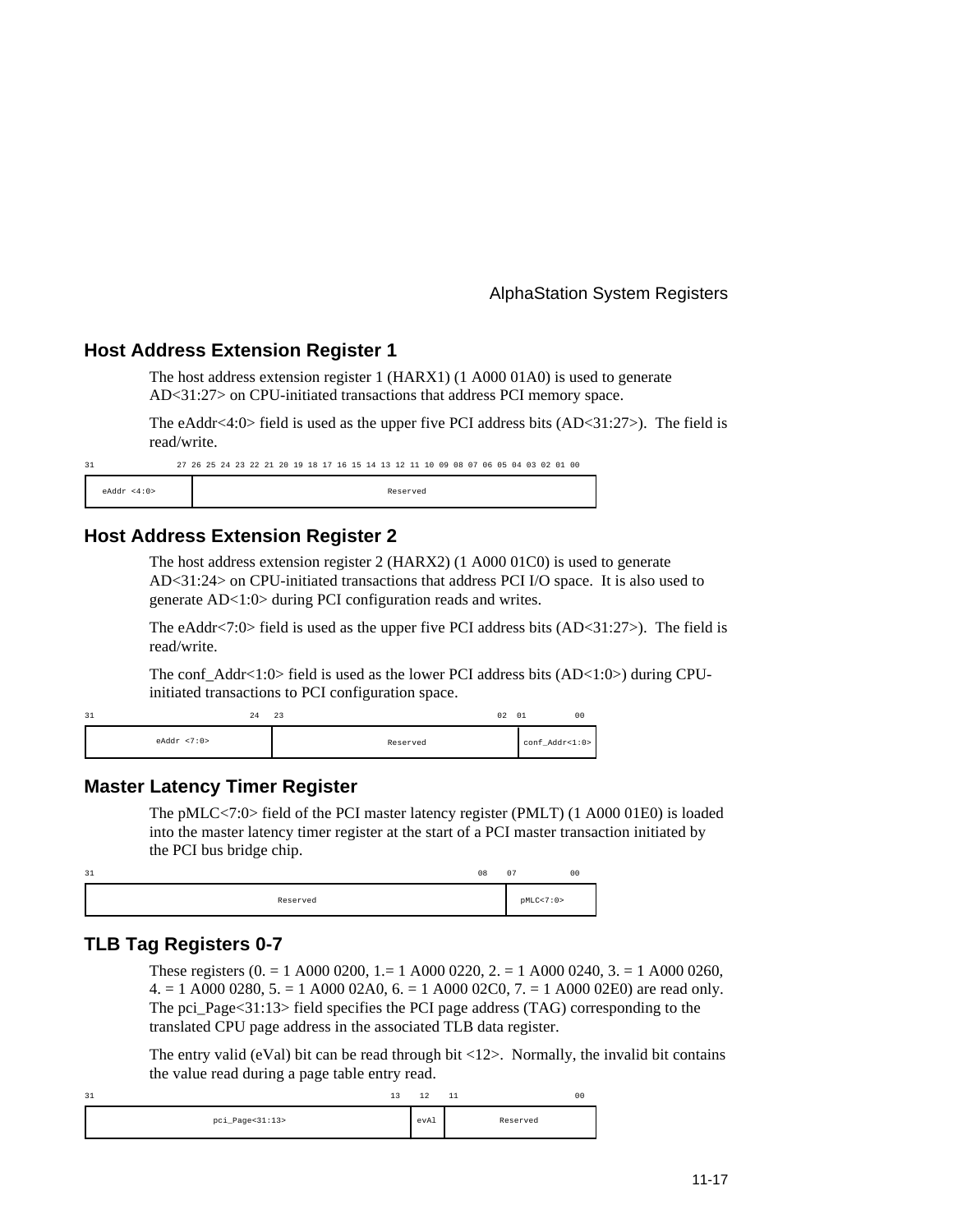## Host Address Extension Register 1

The host address extension register 1 (HARX1) (1 A000 01A0) is used to generate AD<31:27> on CPU-initiated transactions that address PCI memory space.

The eAddr<4:0> field is used as the upper five PCI address bits (AD<31:27>). The field is read/write.

| 31–27 | 26–00 |
|---|---|
| eAddr <4:0> | Reserved |

## Host Address Extension Register 2

The host address extension register 2 (HARX2) (1 A000 01C0) is used to generate AD<31:24> on CPU-initiated transactions that address PCI I/O space. It is also used to generate AD<1:0> during PCI configuration reads and writes.

The eAddr<7:0> field is used as the upper five PCI address bits (AD<31:27>). The field is read/write.

The conf_Addr<1:0> field is used as the lower PCI address bits (AD<1:0>) during CPU-initiated transactions to PCI configuration space.

| 31–24 | 23–02 | 01–00 |
|---|---|---|
| eAddr <7:0> | Reserved | conf_Addr<1:0> |

## Master Latency Timer Register

The pMLC<7:0> field of the PCI master latency register (PMLT) (1 A000 01E0) is loaded into the master latency timer register at the start of a PCI master transaction initiated by the PCI bus bridge chip.

| 31–08 | 07–00 |
|---|---|
| Reserved | pMLC<7:0> |

## TLB Tag Registers 0-7

These registers (0. = 1 A000 0200, 1.= 1 A000 0220, 2. = 1 A000 0240, 3. = 1 A000 0260, 4. = 1 A000 0280, 5. = 1 A000 02A0, 6. = 1 A000 02C0, 7. = 1 A000 02E0) are read only. The pci_Page<31:13> field specifies the PCI page address (TAG) corresponding to the translated CPU page address in the associated TLB data register.

The entry valid (eVal) bit can be read through bit <12>. Normally, the invalid bit contains the value read during a page table entry read.

| 31–13 | 12 | 11–00 |
|---|---|---|
| pci_Page<31:13> | evAl | Reserved |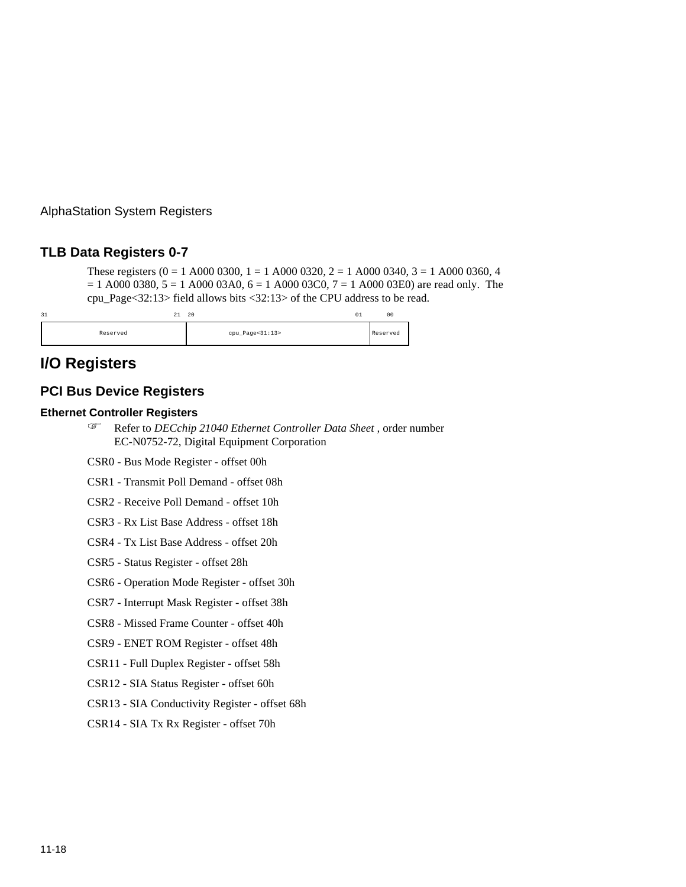## TLB Data Registers 0-7

These registers (0 = 1 A000 0300, 1 = 1 A000 0320, 2 = 1 A000 0340, 3 = 1 A000 0360, 4 = 1 A000 0380, 5 = 1 A000 03A0, 6 = 1 A000 03C0, 7 = 1 A000 03E0) are read only. The cpu_Page<32:13> field allows bits <32:13> of the CPU address to be read.

| 31 &nbsp;&nbsp;&nbsp;&nbsp;&nbsp;&nbsp;&nbsp;&nbsp;&nbsp; 21 | 20 &nbsp;&nbsp;&nbsp;&nbsp;&nbsp;&nbsp;&nbsp;&nbsp;&nbsp; 01 | 00 |
|---|---|---|
| Reserved | cpu_Page<31:13> | Reserved |

# I/O Registers

## PCI Bus Device Registers

### Ethernet Controller Registers

☞ Refer to *DECchip 21040 Ethernet Controller Data Sheet* , order number EC-N0752-72, Digital Equipment Corporation

CSR0 - Bus Mode Register - offset 00h

CSR1 - Transmit Poll Demand - offset 08h

CSR2 - Receive Poll Demand - offset 10h

CSR3 - Rx List Base Address - offset 18h

CSR4 - Tx List Base Address - offset 20h

CSR5 - Status Register - offset 28h

CSR6 - Operation Mode Register - offset 30h

CSR7 - Interrupt Mask Register - offset 38h

CSR8 - Missed Frame Counter - offset 40h

CSR9 - ENET ROM Register - offset 48h

CSR11 - Full Duplex Register - offset 58h

CSR12 - SIA Status Register - offset 60h

CSR13 - SIA Conductivity Register - offset 68h

CSR14 - SIA Tx Rx Register - offset 70h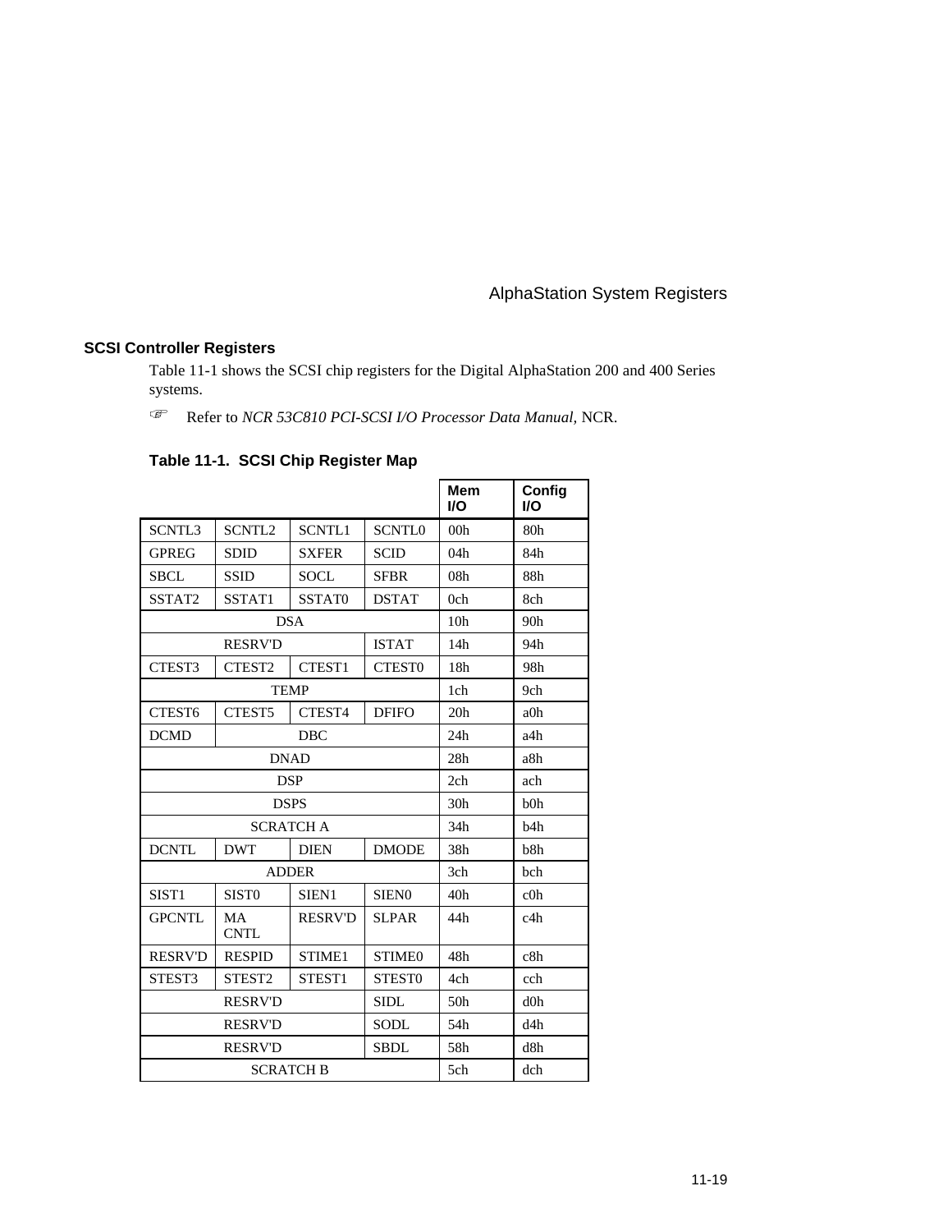## SCSI Controller Registers

Table 11-1 shows the SCSI chip registers for the Digital AlphaStation 200 and 400 Series systems.

☞ Refer to *NCR 53C810 PCI-SCSI I/O Processor Data Manual,* NCR.

**Table 11-1. SCSI Chip Register Map**

| | | | | Mem I/O | Config I/O |
|---|---|---|---|---|---|
| SCNTL3 | SCNTL2 | SCNTL1 | SCNTL0 | 00h | 80h |
| GPREG | SDID | SXFER | SCID | 04h | 84h |
| SBCL | SSID | SOCL | SFBR | 08h | 88h |
| SSTAT2 | SSTAT1 | SSTAT0 | DSTAT | 0ch | 8ch |
| DSA | | | | 10h | 90h |
| RESRV'D | | | ISTAT | 14h | 94h |
| CTEST3 | CTEST2 | CTEST1 | CTEST0 | 18h | 98h |
| TEMP | | | | 1ch | 9ch |
| CTEST6 | CTEST5 | CTEST4 | DFIFO | 20h | a0h |
| DCMD | DBC | | | 24h | a4h |
| DNAD | | | | 28h | a8h |
| DSP | | | | 2ch | ach |
| DSPS | | | | 30h | b0h |
| SCRATCH A | | | | 34h | b4h |
| DCNTL | DWT | DIEN | DMODE | 38h | b8h |
| ADDER | | | | 3ch | bch |
| SIST1 | SIST0 | SIEN1 | SIEN0 | 40h | c0h |
| GPCNTL | MA CNTL | RESRV'D | SLPAR | 44h | c4h |
| RESRV'D | RESPID | STIME1 | STIME0 | 48h | c8h |
| STEST3 | STEST2 | STEST1 | STEST0 | 4ch | cch |
| RESRV'D | | | SIDL | 50h | d0h |
| RESRV'D | | | SODL | 54h | d4h |
| RESRV'D | | | SBDL | 58h | d8h |
| SCRATCH B | | | | 5ch | dch |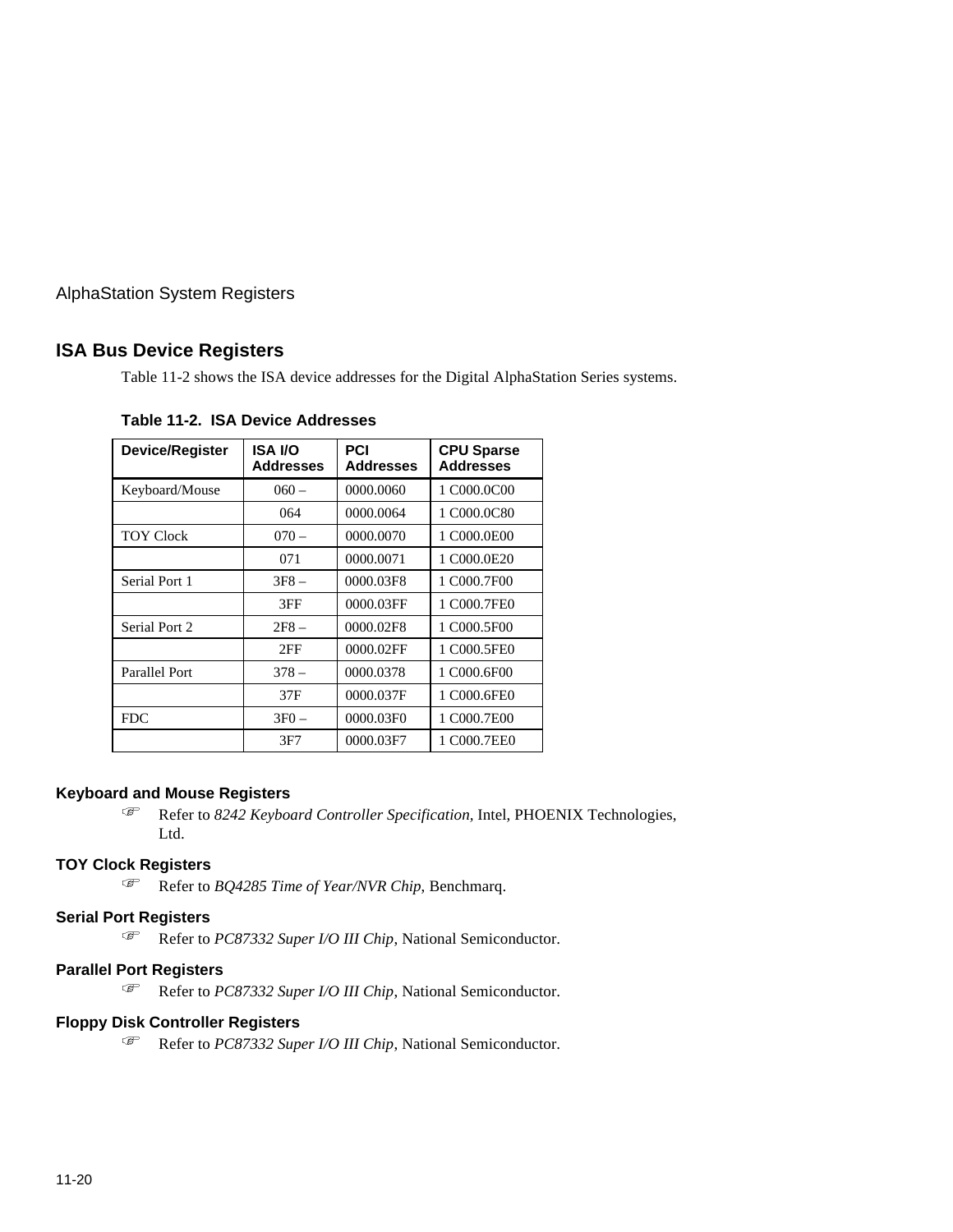## ISA Bus Device Registers

Table 11-2 shows the ISA device addresses for the Digital AlphaStation Series systems.

**Table 11-2. ISA Device Addresses**

| Device/Register | ISA I/O Addresses | PCI Addresses | CPU Sparse Addresses |
|---|---|---|---|
| Keyboard/Mouse | 060 – | 0000.0060 | 1 C000.0C00 |
| | 064 | 0000.0064 | 1 C000.0C80 |
| TOY Clock | 070 – | 0000.0070 | 1 C000.0E00 |
| | 071 | 0000.0071 | 1 C000.0E20 |
| Serial Port 1 | 3F8 – | 0000.03F8 | 1 C000.7F00 |
| | 3FF | 0000.03FF | 1 C000.7FE0 |
| Serial Port 2 | 2F8 – | 0000.02F8 | 1 C000.5F00 |
| | 2FF | 0000.02FF | 1 C000.5FE0 |
| Parallel Port | 378 – | 0000.0378 | 1 C000.6F00 |
| | 37F | 0000.037F | 1 C000.6FE0 |
| FDC | 3F0 – | 0000.03F0 | 1 C000.7E00 |
| | 3F7 | 0000.03F7 | 1 C000.7EE0 |

### Keyboard and Mouse Registers

☞ Refer to *8242 Keyboard Controller Specification*, Intel, PHOENIX Technologies, Ltd.

### TOY Clock Registers

☞ Refer to *BQ4285 Time of Year/NVR Chip*, Benchmarq.

### Serial Port Registers

☞ Refer to *PC87332 Super I/O III Chip*, National Semiconductor.

### Parallel Port Registers

☞ Refer to *PC87332 Super I/O III Chip*, National Semiconductor.

### Floppy Disk Controller Registers

☞ Refer to *PC87332 Super I/O III Chip*, National Semiconductor.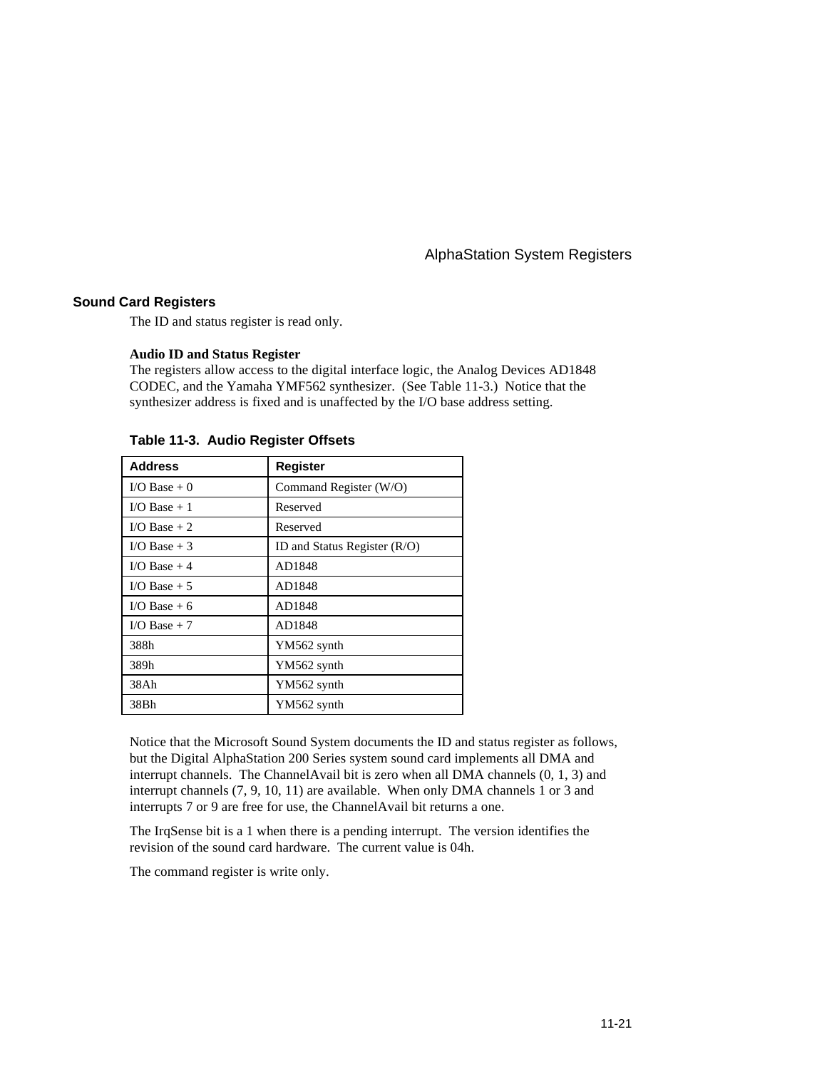## Sound Card Registers

The ID and status register is read only.

**Audio ID and Status Register**

The registers allow access to the digital interface logic, the Analog Devices AD1848 CODEC, and the Yamaha YMF562 synthesizer. (See Table 11-3.) Notice that the synthesizer address is fixed and is unaffected by the I/O base address setting.

**Table 11-3. Audio Register Offsets**

| Address | Register |
|---|---|
| I/O Base + 0 | Command Register (W/O) |
| I/O Base + 1 | Reserved |
| I/O Base + 2 | Reserved |
| I/O Base + 3 | ID and Status Register (R/O) |
| I/O Base + 4 | AD1848 |
| I/O Base + 5 | AD1848 |
| I/O Base + 6 | AD1848 |
| I/O Base + 7 | AD1848 |
| 388h | YM562 synth |
| 389h | YM562 synth |
| 38Ah | YM562 synth |
| 38Bh | YM562 synth |

Notice that the Microsoft Sound System documents the ID and status register as follows, but the Digital AlphaStation 200 Series system sound card implements all DMA and interrupt channels. The ChannelAvail bit is zero when all DMA channels (0, 1, 3) and interrupt channels (7, 9, 10, 11) are available. When only DMA channels 1 or 3 and interrupts 7 or 9 are free for use, the ChannelAvail bit returns a one.

The IrqSense bit is a 1 when there is a pending interrupt. The version identifies the revision of the sound card hardware. The current value is 04h.

The command register is write only.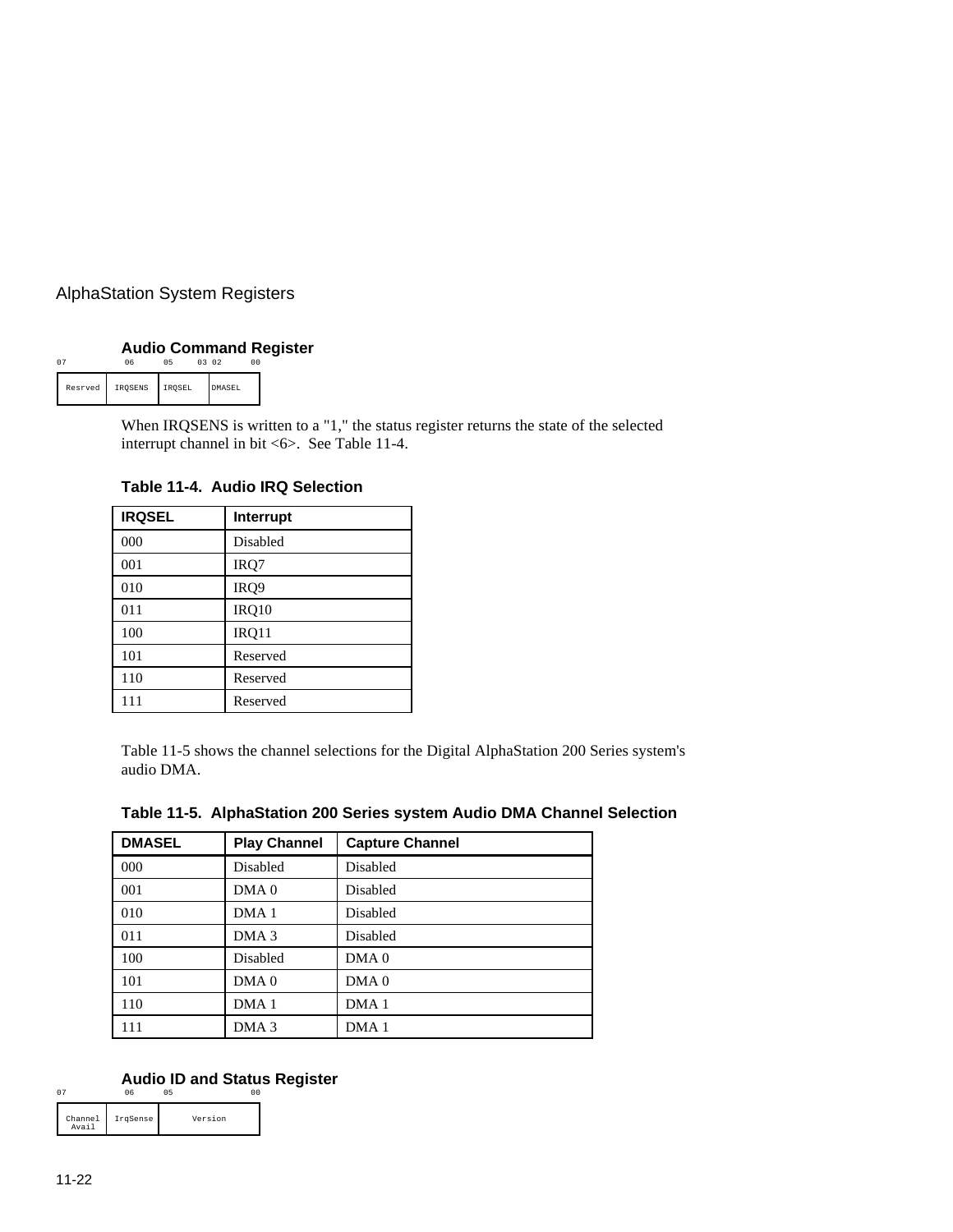### Audio Command Register

| 07 | 06 | 05 03 | 02 00 |
|---|---|---|---|
| Resrved | IRQSENS | IRQSEL | DMASEL |

When IRQSENS is written to a "1," the status register returns the state of the selected interrupt channel in bit <6>. See Table 11-4.

**Table 11-4. Audio IRQ Selection**

| IRQSEL | Interrupt |
|---|---|
| 000 | Disabled |
| 001 | IRQ7 |
| 010 | IRQ9 |
| 011 | IRQ10 |
| 100 | IRQ11 |
| 101 | Reserved |
| 110 | Reserved |
| 111 | Reserved |

Table 11-5 shows the channel selections for the Digital AlphaStation 200 Series system's audio DMA.

**Table 11-5. AlphaStation 200 Series system Audio DMA Channel Selection**

| DMASEL | Play Channel | Capture Channel |
|---|---|---|
| 000 | Disabled | Disabled |
| 001 | DMA 0 | Disabled |
| 010 | DMA 1 | Disabled |
| 011 | DMA 3 | Disabled |
| 100 | Disabled | DMA 0 |
| 101 | DMA 0 | DMA 0 |
| 110 | DMA 1 | DMA 1 |
| 111 | DMA 3 | DMA 1 |

### Audio ID and Status Register

| 07 | 06 | 05 00 |
|---|---|---|
| Channel Avail | IrqSense | Version |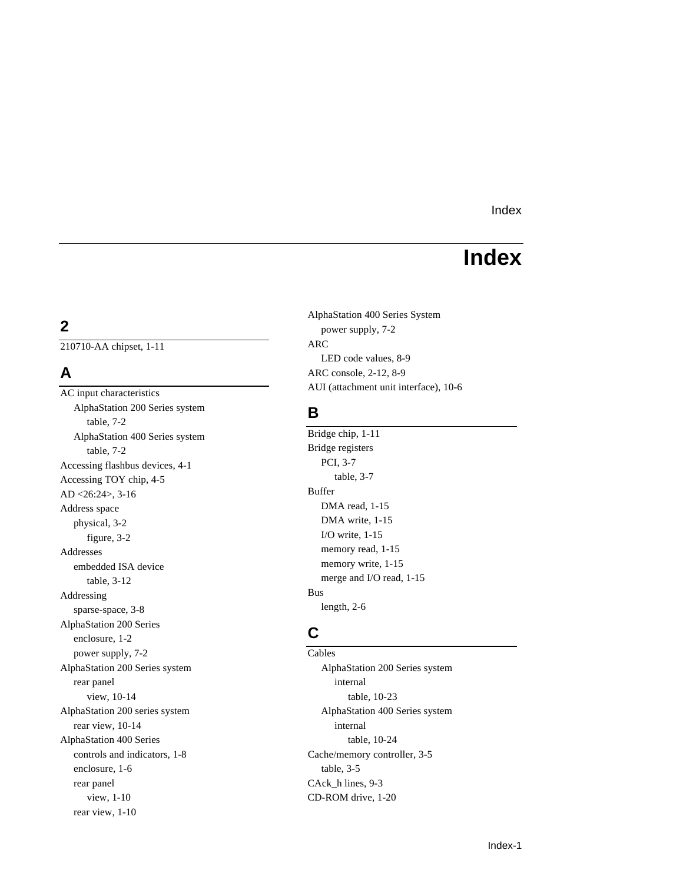# Index

## 2

210710-AA chipset, 1-11

## A

AC input characteristics
- AlphaStation 200 Series system
  - table, 7-2
- AlphaStation 400 Series system
  - table, 7-2

Accessing flashbus devices, 4-1
Accessing TOY chip, 4-5
AD <26:24>, 3-16
Address space
- physical, 3-2
  - figure, 3-2

Addresses
- embedded ISA device
  - table, 3-12

Addressing
- sparse-space, 3-8

AlphaStation 200 Series
- enclosure, 1-2
- power supply, 7-2

AlphaStation 200 Series system
- rear panel
  - view, 10-14

AlphaStation 200 series system
- rear view, 10-14

AlphaStation 400 Series
- controls and indicators, 1-8
- enclosure, 1-6
- rear panel
  - view, 1-10
- rear view, 1-10

AlphaStation 400 Series System
- power supply, 7-2

ARC
- LED code values, 8-9

ARC console, 2-12, 8-9
AUI (attachment unit interface), 10-6

## B

Bridge chip, 1-11
Bridge registers
- PCI, 3-7
  - table, 3-7

Buffer
- DMA read, 1-15
- DMA write, 1-15
- I/O write, 1-15
- memory read, 1-15
- memory write, 1-15
- merge and I/O read, 1-15

Bus
- length, 2-6

## C

Cables
- AlphaStation 200 Series system
  - internal
    - table, 10-23
- AlphaStation 400 Series system
  - internal
    - table, 10-24

Cache/memory controller, 3-5
- table, 3-5

CAck_h lines, 9-3
CD-ROM drive, 1-20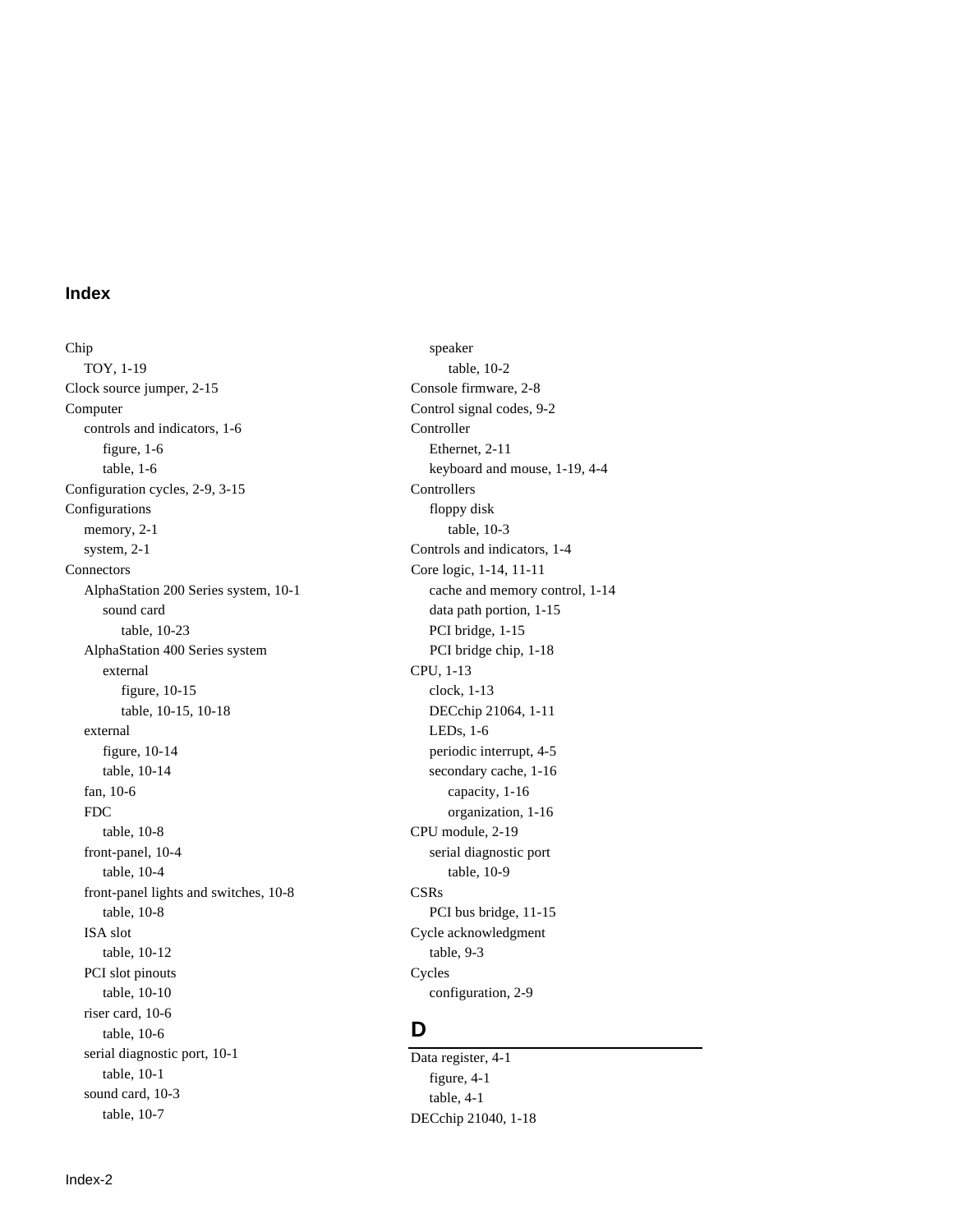## Index

Chip
  TOY, 1-19
Clock source jumper, 2-15
Computer
  controls and indicators, 1-6
    figure, 1-6
    table, 1-6
Configuration cycles, 2-9, 3-15
Configurations
  memory, 2-1
  system, 2-1
Connectors
  AlphaStation 200 Series system, 10-1
    sound card
      table, 10-23
  AlphaStation 400 Series system
    external
      figure, 10-15
      table, 10-15, 10-18
  external
    figure, 10-14
    table, 10-14
  fan, 10-6
  FDC
    table, 10-8
  front-panel, 10-4
    table, 10-4
  front-panel lights and switches, 10-8
    table, 10-8
  ISA slot
    table, 10-12
  PCI slot pinouts
    table, 10-10
  riser card, 10-6
    table, 10-6
  serial diagnostic port, 10-1
    table, 10-1
  sound card, 10-3
    table, 10-7
  speaker
    table, 10-2
Console firmware, 2-8
Control signal codes, 9-2
Controller
  Ethernet, 2-11
  keyboard and mouse, 1-19, 4-4
Controllers
  floppy disk
    table, 10-3
Controls and indicators, 1-4
Core logic, 1-14, 11-11
  cache and memory control, 1-14
  data path portion, 1-15
  PCI bridge, 1-15
  PCI bridge chip, 1-18
CPU, 1-13
  clock, 1-13
  DECchip 21064, 1-11
  LEDs, 1-6
  periodic interrupt, 4-5
  secondary cache, 1-16
    capacity, 1-16
    organization, 1-16
CPU module, 2-19
  serial diagnostic port
    table, 10-9
CSRs
  PCI bus bridge, 11-15
Cycle acknowledgment
  table, 9-3
Cycles
  configuration, 2-9

## D

Data register, 4-1
  figure, 4-1
  table, 4-1
DECchip 21040, 1-18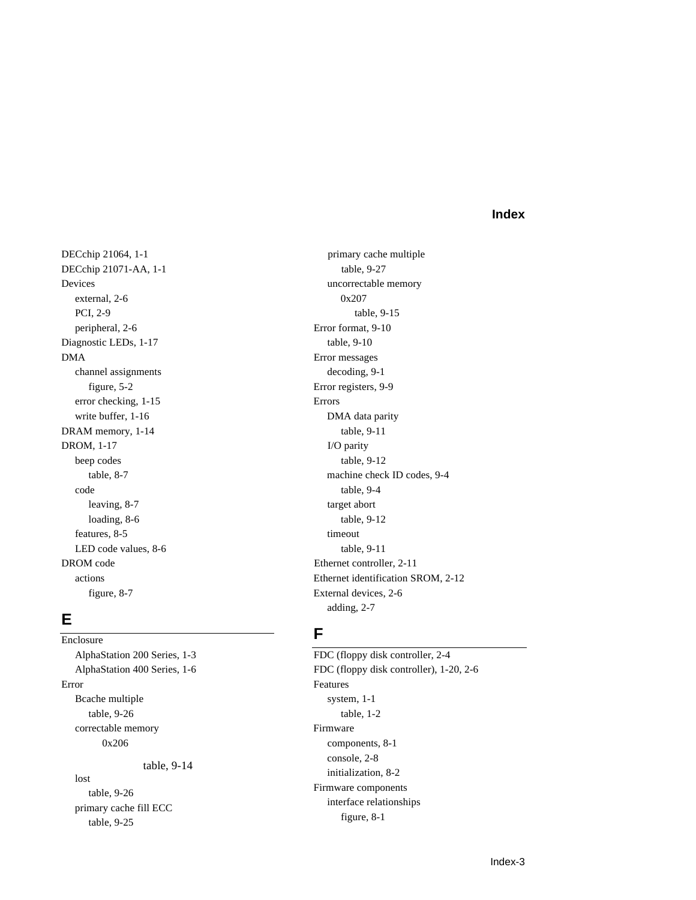# Index

DECchip 21064, 1-1
DECchip 21071-AA, 1-1
Devices
- external, 2-6
- PCI, 2-9
- peripheral, 2-6

Diagnostic LEDs, 1-17
DMA
- channel assignments
  - figure, 5-2
- error checking, 1-15
- write buffer, 1-16

DRAM memory, 1-14
DROM, 1-17
- beep codes
  - table, 8-7
- code
  - leaving, 8-7
  - loading, 8-6
- features, 8-5
- LED code values, 8-6

DROM code
- actions
  - figure, 8-7

## E

Enclosure
- AlphaStation 200 Series, 1-3
- AlphaStation 400 Series, 1-6

Error
- Bcache multiple
  - table, 9-26
- correctable memory
  - 0x206
    - table, 9-14
- lost
  - table, 9-26
- primary cache fill ECC
  - table, 9-25
- primary cache multiple
  - table, 9-27
- uncorrectable memory
  - 0x207
    - table, 9-15

Error format, 9-10
- table, 9-10

Error messages
- decoding, 9-1

Error registers, 9-9
Errors
- DMA data parity
  - table, 9-11
- I/O parity
  - table, 9-12
- machine check ID codes, 9-4
  - table, 9-4
- target abort
  - table, 9-12
- timeout
  - table, 9-11

Ethernet controller, 2-11
Ethernet identification SROM, 2-12
External devices, 2-6
- adding, 2-7

## F

FDC (floppy disk controller, 2-4
FDC (floppy disk controller), 1-20, 2-6
Features
- system, 1-1
  - table, 1-2

Firmware
- components, 8-1
- console, 2-8
- initialization, 8-2

Firmware components
- interface relationships
  - figure, 8-1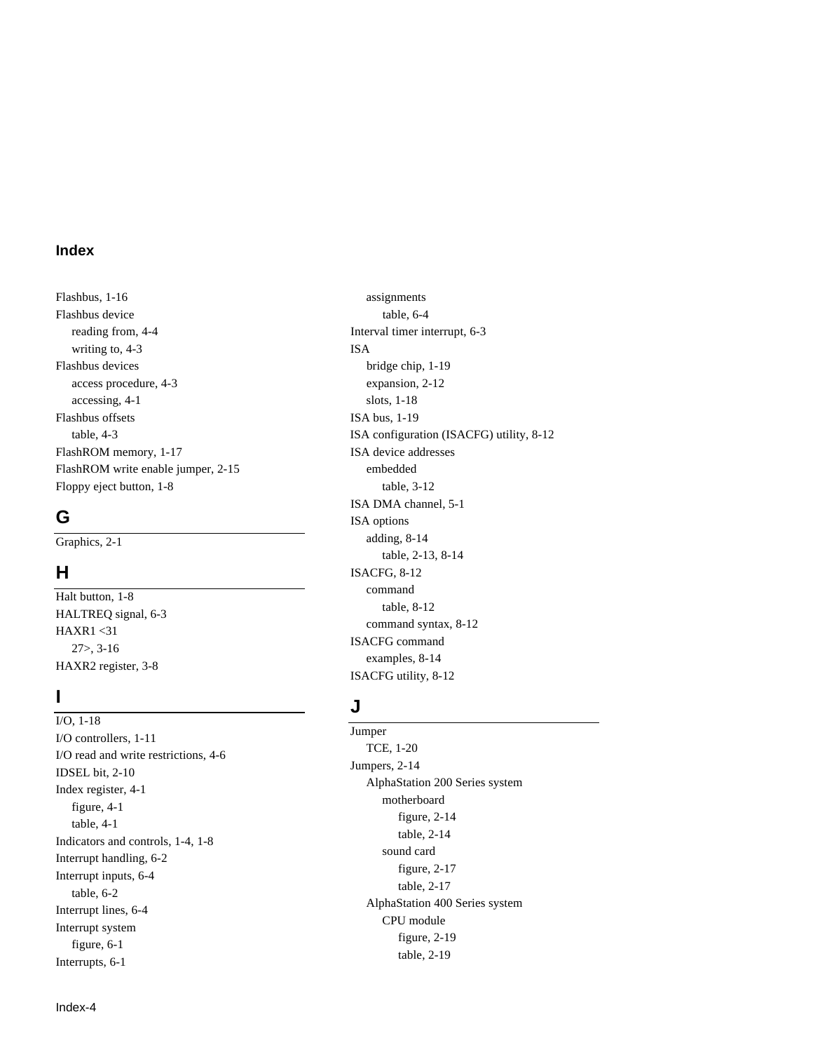# Index

Flashbus, 1-16
Flashbus device
- reading from, 4-4
- writing to, 4-3

Flashbus devices
- access procedure, 4-3
- accessing, 4-1

Flashbus offsets
- table, 4-3

FlashROM memory, 1-17
FlashROM write enable jumper, 2-15
Floppy eject button, 1-8

## G

Graphics, 2-1

## H

Halt button, 1-8
HALTREQ signal, 6-3
HAXR1 <31
- 27>, 3-16

HAXR2 register, 3-8

## I

I/O, 1-18
I/O controllers, 1-11
I/O read and write restrictions, 4-6
IDSEL bit, 2-10
Index register, 4-1
- figure, 4-1
- table, 4-1

Indicators and controls, 1-4, 1-8
Interrupt handling, 6-2
Interrupt inputs, 6-4
- table, 6-2

Interrupt lines, 6-4
Interrupt system
- figure, 6-1

Interrupts, 6-1
- assignments
  - table, 6-4

Interval timer interrupt, 6-3
ISA
- bridge chip, 1-19
- expansion, 2-12
- slots, 1-18

ISA bus, 1-19
ISA configuration (ISACFG) utility, 8-12
ISA device addresses
- embedded
  - table, 3-12

ISA DMA channel, 5-1
ISA options
- adding, 8-14
  - table, 2-13, 8-14

ISACFG, 8-12
- command
  - table, 8-12
- command syntax, 8-12

ISACFG command
- examples, 8-14

ISACFG utility, 8-12

## J

Jumper
- TCE, 1-20

Jumpers, 2-14
- AlphaStation 200 Series system
  - motherboard
    - figure, 2-14
    - table, 2-14
  - sound card
    - figure, 2-17
    - table, 2-17
- AlphaStation 400 Series system
  - CPU module
    - figure, 2-19
    - table, 2-19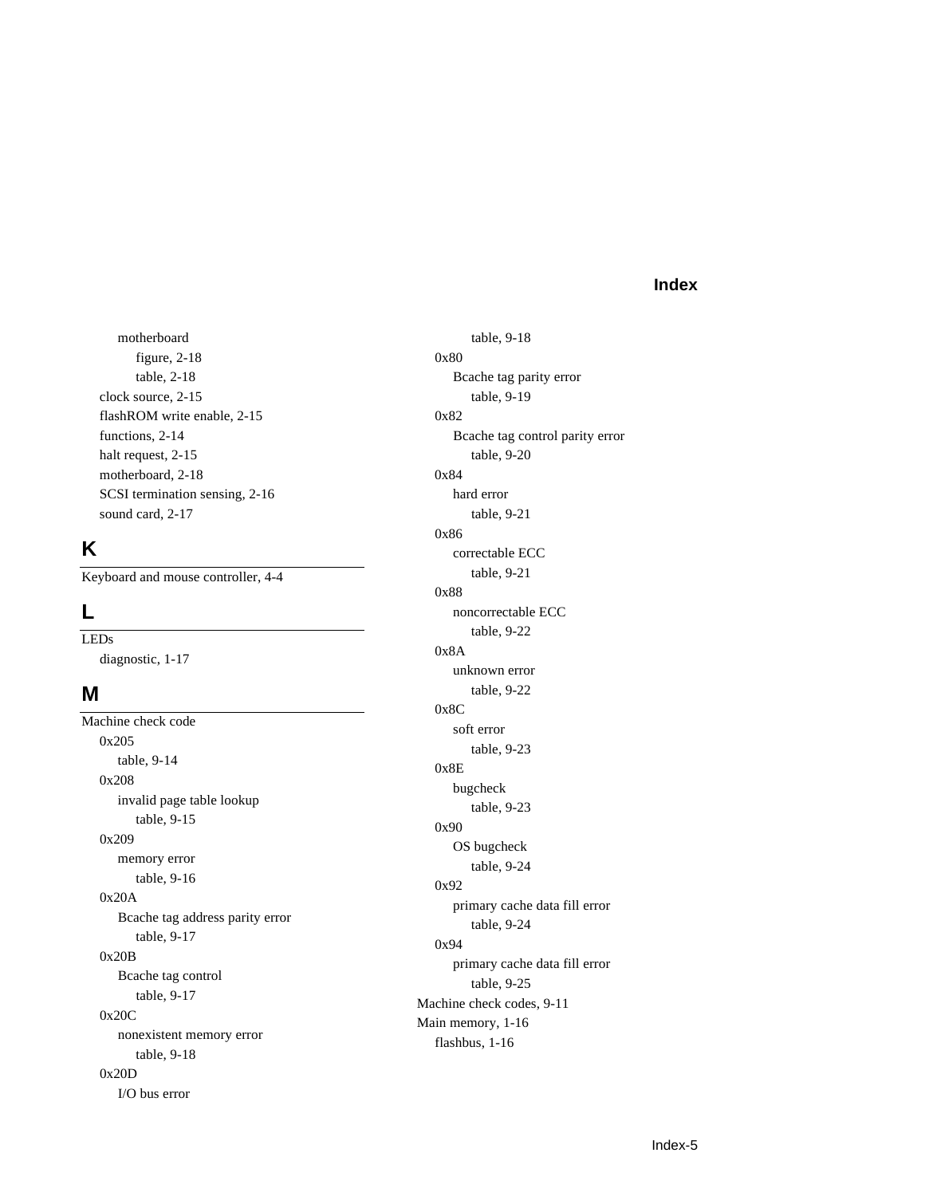- motherboard
  - figure, 2-18
  - table, 2-18
- clock source, 2-15
- flashROM write enable, 2-15
- functions, 2-14
- halt request, 2-15
- motherboard, 2-18
- SCSI termination sensing, 2-16
- sound card, 2-17

## K

Keyboard and mouse controller, 4-4

## L

LEDs
- diagnostic, 1-17

## M

Machine check code
- 0x205
  - table, 9-14
- 0x208
  - invalid page table lookup
    - table, 9-15
- 0x209
  - memory error
    - table, 9-16
- 0x20A
  - Bcache tag address parity error
    - table, 9-17
- 0x20B
  - Bcache tag control
    - table, 9-17
- 0x20C
  - nonexistent memory error
    - table, 9-18
- 0x20D
  - I/O bus error
    - table, 9-18
- 0x80
  - Bcache tag parity error
    - table, 9-19
- 0x82
  - Bcache tag control parity error
    - table, 9-20
- 0x84
  - hard error
    - table, 9-21
- 0x86
  - correctable ECC
    - table, 9-21
- 0x88
  - noncorrectable ECC
    - table, 9-22
- 0x8A
  - unknown error
    - table, 9-22
- 0x8C
  - soft error
    - table, 9-23
- 0x8E
  - bugcheck
    - table, 9-23
- 0x90
  - OS bugcheck
    - table, 9-24
- 0x92
  - primary cache data fill error
    - table, 9-24
- 0x94
  - primary cache data fill error
    - table, 9-25

Machine check codes, 9-11

Main memory, 1-16
- flashbus, 1-16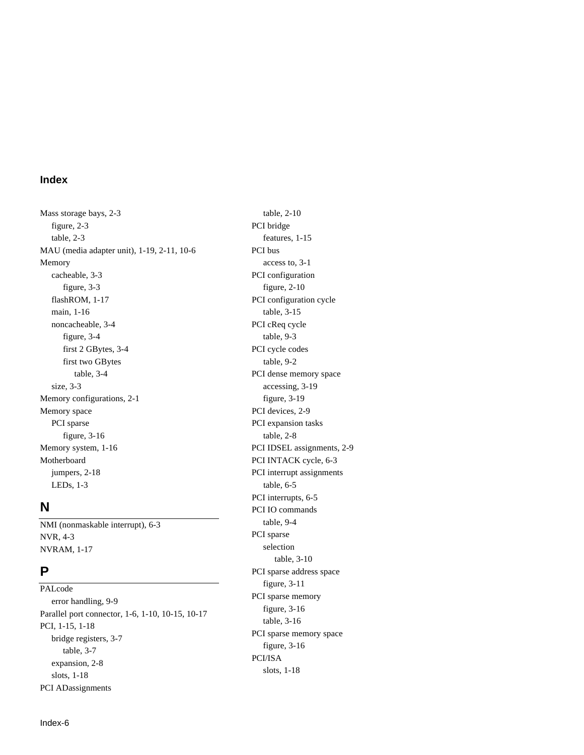# Index

Mass storage bays, 2-3
- figure, 2-3
- table, 2-3

MAU (media adapter unit), 1-19, 2-11, 10-6

Memory
- cacheable, 3-3
  - figure, 3-3
- flashROM, 1-17
- main, 1-16
- noncacheable, 3-4
  - figure, 3-4
  - first 2 GBytes, 3-4
  - first two GBytes
    - table, 3-4
- size, 3-3

Memory configurations, 2-1

Memory space
- PCI sparse
  - figure, 3-16

Memory system, 1-16

Motherboard
- jumpers, 2-18
- LEDs, 1-3

## N

NMI (nonmaskable interrupt), 6-3

NVR, 4-3

NVRAM, 1-17

## P

PALcode
- error handling, 9-9

Parallel port connector, 1-6, 1-10, 10-15, 10-17

PCI, 1-15, 1-18
- bridge registers, 3-7
  - table, 3-7
- expansion, 2-8
- slots, 1-18

PCI ADassignments
- table, 2-10

PCI bridge
- features, 1-15

PCI bus
- access to, 3-1

PCI configuration
- figure, 2-10

PCI configuration cycle
- table, 3-15

PCI cReq cycle
- table, 9-3

PCI cycle codes
- table, 9-2

PCI dense memory space
- accessing, 3-19
- figure, 3-19

PCI devices, 2-9

PCI expansion tasks
- table, 2-8

PCI IDSEL assignments, 2-9

PCI INTACK cycle, 6-3

PCI interrupt assignments
- table, 6-5

PCI interrupts, 6-5

PCI IO commands
- table, 9-4

PCI sparse
- selection
  - table, 3-10

PCI sparse address space
- figure, 3-11

PCI sparse memory
- figure, 3-16
- table, 3-16

PCI sparse memory space
- figure, 3-16

PCI/ISA
- slots, 1-18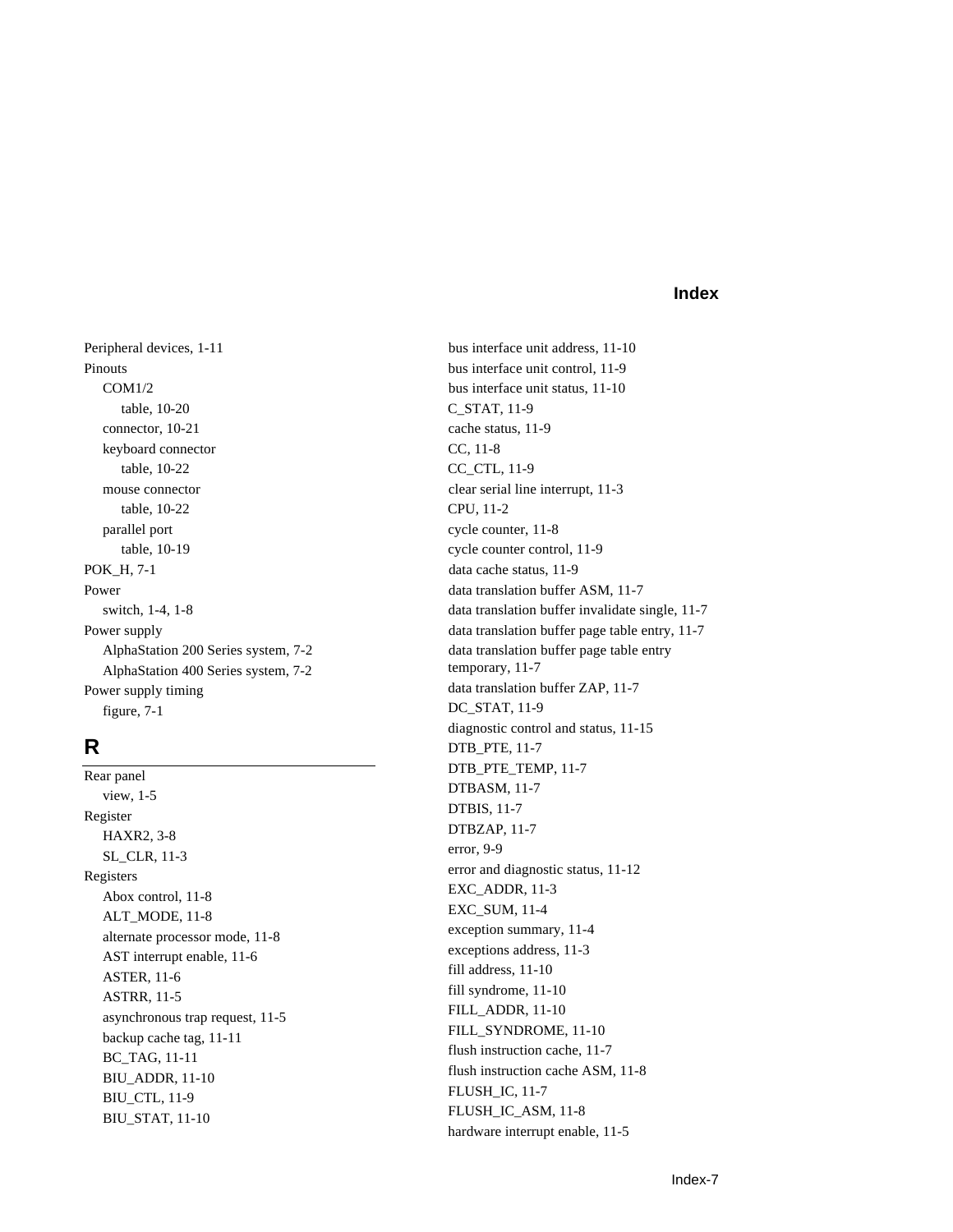Peripheral devices, 1-11
Pinouts
  COM1/2
    table, 10-20
  connector, 10-21
  keyboard connector
    table, 10-22
  mouse connector
    table, 10-22
  parallel port
    table, 10-19
POK_H, 7-1
Power
  switch, 1-4, 1-8
Power supply
  AlphaStation 200 Series system, 7-2
  AlphaStation 400 Series system, 7-2
Power supply timing
  figure, 7-1

## R

Rear panel
  view, 1-5
Register
  HAXR2, 3-8
  SL_CLR, 11-3
Registers
  Abox control, 11-8
  ALT_MODE, 11-8
  alternate processor mode, 11-8
  AST interrupt enable, 11-6
  ASTER, 11-6
  ASTRR, 11-5
  asynchronous trap request, 11-5
  backup cache tag, 11-11
  BC_TAG, 11-11
  BIU_ADDR, 11-10
  BIU_CTL, 11-9
  BIU_STAT, 11-10
  bus interface unit address, 11-10
  bus interface unit control, 11-9
  bus interface unit status, 11-10
  C_STAT, 11-9
  cache status, 11-9
  CC, 11-8
  CC_CTL, 11-9
  clear serial line interrupt, 11-3
  CPU, 11-2
  cycle counter, 11-8
  cycle counter control, 11-9
  data cache status, 11-9
  data translation buffer ASM, 11-7
  data translation buffer invalidate single, 11-7
  data translation buffer page table entry, 11-7
  data translation buffer page table entry temporary, 11-7
  data translation buffer ZAP, 11-7
  DC_STAT, 11-9
  diagnostic control and status, 11-15
  DTB_PTE, 11-7
  DTB_PTE_TEMP, 11-7
  DTBASM, 11-7
  DTBIS, 11-7
  DTBZAP, 11-7
  error, 9-9
  error and diagnostic status, 11-12
  EXC_ADDR, 11-3
  EXC_SUM, 11-4
  exception summary, 11-4
  exceptions address, 11-3
  fill address, 11-10
  fill syndrome, 11-10
  FILL_ADDR, 11-10
  FILL_SYNDROME, 11-10
  flush instruction cache, 11-7
  flush instruction cache ASM, 11-8
  FLUSH_IC, 11-7
  FLUSH_IC_ASM, 11-8
  hardware interrupt enable, 11-5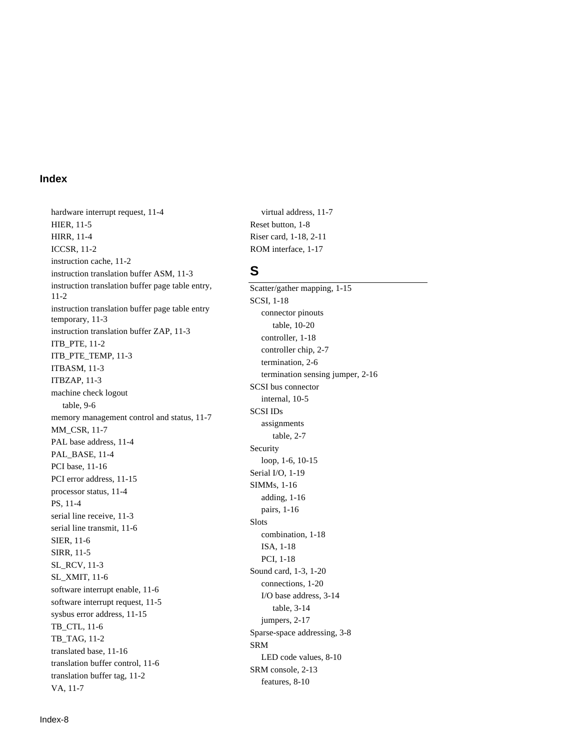# Index

hardware interrupt request, 11-4
HIER, 11-5
HIRR, 11-4
ICCSR, 11-2
instruction cache, 11-2
instruction translation buffer ASM, 11-3
instruction translation buffer page table entry, 11-2
instruction translation buffer page table entry temporary, 11-3
instruction translation buffer ZAP, 11-3
ITB_PTE, 11-2
ITB_PTE_TEMP, 11-3
ITBASM, 11-3
ITBZAP, 11-3
machine check logout
  table, 9-6
memory management control and status, 11-7
MM_CSR, 11-7
PAL base address, 11-4
PAL_BASE, 11-4
PCI base, 11-16
PCI error address, 11-15
processor status, 11-4
PS, 11-4
serial line receive, 11-3
serial line transmit, 11-6
SIER, 11-6
SIRR, 11-5
SL_RCV, 11-3
SL_XMIT, 11-6
software interrupt enable, 11-6
software interrupt request, 11-5
sysbus error address, 11-15
TB_CTL, 11-6
TB_TAG, 11-2
translated base, 11-16
translation buffer control, 11-6
translation buffer tag, 11-2
VA, 11-7
  virtual address, 11-7
Reset button, 1-8
Riser card, 1-18, 2-11
ROM interface, 1-17

## S

Scatter/gather mapping, 1-15
SCSI, 1-18
  connector pinouts
    table, 10-20
  controller, 1-18
  controller chip, 2-7
  termination, 2-6
  termination sensing jumper, 2-16
SCSI bus connector
  internal, 10-5
SCSI IDs
  assignments
    table, 2-7
Security
  loop, 1-6, 10-15
Serial I/O, 1-19
SIMMs, 1-16
  adding, 1-16
  pairs, 1-16
Slots
  combination, 1-18
  ISA, 1-18
  PCI, 1-18
Sound card, 1-3, 1-20
  connections, 1-20
  I/O base address, 3-14
    table, 3-14
  jumpers, 2-17
Sparse-space addressing, 3-8
SRM
  LED code values, 8-10
SRM console, 2-13
  features, 8-10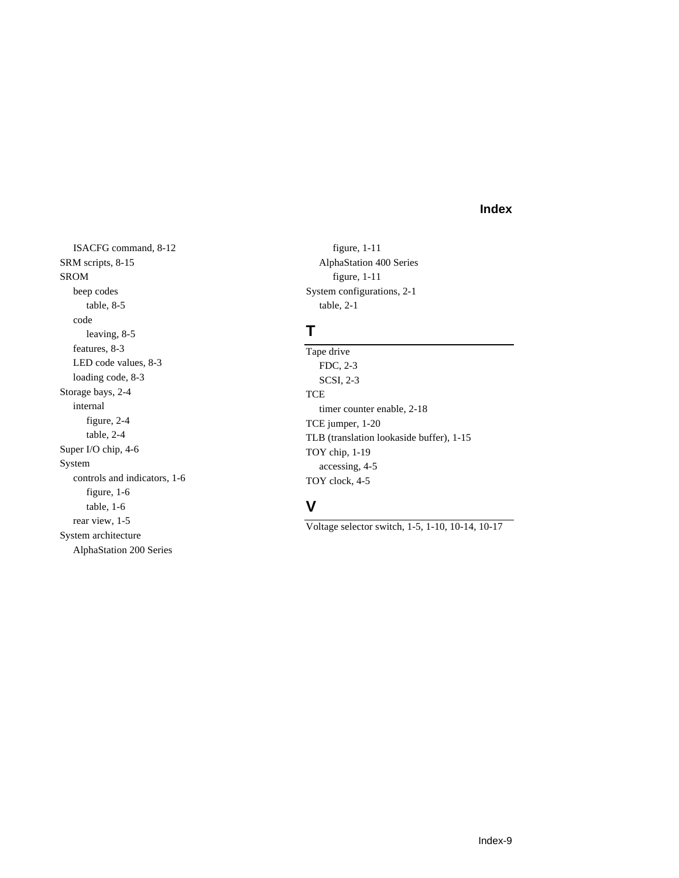ISACFG command, 8-12
SRM scripts, 8-15
SROM
  beep codes
    table, 8-5
  code
    leaving, 8-5
  features, 8-3
  LED code values, 8-3
  loading code, 8-3
Storage bays, 2-4
  internal
    figure, 2-4
    table, 2-4
Super I/O chip, 4-6
System
  controls and indicators, 1-6
    figure, 1-6
    table, 1-6
  rear view, 1-5
System architecture
  AlphaStation 200 Series
    figure, 1-11
  AlphaStation 400 Series
    figure, 1-11
System configurations, 2-1
  table, 2-1

## T

Tape drive
  FDC, 2-3
  SCSI, 2-3
TCE
  timer counter enable, 2-18
TCE jumper, 1-20
TLB (translation lookaside buffer), 1-15
TOY chip, 1-19
  accessing, 4-5
TOY clock, 4-5

## V

Voltage selector switch, 1-5, 1-10, 10-14, 10-17